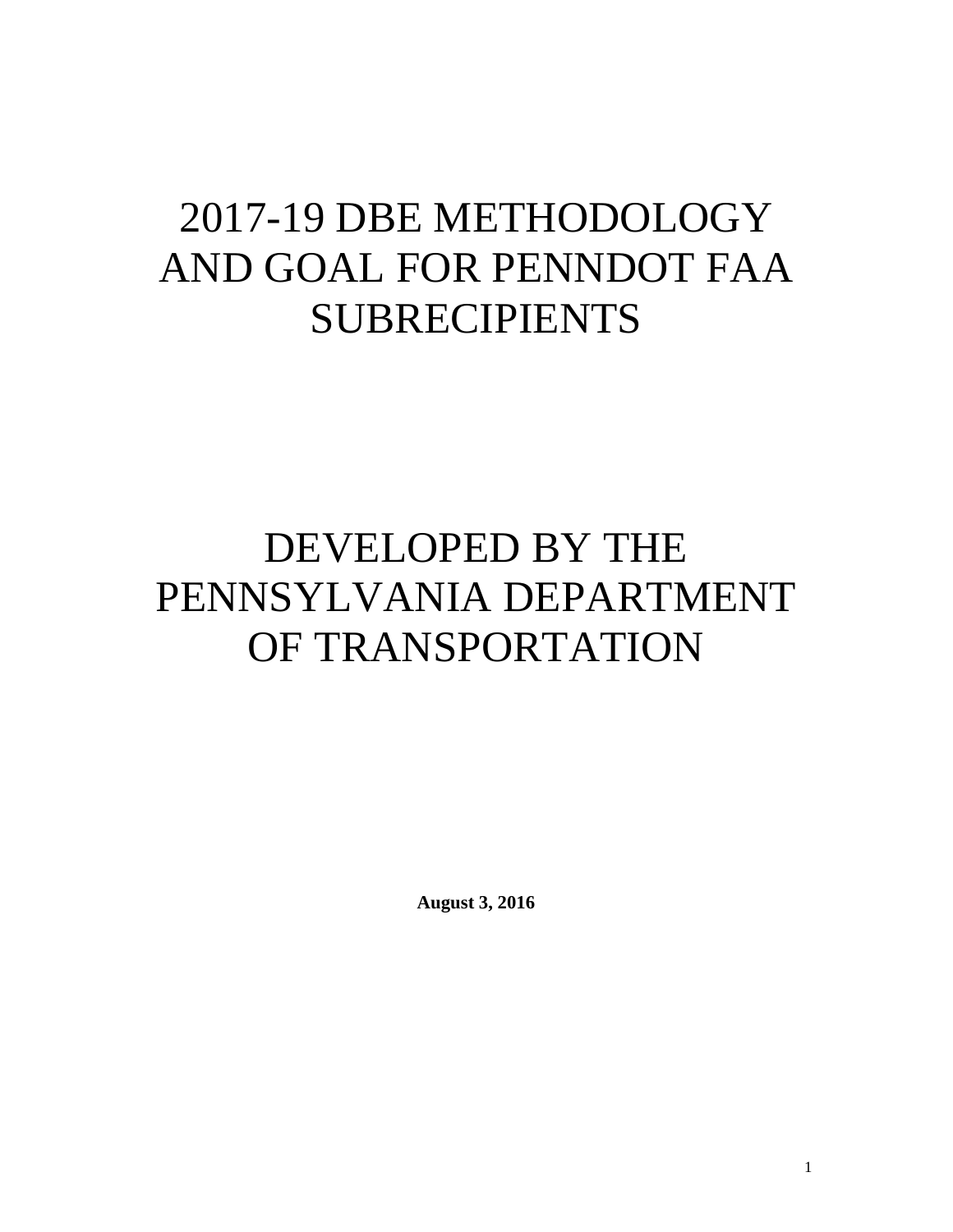# 2017-19 DBE METHODOLOGY AND GOAL FOR PENNDOT FAA SUBRECIPIENTS

# DEVELOPED BY THE PENNSYLVANIA DEPARTMENT OF TRANSPORTATION

**August 3, 2016**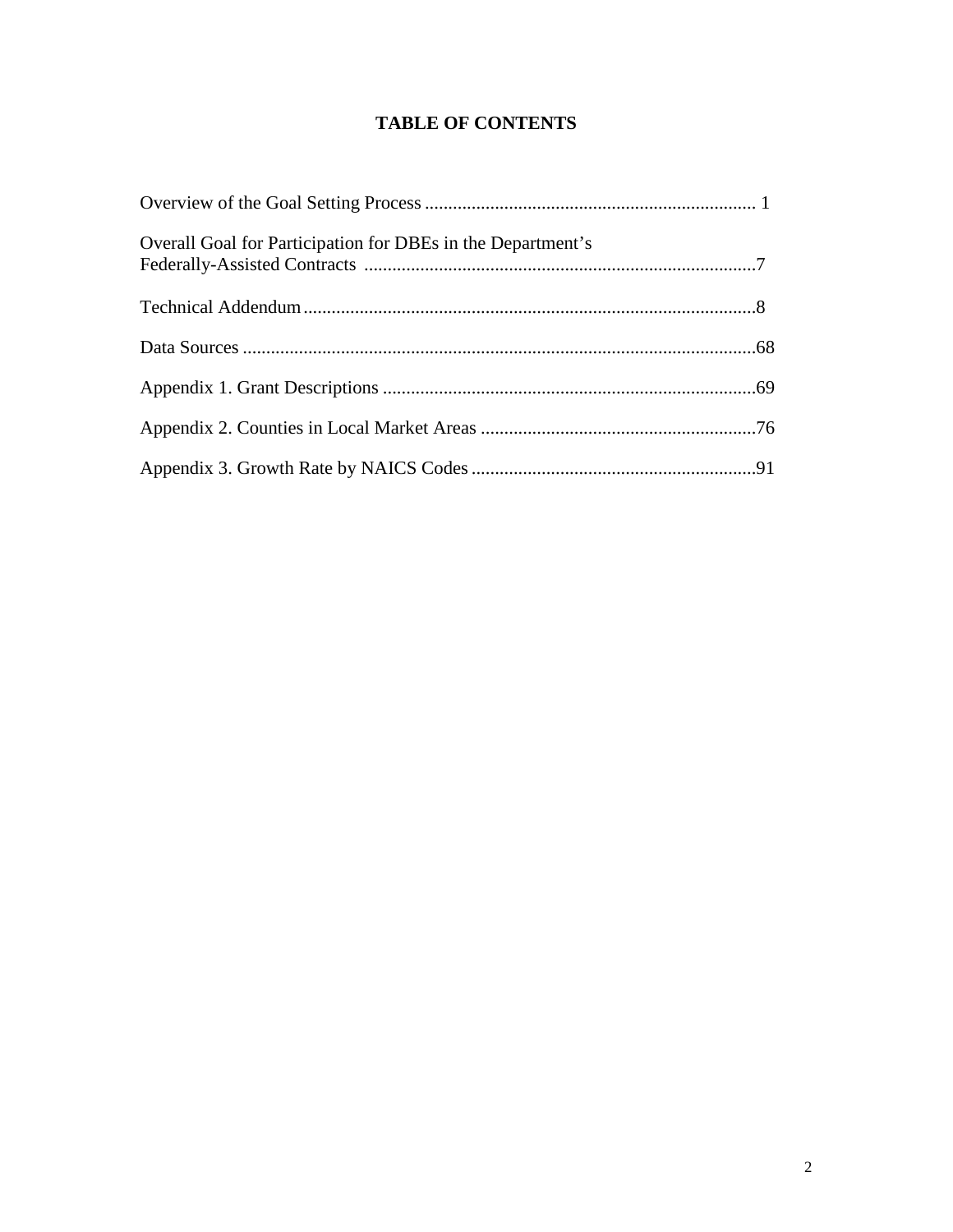# TABLE OF CONTENTS

Overview of the Goal Setting Process ........................................................................ 1

Overall Goal for Participation for DBEs in the Department's Federally-Assisted Contracts ....................................................................................7

Technical Addendum.................................................................................................8

Data Sources .............................................................................................................68

Appendix 1. Grant Descriptions ................................................................................69

Appendix 2. Counties in Local Market Areas ...........................................................76

Appendix 3. Growth Rate by NAICS Codes.............................................................91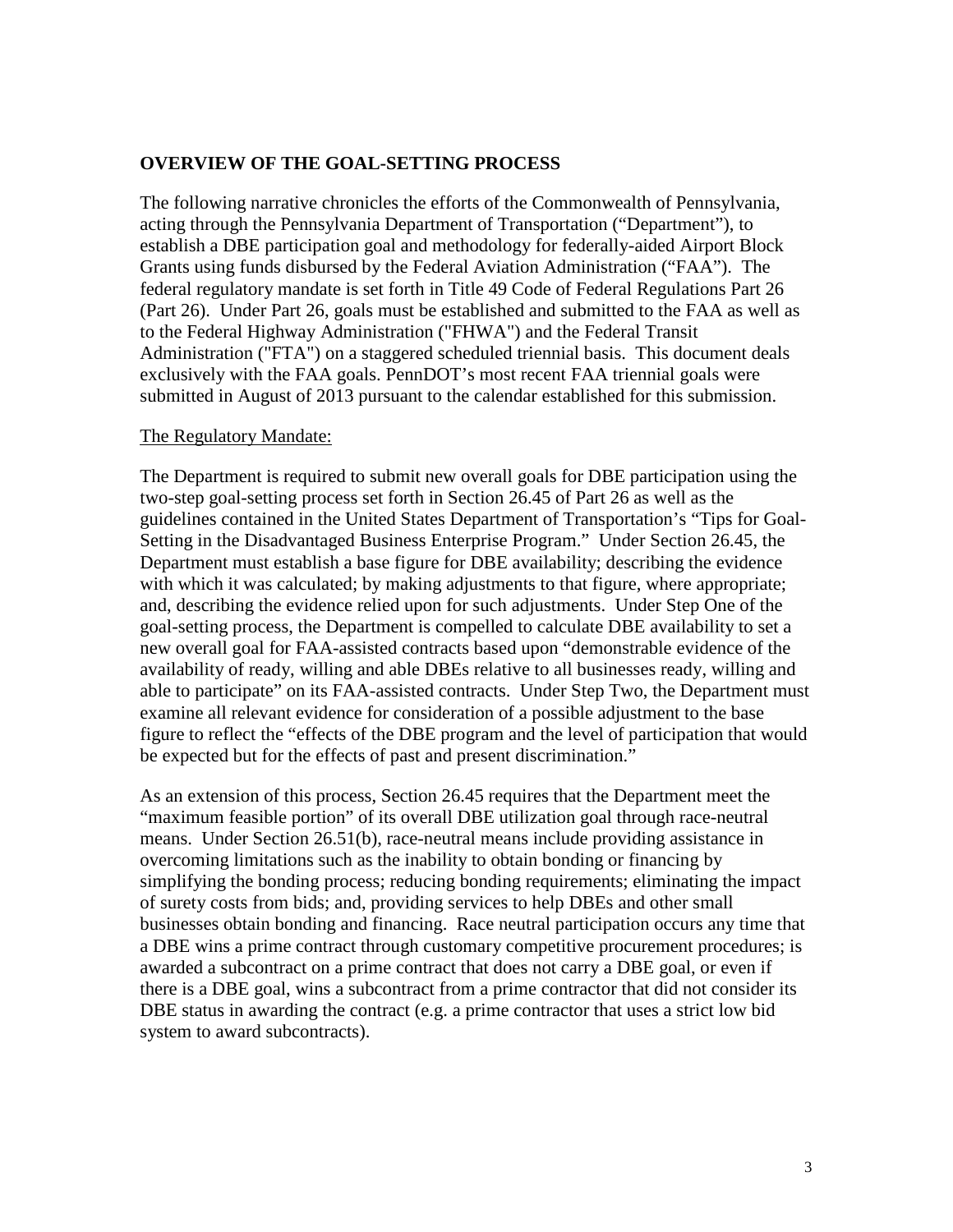## OVERVIEW OF THE GOAL-SETTING PROCESS

The following narrative chronicles the efforts of the Commonwealth of Pennsylvania, acting through the Pennsylvania Department of Transportation ("Department"), to establish a DBE participation goal and methodology for federally-aided Airport Block Grants using funds disbursed by the Federal Aviation Administration ("FAA"). The federal regulatory mandate is set forth in Title 49 Code of Federal Regulations Part 26 (Part 26). Under Part 26, goals must be established and submitted to the FAA as well as to the Federal Highway Administration ("FHWA") and the Federal Transit Administration ("FTA") on a staggered scheduled triennial basis. This document deals exclusively with the FAA goals. PennDOT's most recent FAA triennial goals were submitted in August of 2013 pursuant to the calendar established for this submission.

The Regulatory Mandate:

The Department is required to submit new overall goals for DBE participation using the two-step goal-setting process set forth in Section 26.45 of Part 26 as well as the guidelines contained in the United States Department of Transportation's "Tips for Goal-Setting in the Disadvantaged Business Enterprise Program." Under Section 26.45, the Department must establish a base figure for DBE availability; describing the evidence with which it was calculated; by making adjustments to that figure, where appropriate; and, describing the evidence relied upon for such adjustments. Under Step One of the goal-setting process, the Department is compelled to calculate DBE availability to set a new overall goal for FAA-assisted contracts based upon "demonstrable evidence of the availability of ready, willing and able DBEs relative to all businesses ready, willing and able to participate" on its FAA-assisted contracts. Under Step Two, the Department must examine all relevant evidence for consideration of a possible adjustment to the base figure to reflect the "effects of the DBE program and the level of participation that would be expected but for the effects of past and present discrimination."

As an extension of this process, Section 26.45 requires that the Department meet the "maximum feasible portion" of its overall DBE utilization goal through race-neutral means. Under Section 26.51(b), race-neutral means include providing assistance in overcoming limitations such as the inability to obtain bonding or financing by simplifying the bonding process; reducing bonding requirements; eliminating the impact of surety costs from bids; and, providing services to help DBEs and other small businesses obtain bonding and financing. Race neutral participation occurs any time that a DBE wins a prime contract through customary competitive procurement procedures; is awarded a subcontract on a prime contract that does not carry a DBE goal, or even if there is a DBE goal, wins a subcontract from a prime contractor that did not consider its DBE status in awarding the contract (e.g. a prime contractor that uses a strict low bid system to award subcontracts).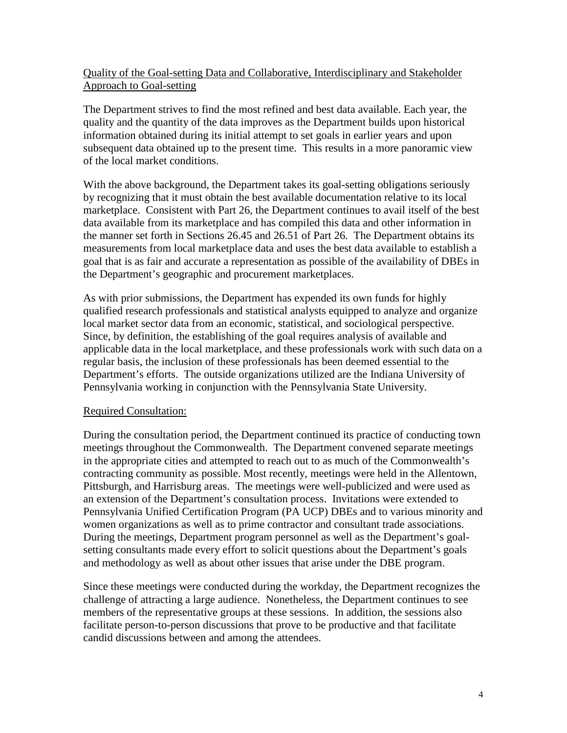Quality of the Goal-setting Data and Collaborative, Interdisciplinary and Stakeholder Approach to Goal-setting

The Department strives to find the most refined and best data available. Each year, the quality and the quantity of the data improves as the Department builds upon historical information obtained during its initial attempt to set goals in earlier years and upon subsequent data obtained up to the present time. This results in a more panoramic view of the local market conditions.

With the above background, the Department takes its goal-setting obligations seriously by recognizing that it must obtain the best available documentation relative to its local marketplace. Consistent with Part 26, the Department continues to avail itself of the best data available from its marketplace and has compiled this data and other information in the manner set forth in Sections 26.45 and 26.51 of Part 26. The Department obtains its measurements from local marketplace data and uses the best data available to establish a goal that is as fair and accurate a representation as possible of the availability of DBEs in the Department's geographic and procurement marketplaces.

As with prior submissions, the Department has expended its own funds for highly qualified research professionals and statistical analysts equipped to analyze and organize local market sector data from an economic, statistical, and sociological perspective. Since, by definition, the establishing of the goal requires analysis of available and applicable data in the local marketplace, and these professionals work with such data on a regular basis, the inclusion of these professionals has been deemed essential to the Department's efforts. The outside organizations utilized are the Indiana University of Pennsylvania working in conjunction with the Pennsylvania State University.

Required Consultation:

During the consultation period, the Department continued its practice of conducting town meetings throughout the Commonwealth. The Department convened separate meetings in the appropriate cities and attempted to reach out to as much of the Commonwealth's contracting community as possible. Most recently, meetings were held in the Allentown, Pittsburgh, and Harrisburg areas. The meetings were well-publicized and were used as an extension of the Department's consultation process. Invitations were extended to Pennsylvania Unified Certification Program (PA UCP) DBEs and to various minority and women organizations as well as to prime contractor and consultant trade associations. During the meetings, Department program personnel as well as the Department's goal-setting consultants made every effort to solicit questions about the Department's goals and methodology as well as about other issues that arise under the DBE program.

Since these meetings were conducted during the workday, the Department recognizes the challenge of attracting a large audience. Nonetheless, the Department continues to see members of the representative groups at these sessions. In addition, the sessions also facilitate person-to-person discussions that prove to be productive and that facilitate candid discussions between and among the attendees.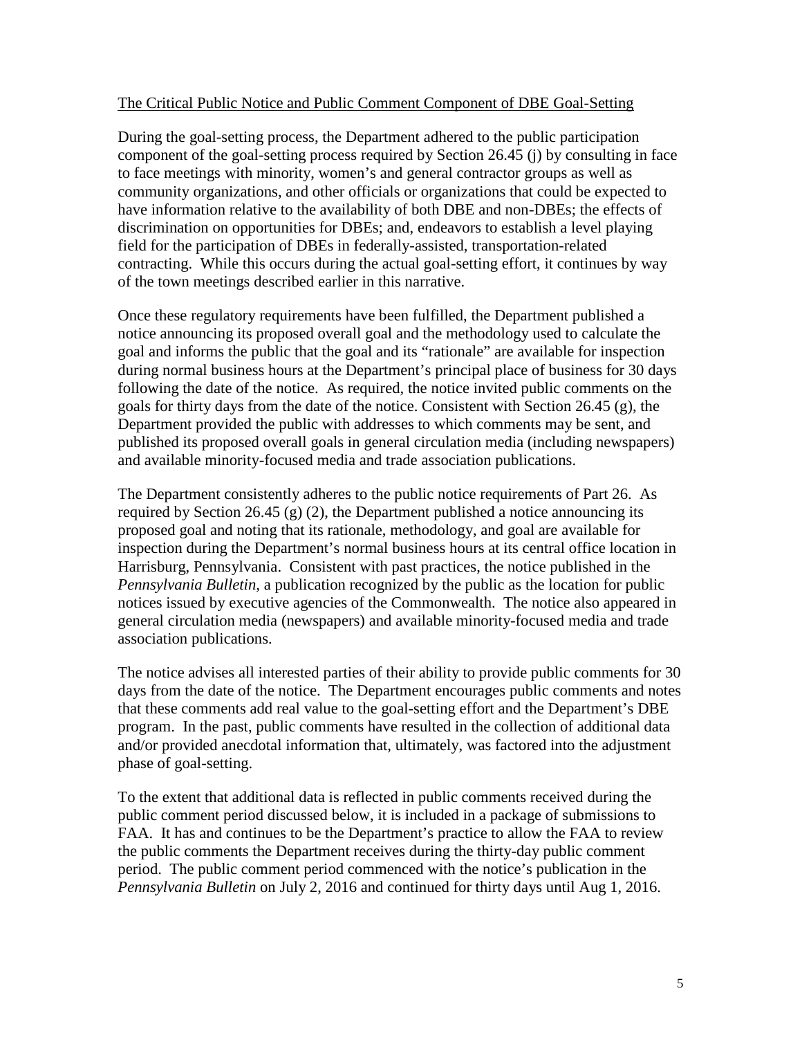<u>The Critical Public Notice and Public Comment Component of DBE Goal-Setting</u>

During the goal-setting process, the Department adhered to the public participation component of the goal-setting process required by Section 26.45 (j) by consulting in face to face meetings with minority, women's and general contractor groups as well as community organizations, and other officials or organizations that could be expected to have information relative to the availability of both DBE and non-DBEs; the effects of discrimination on opportunities for DBEs; and, endeavors to establish a level playing field for the participation of DBEs in federally-assisted, transportation-related contracting. While this occurs during the actual goal-setting effort, it continues by way of the town meetings described earlier in this narrative.

Once these regulatory requirements have been fulfilled, the Department published a notice announcing its proposed overall goal and the methodology used to calculate the goal and informs the public that the goal and its "rationale" are available for inspection during normal business hours at the Department's principal place of business for 30 days following the date of the notice. As required, the notice invited public comments on the goals for thirty days from the date of the notice. Consistent with Section 26.45 (g), the Department provided the public with addresses to which comments may be sent, and published its proposed overall goals in general circulation media (including newspapers) and available minority-focused media and trade association publications.

The Department consistently adheres to the public notice requirements of Part 26. As required by Section 26.45 (g) (2), the Department published a notice announcing its proposed goal and noting that its rationale, methodology, and goal are available for inspection during the Department's normal business hours at its central office location in Harrisburg, Pennsylvania. Consistent with past practices, the notice published in the *Pennsylvania Bulletin,* a publication recognized by the public as the location for public notices issued by executive agencies of the Commonwealth. The notice also appeared in general circulation media (newspapers) and available minority-focused media and trade association publications.

The notice advises all interested parties of their ability to provide public comments for 30 days from the date of the notice. The Department encourages public comments and notes that these comments add real value to the goal-setting effort and the Department's DBE program. In the past, public comments have resulted in the collection of additional data and/or provided anecdotal information that, ultimately, was factored into the adjustment phase of goal-setting.

To the extent that additional data is reflected in public comments received during the public comment period discussed below, it is included in a package of submissions to FAA. It has and continues to be the Department's practice to allow the FAA to review the public comments the Department receives during the thirty-day public comment period. The public comment period commenced with the notice's publication in the *Pennsylvania Bulletin* on July 2, 2016 and continued for thirty days until Aug 1, 2016.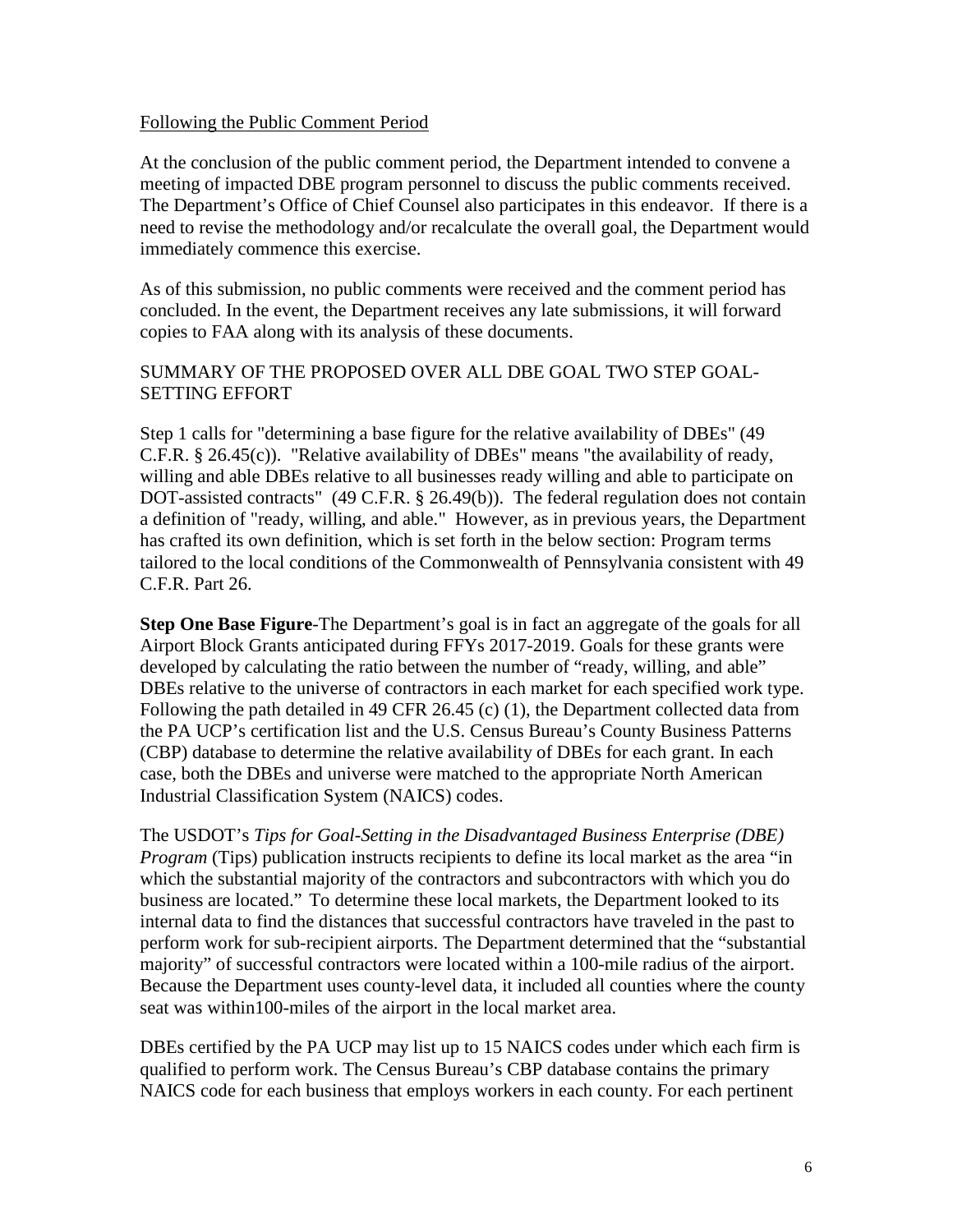Following the Public Comment Period

At the conclusion of the public comment period, the Department intended to convene a meeting of impacted DBE program personnel to discuss the public comments received. The Department's Office of Chief Counsel also participates in this endeavor. If there is a need to revise the methodology and/or recalculate the overall goal, the Department would immediately commence this exercise.

As of this submission, no public comments were received and the comment period has concluded. In the event, the Department receives any late submissions, it will forward copies to FAA along with its analysis of these documents.

SUMMARY OF THE PROPOSED OVER ALL DBE GOAL TWO STEP GOAL-SETTING EFFORT

Step 1 calls for "determining a base figure for the relative availability of DBEs" (49 C.F.R. § 26.45(c)). "Relative availability of DBEs" means "the availability of ready, willing and able DBEs relative to all businesses ready willing and able to participate on DOT-assisted contracts" (49 C.F.R. § 26.49(b)). The federal regulation does not contain a definition of "ready, willing, and able." However, as in previous years, the Department has crafted its own definition, which is set forth in the below section: Program terms tailored to the local conditions of the Commonwealth of Pennsylvania consistent with 49 C.F.R. Part 26.

**Step One Base Figure**-The Department's goal is in fact an aggregate of the goals for all Airport Block Grants anticipated during FFYs 2017-2019. Goals for these grants were developed by calculating the ratio between the number of "ready, willing, and able" DBEs relative to the universe of contractors in each market for each specified work type. Following the path detailed in 49 CFR 26.45 (c) (1), the Department collected data from the PA UCP's certification list and the U.S. Census Bureau's County Business Patterns (CBP) database to determine the relative availability of DBEs for each grant. In each case, both the DBEs and universe were matched to the appropriate North American Industrial Classification System (NAICS) codes.

The USDOT's *Tips for Goal-Setting in the Disadvantaged Business Enterprise (DBE) Program* (Tips) publication instructs recipients to define its local market as the area "in which the substantial majority of the contractors and subcontractors with which you do business are located." To determine these local markets, the Department looked to its internal data to find the distances that successful contractors have traveled in the past to perform work for sub-recipient airports. The Department determined that the "substantial majority" of successful contractors were located within a 100-mile radius of the airport. Because the Department uses county-level data, it included all counties where the county seat was within100-miles of the airport in the local market area.

DBEs certified by the PA UCP may list up to 15 NAICS codes under which each firm is qualified to perform work. The Census Bureau's CBP database contains the primary NAICS code for each business that employs workers in each county. For each pertinent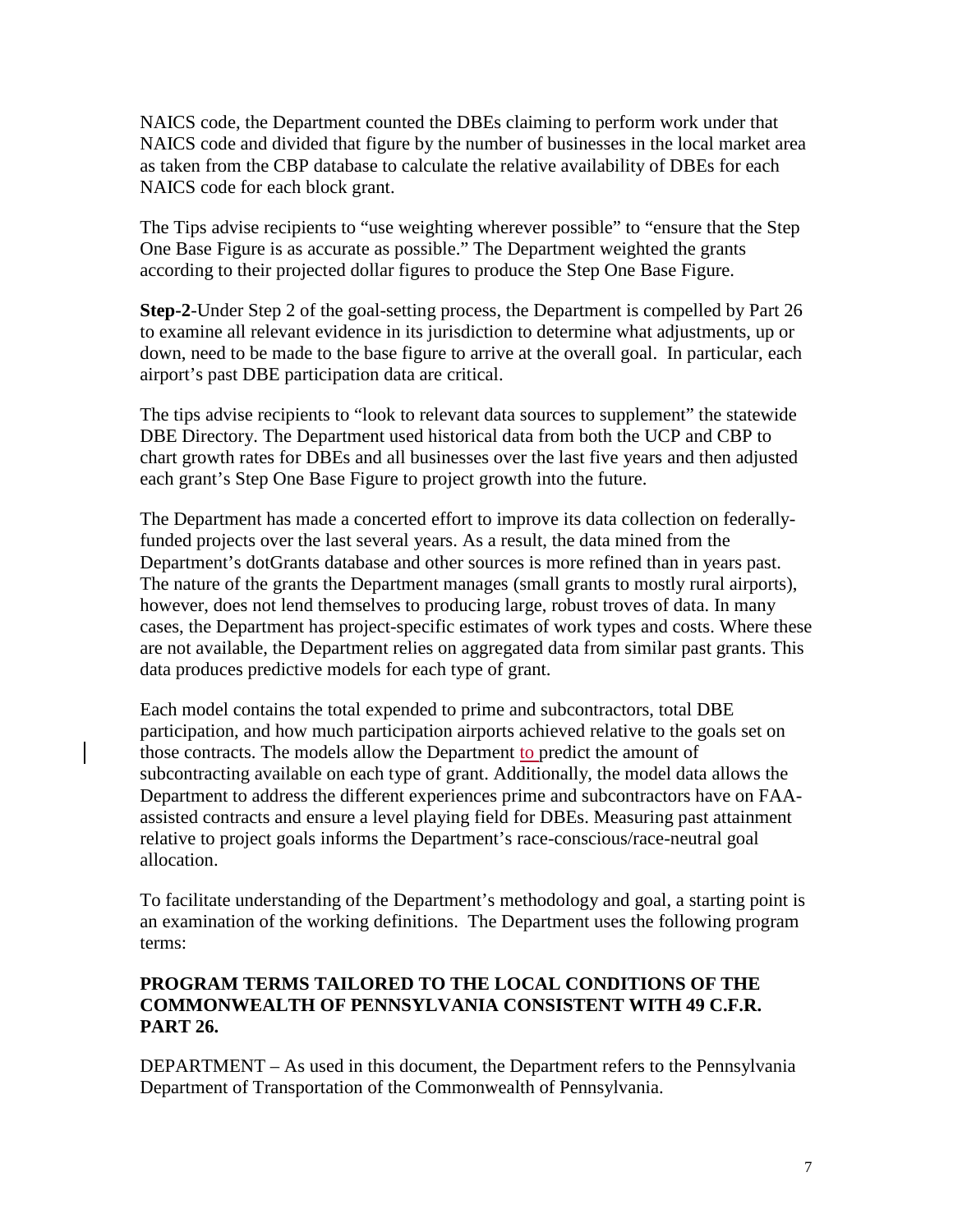NAICS code, the Department counted the DBEs claiming to perform work under that NAICS code and divided that figure by the number of businesses in the local market area as taken from the CBP database to calculate the relative availability of DBEs for each NAICS code for each block grant.

The Tips advise recipients to "use weighting wherever possible" to "ensure that the Step One Base Figure is as accurate as possible." The Department weighted the grants according to their projected dollar figures to produce the Step One Base Figure.

**Step-2**-Under Step 2 of the goal-setting process, the Department is compelled by Part 26 to examine all relevant evidence in its jurisdiction to determine what adjustments, up or down, need to be made to the base figure to arrive at the overall goal. In particular, each airport's past DBE participation data are critical.

The tips advise recipients to "look to relevant data sources to supplement" the statewide DBE Directory. The Department used historical data from both the UCP and CBP to chart growth rates for DBEs and all businesses over the last five years and then adjusted each grant's Step One Base Figure to project growth into the future.

The Department has made a concerted effort to improve its data collection on federally-funded projects over the last several years. As a result, the data mined from the Department's dotGrants database and other sources is more refined than in years past. The nature of the grants the Department manages (small grants to mostly rural airports), however, does not lend themselves to producing large, robust troves of data. In many cases, the Department has project-specific estimates of work types and costs. Where these are not available, the Department relies on aggregated data from similar past grants. This data produces predictive models for each type of grant.

Each model contains the total expended to prime and subcontractors, total DBE participation, and how much participation airports achieved relative to the goals set on those contracts. The models allow the Department to predict the amount of subcontracting available on each type of grant. Additionally, the model data allows the Department to address the different experiences prime and subcontractors have on FAA-assisted contracts and ensure a level playing field for DBEs. Measuring past attainment relative to project goals informs the Department's race-conscious/race-neutral goal allocation.

To facilitate understanding of the Department's methodology and goal, a starting point is an examination of the working definitions. The Department uses the following program terms:

**PROGRAM TERMS TAILORED TO THE LOCAL CONDITIONS OF THE COMMONWEALTH OF PENNSYLVANIA CONSISTENT WITH 49 C.F.R. PART 26.**

DEPARTMENT – As used in this document, the Department refers to the Pennsylvania Department of Transportation of the Commonwealth of Pennsylvania.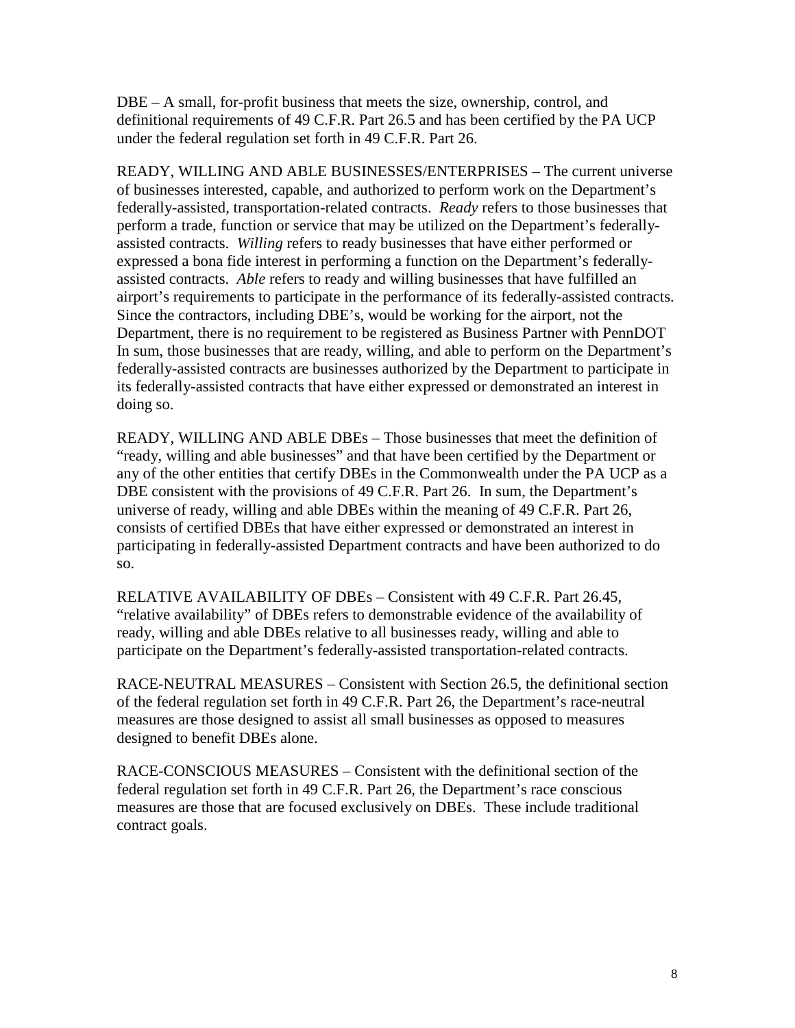DBE – A small, for-profit business that meets the size, ownership, control, and definitional requirements of 49 C.F.R. Part 26.5 and has been certified by the PA UCP under the federal regulation set forth in 49 C.F.R. Part 26.

READY, WILLING AND ABLE BUSINESSES/ENTERPRISES – The current universe of businesses interested, capable, and authorized to perform work on the Department's federally-assisted, transportation-related contracts. *Ready* refers to those businesses that perform a trade, function or service that may be utilized on the Department's federally-assisted contracts. *Willing* refers to ready businesses that have either performed or expressed a bona fide interest in performing a function on the Department's federally-assisted contracts. *Able* refers to ready and willing businesses that have fulfilled an airport's requirements to participate in the performance of its federally-assisted contracts. Since the contractors, including DBE's, would be working for the airport, not the Department, there is no requirement to be registered as Business Partner with PennDOT In sum, those businesses that are ready, willing, and able to perform on the Department's federally-assisted contracts are businesses authorized by the Department to participate in its federally-assisted contracts that have either expressed or demonstrated an interest in doing so.

READY, WILLING AND ABLE DBEs – Those businesses that meet the definition of "ready, willing and able businesses" and that have been certified by the Department or any of the other entities that certify DBEs in the Commonwealth under the PA UCP as a DBE consistent with the provisions of 49 C.F.R. Part 26. In sum, the Department's universe of ready, willing and able DBEs within the meaning of 49 C.F.R. Part 26, consists of certified DBEs that have either expressed or demonstrated an interest in participating in federally-assisted Department contracts and have been authorized to do so.

RELATIVE AVAILABILITY OF DBEs – Consistent with 49 C.F.R. Part 26.45, "relative availability" of DBEs refers to demonstrable evidence of the availability of ready, willing and able DBEs relative to all businesses ready, willing and able to participate on the Department's federally-assisted transportation-related contracts.

RACE-NEUTRAL MEASURES – Consistent with Section 26.5, the definitional section of the federal regulation set forth in 49 C.F.R. Part 26, the Department's race-neutral measures are those designed to assist all small businesses as opposed to measures designed to benefit DBEs alone.

RACE-CONSCIOUS MEASURES – Consistent with the definitional section of the federal regulation set forth in 49 C.F.R. Part 26, the Department's race conscious measures are those that are focused exclusively on DBEs. These include traditional contract goals.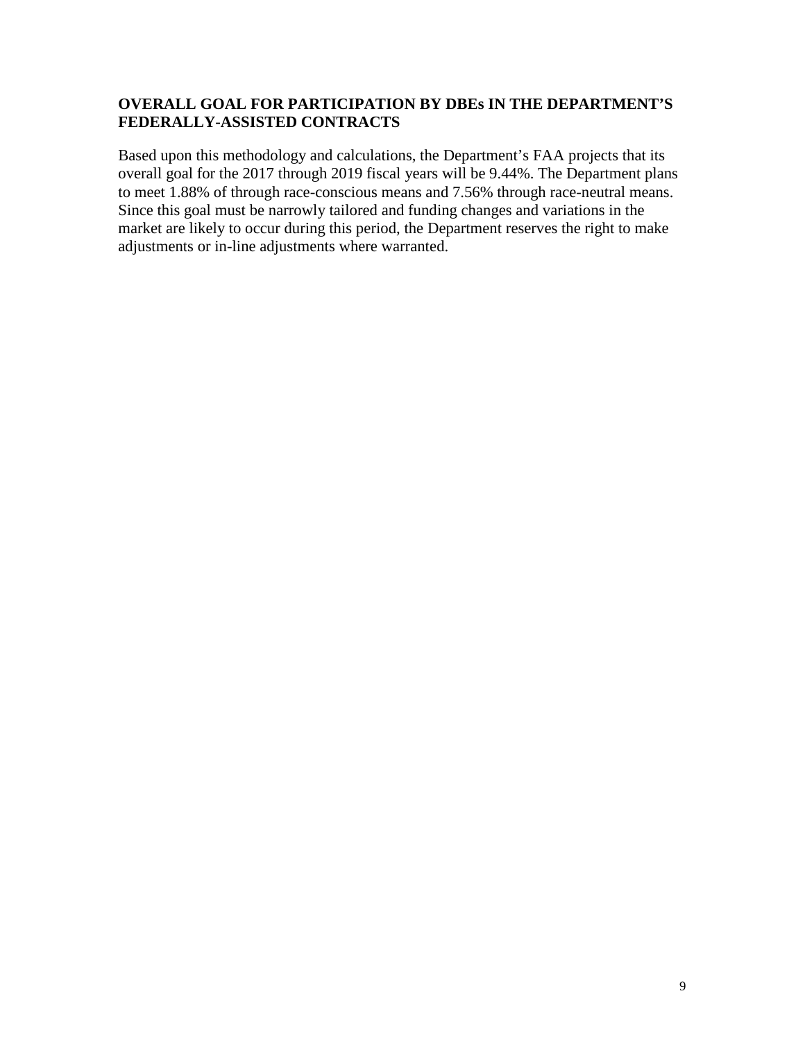**OVERALL GOAL FOR PARTICIPATION BY DBEs IN THE DEPARTMENT'S FEDERALLY-ASSISTED CONTRACTS**

Based upon this methodology and calculations, the Department's FAA projects that its overall goal for the 2017 through 2019 fiscal years will be 9.44%. The Department plans to meet 1.88% of through race-conscious means and 7.56% through race-neutral means. Since this goal must be narrowly tailored and funding changes and variations in the market are likely to occur during this period, the Department reserves the right to make adjustments or in-line adjustments where warranted.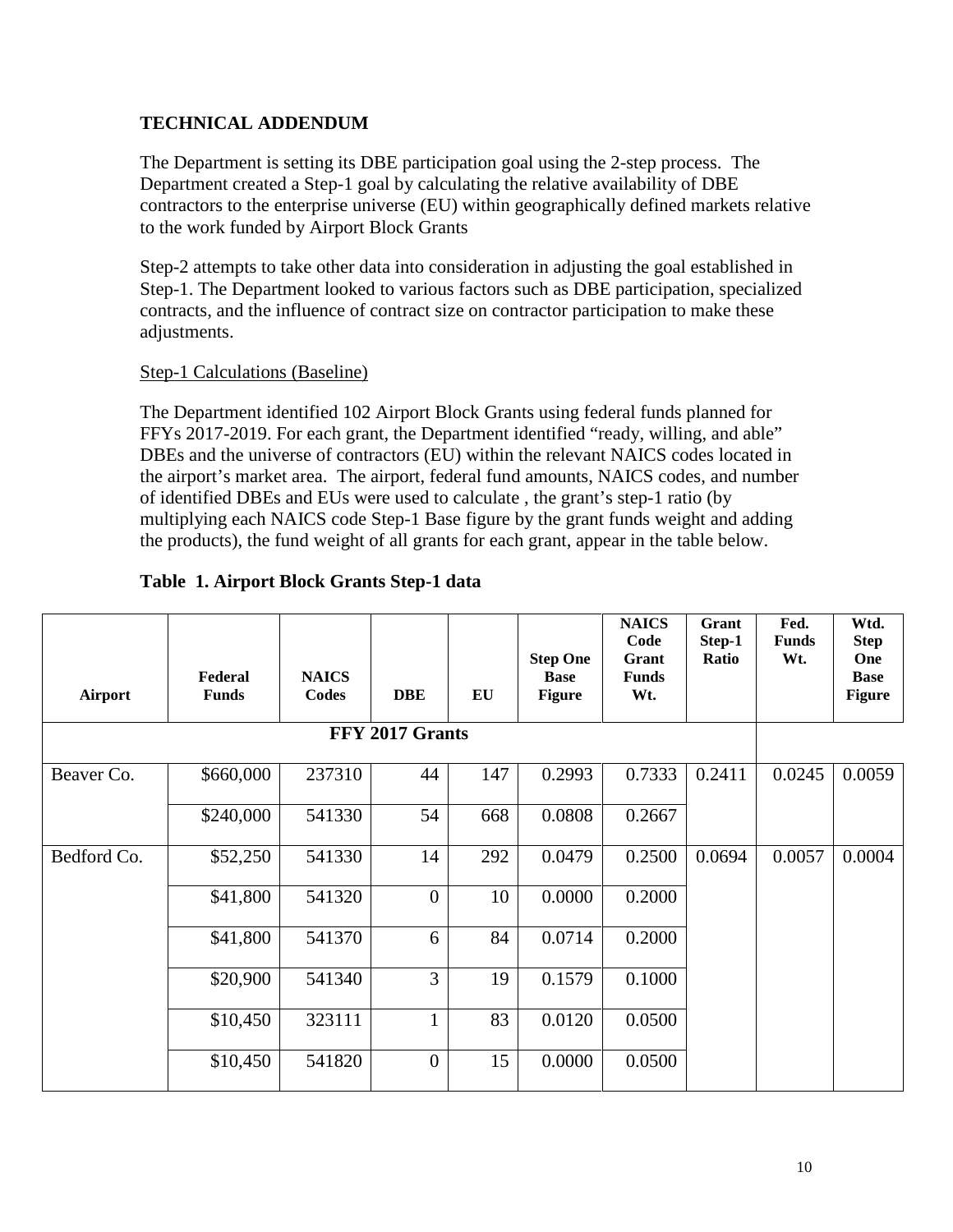**TECHNICAL ADDENDUM**

The Department is setting its DBE participation goal using the 2-step process. The Department created a Step-1 goal by calculating the relative availability of DBE contractors to the enterprise universe (EU) within geographically defined markets relative to the work funded by Airport Block Grants

Step-2 attempts to take other data into consideration in adjusting the goal established in Step-1. The Department looked to various factors such as DBE participation, specialized contracts, and the influence of contract size on contractor participation to make these adjustments.

Step-1 Calculations (Baseline)

The Department identified 102 Airport Block Grants using federal funds planned for FFYs 2017-2019. For each grant, the Department identified "ready, willing, and able" DBEs and the universe of contractors (EU) within the relevant NAICS codes located in the airport's market area. The airport, federal fund amounts, NAICS codes, and number of identified DBEs and EUs were used to calculate , the grant's step-1 ratio (by multiplying each NAICS code Step-1 Base figure by the grant funds weight and adding the products), the fund weight of all grants for each grant, appear in the table below.

**Table 1. Airport Block Grants Step-1 data**

| Airport | Federal Funds | NAICS Codes | DBE | EU | Step One Base Figure | NAICS Code Grant Funds Wt. | Grant Step-1 Ratio | Fed. Funds Wt. | Wtd. Step One Base Figure |
|---|---|---|---|---|---|---|---|---|---|
| **FFY 2017 Grants** | | | | | | | | | |
| Beaver Co. | $660,000 | 237310 | 44 | 147 | 0.2993 | 0.7333 | 0.2411 | 0.0245 | 0.0059 |
| | $240,000 | 541330 | 54 | 668 | 0.0808 | 0.2667 | | | |
| Bedford Co. | $52,250 | 541330 | 14 | 292 | 0.0479 | 0.2500 | 0.0694 | 0.0057 | 0.0004 |
| | $41,800 | 541320 | 0 | 10 | 0.0000 | 0.2000 | | | |
| | $41,800 | 541370 | 6 | 84 | 0.0714 | 0.2000 | | | |
| | $20,900 | 541340 | 3 | 19 | 0.1579 | 0.1000 | | | |
| | $10,450 | 323111 | 1 | 83 | 0.0120 | 0.0500 | | | |
| | $10,450 | 541820 | 0 | 15 | 0.0000 | 0.0500 | | | |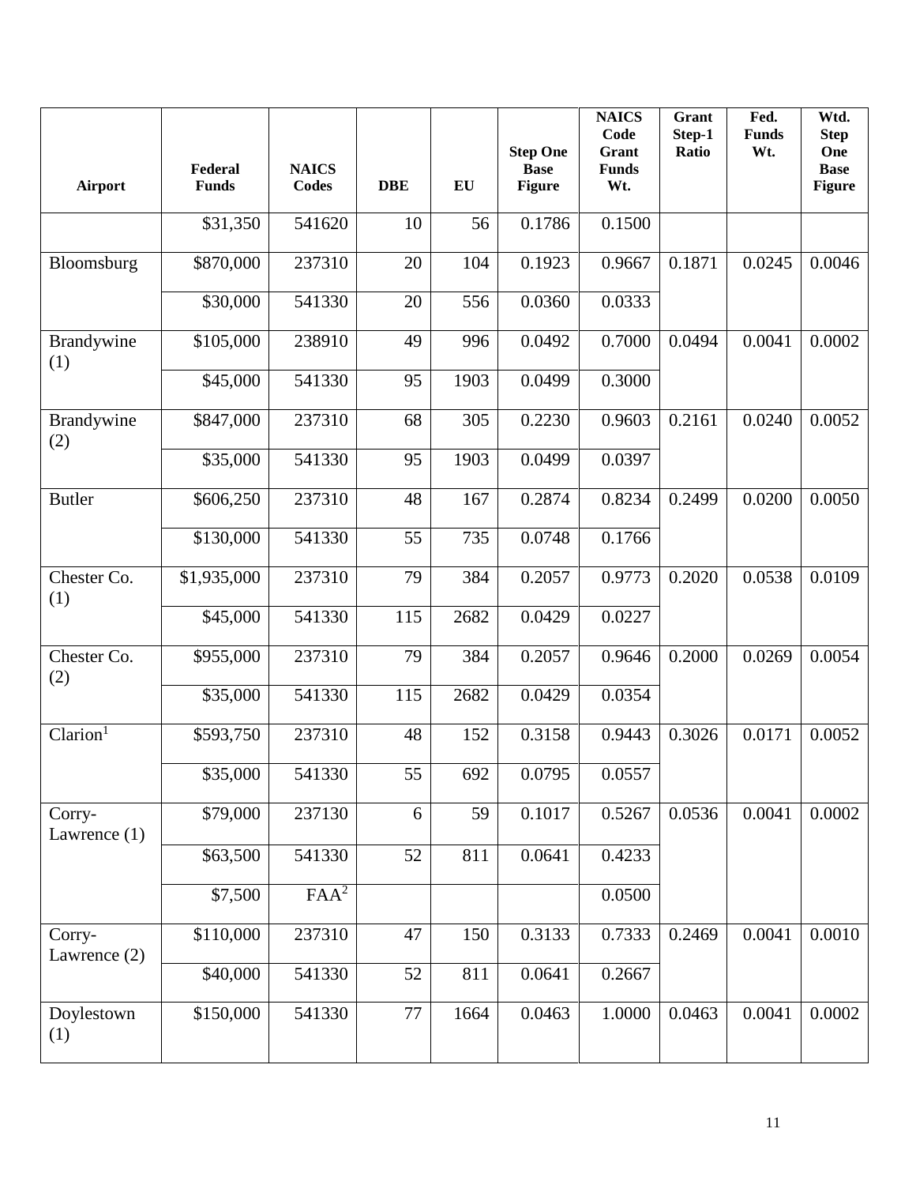| Airport | Federal Funds | NAICS Codes | DBE | EU | Step One Base Figure | NAICS Code Grant Funds Wt. | Grant Step-1 Ratio | Fed. Funds Wt. | Wtd. Step One Base Figure |
|---|---|---|---|---|---|---|---|---|---|
| | $31,350 | 541620 | 10 | 56 | 0.1786 | 0.1500 | | | |
| Bloomsburg | $870,000 | 237310 | 20 | 104 | 0.1923 | 0.9667 | 0.1871 | 0.0245 | 0.0046 |
| | $30,000 | 541330 | 20 | 556 | 0.0360 | 0.0333 | | | |
| Brandywine (1) | $105,000 | 238910 | 49 | 996 | 0.0492 | 0.7000 | 0.0494 | 0.0041 | 0.0002 |
| | $45,000 | 541330 | 95 | 1903 | 0.0499 | 0.3000 | | | |
| Brandywine (2) | $847,000 | 237310 | 68 | 305 | 0.2230 | 0.9603 | 0.2161 | 0.0240 | 0.0052 |
| | $35,000 | 541330 | 95 | 1903 | 0.0499 | 0.0397 | | | |
| Butler | $606,250 | 237310 | 48 | 167 | 0.2874 | 0.8234 | 0.2499 | 0.0200 | 0.0050 |
| | $130,000 | 541330 | 55 | 735 | 0.0748 | 0.1766 | | | |
| Chester Co. (1) | $1,935,000 | 237310 | 79 | 384 | 0.2057 | 0.9773 | 0.2020 | 0.0538 | 0.0109 |
| | $45,000 | 541330 | 115 | 2682 | 0.0429 | 0.0227 | | | |
| Chester Co. (2) | $955,000 | 237310 | 79 | 384 | 0.2057 | 0.9646 | 0.2000 | 0.0269 | 0.0054 |
| | $35,000 | 541330 | 115 | 2682 | 0.0429 | 0.0354 | | | |
| Clarion[1] | $593,750 | 237310 | 48 | 152 | 0.3158 | 0.9443 | 0.3026 | 0.0171 | 0.0052 |
| | $35,000 | 541330 | 55 | 692 | 0.0795 | 0.0557 | | | |
| Corry-Lawrence (1) | $79,000 | 237130 | 6 | 59 | 0.1017 | 0.5267 | 0.0536 | 0.0041 | 0.0002 |
| | $63,500 | 541330 | 52 | 811 | 0.0641 | 0.4233 | | | |
| | $7,500 | FAA[2] | | | | 0.0500 | | | |
| Corry-Lawrence (2) | $110,000 | 237310 | 47 | 150 | 0.3133 | 0.7333 | 0.2469 | 0.0041 | 0.0010 |
| | $40,000 | 541330 | 52 | 811 | 0.0641 | 0.2667 | | | |
| Doylestown (1) | $150,000 | 541330 | 77 | 1664 | 0.0463 | 1.0000 | 0.0463 | 0.0041 | 0.0002 |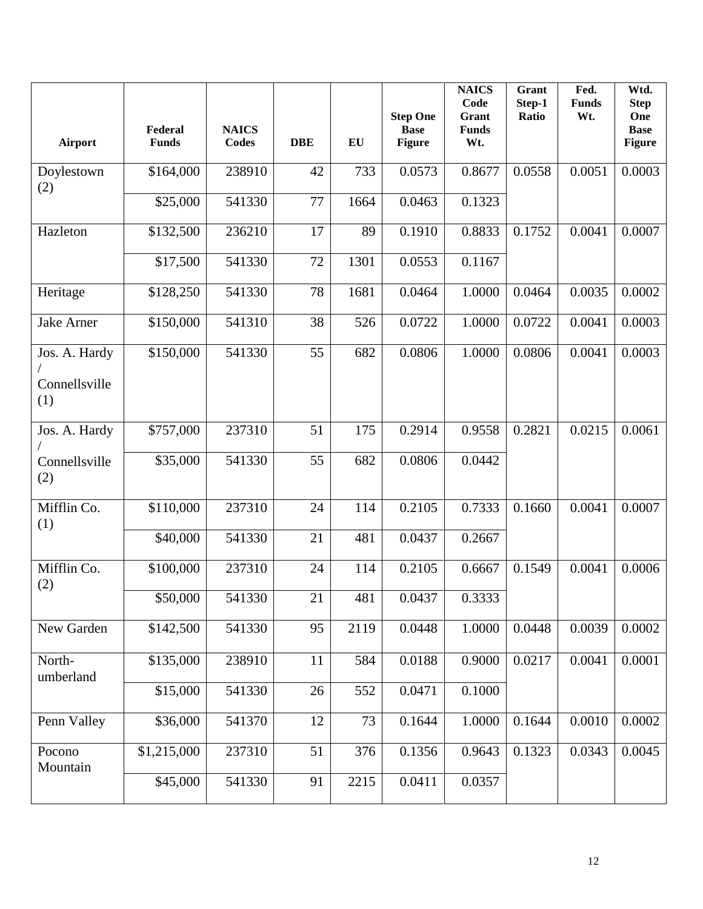| Airport | Federal Funds | NAICS Codes | DBE | EU | Step One Base Figure | NAICS Code Grant Funds Wt. | Grant Step-1 Ratio | Fed. Funds Wt. | Wtd. Step One Base Figure |
|---|---|---|---|---|---|---|---|---|---|
| Doylestown (2) | $164,000 | 238910 | 42 | 733 | 0.0573 | 0.8677 | 0.0558 | 0.0051 | 0.0003 |
| | $25,000 | 541330 | 77 | 1664 | 0.0463 | 0.1323 | | | |
| Hazleton | $132,500 | 236210 | 17 | 89 | 0.1910 | 0.8833 | 0.1752 | 0.0041 | 0.0007 |
| | $17,500 | 541330 | 72 | 1301 | 0.0553 | 0.1167 | | | |
| Heritage | $128,250 | 541330 | 78 | 1681 | 0.0464 | 1.0000 | 0.0464 | 0.0035 | 0.0002 |
| Jake Arner | $150,000 | 541310 | 38 | 526 | 0.0722 | 1.0000 | 0.0722 | 0.0041 | 0.0003 |
| Jos. A. Hardy / Connellsville (1) | $150,000 | 541330 | 55 | 682 | 0.0806 | 1.0000 | 0.0806 | 0.0041 | 0.0003 |
| Jos. A. Hardy / Connellsville (2) | $757,000 | 237310 | 51 | 175 | 0.2914 | 0.9558 | 0.2821 | 0.0215 | 0.0061 |
| | $35,000 | 541330 | 55 | 682 | 0.0806 | 0.0442 | | | |
| Mifflin Co. (1) | $110,000 | 237310 | 24 | 114 | 0.2105 | 0.7333 | 0.1660 | 0.0041 | 0.0007 |
| | $40,000 | 541330 | 21 | 481 | 0.0437 | 0.2667 | | | |
| Mifflin Co. (2) | $100,000 | 237310 | 24 | 114 | 0.2105 | 0.6667 | 0.1549 | 0.0041 | 0.0006 |
| | $50,000 | 541330 | 21 | 481 | 0.0437 | 0.3333 | | | |
| New Garden | $142,500 | 541330 | 95 | 2119 | 0.0448 | 1.0000 | 0.0448 | 0.0039 | 0.0002 |
| North-umberland | $135,000 | 238910 | 11 | 584 | 0.0188 | 0.9000 | 0.0217 | 0.0041 | 0.0001 |
| | $15,000 | 541330 | 26 | 552 | 0.0471 | 0.1000 | | | |
| Penn Valley | $36,000 | 541370 | 12 | 73 | 0.1644 | 1.0000 | 0.1644 | 0.0010 | 0.0002 |
| Pocono Mountain | $1,215,000 | 237310 | 51 | 376 | 0.1356 | 0.9643 | 0.1323 | 0.0343 | 0.0045 |
| | $45,000 | 541330 | 91 | 2215 | 0.0411 | 0.0357 | | | |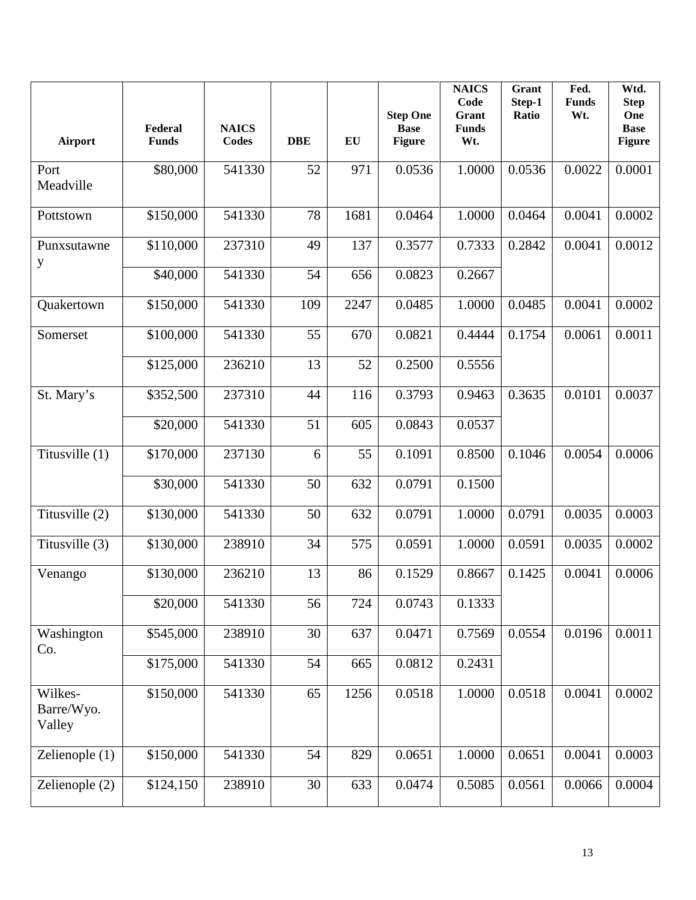| Airport | Federal Funds | NAICS Codes | DBE | EU | Step One Base Figure | NAICS Code Grant Funds Wt. | Grant Step-1 Ratio | Fed. Funds Wt. | Wtd. Step One Base Figure |
|---|---|---|---|---|---|---|---|---|---|
| Port Meadville | \$80,000 | 541330 | 52 | 971 | 0.0536 | 1.0000 | 0.0536 | 0.0022 | 0.0001 |
| Pottstown | \$150,000 | 541330 | 78 | 1681 | 0.0464 | 1.0000 | 0.0464 | 0.0041 | 0.0002 |
| Punxsutawney | \$110,000 | 237310 | 49 | 137 | 0.3577 | 0.7333 | 0.2842 | 0.0041 | 0.0012 |
| | \$40,000 | 541330 | 54 | 656 | 0.0823 | 0.2667 | | | |
| Quakertown | \$150,000 | 541330 | 109 | 2247 | 0.0485 | 1.0000 | 0.0485 | 0.0041 | 0.0002 |
| Somerset | \$100,000 | 541330 | 55 | 670 | 0.0821 | 0.4444 | 0.1754 | 0.0061 | 0.0011 |
| | \$125,000 | 236210 | 13 | 52 | 0.2500 | 0.5556 | | | |
| St. Mary's | \$352,500 | 237310 | 44 | 116 | 0.3793 | 0.9463 | 0.3635 | 0.0101 | 0.0037 |
| | \$20,000 | 541330 | 51 | 605 | 0.0843 | 0.0537 | | | |
| Titusville (1) | \$170,000 | 237130 | 6 | 55 | 0.1091 | 0.8500 | 0.1046 | 0.0054 | 0.0006 |
| | \$30,000 | 541330 | 50 | 632 | 0.0791 | 0.1500 | | | |
| Titusville (2) | \$130,000 | 541330 | 50 | 632 | 0.0791 | 1.0000 | 0.0791 | 0.0035 | 0.0003 |
| Titusville (3) | \$130,000 | 238910 | 34 | 575 | 0.0591 | 1.0000 | 0.0591 | 0.0035 | 0.0002 |
| Venango | \$130,000 | 236210 | 13 | 86 | 0.1529 | 0.8667 | 0.1425 | 0.0041 | 0.0006 |
| | \$20,000 | 541330 | 56 | 724 | 0.0743 | 0.1333 | | | |
| Washington Co. | \$545,000 | 238910 | 30 | 637 | 0.0471 | 0.7569 | 0.0554 | 0.0196 | 0.0011 |
| | \$175,000 | 541330 | 54 | 665 | 0.0812 | 0.2431 | | | |
| Wilkes-Barre/Wyo. Valley | \$150,000 | 541330 | 65 | 1256 | 0.0518 | 1.0000 | 0.0518 | 0.0041 | 0.0002 |
| Zelienople (1) | \$150,000 | 541330 | 54 | 829 | 0.0651 | 1.0000 | 0.0651 | 0.0041 | 0.0003 |
| Zelienople (2) | \$124,150 | 238910 | 30 | 633 | 0.0474 | 0.5085 | 0.0561 | 0.0066 | 0.0004 |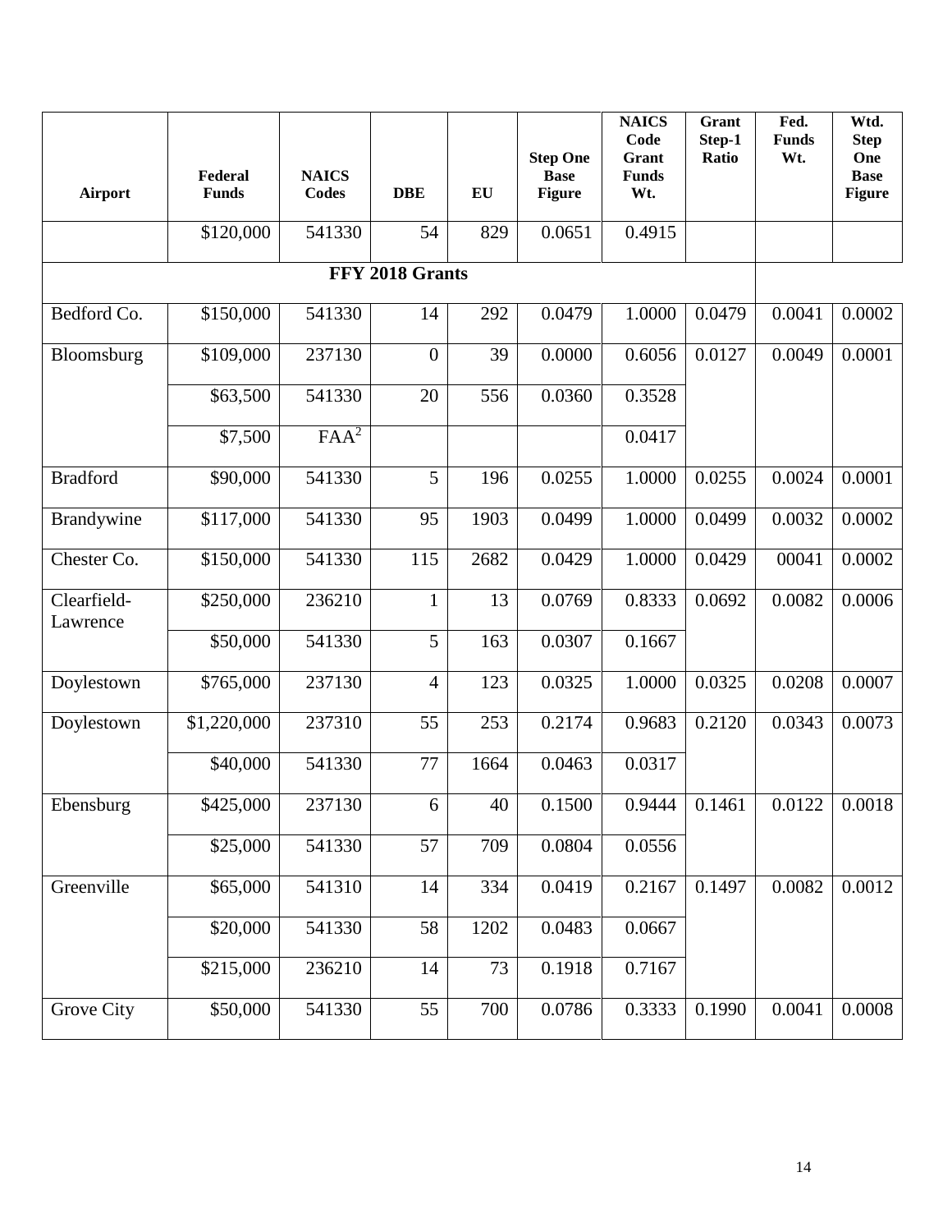| Airport | Federal Funds | NAICS Codes | DBE | EU | Step One Base Figure | NAICS Code Grant Funds Wt. | Grant Step-1 Ratio | Fed. Funds Wt. | Wtd. Step One Base Figure |
|---|---|---|---|---|---|---|---|---|---|
| | $120,000 | 541330 | 54 | 829 | 0.0651 | 0.4915 | | | |
| **FFY 2018 Grants** | | | | | | | | | |
| Bedford Co. | $150,000 | 541330 | 14 | 292 | 0.0479 | 1.0000 | 0.0479 | 0.0041 | 0.0002 |
| Bloomsburg | $109,000 | 237130 | 0 | 39 | 0.0000 | 0.6056 | 0.0127 | 0.0049 | 0.0001 |
| | $63,500 | 541330 | 20 | 556 | 0.0360 | 0.3528 | | | |
| | $7,500 | FAA[2] | | | | 0.0417 | | | |
| Bradford | $90,000 | 541330 | 5 | 196 | 0.0255 | 1.0000 | 0.0255 | 0.0024 | 0.0001 |
| Brandywine | $117,000 | 541330 | 95 | 1903 | 0.0499 | 1.0000 | 0.0499 | 0.0032 | 0.0002 |
| Chester Co. | $150,000 | 541330 | 115 | 2682 | 0.0429 | 1.0000 | 0.0429 | 00041 | 0.0002 |
| Clearfield-Lawrence | $250,000 | 236210 | 1 | 13 | 0.0769 | 0.8333 | 0.0692 | 0.0082 | 0.0006 |
| | $50,000 | 541330 | 5 | 163 | 0.0307 | 0.1667 | | | |
| Doylestown | $765,000 | 237130 | 4 | 123 | 0.0325 | 1.0000 | 0.0325 | 0.0208 | 0.0007 |
| Doylestown | $1,220,000 | 237310 | 55 | 253 | 0.2174 | 0.9683 | 0.2120 | 0.0343 | 0.0073 |
| | $40,000 | 541330 | 77 | 1664 | 0.0463 | 0.0317 | | | |
| Ebensburg | $425,000 | 237130 | 6 | 40 | 0.1500 | 0.9444 | 0.1461 | 0.0122 | 0.0018 |
| | $25,000 | 541330 | 57 | 709 | 0.0804 | 0.0556 | | | |
| Greenville | $65,000 | 541310 | 14 | 334 | 0.0419 | 0.2167 | 0.1497 | 0.0082 | 0.0012 |
| | $20,000 | 541330 | 58 | 1202 | 0.0483 | 0.0667 | | | |
| | $215,000 | 236210 | 14 | 73 | 0.1918 | 0.7167 | | | |
| Grove City | $50,000 | 541330 | 55 | 700 | 0.0786 | 0.3333 | 0.1990 | 0.0041 | 0.0008 |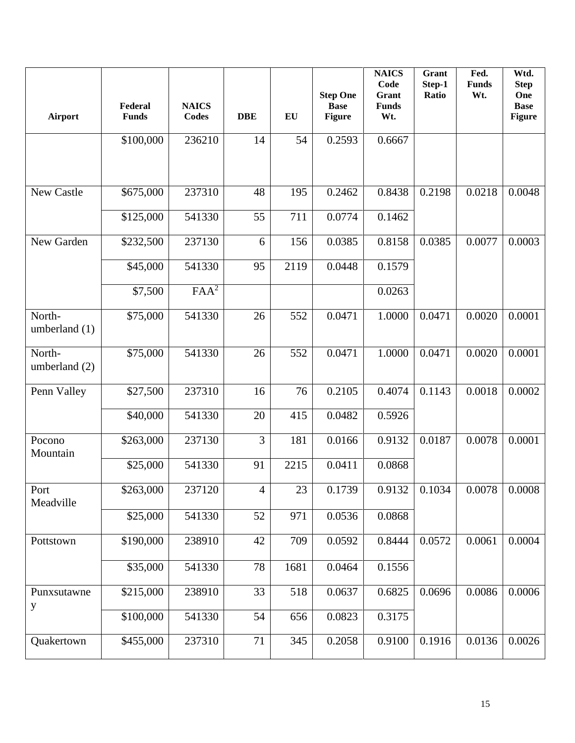| Airport | Federal Funds | NAICS Codes | DBE | EU | Step One Base Figure | NAICS Code Grant Funds Wt. | Grant Step-1 Ratio | Fed. Funds Wt. | Wtd. Step One Base Figure |
|---|---|---|---|---|---|---|---|---|---|
| | $100,000 | 236210 | 14 | 54 | 0.2593 | 0.6667 | | | |
| New Castle | $675,000 | 237310 | 48 | 195 | 0.2462 | 0.8438 | 0.2198 | 0.0218 | 0.0048 |
| | $125,000 | 541330 | 55 | 711 | 0.0774 | 0.1462 | | | |
| New Garden | $232,500 | 237130 | 6 | 156 | 0.0385 | 0.8158 | 0.0385 | 0.0077 | 0.0003 |
| | $45,000 | 541330 | 95 | 2119 | 0.0448 | 0.1579 | | | |
| | $7,500 | FAA[2] | | | | 0.0263 | | | |
| North-umberland (1) | $75,000 | 541330 | 26 | 552 | 0.0471 | 1.0000 | 0.0471 | 0.0020 | 0.0001 |
| North-umberland (2) | $75,000 | 541330 | 26 | 552 | 0.0471 | 1.0000 | 0.0471 | 0.0020 | 0.0001 |
| Penn Valley | $27,500 | 237310 | 16 | 76 | 0.2105 | 0.4074 | 0.1143 | 0.0018 | 0.0002 |
| | $40,000 | 541330 | 20 | 415 | 0.0482 | 0.5926 | | | |
| Pocono Mountain | $263,000 | 237130 | 3 | 181 | 0.0166 | 0.9132 | 0.0187 | 0.0078 | 0.0001 |
| | $25,000 | 541330 | 91 | 2215 | 0.0411 | 0.0868 | | | |
| Port Meadville | $263,000 | 237120 | 4 | 23 | 0.1739 | 0.9132 | 0.1034 | 0.0078 | 0.0008 |
| | $25,000 | 541330 | 52 | 971 | 0.0536 | 0.0868 | | | |
| Pottstown | $190,000 | 238910 | 42 | 709 | 0.0592 | 0.8444 | 0.0572 | 0.0061 | 0.0004 |
| | $35,000 | 541330 | 78 | 1681 | 0.0464 | 0.1556 | | | |
| Punxsutawney | $215,000 | 238910 | 33 | 518 | 0.0637 | 0.6825 | 0.0696 | 0.0086 | 0.0006 |
| | $100,000 | 541330 | 54 | 656 | 0.0823 | 0.3175 | | | |
| Quakertown | $455,000 | 237310 | 71 | 345 | 0.2058 | 0.9100 | 0.1916 | 0.0136 | 0.0026 |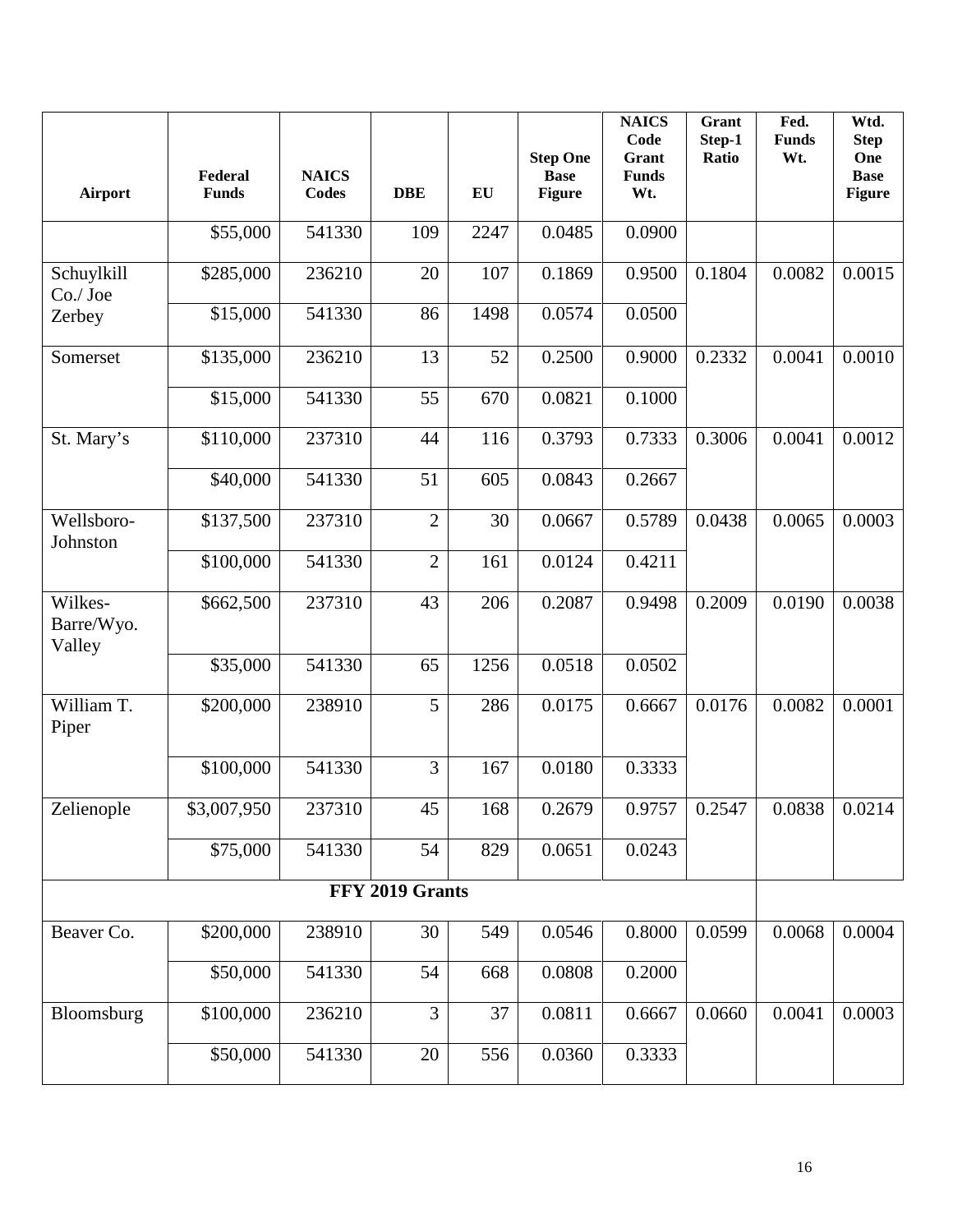| Airport | Federal Funds | NAICS Codes | DBE | EU | Step One Base Figure | NAICS Code Grant Funds Wt. | Grant Step-1 Ratio | Fed. Funds Wt. | Wtd. Step One Base Figure |
|---|---|---|---|---|---|---|---|---|---|
| | $55,000 | 541330 | 109 | 2247 | 0.0485 | 0.0900 | | | |
| Schuylkill Co./ Joe Zerbey | $285,000 | 236210 | 20 | 107 | 0.1869 | 0.9500 | 0.1804 | 0.0082 | 0.0015 |
| | $15,000 | 541330 | 86 | 1498 | 0.0574 | 0.0500 | | | |
| Somerset | $135,000 | 236210 | 13 | 52 | 0.2500 | 0.9000 | 0.2332 | 0.0041 | 0.0010 |
| | $15,000 | 541330 | 55 | 670 | 0.0821 | 0.1000 | | | |
| St. Mary's | $110,000 | 237310 | 44 | 116 | 0.3793 | 0.7333 | 0.3006 | 0.0041 | 0.0012 |
| | $40,000 | 541330 | 51 | 605 | 0.0843 | 0.2667 | | | |
| Wellsboro-Johnston | $137,500 | 237310 | 2 | 30 | 0.0667 | 0.5789 | 0.0438 | 0.0065 | 0.0003 |
| | $100,000 | 541330 | 2 | 161 | 0.0124 | 0.4211 | | | |
| Wilkes-Barre/Wyo. Valley | $662,500 | 237310 | 43 | 206 | 0.2087 | 0.9498 | 0.2009 | 0.0190 | 0.0038 |
| | $35,000 | 541330 | 65 | 1256 | 0.0518 | 0.0502 | | | |
| William T. Piper | $200,000 | 238910 | 5 | 286 | 0.0175 | 0.6667 | 0.0176 | 0.0082 | 0.0001 |
| | $100,000 | 541330 | 3 | 167 | 0.0180 | 0.3333 | | | |
| Zelienople | $3,007,950 | 237310 | 45 | 168 | 0.2679 | 0.9757 | 0.2547 | 0.0838 | 0.0214 |
| | $75,000 | 541330 | 54 | 829 | 0.0651 | 0.0243 | | | |
| **FFY 2019 Grants** | | | | | | | | | |
| Beaver Co. | $200,000 | 238910 | 30 | 549 | 0.0546 | 0.8000 | 0.0599 | 0.0068 | 0.0004 |
| | $50,000 | 541330 | 54 | 668 | 0.0808 | 0.2000 | | | |
| Bloomsburg | $100,000 | 236210 | 3 | 37 | 0.0811 | 0.6667 | 0.0660 | 0.0041 | 0.0003 |
| | $50,000 | 541330 | 20 | 556 | 0.0360 | 0.3333 | | | |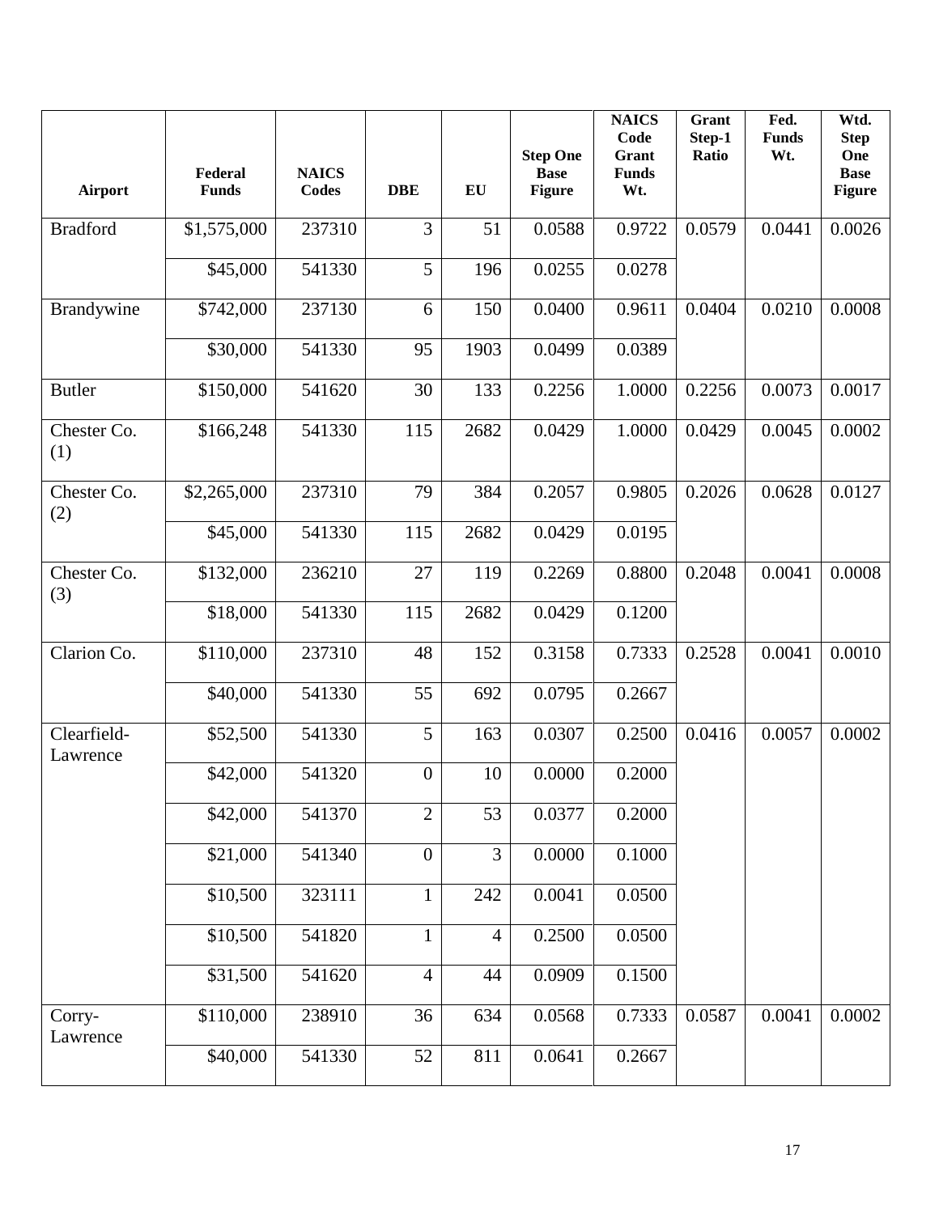| Airport | Federal Funds | NAICS Codes | DBE | EU | Step One Base Figure | NAICS Code Grant Funds Wt. | Grant Step-1 Ratio | Fed. Funds Wt. | Wtd. Step One Base Figure |
|---|---|---|---|---|---|---|---|---|---|
| Bradford | $1,575,000 | 237310 | 3 | 51 | 0.0588 | 0.9722 | 0.0579 | 0.0441 | 0.0026 |
| | $45,000 | 541330 | 5 | 196 | 0.0255 | 0.0278 | | | |
| Brandywine | $742,000 | 237130 | 6 | 150 | 0.0400 | 0.9611 | 0.0404 | 0.0210 | 0.0008 |
| | $30,000 | 541330 | 95 | 1903 | 0.0499 | 0.0389 | | | |
| Butler | $150,000 | 541620 | 30 | 133 | 0.2256 | 1.0000 | 0.2256 | 0.0073 | 0.0017 |
| Chester Co. (1) | $166,248 | 541330 | 115 | 2682 | 0.0429 | 1.0000 | 0.0429 | 0.0045 | 0.0002 |
| Chester Co. (2) | $2,265,000 | 237310 | 79 | 384 | 0.2057 | 0.9805 | 0.2026 | 0.0628 | 0.0127 |
| | $45,000 | 541330 | 115 | 2682 | 0.0429 | 0.0195 | | | |
| Chester Co. (3) | $132,000 | 236210 | 27 | 119 | 0.2269 | 0.8800 | 0.2048 | 0.0041 | 0.0008 |
| | $18,000 | 541330 | 115 | 2682 | 0.0429 | 0.1200 | | | |
| Clarion Co. | $110,000 | 237310 | 48 | 152 | 0.3158 | 0.7333 | 0.2528 | 0.0041 | 0.0010 |
| | $40,000 | 541330 | 55 | 692 | 0.0795 | 0.2667 | | | |
| Clearfield-Lawrence | $52,500 | 541330 | 5 | 163 | 0.0307 | 0.2500 | 0.0416 | 0.0057 | 0.0002 |
| | $42,000 | 541320 | 0 | 10 | 0.0000 | 0.2000 | | | |
| | $42,000 | 541370 | 2 | 53 | 0.0377 | 0.2000 | | | |
| | $21,000 | 541340 | 0 | 3 | 0.0000 | 0.1000 | | | |
| | $10,500 | 323111 | 1 | 242 | 0.0041 | 0.0500 | | | |
| | $10,500 | 541820 | 1 | 4 | 0.2500 | 0.0500 | | | |
| | $31,500 | 541620 | 4 | 44 | 0.0909 | 0.1500 | | | |
| Corry-Lawrence | $110,000 | 238910 | 36 | 634 | 0.0568 | 0.7333 | 0.0587 | 0.0041 | 0.0002 |
| | $40,000 | 541330 | 52 | 811 | 0.0641 | 0.2667 | | | |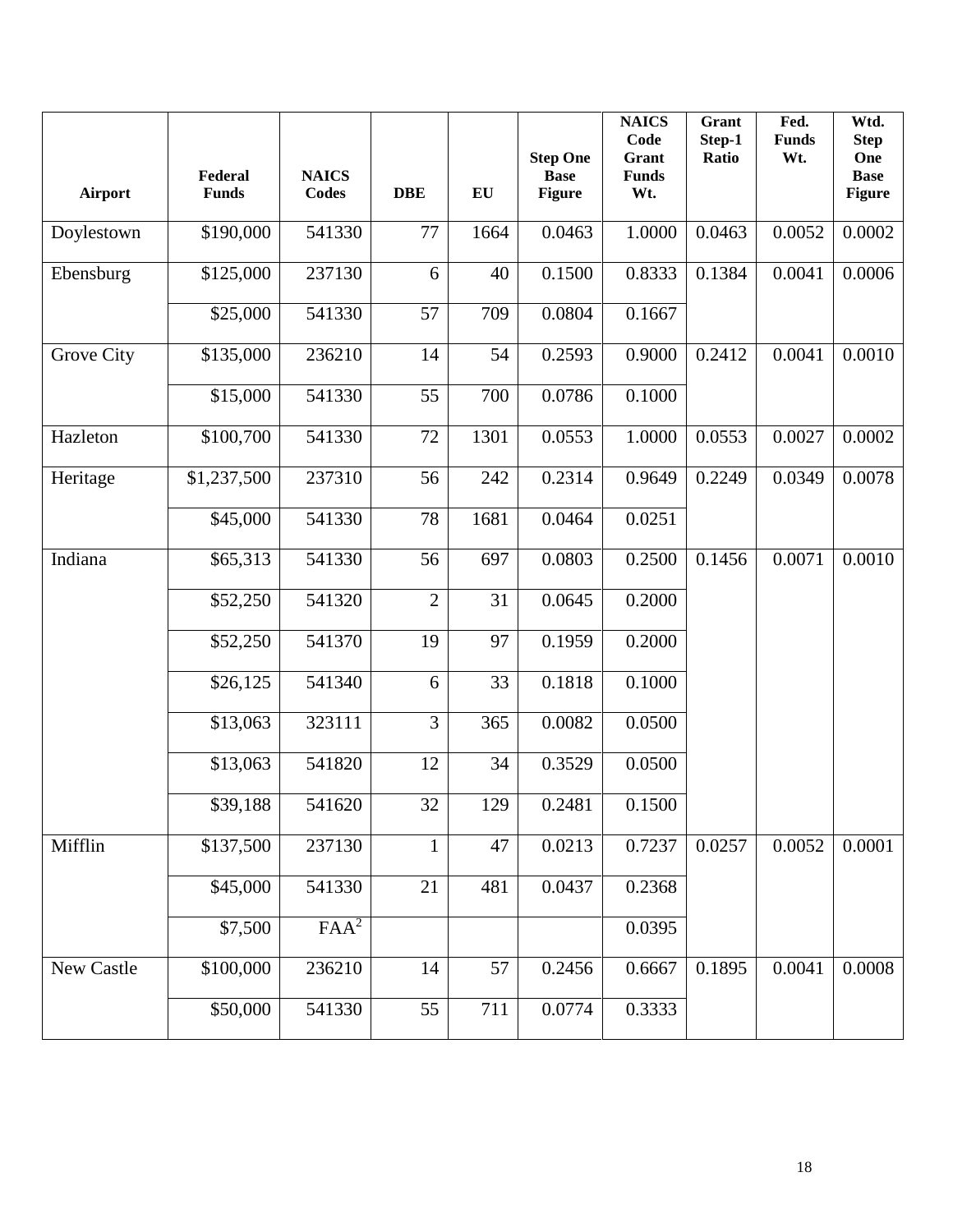| Airport | Federal Funds | NAICS Codes | DBE | EU | Step One Base Figure | NAICS Code Grant Funds Wt. | Grant Step-1 Ratio | Fed. Funds Wt. | Wtd. Step One Base Figure |
|---|---|---|---|---|---|---|---|---|---|
| Doylestown | $190,000 | 541330 | 77 | 1664 | 0.0463 | 1.0000 | 0.0463 | 0.0052 | 0.0002 |
| Ebensburg | $125,000 | 237130 | 6 | 40 | 0.1500 | 0.8333 | 0.1384 | 0.0041 | 0.0006 |
| | $25,000 | 541330 | 57 | 709 | 0.0804 | 0.1667 | | | |
| Grove City | $135,000 | 236210 | 14 | 54 | 0.2593 | 0.9000 | 0.2412 | 0.0041 | 0.0010 |
| | $15,000 | 541330 | 55 | 700 | 0.0786 | 0.1000 | | | |
| Hazleton | $100,700 | 541330 | 72 | 1301 | 0.0553 | 1.0000 | 0.0553 | 0.0027 | 0.0002 |
| Heritage | $1,237,500 | 237310 | 56 | 242 | 0.2314 | 0.9649 | 0.2249 | 0.0349 | 0.0078 |
| | $45,000 | 541330 | 78 | 1681 | 0.0464 | 0.0251 | | | |
| Indiana | $65,313 | 541330 | 56 | 697 | 0.0803 | 0.2500 | 0.1456 | 0.0071 | 0.0010 |
| | $52,250 | 541320 | 2 | 31 | 0.0645 | 0.2000 | | | |
| | $52,250 | 541370 | 19 | 97 | 0.1959 | 0.2000 | | | |
| | $26,125 | 541340 | 6 | 33 | 0.1818 | 0.1000 | | | |
| | $13,063 | 323111 | 3 | 365 | 0.0082 | 0.0500 | | | |
| | $13,063 | 541820 | 12 | 34 | 0.3529 | 0.0500 | | | |
| | $39,188 | 541620 | 32 | 129 | 0.2481 | 0.1500 | | | |
| Mifflin | $137,500 | 237130 | 1 | 47 | 0.0213 | 0.7237 | 0.0257 | 0.0052 | 0.0001 |
| | $45,000 | 541330 | 21 | 481 | 0.0437 | 0.2368 | | | |
| | $7,500 | FAA[2] | | | | 0.0395 | | | |
| New Castle | $100,000 | 236210 | 14 | 57 | 0.2456 | 0.6667 | 0.1895 | 0.0041 | 0.0008 |
| | $50,000 | 541330 | 55 | 711 | 0.0774 | 0.3333 | | | |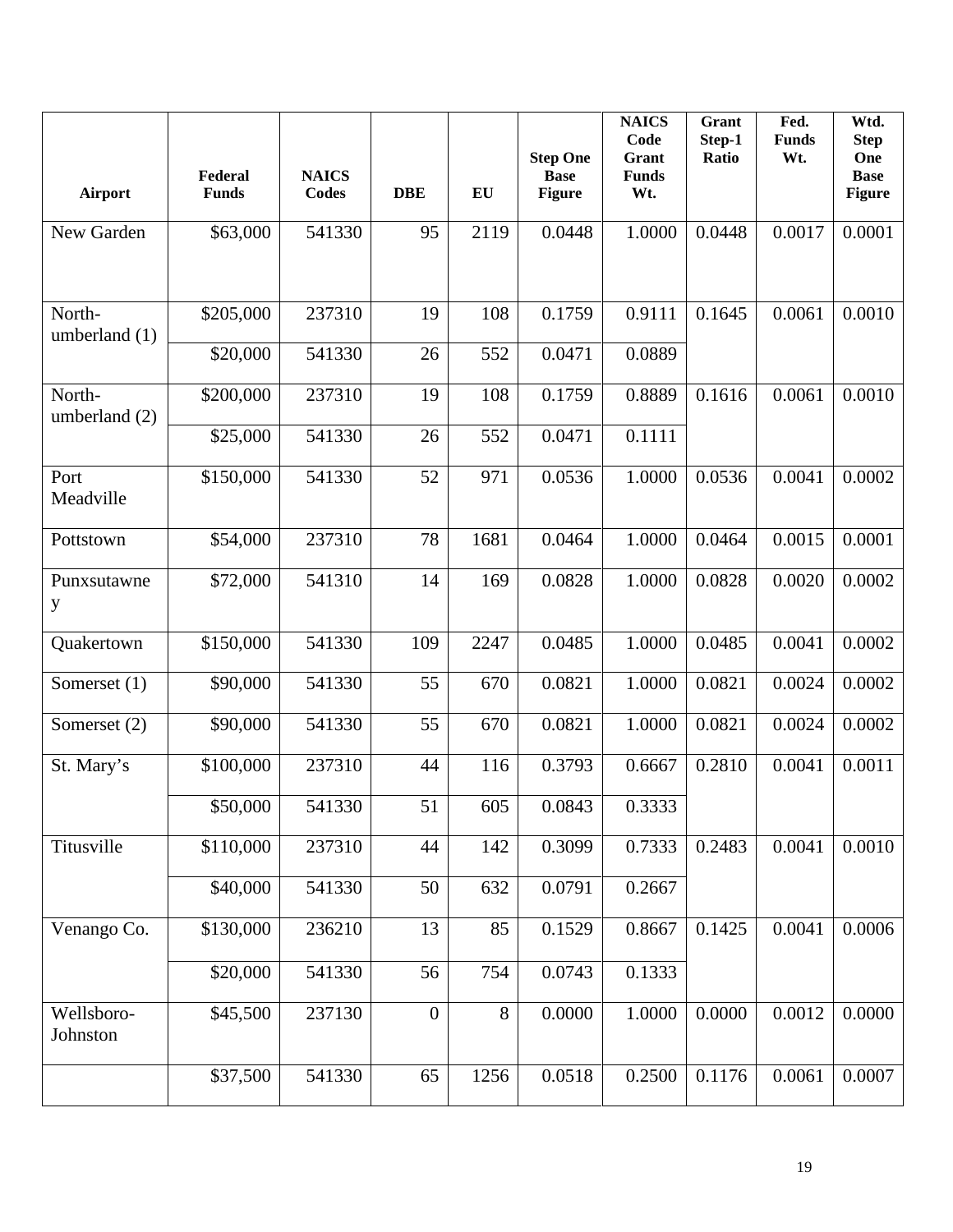| Airport | Federal Funds | NAICS Codes | DBE | EU | Step One Base Figure | NAICS Code Grant Funds Wt. | Grant Step-1 Ratio | Fed. Funds Wt. | Wtd. Step One Base Figure |
|---|---|---|---|---|---|---|---|---|---|
| New Garden | $63,000 | 541330 | 95 | 2119 | 0.0448 | 1.0000 | 0.0448 | 0.0017 | 0.0001 |
| North-umberland (1) | $205,000 | 237310 | 19 | 108 | 0.1759 | 0.9111 | 0.1645 | 0.0061 | 0.0010 |
| | $20,000 | 541330 | 26 | 552 | 0.0471 | 0.0889 | | | |
| North-umberland (2) | $200,000 | 237310 | 19 | 108 | 0.1759 | 0.8889 | 0.1616 | 0.0061 | 0.0010 |
| | $25,000 | 541330 | 26 | 552 | 0.0471 | 0.1111 | | | |
| Port Meadville | $150,000 | 541330 | 52 | 971 | 0.0536 | 1.0000 | 0.0536 | 0.0041 | 0.0002 |
| Pottstown | $54,000 | 237310 | 78 | 1681 | 0.0464 | 1.0000 | 0.0464 | 0.0015 | 0.0001 |
| Punxsutawney | $72,000 | 541310 | 14 | 169 | 0.0828 | 1.0000 | 0.0828 | 0.0020 | 0.0002 |
| Quakertown | $150,000 | 541330 | 109 | 2247 | 0.0485 | 1.0000 | 0.0485 | 0.0041 | 0.0002 |
| Somerset (1) | $90,000 | 541330 | 55 | 670 | 0.0821 | 1.0000 | 0.0821 | 0.0024 | 0.0002 |
| Somerset (2) | $90,000 | 541330 | 55 | 670 | 0.0821 | 1.0000 | 0.0821 | 0.0024 | 0.0002 |
| St. Mary's | $100,000 | 237310 | 44 | 116 | 0.3793 | 0.6667 | 0.2810 | 0.0041 | 0.0011 |
| | $50,000 | 541330 | 51 | 605 | 0.0843 | 0.3333 | | | |
| Titusville | $110,000 | 237310 | 44 | 142 | 0.3099 | 0.7333 | 0.2483 | 0.0041 | 0.0010 |
| | $40,000 | 541330 | 50 | 632 | 0.0791 | 0.2667 | | | |
| Venango Co. | $130,000 | 236210 | 13 | 85 | 0.1529 | 0.8667 | 0.1425 | 0.0041 | 0.0006 |
| | $20,000 | 541330 | 56 | 754 | 0.0743 | 0.1333 | | | |
| Wellsboro-Johnston | $45,500 | 237130 | 0 | 8 | 0.0000 | 1.0000 | 0.0000 | 0.0012 | 0.0000 |
| | $37,500 | 541330 | 65 | 1256 | 0.0518 | 0.2500 | 0.1176 | 0.0061 | 0.0007 |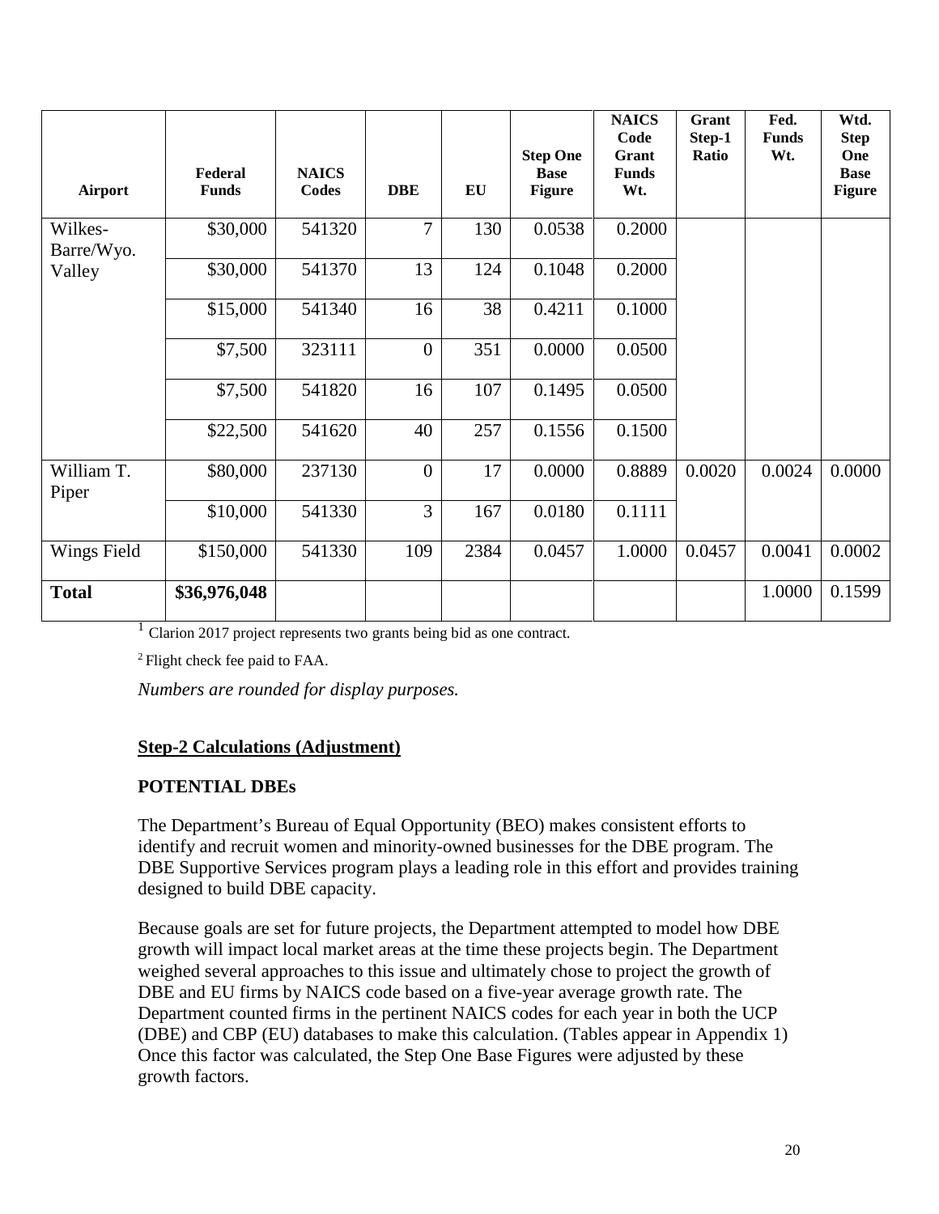| Airport | Federal Funds | NAICS Codes | DBE | EU | Step One Base Figure | NAICS Code Grant Funds Wt. | Grant Step-1 Ratio | Fed. Funds Wt. | Wtd. Step One Base Figure |
|---|---|---|---|---|---|---|---|---|---|
| Wilkes-Barre/Wyo. Valley | $30,000 | 541320 | 7 | 130 | 0.0538 | 0.2000 | | | |
| | $30,000 | 541370 | 13 | 124 | 0.1048 | 0.2000 | | | |
| | $15,000 | 541340 | 16 | 38 | 0.4211 | 0.1000 | | | |
| | $7,500 | 323111 | 0 | 351 | 0.0000 | 0.0500 | | | |
| | $7,500 | 541820 | 16 | 107 | 0.1495 | 0.0500 | | | |
| | $22,500 | 541620 | 40 | 257 | 0.1556 | 0.1500 | | | |
| William T. Piper | $80,000 | 237130 | 0 | 17 | 0.0000 | 0.8889 | 0.0020 | 0.0024 | 0.0000 |
| | $10,000 | 541330 | 3 | 167 | 0.0180 | 0.1111 | | | |
| Wings Field | $150,000 | 541330 | 109 | 2384 | 0.0457 | 1.0000 | 0.0457 | 0.0041 | 0.0002 |
| **Total** | **$36,976,048** | | | | | | | 1.0000 | 0.1599 |

[1] Clarion 2017 project represents two grants being bid as one contract.

[2] Flight check fee paid to FAA.

*Numbers are rounded for display purposes.*

### Step-2 Calculations (Adjustment)

**POTENTIAL DBEs**

The Department's Bureau of Equal Opportunity (BEO) makes consistent efforts to identify and recruit women and minority-owned businesses for the DBE program. The DBE Supportive Services program plays a leading role in this effort and provides training designed to build DBE capacity.

Because goals are set for future projects, the Department attempted to model how DBE growth will impact local market areas at the time these projects begin. The Department weighed several approaches to this issue and ultimately chose to project the growth of DBE and EU firms by NAICS code based on a five-year average growth rate. The Department counted firms in the pertinent NAICS codes for each year in both the UCP (DBE) and CBP (EU) databases to make this calculation. (Tables appear in Appendix 1) Once this factor was calculated, the Step One Base Figures were adjusted by these growth factors.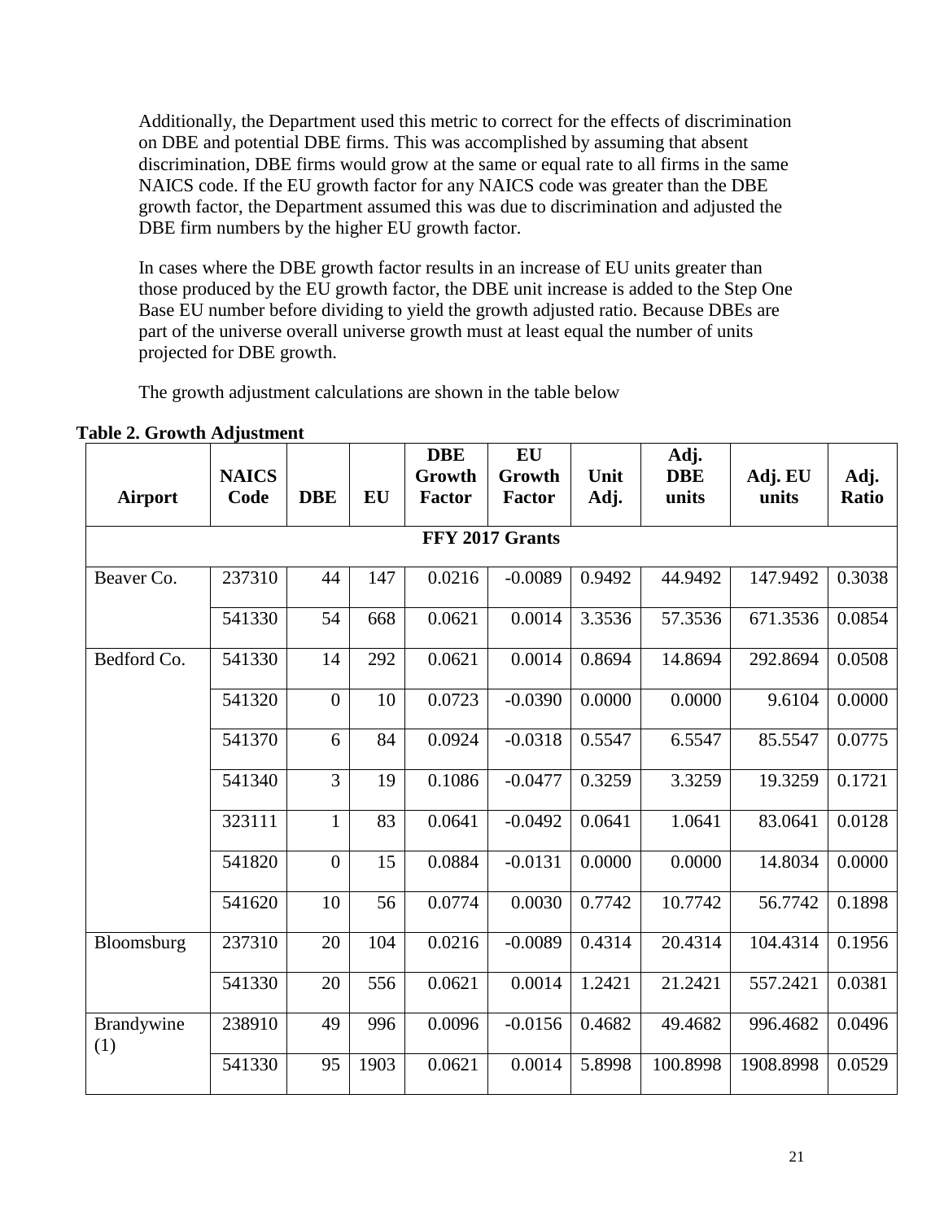Additionally, the Department used this metric to correct for the effects of discrimination on DBE and potential DBE firms. This was accomplished by assuming that absent discrimination, DBE firms would grow at the same or equal rate to all firms in the same NAICS code. If the EU growth factor for any NAICS code was greater than the DBE growth factor, the Department assumed this was due to discrimination and adjusted the DBE firm numbers by the higher EU growth factor.

In cases where the DBE growth factor results in an increase of EU units greater than those produced by the EU growth factor, the DBE unit increase is added to the Step One Base EU number before dividing to yield the growth adjusted ratio. Because DBEs are part of the universe overall universe growth must at least equal the number of units projected for DBE growth.

The growth adjustment calculations are shown in the table below

**Table 2. Growth Adjustment**

| Airport | NAICS Code | DBE | EU | DBE Growth Factor | EU Growth Factor | Unit Adj. | Adj. DBE units | Adj. EU units | Adj. Ratio |
|---|---|---|---|---|---|---|---|---|---|
| FFY 2017 Grants | | | | | | | | | |
| Beaver Co. | 237310 | 44 | 147 | 0.0216 | -0.0089 | 0.9492 | 44.9492 | 147.9492 | 0.3038 |
| | 541330 | 54 | 668 | 0.0621 | 0.0014 | 3.3536 | 57.3536 | 671.3536 | 0.0854 |
| Bedford Co. | 541330 | 14 | 292 | 0.0621 | 0.0014 | 0.8694 | 14.8694 | 292.8694 | 0.0508 |
| | 541320 | 0 | 10 | 0.0723 | -0.0390 | 0.0000 | 0.0000 | 9.6104 | 0.0000 |
| | 541370 | 6 | 84 | 0.0924 | -0.0318 | 0.5547 | 6.5547 | 85.5547 | 0.0775 |
| | 541340 | 3 | 19 | 0.1086 | -0.0477 | 0.3259 | 3.3259 | 19.3259 | 0.1721 |
| | 323111 | 1 | 83 | 0.0641 | -0.0492 | 0.0641 | 1.0641 | 83.0641 | 0.0128 |
| | 541820 | 0 | 15 | 0.0884 | -0.0131 | 0.0000 | 0.0000 | 14.8034 | 0.0000 |
| | 541620 | 10 | 56 | 0.0774 | 0.0030 | 0.7742 | 10.7742 | 56.7742 | 0.1898 |
| Bloomsburg | 237310 | 20 | 104 | 0.0216 | -0.0089 | 0.4314 | 20.4314 | 104.4314 | 0.1956 |
| | 541330 | 20 | 556 | 0.0621 | 0.0014 | 1.2421 | 21.2421 | 557.2421 | 0.0381 |
| Brandywine (1) | 238910 | 49 | 996 | 0.0096 | -0.0156 | 0.4682 | 49.4682 | 996.4682 | 0.0496 |
| | 541330 | 95 | 1903 | 0.0621 | 0.0014 | 5.8998 | 100.8998 | 1908.8998 | 0.0529 |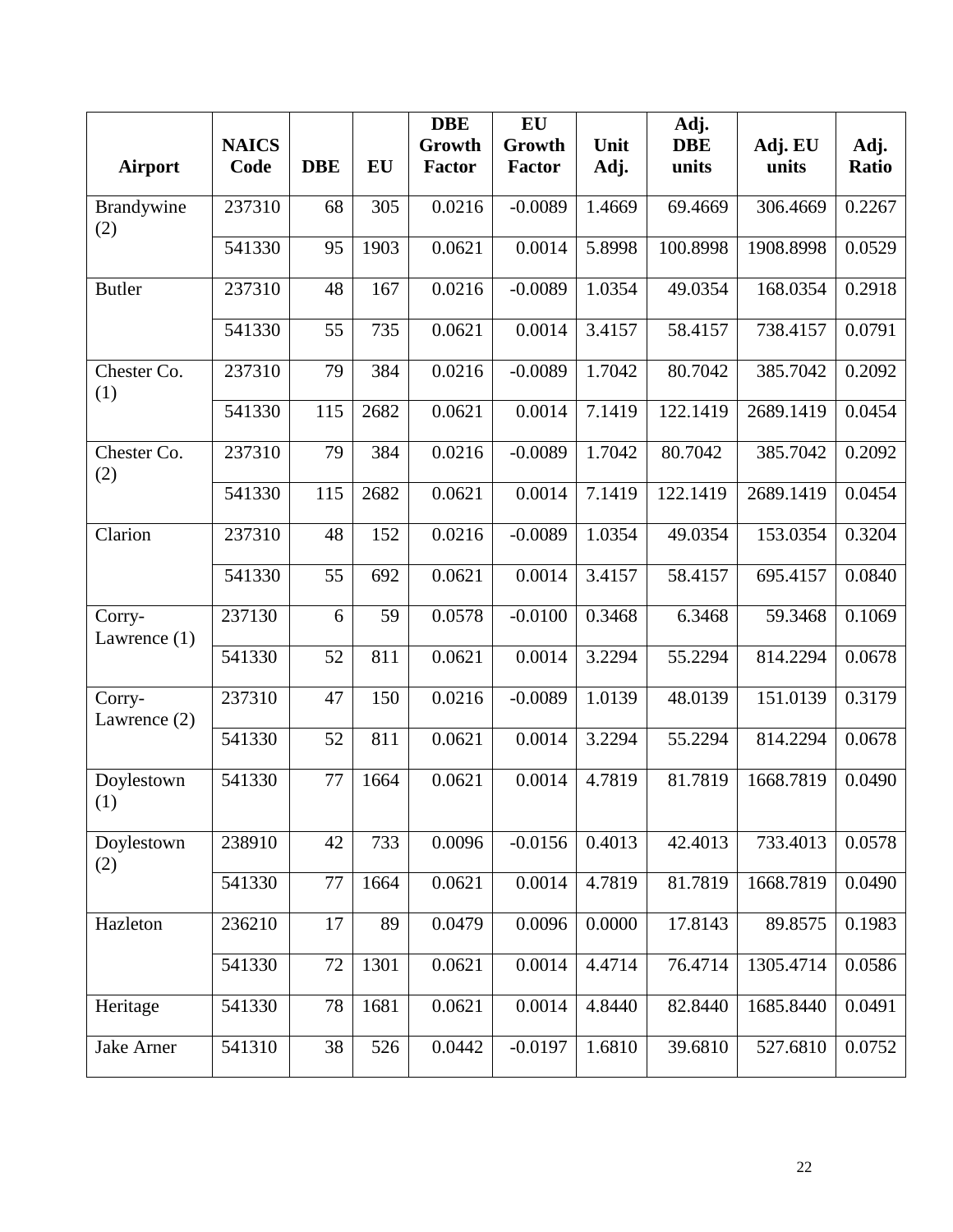| Airport | NAICS Code | DBE | EU | DBE Growth Factor | EU Growth Factor | Unit Adj. | Adj. DBE units | Adj. EU units | Adj. Ratio |
|---|---|---|---|---|---|---|---|---|---|
| Brandywine (2) | 237310 | 68 | 305 | 0.0216 | -0.0089 | 1.4669 | 69.4669 | 306.4669 | 0.2267 |
| | 541330 | 95 | 1903 | 0.0621 | 0.0014 | 5.8998 | 100.8998 | 1908.8998 | 0.0529 |
| Butler | 237310 | 48 | 167 | 0.0216 | -0.0089 | 1.0354 | 49.0354 | 168.0354 | 0.2918 |
| | 541330 | 55 | 735 | 0.0621 | 0.0014 | 3.4157 | 58.4157 | 738.4157 | 0.0791 |
| Chester Co. (1) | 237310 | 79 | 384 | 0.0216 | -0.0089 | 1.7042 | 80.7042 | 385.7042 | 0.2092 |
| | 541330 | 115 | 2682 | 0.0621 | 0.0014 | 7.1419 | 122.1419 | 2689.1419 | 0.0454 |
| Chester Co. (2) | 237310 | 79 | 384 | 0.0216 | -0.0089 | 1.7042 | 80.7042 | 385.7042 | 0.2092 |
| | 541330 | 115 | 2682 | 0.0621 | 0.0014 | 7.1419 | 122.1419 | 2689.1419 | 0.0454 |
| Clarion | 237310 | 48 | 152 | 0.0216 | -0.0089 | 1.0354 | 49.0354 | 153.0354 | 0.3204 |
| | 541330 | 55 | 692 | 0.0621 | 0.0014 | 3.4157 | 58.4157 | 695.4157 | 0.0840 |
| Corry-Lawrence (1) | 237130 | 6 | 59 | 0.0578 | -0.0100 | 0.3468 | 6.3468 | 59.3468 | 0.1069 |
| | 541330 | 52 | 811 | 0.0621 | 0.0014 | 3.2294 | 55.2294 | 814.2294 | 0.0678 |
| Corry-Lawrence (2) | 237310 | 47 | 150 | 0.0216 | -0.0089 | 1.0139 | 48.0139 | 151.0139 | 0.3179 |
| | 541330 | 52 | 811 | 0.0621 | 0.0014 | 3.2294 | 55.2294 | 814.2294 | 0.0678 |
| Doylestown (1) | 541330 | 77 | 1664 | 0.0621 | 0.0014 | 4.7819 | 81.7819 | 1668.7819 | 0.0490 |
| Doylestown (2) | 238910 | 42 | 733 | 0.0096 | -0.0156 | 0.4013 | 42.4013 | 733.4013 | 0.0578 |
| | 541330 | 77 | 1664 | 0.0621 | 0.0014 | 4.7819 | 81.7819 | 1668.7819 | 0.0490 |
| Hazleton | 236210 | 17 | 89 | 0.0479 | 0.0096 | 0.0000 | 17.8143 | 89.8575 | 0.1983 |
| | 541330 | 72 | 1301 | 0.0621 | 0.0014 | 4.4714 | 76.4714 | 1305.4714 | 0.0586 |
| Heritage | 541330 | 78 | 1681 | 0.0621 | 0.0014 | 4.8440 | 82.8440 | 1685.8440 | 0.0491 |
| Jake Arner | 541310 | 38 | 526 | 0.0442 | -0.0197 | 1.6810 | 39.6810 | 527.6810 | 0.0752 |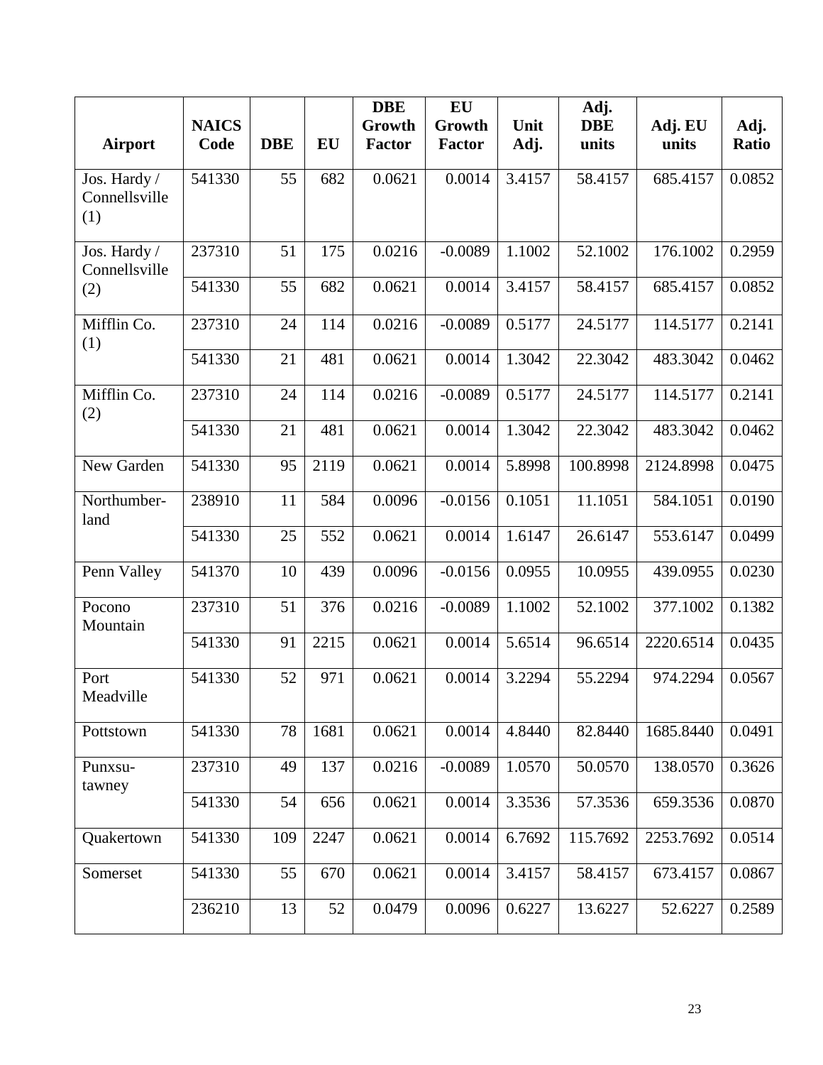| Airport | NAICS Code | DBE | EU | DBE Growth Factor | EU Growth Factor | Unit Adj. | Adj. DBE units | Adj. EU units | Adj. Ratio |
|---|---|---|---|---|---|---|---|---|---|
| Jos. Hardy / Connellsville (1) | 541330 | 55 | 682 | 0.0621 | 0.0014 | 3.4157 | 58.4157 | 685.4157 | 0.0852 |
| Jos. Hardy / Connellsville (2) | 237310 | 51 | 175 | 0.0216 | -0.0089 | 1.1002 | 52.1002 | 176.1002 | 0.2959 |
| | 541330 | 55 | 682 | 0.0621 | 0.0014 | 3.4157 | 58.4157 | 685.4157 | 0.0852 |
| Mifflin Co. (1) | 237310 | 24 | 114 | 0.0216 | -0.0089 | 0.5177 | 24.5177 | 114.5177 | 0.2141 |
| | 541330 | 21 | 481 | 0.0621 | 0.0014 | 1.3042 | 22.3042 | 483.3042 | 0.0462 |
| Mifflin Co. (2) | 237310 | 24 | 114 | 0.0216 | -0.0089 | 0.5177 | 24.5177 | 114.5177 | 0.2141 |
| | 541330 | 21 | 481 | 0.0621 | 0.0014 | 1.3042 | 22.3042 | 483.3042 | 0.0462 |
| New Garden | 541330 | 95 | 2119 | 0.0621 | 0.0014 | 5.8998 | 100.8998 | 2124.8998 | 0.0475 |
| Northumber-land | 238910 | 11 | 584 | 0.0096 | -0.0156 | 0.1051 | 11.1051 | 584.1051 | 0.0190 |
| | 541330 | 25 | 552 | 0.0621 | 0.0014 | 1.6147 | 26.6147 | 553.6147 | 0.0499 |
| Penn Valley | 541370 | 10 | 439 | 0.0096 | -0.0156 | 0.0955 | 10.0955 | 439.0955 | 0.0230 |
| Pocono Mountain | 237310 | 51 | 376 | 0.0216 | -0.0089 | 1.1002 | 52.1002 | 377.1002 | 0.1382 |
| | 541330 | 91 | 2215 | 0.0621 | 0.0014 | 5.6514 | 96.6514 | 2220.6514 | 0.0435 |
| Port Meadville | 541330 | 52 | 971 | 0.0621 | 0.0014 | 3.2294 | 55.2294 | 974.2294 | 0.0567 |
| Pottstown | 541330 | 78 | 1681 | 0.0621 | 0.0014 | 4.8440 | 82.8440 | 1685.8440 | 0.0491 |
| Punxsu-tawney | 237310 | 49 | 137 | 0.0216 | -0.0089 | 1.0570 | 50.0570 | 138.0570 | 0.3626 |
| | 541330 | 54 | 656 | 0.0621 | 0.0014 | 3.3536 | 57.3536 | 659.3536 | 0.0870 |
| Quakertown | 541330 | 109 | 2247 | 0.0621 | 0.0014 | 6.7692 | 115.7692 | 2253.7692 | 0.0514 |
| Somerset | 541330 | 55 | 670 | 0.0621 | 0.0014 | 3.4157 | 58.4157 | 673.4157 | 0.0867 |
| | 236210 | 13 | 52 | 0.0479 | 0.0096 | 0.6227 | 13.6227 | 52.6227 | 0.2589 |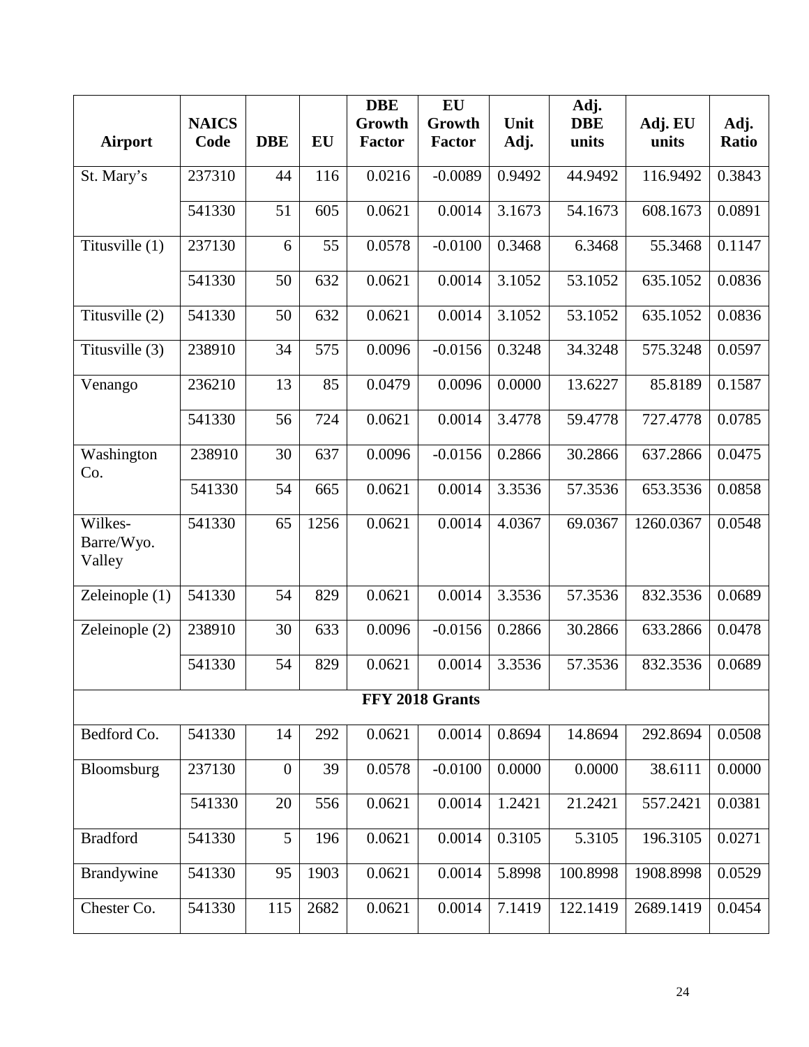| Airport | NAICS Code | DBE | EU | DBE Growth Factor | EU Growth Factor | Unit Adj. | Adj. DBE units | Adj. EU units | Adj. Ratio |
|---|---|---|---|---|---|---|---|---|---|
| St. Mary's | 237310 | 44 | 116 | 0.0216 | -0.0089 | 0.9492 | 44.9492 | 116.9492 | 0.3843 |
| | 541330 | 51 | 605 | 0.0621 | 0.0014 | 3.1673 | 54.1673 | 608.1673 | 0.0891 |
| Titusville (1) | 237130 | 6 | 55 | 0.0578 | -0.0100 | 0.3468 | 6.3468 | 55.3468 | 0.1147 |
| | 541330 | 50 | 632 | 0.0621 | 0.0014 | 3.1052 | 53.1052 | 635.1052 | 0.0836 |
| Titusville (2) | 541330 | 50 | 632 | 0.0621 | 0.0014 | 3.1052 | 53.1052 | 635.1052 | 0.0836 |
| Titusville (3) | 238910 | 34 | 575 | 0.0096 | -0.0156 | 0.3248 | 34.3248 | 575.3248 | 0.0597 |
| Venango | 236210 | 13 | 85 | 0.0479 | 0.0096 | 0.0000 | 13.6227 | 85.8189 | 0.1587 |
| | 541330 | 56 | 724 | 0.0621 | 0.0014 | 3.4778 | 59.4778 | 727.4778 | 0.0785 |
| Washington Co. | 238910 | 30 | 637 | 0.0096 | -0.0156 | 0.2866 | 30.2866 | 637.2866 | 0.0475 |
| | 541330 | 54 | 665 | 0.0621 | 0.0014 | 3.3536 | 57.3536 | 653.3536 | 0.0858 |
| Wilkes-Barre/Wyo. Valley | 541330 | 65 | 1256 | 0.0621 | 0.0014 | 4.0367 | 69.0367 | 1260.0367 | 0.0548 |
| Zeleinople (1) | 541330 | 54 | 829 | 0.0621 | 0.0014 | 3.3536 | 57.3536 | 832.3536 | 0.0689 |
| Zeleinople (2) | 238910 | 30 | 633 | 0.0096 | -0.0156 | 0.2866 | 30.2866 | 633.2866 | 0.0478 |
| | 541330 | 54 | 829 | 0.0621 | 0.0014 | 3.3536 | 57.3536 | 832.3536 | 0.0689 |
| **FFY 2018 Grants** | | | | | | | | | |
| Bedford Co. | 541330 | 14 | 292 | 0.0621 | 0.0014 | 0.8694 | 14.8694 | 292.8694 | 0.0508 |
| Bloomsburg | 237130 | 0 | 39 | 0.0578 | -0.0100 | 0.0000 | 0.0000 | 38.6111 | 0.0000 |
| | 541330 | 20 | 556 | 0.0621 | 0.0014 | 1.2421 | 21.2421 | 557.2421 | 0.0381 |
| Bradford | 541330 | 5 | 196 | 0.0621 | 0.0014 | 0.3105 | 5.3105 | 196.3105 | 0.0271 |
| Brandywine | 541330 | 95 | 1903 | 0.0621 | 0.0014 | 5.8998 | 100.8998 | 1908.8998 | 0.0529 |
| Chester Co. | 541330 | 115 | 2682 | 0.0621 | 0.0014 | 7.1419 | 122.1419 | 2689.1419 | 0.0454 |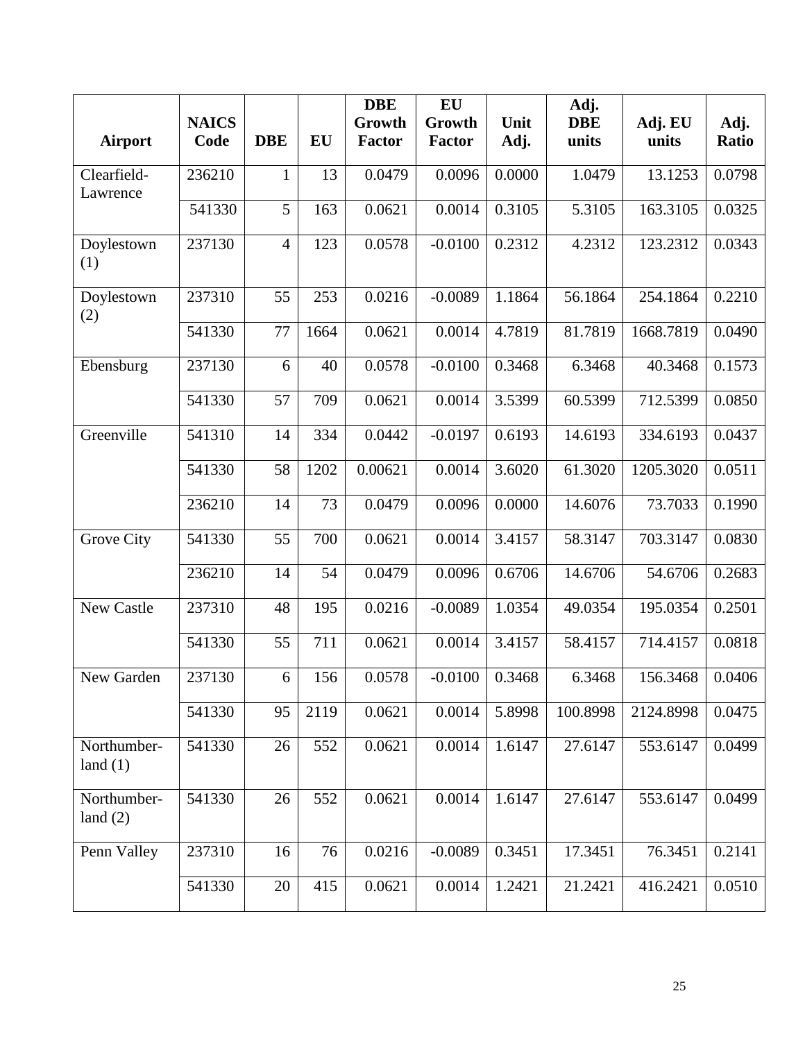| Airport | NAICS Code | DBE | EU | DBE Growth Factor | EU Growth Factor | Unit Adj. | Adj. DBE units | Adj. EU units | Adj. Ratio |
|---|---|---|---|---|---|---|---|---|---|
| Clearfield-Lawrence | 236210 | 1 | 13 | 0.0479 | 0.0096 | 0.0000 | 1.0479 | 13.1253 | 0.0798 |
| | 541330 | 5 | 163 | 0.0621 | 0.0014 | 0.3105 | 5.3105 | 163.3105 | 0.0325 |
| Doylestown (1) | 237130 | 4 | 123 | 0.0578 | -0.0100 | 0.2312 | 4.2312 | 123.2312 | 0.0343 |
| Doylestown (2) | 237310 | 55 | 253 | 0.0216 | -0.0089 | 1.1864 | 56.1864 | 254.1864 | 0.2210 |
| | 541330 | 77 | 1664 | 0.0621 | 0.0014 | 4.7819 | 81.7819 | 1668.7819 | 0.0490 |
| Ebensburg | 237130 | 6 | 40 | 0.0578 | -0.0100 | 0.3468 | 6.3468 | 40.3468 | 0.1573 |
| | 541330 | 57 | 709 | 0.0621 | 0.0014 | 3.5399 | 60.5399 | 712.5399 | 0.0850 |
| Greenville | 541310 | 14 | 334 | 0.0442 | -0.0197 | 0.6193 | 14.6193 | 334.6193 | 0.0437 |
| | 541330 | 58 | 1202 | 0.00621 | 0.0014 | 3.6020 | 61.3020 | 1205.3020 | 0.0511 |
| | 236210 | 14 | 73 | 0.0479 | 0.0096 | 0.0000 | 14.6076 | 73.7033 | 0.1990 |
| Grove City | 541330 | 55 | 700 | 0.0621 | 0.0014 | 3.4157 | 58.3147 | 703.3147 | 0.0830 |
| | 236210 | 14 | 54 | 0.0479 | 0.0096 | 0.6706 | 14.6706 | 54.6706 | 0.2683 |
| New Castle | 237310 | 48 | 195 | 0.0216 | -0.0089 | 1.0354 | 49.0354 | 195.0354 | 0.2501 |
| | 541330 | 55 | 711 | 0.0621 | 0.0014 | 3.4157 | 58.4157 | 714.4157 | 0.0818 |
| New Garden | 237130 | 6 | 156 | 0.0578 | -0.0100 | 0.3468 | 6.3468 | 156.3468 | 0.0406 |
| | 541330 | 95 | 2119 | 0.0621 | 0.0014 | 5.8998 | 100.8998 | 2124.8998 | 0.0475 |
| Northumber-land (1) | 541330 | 26 | 552 | 0.0621 | 0.0014 | 1.6147 | 27.6147 | 553.6147 | 0.0499 |
| Northumber-land (2) | 541330 | 26 | 552 | 0.0621 | 0.0014 | 1.6147 | 27.6147 | 553.6147 | 0.0499 |
| Penn Valley | 237310 | 16 | 76 | 0.0216 | -0.0089 | 0.3451 | 17.3451 | 76.3451 | 0.2141 |
| | 541330 | 20 | 415 | 0.0621 | 0.0014 | 1.2421 | 21.2421 | 416.2421 | 0.0510 |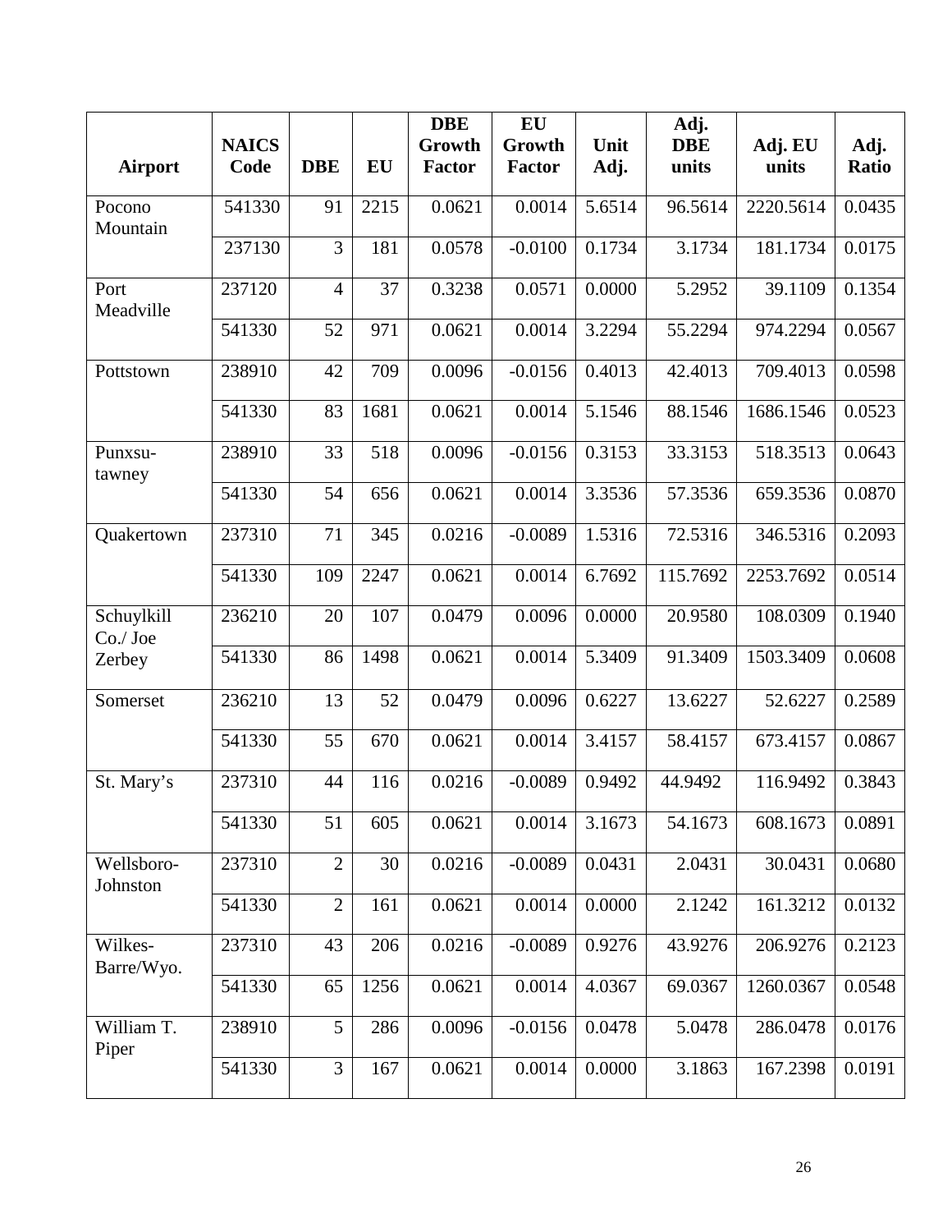| Airport | NAICS Code | DBE | EU | DBE Growth Factor | EU Growth Factor | Unit Adj. | Adj. DBE units | Adj. EU units | Adj. Ratio |
|---|---|---|---|---|---|---|---|---|---|
| Pocono Mountain | 541330 | 91 | 2215 | 0.0621 | 0.0014 | 5.6514 | 96.5614 | 2220.5614 | 0.0435 |
| | 237130 | 3 | 181 | 0.0578 | -0.0100 | 0.1734 | 3.1734 | 181.1734 | 0.0175 |
| Port Meadville | 237120 | 4 | 37 | 0.3238 | 0.0571 | 0.0000 | 5.2952 | 39.1109 | 0.1354 |
| | 541330 | 52 | 971 | 0.0621 | 0.0014 | 3.2294 | 55.2294 | 974.2294 | 0.0567 |
| Pottstown | 238910 | 42 | 709 | 0.0096 | -0.0156 | 0.4013 | 42.4013 | 709.4013 | 0.0598 |
| | 541330 | 83 | 1681 | 0.0621 | 0.0014 | 5.1546 | 88.1546 | 1686.1546 | 0.0523 |
| Punxsu-tawney | 238910 | 33 | 518 | 0.0096 | -0.0156 | 0.3153 | 33.3153 | 518.3513 | 0.0643 |
| | 541330 | 54 | 656 | 0.0621 | 0.0014 | 3.3536 | 57.3536 | 659.3536 | 0.0870 |
| Quakertown | 237310 | 71 | 345 | 0.0216 | -0.0089 | 1.5316 | 72.5316 | 346.5316 | 0.2093 |
| | 541330 | 109 | 2247 | 0.0621 | 0.0014 | 6.7692 | 115.7692 | 2253.7692 | 0.0514 |
| Schuylkill Co./ Joe Zerbey | 236210 | 20 | 107 | 0.0479 | 0.0096 | 0.0000 | 20.9580 | 108.0309 | 0.1940 |
| | 541330 | 86 | 1498 | 0.0621 | 0.0014 | 5.3409 | 91.3409 | 1503.3409 | 0.0608 |
| Somerset | 236210 | 13 | 52 | 0.0479 | 0.0096 | 0.6227 | 13.6227 | 52.6227 | 0.2589 |
| | 541330 | 55 | 670 | 0.0621 | 0.0014 | 3.4157 | 58.4157 | 673.4157 | 0.0867 |
| St. Mary's | 237310 | 44 | 116 | 0.0216 | -0.0089 | 0.9492 | 44.9492 | 116.9492 | 0.3843 |
| | 541330 | 51 | 605 | 0.0621 | 0.0014 | 3.1673 | 54.1673 | 608.1673 | 0.0891 |
| Wellsboro-Johnston | 237310 | 2 | 30 | 0.0216 | -0.0089 | 0.0431 | 2.0431 | 30.0431 | 0.0680 |
| | 541330 | 2 | 161 | 0.0621 | 0.0014 | 0.0000 | 2.1242 | 161.3212 | 0.0132 |
| Wilkes-Barre/Wyo. | 237310 | 43 | 206 | 0.0216 | -0.0089 | 0.9276 | 43.9276 | 206.9276 | 0.2123 |
| | 541330 | 65 | 1256 | 0.0621 | 0.0014 | 4.0367 | 69.0367 | 1260.0367 | 0.0548 |
| William T. Piper | 238910 | 5 | 286 | 0.0096 | -0.0156 | 0.0478 | 5.0478 | 286.0478 | 0.0176 |
| | 541330 | 3 | 167 | 0.0621 | 0.0014 | 0.0000 | 3.1863 | 167.2398 | 0.0191 |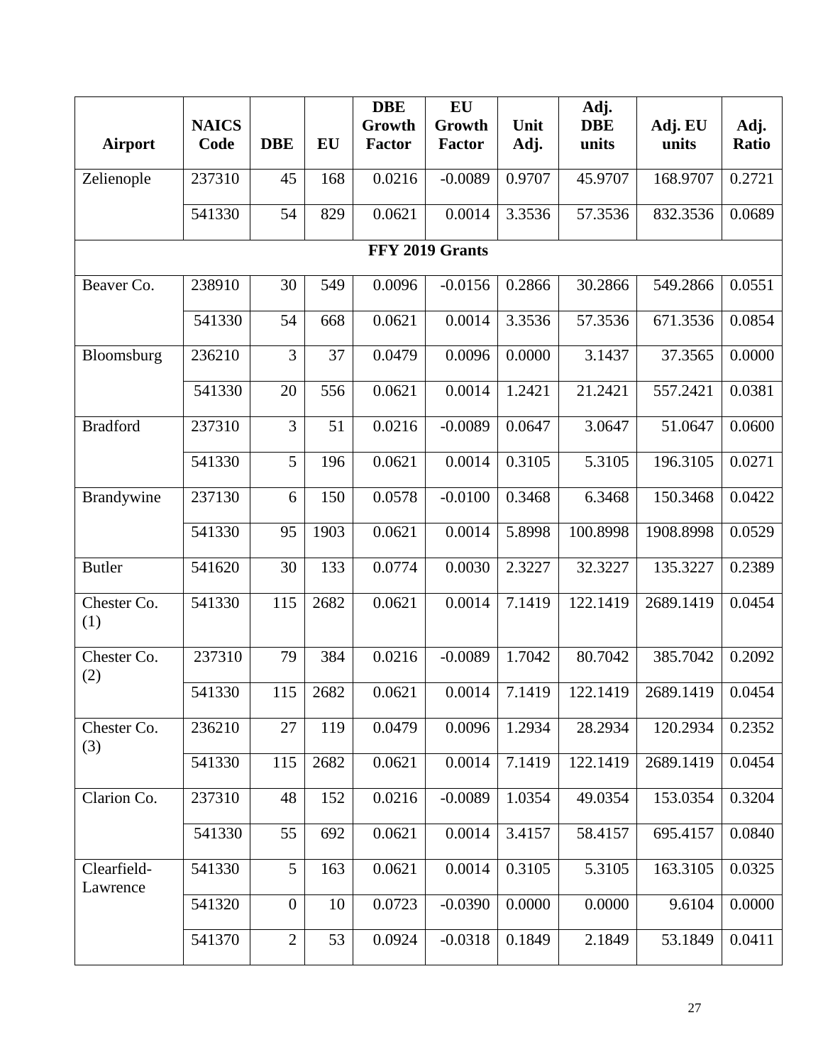| Airport | NAICS Code | DBE | EU | DBE Growth Factor | EU Growth Factor | Unit Adj. | Adj. DBE units | Adj. EU units | Adj. Ratio |
|---|---|---|---|---|---|---|---|---|---|
| Zelienople | 237310 | 45 | 168 | 0.0216 | -0.0089 | 0.9707 | 45.9707 | 168.9707 | 0.2721 |
| | 541330 | 54 | 829 | 0.0621 | 0.0014 | 3.3536 | 57.3536 | 832.3536 | 0.0689 |
| **FFY 2019 Grants** | | | | | | | | | |
| Beaver Co. | 238910 | 30 | 549 | 0.0096 | -0.0156 | 0.2866 | 30.2866 | 549.2866 | 0.0551 |
| | 541330 | 54 | 668 | 0.0621 | 0.0014 | 3.3536 | 57.3536 | 671.3536 | 0.0854 |
| Bloomsburg | 236210 | 3 | 37 | 0.0479 | 0.0096 | 0.0000 | 3.1437 | 37.3565 | 0.0000 |
| | 541330 | 20 | 556 | 0.0621 | 0.0014 | 1.2421 | 21.2421 | 557.2421 | 0.0381 |
| Bradford | 237310 | 3 | 51 | 0.0216 | -0.0089 | 0.0647 | 3.0647 | 51.0647 | 0.0600 |
| | 541330 | 5 | 196 | 0.0621 | 0.0014 | 0.3105 | 5.3105 | 196.3105 | 0.0271 |
| Brandywine | 237130 | 6 | 150 | 0.0578 | -0.0100 | 0.3468 | 6.3468 | 150.3468 | 0.0422 |
| | 541330 | 95 | 1903 | 0.0621 | 0.0014 | 5.8998 | 100.8998 | 1908.8998 | 0.0529 |
| Butler | 541620 | 30 | 133 | 0.0774 | 0.0030 | 2.3227 | 32.3227 | 135.3227 | 0.2389 |
| Chester Co. (1) | 541330 | 115 | 2682 | 0.0621 | 0.0014 | 7.1419 | 122.1419 | 2689.1419 | 0.0454 |
| Chester Co. (2) | 237310 | 79 | 384 | 0.0216 | -0.0089 | 1.7042 | 80.7042 | 385.7042 | 0.2092 |
| | 541330 | 115 | 2682 | 0.0621 | 0.0014 | 7.1419 | 122.1419 | 2689.1419 | 0.0454 |
| Chester Co. (3) | 236210 | 27 | 119 | 0.0479 | 0.0096 | 1.2934 | 28.2934 | 120.2934 | 0.2352 |
| | 541330 | 115 | 2682 | 0.0621 | 0.0014 | 7.1419 | 122.1419 | 2689.1419 | 0.0454 |
| Clarion Co. | 237310 | 48 | 152 | 0.0216 | -0.0089 | 1.0354 | 49.0354 | 153.0354 | 0.3204 |
| | 541330 | 55 | 692 | 0.0621 | 0.0014 | 3.4157 | 58.4157 | 695.4157 | 0.0840 |
| Clearfield-Lawrence | 541330 | 5 | 163 | 0.0621 | 0.0014 | 0.3105 | 5.3105 | 163.3105 | 0.0325 |
| | 541320 | 0 | 10 | 0.0723 | -0.0390 | 0.0000 | 0.0000 | 9.6104 | 0.0000 |
| | 541370 | 2 | 53 | 0.0924 | -0.0318 | 0.1849 | 2.1849 | 53.1849 | 0.0411 |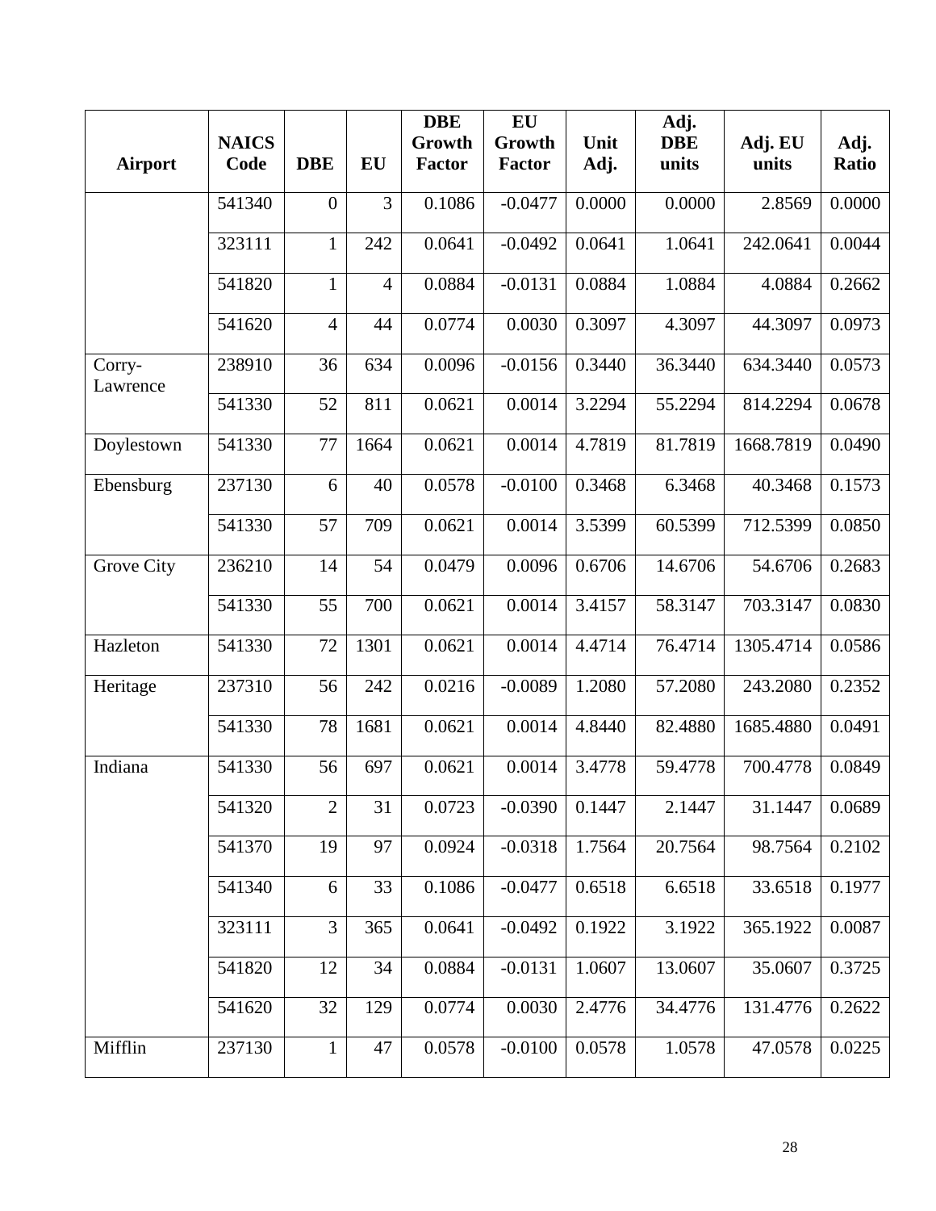| Airport | NAICS Code | DBE | EU | DBE Growth Factor | EU Growth Factor | Unit Adj. | Adj. DBE units | Adj. EU units | Adj. Ratio |
|---|---|---|---|---|---|---|---|---|---|
| | 541340 | 0 | 3 | 0.1086 | -0.0477 | 0.0000 | 0.0000 | 2.8569 | 0.0000 |
| | 323111 | 1 | 242 | 0.0641 | -0.0492 | 0.0641 | 1.0641 | 242.0641 | 0.0044 |
| | 541820 | 1 | 4 | 0.0884 | -0.0131 | 0.0884 | 1.0884 | 4.0884 | 0.2662 |
| | 541620 | 4 | 44 | 0.0774 | 0.0030 | 0.3097 | 4.3097 | 44.3097 | 0.0973 |
| Corry-Lawrence | 238910 | 36 | 634 | 0.0096 | -0.0156 | 0.3440 | 36.3440 | 634.3440 | 0.0573 |
| | 541330 | 52 | 811 | 0.0621 | 0.0014 | 3.2294 | 55.2294 | 814.2294 | 0.0678 |
| Doylestown | 541330 | 77 | 1664 | 0.0621 | 0.0014 | 4.7819 | 81.7819 | 1668.7819 | 0.0490 |
| Ebensburg | 237130 | 6 | 40 | 0.0578 | -0.0100 | 0.3468 | 6.3468 | 40.3468 | 0.1573 |
| | 541330 | 57 | 709 | 0.0621 | 0.0014 | 3.5399 | 60.5399 | 712.5399 | 0.0850 |
| Grove City | 236210 | 14 | 54 | 0.0479 | 0.0096 | 0.6706 | 14.6706 | 54.6706 | 0.2683 |
| | 541330 | 55 | 700 | 0.0621 | 0.0014 | 3.4157 | 58.3147 | 703.3147 | 0.0830 |
| Hazleton | 541330 | 72 | 1301 | 0.0621 | 0.0014 | 4.4714 | 76.4714 | 1305.4714 | 0.0586 |
| Heritage | 237310 | 56 | 242 | 0.0216 | -0.0089 | 1.2080 | 57.2080 | 243.2080 | 0.2352 |
| | 541330 | 78 | 1681 | 0.0621 | 0.0014 | 4.8440 | 82.4880 | 1685.4880 | 0.0491 |
| Indiana | 541330 | 56 | 697 | 0.0621 | 0.0014 | 3.4778 | 59.4778 | 700.4778 | 0.0849 |
| | 541320 | 2 | 31 | 0.0723 | -0.0390 | 0.1447 | 2.1447 | 31.1447 | 0.0689 |
| | 541370 | 19 | 97 | 0.0924 | -0.0318 | 1.7564 | 20.7564 | 98.7564 | 0.2102 |
| | 541340 | 6 | 33 | 0.1086 | -0.0477 | 0.6518 | 6.6518 | 33.6518 | 0.1977 |
| | 323111 | 3 | 365 | 0.0641 | -0.0492 | 0.1922 | 3.1922 | 365.1922 | 0.0087 |
| | 541820 | 12 | 34 | 0.0884 | -0.0131 | 1.0607 | 13.0607 | 35.0607 | 0.3725 |
| | 541620 | 32 | 129 | 0.0774 | 0.0030 | 2.4776 | 34.4776 | 131.4776 | 0.2622 |
| Mifflin | 237130 | 1 | 47 | 0.0578 | -0.0100 | 0.0578 | 1.0578 | 47.0578 | 0.0225 |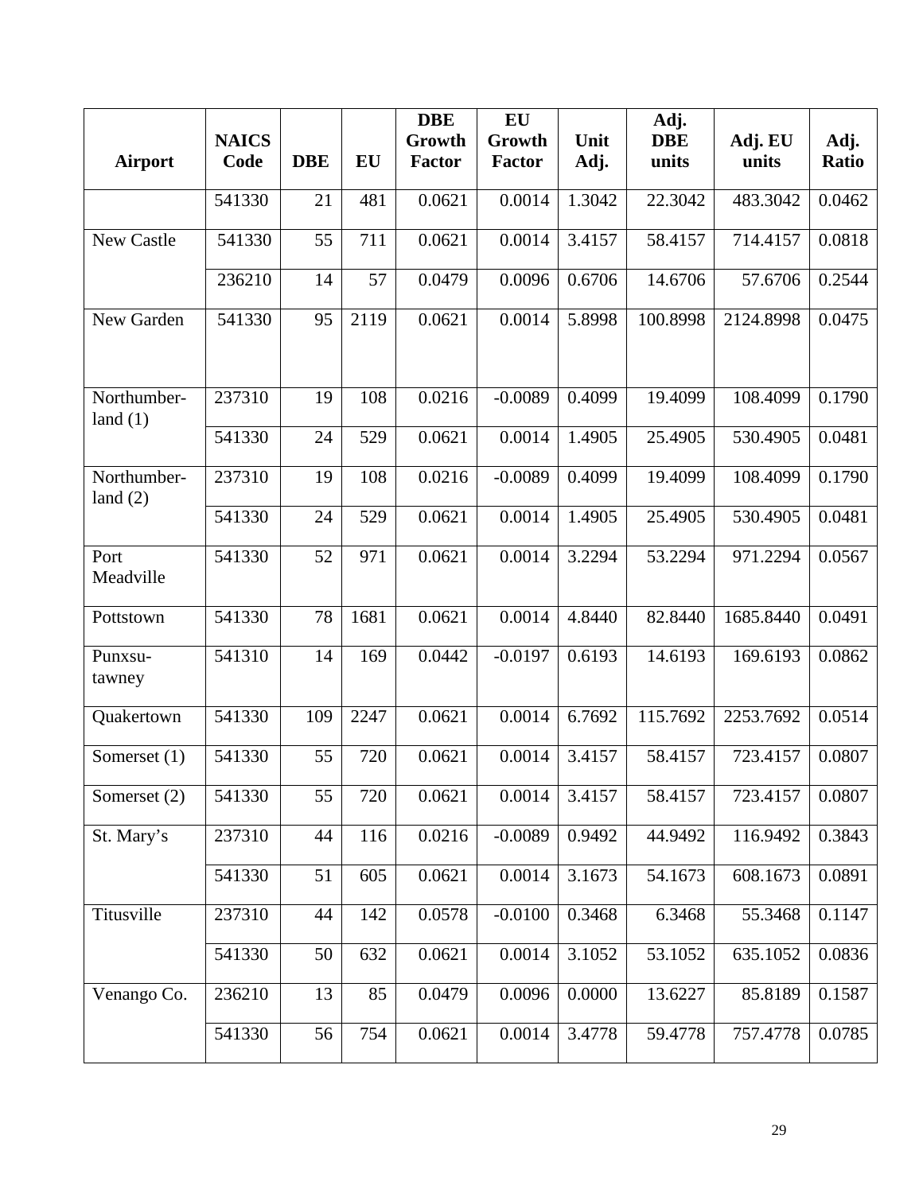| Airport | NAICS Code | DBE | EU | DBE Growth Factor | EU Growth Factor | Unit Adj. | Adj. DBE units | Adj. EU units | Adj. Ratio |
|---|---|---|---|---|---|---|---|---|---|
| | 541330 | 21 | 481 | 0.0621 | 0.0014 | 1.3042 | 22.3042 | 483.3042 | 0.0462 |
| New Castle | 541330 | 55 | 711 | 0.0621 | 0.0014 | 3.4157 | 58.4157 | 714.4157 | 0.0818 |
| | 236210 | 14 | 57 | 0.0479 | 0.0096 | 0.6706 | 14.6706 | 57.6706 | 0.2544 |
| New Garden | 541330 | 95 | 2119 | 0.0621 | 0.0014 | 5.8998 | 100.8998 | 2124.8998 | 0.0475 |
| Northumber-land (1) | 237310 | 19 | 108 | 0.0216 | -0.0089 | 0.4099 | 19.4099 | 108.4099 | 0.1790 |
| | 541330 | 24 | 529 | 0.0621 | 0.0014 | 1.4905 | 25.4905 | 530.4905 | 0.0481 |
| Northumber-land (2) | 237310 | 19 | 108 | 0.0216 | -0.0089 | 0.4099 | 19.4099 | 108.4099 | 0.1790 |
| | 541330 | 24 | 529 | 0.0621 | 0.0014 | 1.4905 | 25.4905 | 530.4905 | 0.0481 |
| Port Meadville | 541330 | 52 | 971 | 0.0621 | 0.0014 | 3.2294 | 53.2294 | 971.2294 | 0.0567 |
| Pottstown | 541330 | 78 | 1681 | 0.0621 | 0.0014 | 4.8440 | 82.8440 | 1685.8440 | 0.0491 |
| Punxsu-tawney | 541310 | 14 | 169 | 0.0442 | -0.0197 | 0.6193 | 14.6193 | 169.6193 | 0.0862 |
| Quakertown | 541330 | 109 | 2247 | 0.0621 | 0.0014 | 6.7692 | 115.7692 | 2253.7692 | 0.0514 |
| Somerset (1) | 541330 | 55 | 720 | 0.0621 | 0.0014 | 3.4157 | 58.4157 | 723.4157 | 0.0807 |
| Somerset (2) | 541330 | 55 | 720 | 0.0621 | 0.0014 | 3.4157 | 58.4157 | 723.4157 | 0.0807 |
| St. Mary's | 237310 | 44 | 116 | 0.0216 | -0.0089 | 0.9492 | 44.9492 | 116.9492 | 0.3843 |
| | 541330 | 51 | 605 | 0.0621 | 0.0014 | 3.1673 | 54.1673 | 608.1673 | 0.0891 |
| Titusville | 237310 | 44 | 142 | 0.0578 | -0.0100 | 0.3468 | 6.3468 | 55.3468 | 0.1147 |
| | 541330 | 50 | 632 | 0.0621 | 0.0014 | 3.1052 | 53.1052 | 635.1052 | 0.0836 |
| Venango Co. | 236210 | 13 | 85 | 0.0479 | 0.0096 | 0.0000 | 13.6227 | 85.8189 | 0.1587 |
| | 541330 | 56 | 754 | 0.0621 | 0.0014 | 3.4778 | 59.4778 | 757.4778 | 0.0785 |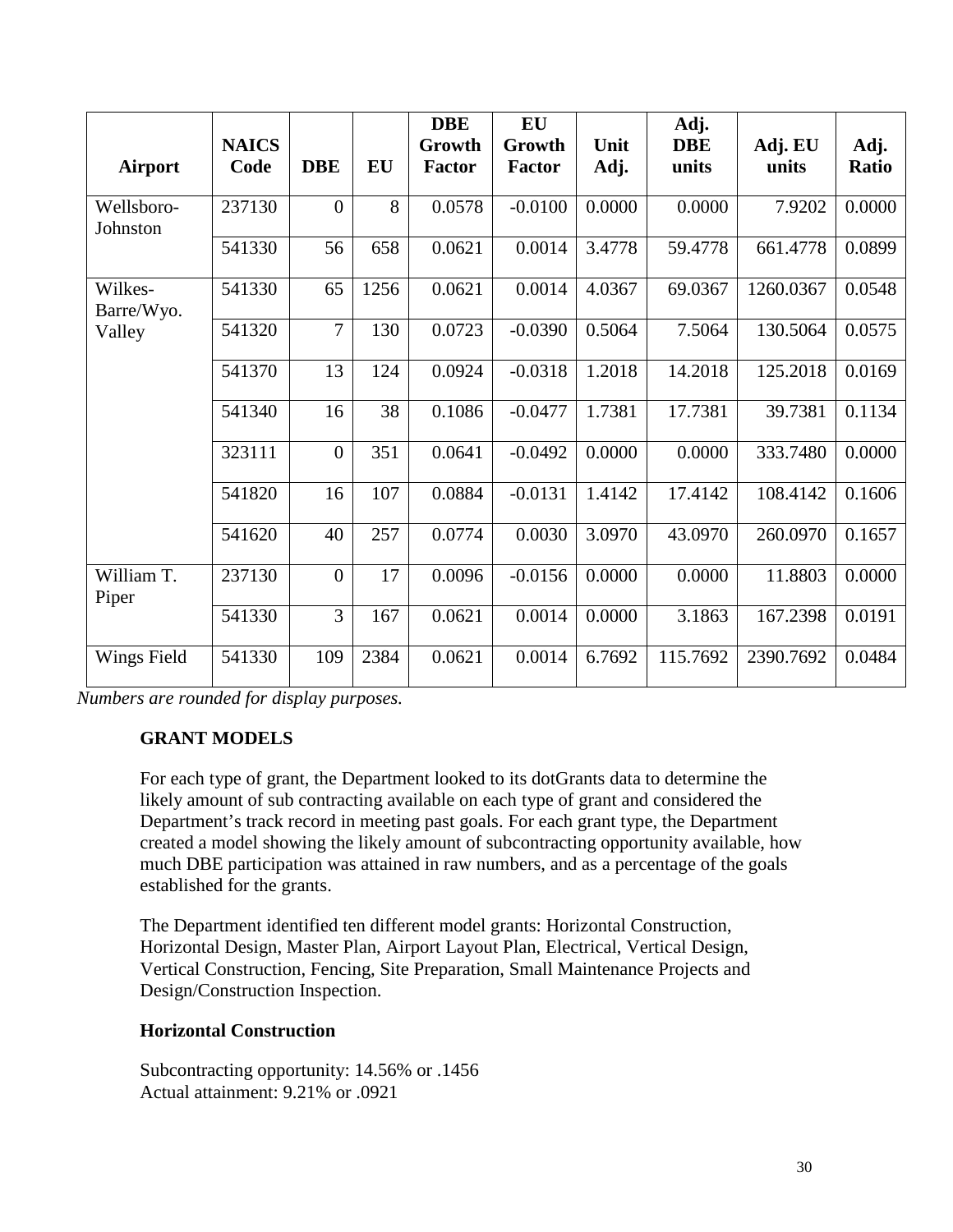| Airport | NAICS Code | DBE | EU | DBE Growth Factor | EU Growth Factor | Unit Adj. | Adj. DBE units | Adj. EU units | Adj. Ratio |
|---|---|---|---|---|---|---|---|---|---|
| Wellsboro-Johnston | 237130 | 0 | 8 | 0.0578 | -0.0100 | 0.0000 | 0.0000 | 7.9202 | 0.0000 |
| | 541330 | 56 | 658 | 0.0621 | 0.0014 | 3.4778 | 59.4778 | 661.4778 | 0.0899 |
| Wilkes-Barre/Wyo. Valley | 541330 | 65 | 1256 | 0.0621 | 0.0014 | 4.0367 | 69.0367 | 1260.0367 | 0.0548 |
| | 541320 | 7 | 130 | 0.0723 | -0.0390 | 0.5064 | 7.5064 | 130.5064 | 0.0575 |
| | 541370 | 13 | 124 | 0.0924 | -0.0318 | 1.2018 | 14.2018 | 125.2018 | 0.0169 |
| | 541340 | 16 | 38 | 0.1086 | -0.0477 | 1.7381 | 17.7381 | 39.7381 | 0.1134 |
| | 323111 | 0 | 351 | 0.0641 | -0.0492 | 0.0000 | 0.0000 | 333.7480 | 0.0000 |
| | 541820 | 16 | 107 | 0.0884 | -0.0131 | 1.4142 | 17.4142 | 108.4142 | 0.1606 |
| | 541620 | 40 | 257 | 0.0774 | 0.0030 | 3.0970 | 43.0970 | 260.0970 | 0.1657 |
| William T. Piper | 237130 | 0 | 17 | 0.0096 | -0.0156 | 0.0000 | 0.0000 | 11.8803 | 0.0000 |
| | 541330 | 3 | 167 | 0.0621 | 0.0014 | 0.0000 | 3.1863 | 167.2398 | 0.0191 |
| Wings Field | 541330 | 109 | 2384 | 0.0621 | 0.0014 | 6.7692 | 115.7692 | 2390.7692 | 0.0484 |

*Numbers are rounded for display purposes.*

## GRANT MODELS

For each type of grant, the Department looked to its dotGrants data to determine the likely amount of sub contracting available on each type of grant and considered the Department's track record in meeting past goals. For each grant type, the Department created a model showing the likely amount of subcontracting opportunity available, how much DBE participation was attained in raw numbers, and as a percentage of the goals established for the grants.

The Department identified ten different model grants: Horizontal Construction, Horizontal Design, Master Plan, Airport Layout Plan, Electrical, Vertical Design, Vertical Construction, Fencing, Site Preparation, Small Maintenance Projects and Design/Construction Inspection.

### Horizontal Construction

Subcontracting opportunity: 14.56% or .1456
Actual attainment: 9.21% or .0921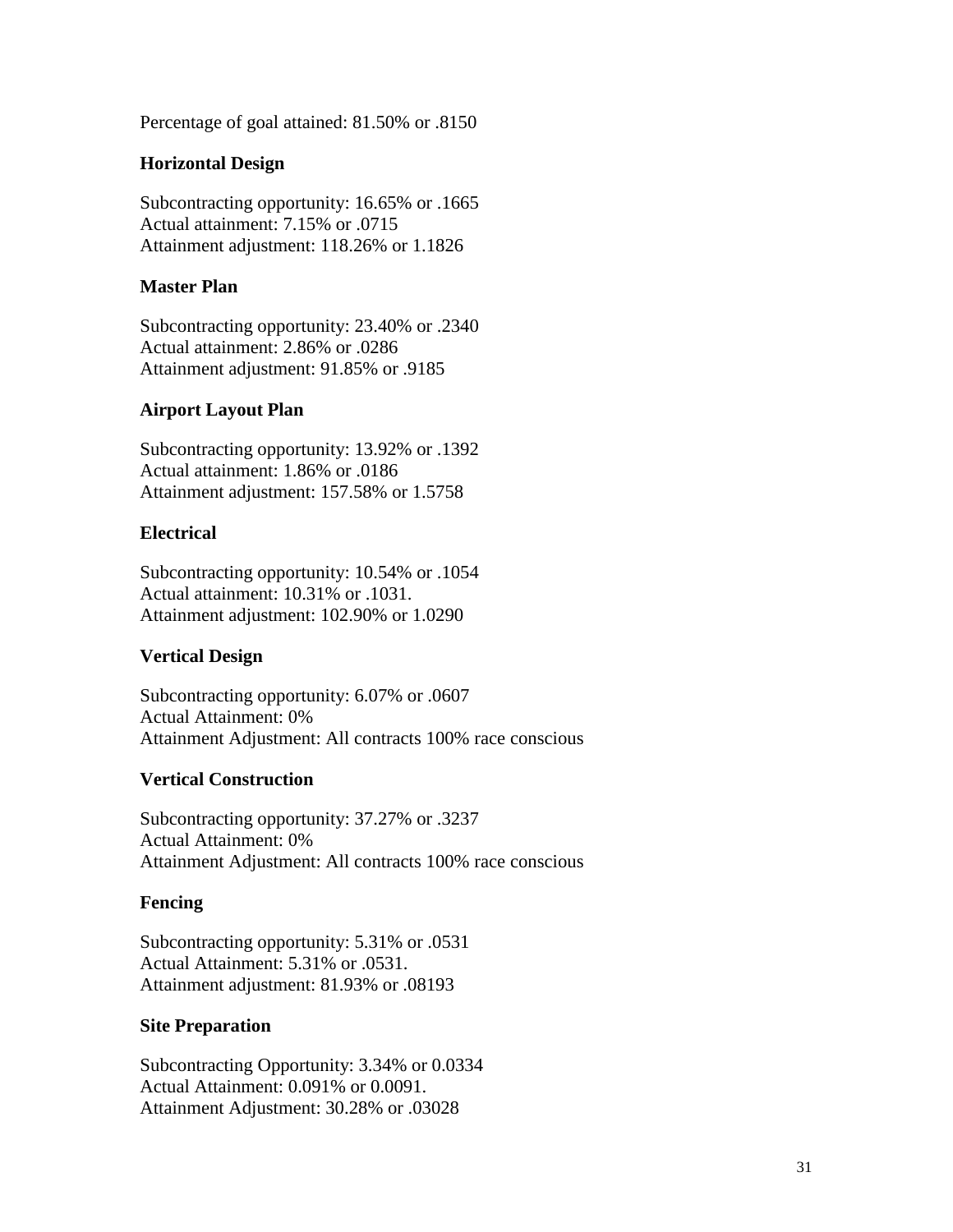Percentage of goal attained: 81.50% or .8150

**Horizontal Design**

Subcontracting opportunity: 16.65% or .1665
Actual attainment: 7.15% or .0715
Attainment adjustment: 118.26% or 1.1826

**Master Plan**

Subcontracting opportunity: 23.40% or .2340
Actual attainment: 2.86% or .0286
Attainment adjustment: 91.85% or .9185

**Airport Layout Plan**

Subcontracting opportunity: 13.92% or .1392
Actual attainment: 1.86% or .0186
Attainment adjustment: 157.58% or 1.5758

**Electrical**

Subcontracting opportunity: 10.54% or .1054
Actual attainment: 10.31% or .1031.
Attainment adjustment: 102.90% or 1.0290

**Vertical Design**

Subcontracting opportunity: 6.07% or .0607
Actual Attainment: 0%
Attainment Adjustment: All contracts 100% race conscious

**Vertical Construction**

Subcontracting opportunity: 37.27% or .3237
Actual Attainment: 0%
Attainment Adjustment: All contracts 100% race conscious

**Fencing**

Subcontracting opportunity: 5.31% or .0531
Actual Attainment: 5.31% or .0531.
Attainment adjustment: 81.93% or .08193

**Site Preparation**

Subcontracting Opportunity: 3.34% or 0.0334
Actual Attainment: 0.091% or 0.0091.
Attainment Adjustment: 30.28% or .03028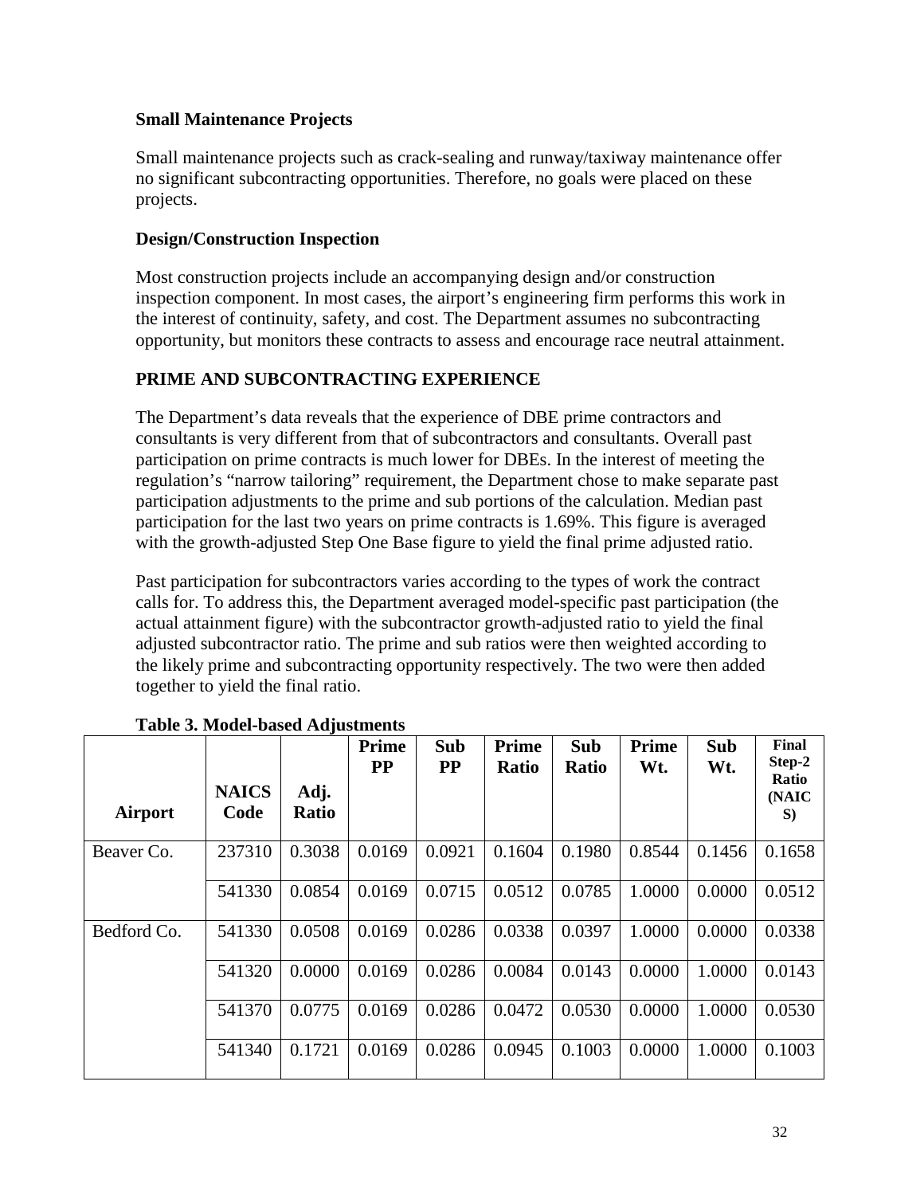**Small Maintenance Projects**

Small maintenance projects such as crack-sealing and runway/taxiway maintenance offer no significant subcontracting opportunities. Therefore, no goals were placed on these projects.

**Design/Construction Inspection**

Most construction projects include an accompanying design and/or construction inspection component. In most cases, the airport's engineering firm performs this work in the interest of continuity, safety, and cost. The Department assumes no subcontracting opportunity, but monitors these contracts to assess and encourage race neutral attainment.

**PRIME AND SUBCONTRACTING EXPERIENCE**

The Department's data reveals that the experience of DBE prime contractors and consultants is very different from that of subcontractors and consultants. Overall past participation on prime contracts is much lower for DBEs. In the interest of meeting the regulation's "narrow tailoring" requirement, the Department chose to make separate past participation adjustments to the prime and sub portions of the calculation. Median past participation for the last two years on prime contracts is 1.69%. This figure is averaged with the growth-adjusted Step One Base figure to yield the final prime adjusted ratio.

Past participation for subcontractors varies according to the types of work the contract calls for. To address this, the Department averaged model-specific past participation (the actual attainment figure) with the subcontractor growth-adjusted ratio to yield the final adjusted subcontractor ratio. The prime and sub ratios were then weighted according to the likely prime and subcontracting opportunity respectively. The two were then added together to yield the final ratio.

**Table 3. Model-based Adjustments**

| Airport | NAICS Code | Adj. Ratio | Prime PP | Sub PP | Prime Ratio | Sub Ratio | Prime Wt. | Sub Wt. | Final Step-2 Ratio (NAICS) |
|---|---|---|---|---|---|---|---|---|---|
| Beaver Co. | 237310 | 0.3038 | 0.0169 | 0.0921 | 0.1604 | 0.1980 | 0.8544 | 0.1456 | 0.1658 |
| | 541330 | 0.0854 | 0.0169 | 0.0715 | 0.0512 | 0.0785 | 1.0000 | 0.0000 | 0.0512 |
| Bedford Co. | 541330 | 0.0508 | 0.0169 | 0.0286 | 0.0338 | 0.0397 | 1.0000 | 0.0000 | 0.0338 |
| | 541320 | 0.0000 | 0.0169 | 0.0286 | 0.0084 | 0.0143 | 0.0000 | 1.0000 | 0.0143 |
| | 541370 | 0.0775 | 0.0169 | 0.0286 | 0.0472 | 0.0530 | 0.0000 | 1.0000 | 0.0530 |
| | 541340 | 0.1721 | 0.0169 | 0.0286 | 0.0945 | 0.1003 | 0.0000 | 1.0000 | 0.1003 |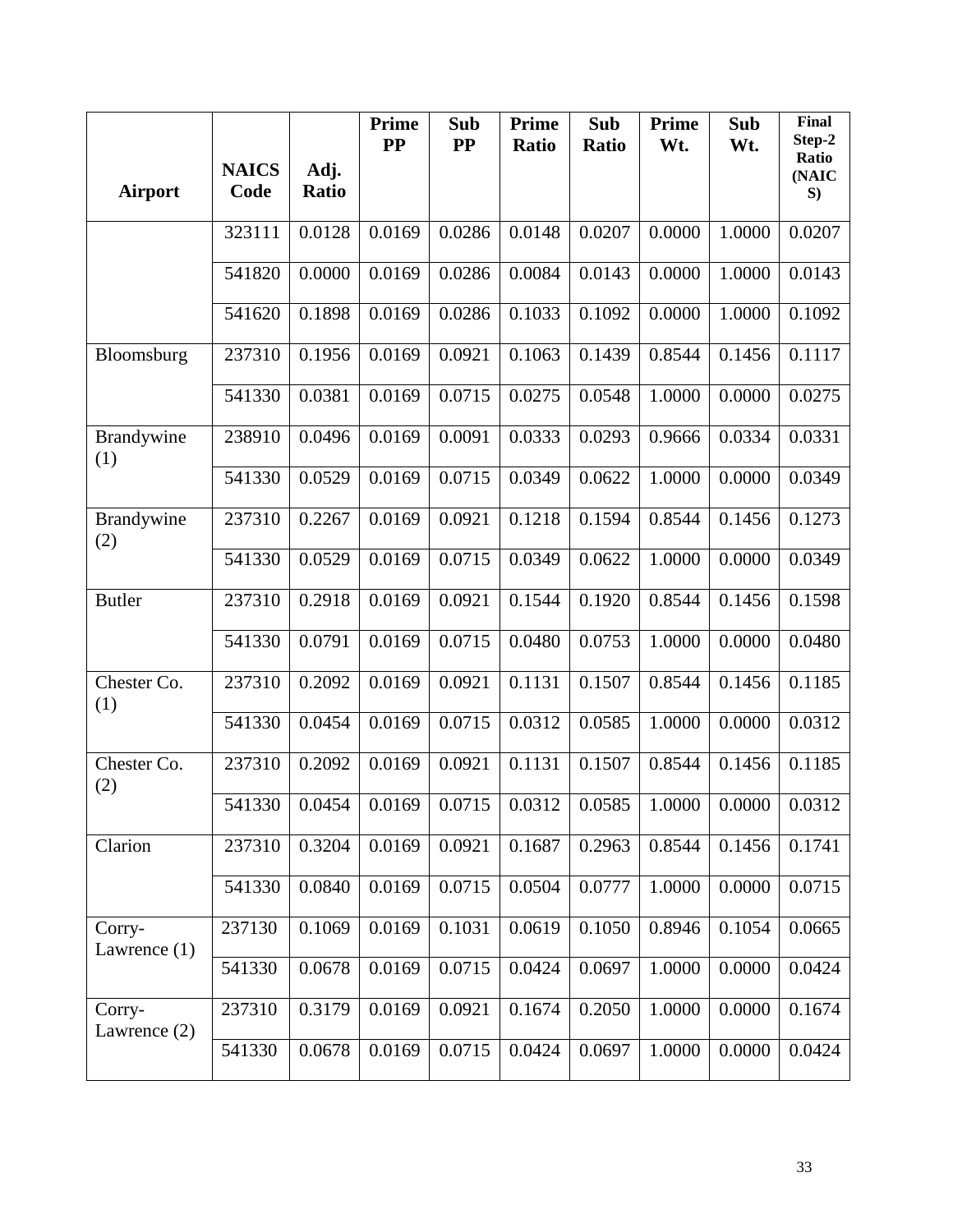| Airport | NAICS Code | Adj. Ratio | Prime PP | Sub PP | Prime Ratio | Sub Ratio | Prime Wt. | Sub Wt. | Final Step-2 Ratio (NAICS) |
|---|---|---|---|---|---|---|---|---|---|
| | 323111 | 0.0128 | 0.0169 | 0.0286 | 0.0148 | 0.0207 | 0.0000 | 1.0000 | 0.0207 |
| | 541820 | 0.0000 | 0.0169 | 0.0286 | 0.0084 | 0.0143 | 0.0000 | 1.0000 | 0.0143 |
| | 541620 | 0.1898 | 0.0169 | 0.0286 | 0.1033 | 0.1092 | 0.0000 | 1.0000 | 0.1092 |
| Bloomsburg | 237310 | 0.1956 | 0.0169 | 0.0921 | 0.1063 | 0.1439 | 0.8544 | 0.1456 | 0.1117 |
| | 541330 | 0.0381 | 0.0169 | 0.0715 | 0.0275 | 0.0548 | 1.0000 | 0.0000 | 0.0275 |
| Brandywine (1) | 238910 | 0.0496 | 0.0169 | 0.0091 | 0.0333 | 0.0293 | 0.9666 | 0.0334 | 0.0331 |
| | 541330 | 0.0529 | 0.0169 | 0.0715 | 0.0349 | 0.0622 | 1.0000 | 0.0000 | 0.0349 |
| Brandywine (2) | 237310 | 0.2267 | 0.0169 | 0.0921 | 0.1218 | 0.1594 | 0.8544 | 0.1456 | 0.1273 |
| | 541330 | 0.0529 | 0.0169 | 0.0715 | 0.0349 | 0.0622 | 1.0000 | 0.0000 | 0.0349 |
| Butler | 237310 | 0.2918 | 0.0169 | 0.0921 | 0.1544 | 0.1920 | 0.8544 | 0.1456 | 0.1598 |
| | 541330 | 0.0791 | 0.0169 | 0.0715 | 0.0480 | 0.0753 | 1.0000 | 0.0000 | 0.0480 |
| Chester Co. (1) | 237310 | 0.2092 | 0.0169 | 0.0921 | 0.1131 | 0.1507 | 0.8544 | 0.1456 | 0.1185 |
| | 541330 | 0.0454 | 0.0169 | 0.0715 | 0.0312 | 0.0585 | 1.0000 | 0.0000 | 0.0312 |
| Chester Co. (2) | 237310 | 0.2092 | 0.0169 | 0.0921 | 0.1131 | 0.1507 | 0.8544 | 0.1456 | 0.1185 |
| | 541330 | 0.0454 | 0.0169 | 0.0715 | 0.0312 | 0.0585 | 1.0000 | 0.0000 | 0.0312 |
| Clarion | 237310 | 0.3204 | 0.0169 | 0.0921 | 0.1687 | 0.2963 | 0.8544 | 0.1456 | 0.1741 |
| | 541330 | 0.0840 | 0.0169 | 0.0715 | 0.0504 | 0.0777 | 1.0000 | 0.0000 | 0.0715 |
| Corry-Lawrence (1) | 237130 | 0.1069 | 0.0169 | 0.1031 | 0.0619 | 0.1050 | 0.8946 | 0.1054 | 0.0665 |
| | 541330 | 0.0678 | 0.0169 | 0.0715 | 0.0424 | 0.0697 | 1.0000 | 0.0000 | 0.0424 |
| Corry-Lawrence (2) | 237310 | 0.3179 | 0.0169 | 0.0921 | 0.1674 | 0.2050 | 1.0000 | 0.0000 | 0.1674 |
| | 541330 | 0.0678 | 0.0169 | 0.0715 | 0.0424 | 0.0697 | 1.0000 | 0.0000 | 0.0424 |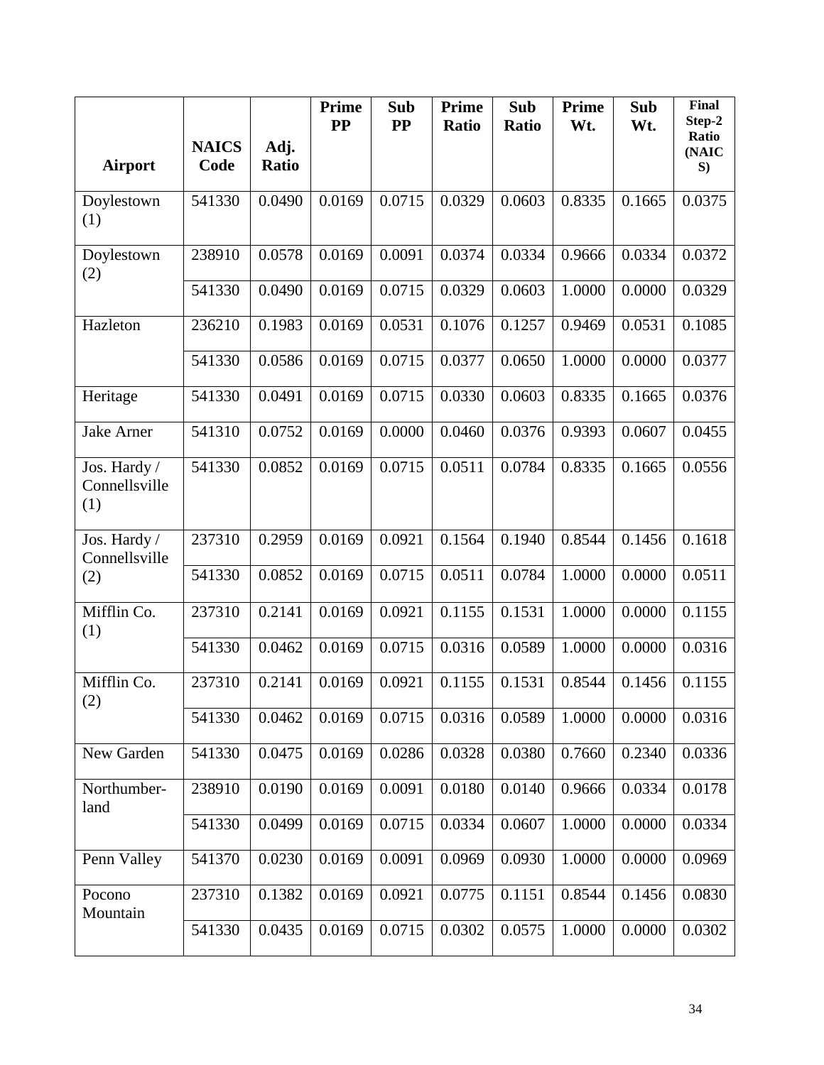| Airport | NAICS Code | Adj. Ratio | Prime PP | Sub PP | Prime Ratio | Sub Ratio | Prime Wt. | Sub Wt. | Final Step-2 Ratio (NAICS) |
|---|---|---|---|---|---|---|---|---|---|
| Doylestown (1) | 541330 | 0.0490 | 0.0169 | 0.0715 | 0.0329 | 0.0603 | 0.8335 | 0.1665 | 0.0375 |
| Doylestown (2) | 238910 | 0.0578 | 0.0169 | 0.0091 | 0.0374 | 0.0334 | 0.9666 | 0.0334 | 0.0372 |
| | 541330 | 0.0490 | 0.0169 | 0.0715 | 0.0329 | 0.0603 | 1.0000 | 0.0000 | 0.0329 |
| Hazleton | 236210 | 0.1983 | 0.0169 | 0.0531 | 0.1076 | 0.1257 | 0.9469 | 0.0531 | 0.1085 |
| | 541330 | 0.0586 | 0.0169 | 0.0715 | 0.0377 | 0.0650 | 1.0000 | 0.0000 | 0.0377 |
| Heritage | 541330 | 0.0491 | 0.0169 | 0.0715 | 0.0330 | 0.0603 | 0.8335 | 0.1665 | 0.0376 |
| Jake Arner | 541310 | 0.0752 | 0.0169 | 0.0000 | 0.0460 | 0.0376 | 0.9393 | 0.0607 | 0.0455 |
| Jos. Hardy / Connellsville (1) | 541330 | 0.0852 | 0.0169 | 0.0715 | 0.0511 | 0.0784 | 0.8335 | 0.1665 | 0.0556 |
| Jos. Hardy / Connellsville (2) | 237310 | 0.2959 | 0.0169 | 0.0921 | 0.1564 | 0.1940 | 0.8544 | 0.1456 | 0.1618 |
| | 541330 | 0.0852 | 0.0169 | 0.0715 | 0.0511 | 0.0784 | 1.0000 | 0.0000 | 0.0511 |
| Mifflin Co. (1) | 237310 | 0.2141 | 0.0169 | 0.0921 | 0.1155 | 0.1531 | 1.0000 | 0.0000 | 0.1155 |
| | 541330 | 0.0462 | 0.0169 | 0.0715 | 0.0316 | 0.0589 | 1.0000 | 0.0000 | 0.0316 |
| Mifflin Co. (2) | 237310 | 0.2141 | 0.0169 | 0.0921 | 0.1155 | 0.1531 | 0.8544 | 0.1456 | 0.1155 |
| | 541330 | 0.0462 | 0.0169 | 0.0715 | 0.0316 | 0.0589 | 1.0000 | 0.0000 | 0.0316 |
| New Garden | 541330 | 0.0475 | 0.0169 | 0.0286 | 0.0328 | 0.0380 | 0.7660 | 0.2340 | 0.0336 |
| Northumber-land | 238910 | 0.0190 | 0.0169 | 0.0091 | 0.0180 | 0.0140 | 0.9666 | 0.0334 | 0.0178 |
| | 541330 | 0.0499 | 0.0169 | 0.0715 | 0.0334 | 0.0607 | 1.0000 | 0.0000 | 0.0334 |
| Penn Valley | 541370 | 0.0230 | 0.0169 | 0.0091 | 0.0969 | 0.0930 | 1.0000 | 0.0000 | 0.0969 |
| Pocono Mountain | 237310 | 0.1382 | 0.0169 | 0.0921 | 0.0775 | 0.1151 | 0.8544 | 0.1456 | 0.0830 |
| | 541330 | 0.0435 | 0.0169 | 0.0715 | 0.0302 | 0.0575 | 1.0000 | 0.0000 | 0.0302 |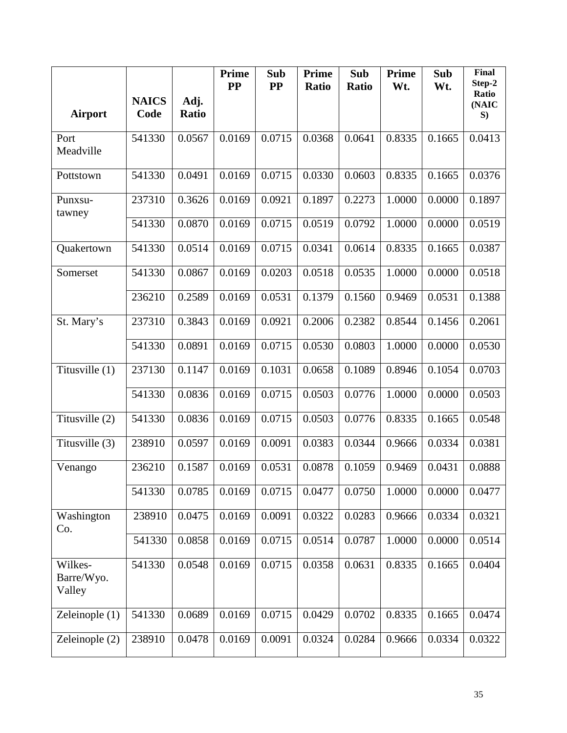| Airport | NAICS Code | Adj. Ratio | Prime PP | Sub PP | Prime Ratio | Sub Ratio | Prime Wt. | Sub Wt. | Final Step-2 Ratio (NAICS) |
|---|---|---|---|---|---|---|---|---|---|
| Port Meadville | 541330 | 0.0567 | 0.0169 | 0.0715 | 0.0368 | 0.0641 | 0.8335 | 0.1665 | 0.0413 |
| Pottstown | 541330 | 0.0491 | 0.0169 | 0.0715 | 0.0330 | 0.0603 | 0.8335 | 0.1665 | 0.0376 |
| Punxsu-tawney | 237310 | 0.3626 | 0.0169 | 0.0921 | 0.1897 | 0.2273 | 1.0000 | 0.0000 | 0.1897 |
| | 541330 | 0.0870 | 0.0169 | 0.0715 | 0.0519 | 0.0792 | 1.0000 | 0.0000 | 0.0519 |
| Quakertown | 541330 | 0.0514 | 0.0169 | 0.0715 | 0.0341 | 0.0614 | 0.8335 | 0.1665 | 0.0387 |
| Somerset | 541330 | 0.0867 | 0.0169 | 0.0203 | 0.0518 | 0.0535 | 1.0000 | 0.0000 | 0.0518 |
| | 236210 | 0.2589 | 0.0169 | 0.0531 | 0.1379 | 0.1560 | 0.9469 | 0.0531 | 0.1388 |
| St. Mary's | 237310 | 0.3843 | 0.0169 | 0.0921 | 0.2006 | 0.2382 | 0.8544 | 0.1456 | 0.2061 |
| | 541330 | 0.0891 | 0.0169 | 0.0715 | 0.0530 | 0.0803 | 1.0000 | 0.0000 | 0.0530 |
| Titusville (1) | 237130 | 0.1147 | 0.0169 | 0.1031 | 0.0658 | 0.1089 | 0.8946 | 0.1054 | 0.0703 |
| | 541330 | 0.0836 | 0.0169 | 0.0715 | 0.0503 | 0.0776 | 1.0000 | 0.0000 | 0.0503 |
| Titusville (2) | 541330 | 0.0836 | 0.0169 | 0.0715 | 0.0503 | 0.0776 | 0.8335 | 0.1665 | 0.0548 |
| Titusville (3) | 238910 | 0.0597 | 0.0169 | 0.0091 | 0.0383 | 0.0344 | 0.9666 | 0.0334 | 0.0381 |
| Venango | 236210 | 0.1587 | 0.0169 | 0.0531 | 0.0878 | 0.1059 | 0.9469 | 0.0431 | 0.0888 |
| | 541330 | 0.0785 | 0.0169 | 0.0715 | 0.0477 | 0.0750 | 1.0000 | 0.0000 | 0.0477 |
| Washington Co. | 238910 | 0.0475 | 0.0169 | 0.0091 | 0.0322 | 0.0283 | 0.9666 | 0.0334 | 0.0321 |
| | 541330 | 0.0858 | 0.0169 | 0.0715 | 0.0514 | 0.0787 | 1.0000 | 0.0000 | 0.0514 |
| Wilkes-Barre/Wyo. Valley | 541330 | 0.0548 | 0.0169 | 0.0715 | 0.0358 | 0.0631 | 0.8335 | 0.1665 | 0.0404 |
| Zeleinople (1) | 541330 | 0.0689 | 0.0169 | 0.0715 | 0.0429 | 0.0702 | 0.8335 | 0.1665 | 0.0474 |
| Zeleinople (2) | 238910 | 0.0478 | 0.0169 | 0.0091 | 0.0324 | 0.0284 | 0.9666 | 0.0334 | 0.0322 |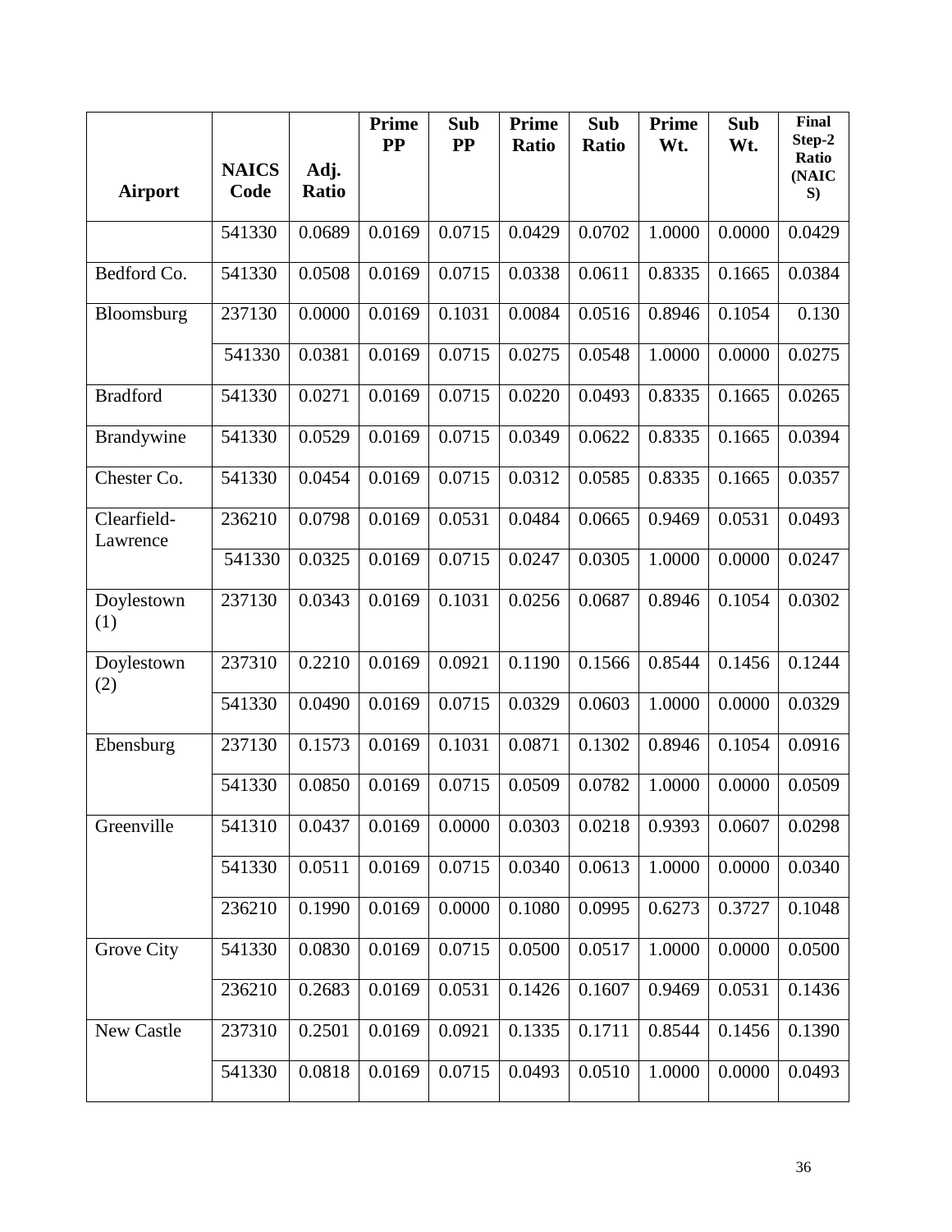| Airport | NAICS Code | Adj. Ratio | Prime PP | Sub PP | Prime Ratio | Sub Ratio | Prime Wt. | Sub Wt. | Final Step-2 Ratio (NAICS) |
|---|---|---|---|---|---|---|---|---|---|
| | 541330 | 0.0689 | 0.0169 | 0.0715 | 0.0429 | 0.0702 | 1.0000 | 0.0000 | 0.0429 |
| Bedford Co. | 541330 | 0.0508 | 0.0169 | 0.0715 | 0.0338 | 0.0611 | 0.8335 | 0.1665 | 0.0384 |
| Bloomsburg | 237130 | 0.0000 | 0.0169 | 0.1031 | 0.0084 | 0.0516 | 0.8946 | 0.1054 | 0.130 |
| | 541330 | 0.0381 | 0.0169 | 0.0715 | 0.0275 | 0.0548 | 1.0000 | 0.0000 | 0.0275 |
| Bradford | 541330 | 0.0271 | 0.0169 | 0.0715 | 0.0220 | 0.0493 | 0.8335 | 0.1665 | 0.0265 |
| Brandywine | 541330 | 0.0529 | 0.0169 | 0.0715 | 0.0349 | 0.0622 | 0.8335 | 0.1665 | 0.0394 |
| Chester Co. | 541330 | 0.0454 | 0.0169 | 0.0715 | 0.0312 | 0.0585 | 0.8335 | 0.1665 | 0.0357 |
| Clearfield-Lawrence | 236210 | 0.0798 | 0.0169 | 0.0531 | 0.0484 | 0.0665 | 0.9469 | 0.0531 | 0.0493 |
| | 541330 | 0.0325 | 0.0169 | 0.0715 | 0.0247 | 0.0305 | 1.0000 | 0.0000 | 0.0247 |
| Doylestown (1) | 237130 | 0.0343 | 0.0169 | 0.1031 | 0.0256 | 0.0687 | 0.8946 | 0.1054 | 0.0302 |
| Doylestown (2) | 237310 | 0.2210 | 0.0169 | 0.0921 | 0.1190 | 0.1566 | 0.8544 | 0.1456 | 0.1244 |
| | 541330 | 0.0490 | 0.0169 | 0.0715 | 0.0329 | 0.0603 | 1.0000 | 0.0000 | 0.0329 |
| Ebensburg | 237130 | 0.1573 | 0.0169 | 0.1031 | 0.0871 | 0.1302 | 0.8946 | 0.1054 | 0.0916 |
| | 541330 | 0.0850 | 0.0169 | 0.0715 | 0.0509 | 0.0782 | 1.0000 | 0.0000 | 0.0509 |
| Greenville | 541310 | 0.0437 | 0.0169 | 0.0000 | 0.0303 | 0.0218 | 0.9393 | 0.0607 | 0.0298 |
| | 541330 | 0.0511 | 0.0169 | 0.0715 | 0.0340 | 0.0613 | 1.0000 | 0.0000 | 0.0340 |
| | 236210 | 0.1990 | 0.0169 | 0.0000 | 0.1080 | 0.0995 | 0.6273 | 0.3727 | 0.1048 |
| Grove City | 541330 | 0.0830 | 0.0169 | 0.0715 | 0.0500 | 0.0517 | 1.0000 | 0.0000 | 0.0500 |
| | 236210 | 0.2683 | 0.0169 | 0.0531 | 0.1426 | 0.1607 | 0.9469 | 0.0531 | 0.1436 |
| New Castle | 237310 | 0.2501 | 0.0169 | 0.0921 | 0.1335 | 0.1711 | 0.8544 | 0.1456 | 0.1390 |
| | 541330 | 0.0818 | 0.0169 | 0.0715 | 0.0493 | 0.0510 | 1.0000 | 0.0000 | 0.0493 |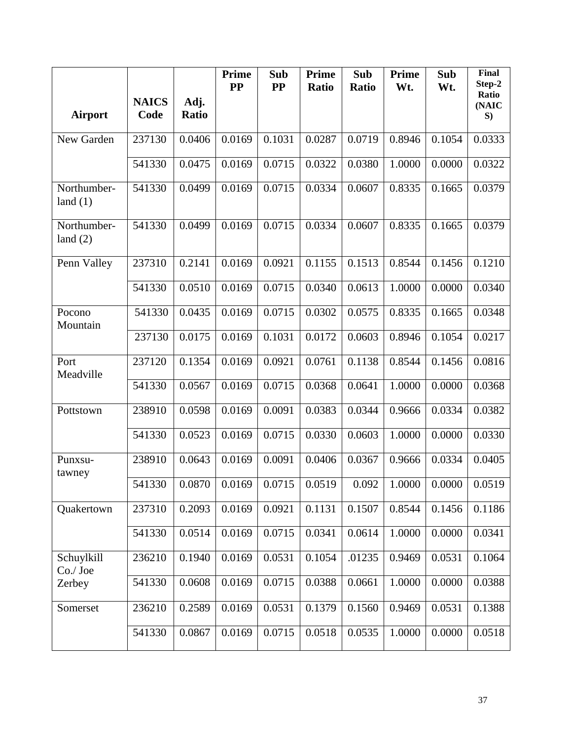| Airport | NAICS Code | Adj. Ratio | Prime PP | Sub PP | Prime Ratio | Sub Ratio | Prime Wt. | Sub Wt. | Final Step-2 Ratio (NAICS) |
|---|---|---|---|---|---|---|---|---|---|
| New Garden | 237130 | 0.0406 | 0.0169 | 0.1031 | 0.0287 | 0.0719 | 0.8946 | 0.1054 | 0.0333 |
| | 541330 | 0.0475 | 0.0169 | 0.0715 | 0.0322 | 0.0380 | 1.0000 | 0.0000 | 0.0322 |
| Northumber-land (1) | 541330 | 0.0499 | 0.0169 | 0.0715 | 0.0334 | 0.0607 | 0.8335 | 0.1665 | 0.0379 |
| Northumber-land (2) | 541330 | 0.0499 | 0.0169 | 0.0715 | 0.0334 | 0.0607 | 0.8335 | 0.1665 | 0.0379 |
| Penn Valley | 237310 | 0.2141 | 0.0169 | 0.0921 | 0.1155 | 0.1513 | 0.8544 | 0.1456 | 0.1210 |
| | 541330 | 0.0510 | 0.0169 | 0.0715 | 0.0340 | 0.0613 | 1.0000 | 0.0000 | 0.0340 |
| Pocono Mountain | 541330 | 0.0435 | 0.0169 | 0.0715 | 0.0302 | 0.0575 | 0.8335 | 0.1665 | 0.0348 |
| | 237130 | 0.0175 | 0.0169 | 0.1031 | 0.0172 | 0.0603 | 0.8946 | 0.1054 | 0.0217 |
| Port Meadville | 237120 | 0.1354 | 0.0169 | 0.0921 | 0.0761 | 0.1138 | 0.8544 | 0.1456 | 0.0816 |
| | 541330 | 0.0567 | 0.0169 | 0.0715 | 0.0368 | 0.0641 | 1.0000 | 0.0000 | 0.0368 |
| Pottstown | 238910 | 0.0598 | 0.0169 | 0.0091 | 0.0383 | 0.0344 | 0.9666 | 0.0334 | 0.0382 |
| | 541330 | 0.0523 | 0.0169 | 0.0715 | 0.0330 | 0.0603 | 1.0000 | 0.0000 | 0.0330 |
| Punxsu-tawney | 238910 | 0.0643 | 0.0169 | 0.0091 | 0.0406 | 0.0367 | 0.9666 | 0.0334 | 0.0405 |
| | 541330 | 0.0870 | 0.0169 | 0.0715 | 0.0519 | 0.092 | 1.0000 | 0.0000 | 0.0519 |
| Quakertown | 237310 | 0.2093 | 0.0169 | 0.0921 | 0.1131 | 0.1507 | 0.8544 | 0.1456 | 0.1186 |
| | 541330 | 0.0514 | 0.0169 | 0.0715 | 0.0341 | 0.0614 | 1.0000 | 0.0000 | 0.0341 |
| Schuylkill Co./ Joe Zerbey | 236210 | 0.1940 | 0.0169 | 0.0531 | 0.1054 | .01235 | 0.9469 | 0.0531 | 0.1064 |
| | 541330 | 0.0608 | 0.0169 | 0.0715 | 0.0388 | 0.0661 | 1.0000 | 0.0000 | 0.0388 |
| Somerset | 236210 | 0.2589 | 0.0169 | 0.0531 | 0.1379 | 0.1560 | 0.9469 | 0.0531 | 0.1388 |
| | 541330 | 0.0867 | 0.0169 | 0.0715 | 0.0518 | 0.0535 | 1.0000 | 0.0000 | 0.0518 |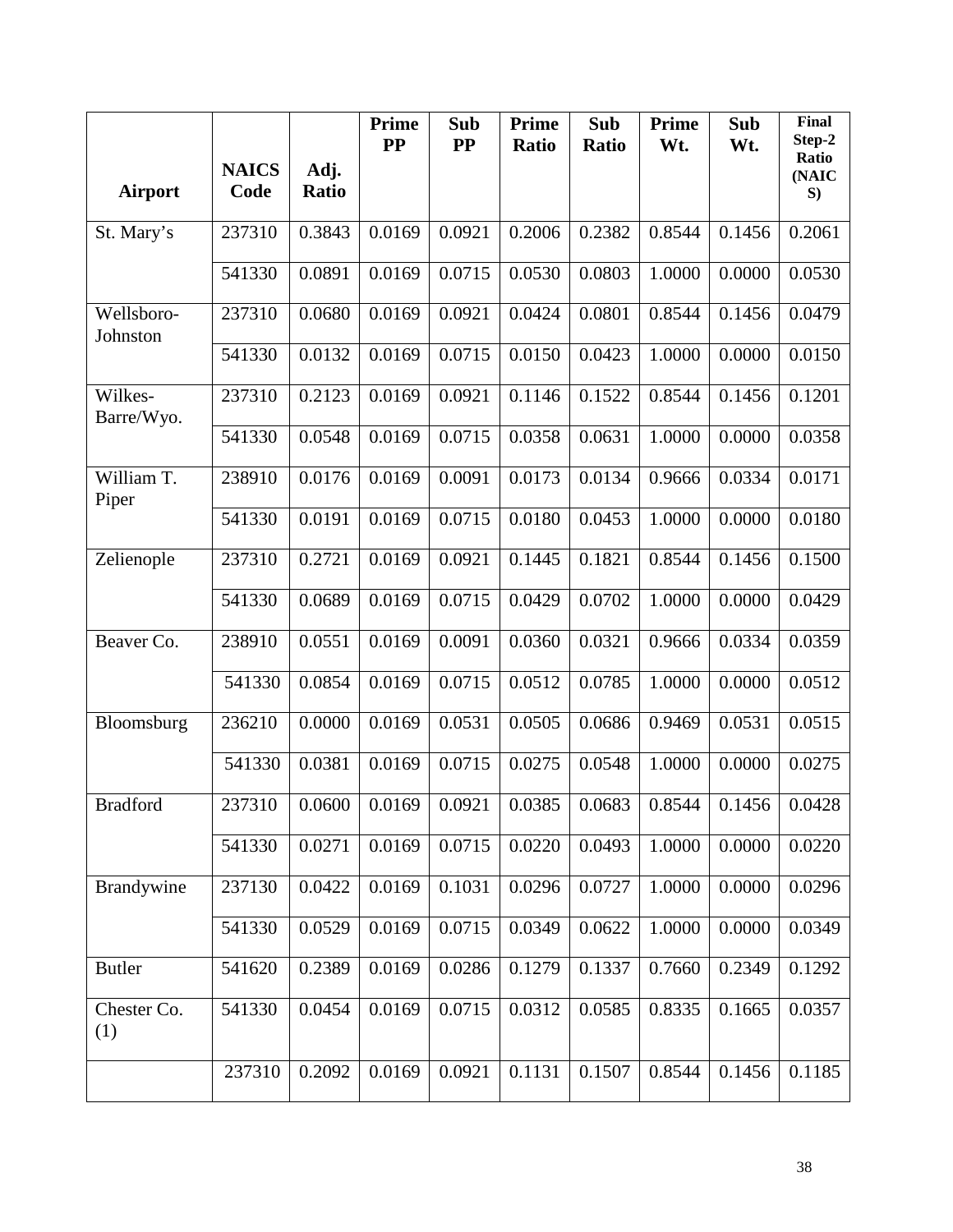| Airport | NAICS Code | Adj. Ratio | Prime PP | Sub PP | Prime Ratio | Sub Ratio | Prime Wt. | Sub Wt. | Final Step-2 Ratio (NAICS) |
|---|---|---|---|---|---|---|---|---|---|
| St. Mary's | 237310 | 0.3843 | 0.0169 | 0.0921 | 0.2006 | 0.2382 | 0.8544 | 0.1456 | 0.2061 |
| | 541330 | 0.0891 | 0.0169 | 0.0715 | 0.0530 | 0.0803 | 1.0000 | 0.0000 | 0.0530 |
| Wellsboro-Johnston | 237310 | 0.0680 | 0.0169 | 0.0921 | 0.0424 | 0.0801 | 0.8544 | 0.1456 | 0.0479 |
| | 541330 | 0.0132 | 0.0169 | 0.0715 | 0.0150 | 0.0423 | 1.0000 | 0.0000 | 0.0150 |
| Wilkes-Barre/Wyo. | 237310 | 0.2123 | 0.0169 | 0.0921 | 0.1146 | 0.1522 | 0.8544 | 0.1456 | 0.1201 |
| | 541330 | 0.0548 | 0.0169 | 0.0715 | 0.0358 | 0.0631 | 1.0000 | 0.0000 | 0.0358 |
| William T. Piper | 238910 | 0.0176 | 0.0169 | 0.0091 | 0.0173 | 0.0134 | 0.9666 | 0.0334 | 0.0171 |
| | 541330 | 0.0191 | 0.0169 | 0.0715 | 0.0180 | 0.0453 | 1.0000 | 0.0000 | 0.0180 |
| Zelienople | 237310 | 0.2721 | 0.0169 | 0.0921 | 0.1445 | 0.1821 | 0.8544 | 0.1456 | 0.1500 |
| | 541330 | 0.0689 | 0.0169 | 0.0715 | 0.0429 | 0.0702 | 1.0000 | 0.0000 | 0.0429 |
| Beaver Co. | 238910 | 0.0551 | 0.0169 | 0.0091 | 0.0360 | 0.0321 | 0.9666 | 0.0334 | 0.0359 |
| | 541330 | 0.0854 | 0.0169 | 0.0715 | 0.0512 | 0.0785 | 1.0000 | 0.0000 | 0.0512 |
| Bloomsburg | 236210 | 0.0000 | 0.0169 | 0.0531 | 0.0505 | 0.0686 | 0.9469 | 0.0531 | 0.0515 |
| | 541330 | 0.0381 | 0.0169 | 0.0715 | 0.0275 | 0.0548 | 1.0000 | 0.0000 | 0.0275 |
| Bradford | 237310 | 0.0600 | 0.0169 | 0.0921 | 0.0385 | 0.0683 | 0.8544 | 0.1456 | 0.0428 |
| | 541330 | 0.0271 | 0.0169 | 0.0715 | 0.0220 | 0.0493 | 1.0000 | 0.0000 | 0.0220 |
| Brandywine | 237130 | 0.0422 | 0.0169 | 0.1031 | 0.0296 | 0.0727 | 1.0000 | 0.0000 | 0.0296 |
| | 541330 | 0.0529 | 0.0169 | 0.0715 | 0.0349 | 0.0622 | 1.0000 | 0.0000 | 0.0349 |
| Butler | 541620 | 0.2389 | 0.0169 | 0.0286 | 0.1279 | 0.1337 | 0.7660 | 0.2349 | 0.1292 |
| Chester Co. (1) | 541330 | 0.0454 | 0.0169 | 0.0715 | 0.0312 | 0.0585 | 0.8335 | 0.1665 | 0.0357 |
| | 237310 | 0.2092 | 0.0169 | 0.0921 | 0.1131 | 0.1507 | 0.8544 | 0.1456 | 0.1185 |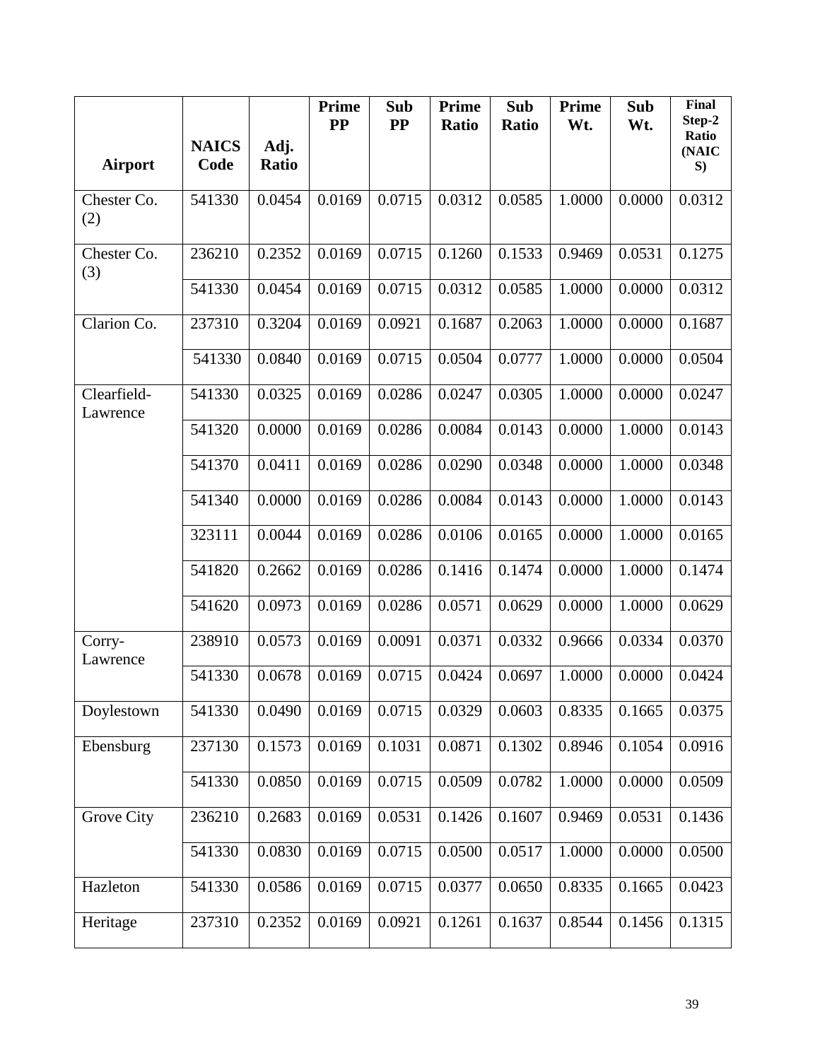| Airport | NAICS Code | Adj. Ratio | Prime PP | Sub PP | Prime Ratio | Sub Ratio | Prime Wt. | Sub Wt. | Final Step-2 Ratio (NAICS) |
|---|---|---|---|---|---|---|---|---|---|
| Chester Co. (2) | 541330 | 0.0454 | 0.0169 | 0.0715 | 0.0312 | 0.0585 | 1.0000 | 0.0000 | 0.0312 |
| Chester Co. (3) | 236210 | 0.2352 | 0.0169 | 0.0715 | 0.1260 | 0.1533 | 0.9469 | 0.0531 | 0.1275 |
| | 541330 | 0.0454 | 0.0169 | 0.0715 | 0.0312 | 0.0585 | 1.0000 | 0.0000 | 0.0312 |
| Clarion Co. | 237310 | 0.3204 | 0.0169 | 0.0921 | 0.1687 | 0.2063 | 1.0000 | 0.0000 | 0.1687 |
| | 541330 | 0.0840 | 0.0169 | 0.0715 | 0.0504 | 0.0777 | 1.0000 | 0.0000 | 0.0504 |
| Clearfield-Lawrence | 541330 | 0.0325 | 0.0169 | 0.0286 | 0.0247 | 0.0305 | 1.0000 | 0.0000 | 0.0247 |
| | 541320 | 0.0000 | 0.0169 | 0.0286 | 0.0084 | 0.0143 | 0.0000 | 1.0000 | 0.0143 |
| | 541370 | 0.0411 | 0.0169 | 0.0286 | 0.0290 | 0.0348 | 0.0000 | 1.0000 | 0.0348 |
| | 541340 | 0.0000 | 0.0169 | 0.0286 | 0.0084 | 0.0143 | 0.0000 | 1.0000 | 0.0143 |
| | 323111 | 0.0044 | 0.0169 | 0.0286 | 0.0106 | 0.0165 | 0.0000 | 1.0000 | 0.0165 |
| | 541820 | 0.2662 | 0.0169 | 0.0286 | 0.1416 | 0.1474 | 0.0000 | 1.0000 | 0.1474 |
| | 541620 | 0.0973 | 0.0169 | 0.0286 | 0.0571 | 0.0629 | 0.0000 | 1.0000 | 0.0629 |
| Corry-Lawrence | 238910 | 0.0573 | 0.0169 | 0.0091 | 0.0371 | 0.0332 | 0.9666 | 0.0334 | 0.0370 |
| | 541330 | 0.0678 | 0.0169 | 0.0715 | 0.0424 | 0.0697 | 1.0000 | 0.0000 | 0.0424 |
| Doylestown | 541330 | 0.0490 | 0.0169 | 0.0715 | 0.0329 | 0.0603 | 0.8335 | 0.1665 | 0.0375 |
| Ebensburg | 237130 | 0.1573 | 0.0169 | 0.1031 | 0.0871 | 0.1302 | 0.8946 | 0.1054 | 0.0916 |
| | 541330 | 0.0850 | 0.0169 | 0.0715 | 0.0509 | 0.0782 | 1.0000 | 0.0000 | 0.0509 |
| Grove City | 236210 | 0.2683 | 0.0169 | 0.0531 | 0.1426 | 0.1607 | 0.9469 | 0.0531 | 0.1436 |
| | 541330 | 0.0830 | 0.0169 | 0.0715 | 0.0500 | 0.0517 | 1.0000 | 0.0000 | 0.0500 |
| Hazleton | 541330 | 0.0586 | 0.0169 | 0.0715 | 0.0377 | 0.0650 | 0.8335 | 0.1665 | 0.0423 |
| Heritage | 237310 | 0.2352 | 0.0169 | 0.0921 | 0.1261 | 0.1637 | 0.8544 | 0.1456 | 0.1315 |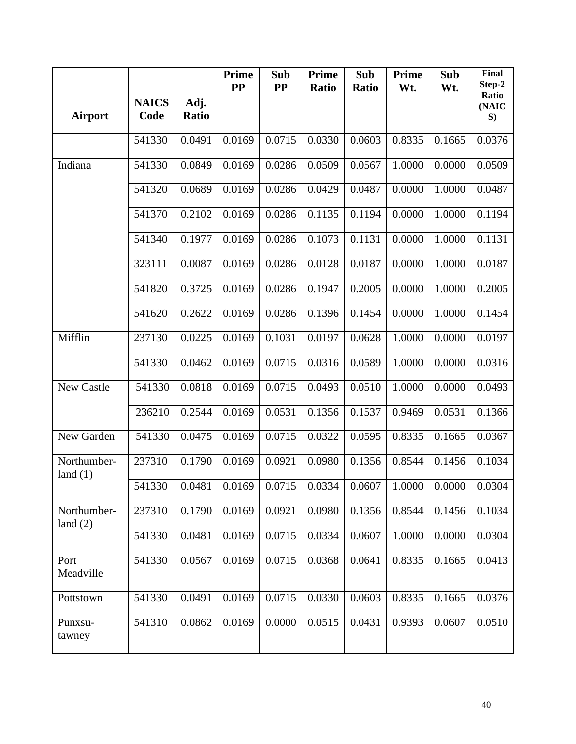| Airport | NAICS Code | Adj. Ratio | Prime PP | Sub PP | Prime Ratio | Sub Ratio | Prime Wt. | Sub Wt. | Final Step-2 Ratio (NAICS) |
|---|---|---|---|---|---|---|---|---|---|
| | 541330 | 0.0491 | 0.0169 | 0.0715 | 0.0330 | 0.0603 | 0.8335 | 0.1665 | 0.0376 |
| Indiana | 541330 | 0.0849 | 0.0169 | 0.0286 | 0.0509 | 0.0567 | 1.0000 | 0.0000 | 0.0509 |
| | 541320 | 0.0689 | 0.0169 | 0.0286 | 0.0429 | 0.0487 | 0.0000 | 1.0000 | 0.0487 |
| | 541370 | 0.2102 | 0.0169 | 0.0286 | 0.1135 | 0.1194 | 0.0000 | 1.0000 | 0.1194 |
| | 541340 | 0.1977 | 0.0169 | 0.0286 | 0.1073 | 0.1131 | 0.0000 | 1.0000 | 0.1131 |
| | 323111 | 0.0087 | 0.0169 | 0.0286 | 0.0128 | 0.0187 | 0.0000 | 1.0000 | 0.0187 |
| | 541820 | 0.3725 | 0.0169 | 0.0286 | 0.1947 | 0.2005 | 0.0000 | 1.0000 | 0.2005 |
| | 541620 | 0.2622 | 0.0169 | 0.0286 | 0.1396 | 0.1454 | 0.0000 | 1.0000 | 0.1454 |
| Mifflin | 237130 | 0.0225 | 0.0169 | 0.1031 | 0.0197 | 0.0628 | 1.0000 | 0.0000 | 0.0197 |
| | 541330 | 0.0462 | 0.0169 | 0.0715 | 0.0316 | 0.0589 | 1.0000 | 0.0000 | 0.0316 |
| New Castle | 541330 | 0.0818 | 0.0169 | 0.0715 | 0.0493 | 0.0510 | 1.0000 | 0.0000 | 0.0493 |
| | 236210 | 0.2544 | 0.0169 | 0.0531 | 0.1356 | 0.1537 | 0.9469 | 0.0531 | 0.1366 |
| New Garden | 541330 | 0.0475 | 0.0169 | 0.0715 | 0.0322 | 0.0595 | 0.8335 | 0.1665 | 0.0367 |
| Northumber-land (1) | 237310 | 0.1790 | 0.0169 | 0.0921 | 0.0980 | 0.1356 | 0.8544 | 0.1456 | 0.1034 |
| | 541330 | 0.0481 | 0.0169 | 0.0715 | 0.0334 | 0.0607 | 1.0000 | 0.0000 | 0.0304 |
| Northumber-land (2) | 237310 | 0.1790 | 0.0169 | 0.0921 | 0.0980 | 0.1356 | 0.8544 | 0.1456 | 0.1034 |
| | 541330 | 0.0481 | 0.0169 | 0.0715 | 0.0334 | 0.0607 | 1.0000 | 0.0000 | 0.0304 |
| Port Meadville | 541330 | 0.0567 | 0.0169 | 0.0715 | 0.0368 | 0.0641 | 0.8335 | 0.1665 | 0.0413 |
| Pottstown | 541330 | 0.0491 | 0.0169 | 0.0715 | 0.0330 | 0.0603 | 0.8335 | 0.1665 | 0.0376 |
| Punxsu-tawney | 541310 | 0.0862 | 0.0169 | 0.0000 | 0.0515 | 0.0431 | 0.9393 | 0.0607 | 0.0510 |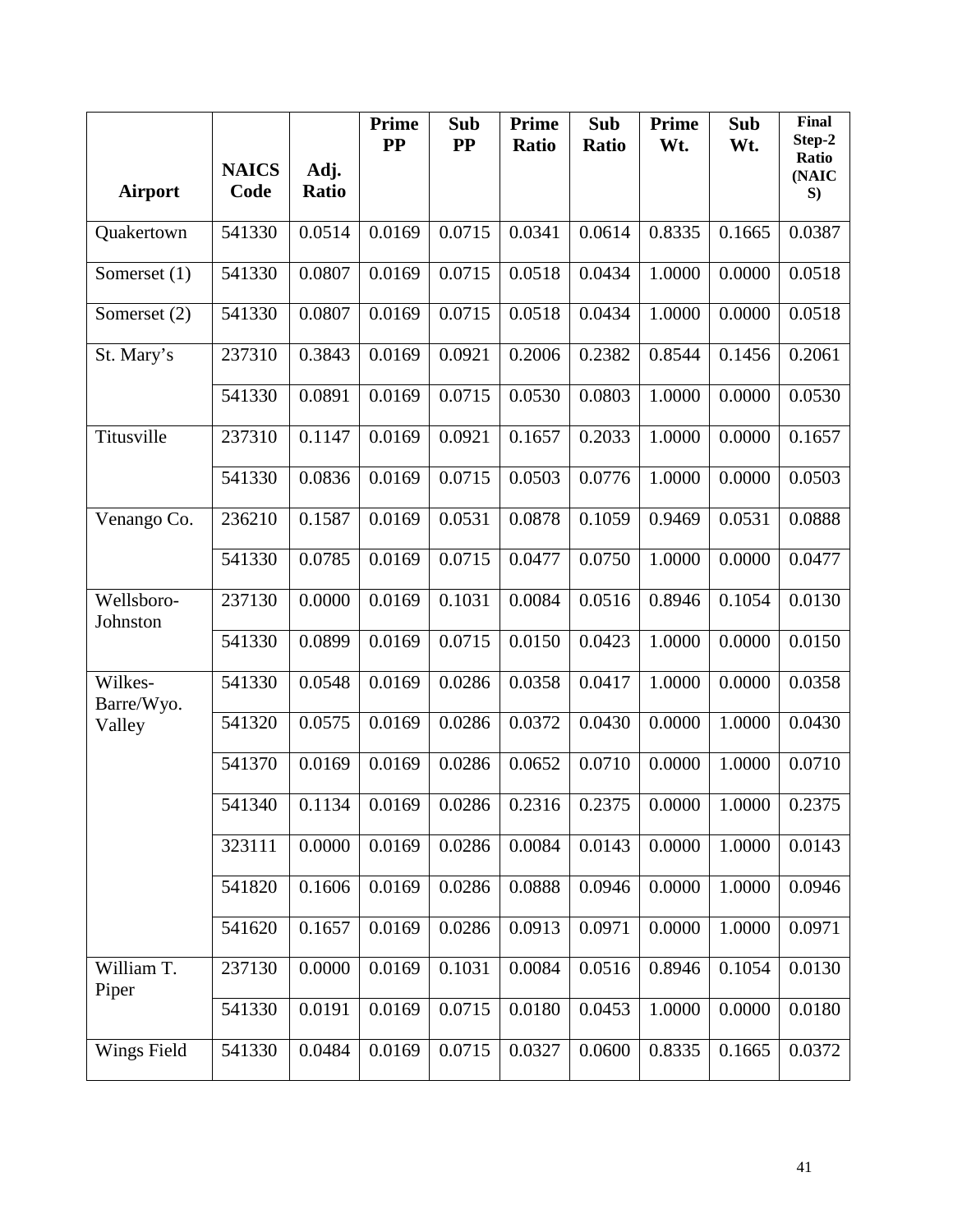| Airport | NAICS Code | Adj. Ratio | Prime PP | Sub PP | Prime Ratio | Sub Ratio | Prime Wt. | Sub Wt. | Final Step-2 Ratio (NAICS) |
|---|---|---|---|---|---|---|---|---|---|
| Quakertown | 541330 | 0.0514 | 0.0169 | 0.0715 | 0.0341 | 0.0614 | 0.8335 | 0.1665 | 0.0387 |
| Somerset (1) | 541330 | 0.0807 | 0.0169 | 0.0715 | 0.0518 | 0.0434 | 1.0000 | 0.0000 | 0.0518 |
| Somerset (2) | 541330 | 0.0807 | 0.0169 | 0.0715 | 0.0518 | 0.0434 | 1.0000 | 0.0000 | 0.0518 |
| St. Mary's | 237310 | 0.3843 | 0.0169 | 0.0921 | 0.2006 | 0.2382 | 0.8544 | 0.1456 | 0.2061 |
| | 541330 | 0.0891 | 0.0169 | 0.0715 | 0.0530 | 0.0803 | 1.0000 | 0.0000 | 0.0530 |
| Titusville | 237310 | 0.1147 | 0.0169 | 0.0921 | 0.1657 | 0.2033 | 1.0000 | 0.0000 | 0.1657 |
| | 541330 | 0.0836 | 0.0169 | 0.0715 | 0.0503 | 0.0776 | 1.0000 | 0.0000 | 0.0503 |
| Venango Co. | 236210 | 0.1587 | 0.0169 | 0.0531 | 0.0878 | 0.1059 | 0.9469 | 0.0531 | 0.0888 |
| | 541330 | 0.0785 | 0.0169 | 0.0715 | 0.0477 | 0.0750 | 1.0000 | 0.0000 | 0.0477 |
| Wellsboro-Johnston | 237130 | 0.0000 | 0.0169 | 0.1031 | 0.0084 | 0.0516 | 0.8946 | 0.1054 | 0.0130 |
| | 541330 | 0.0899 | 0.0169 | 0.0715 | 0.0150 | 0.0423 | 1.0000 | 0.0000 | 0.0150 |
| Wilkes-Barre/Wyo. Valley | 541330 | 0.0548 | 0.0169 | 0.0286 | 0.0358 | 0.0417 | 1.0000 | 0.0000 | 0.0358 |
| | 541320 | 0.0575 | 0.0169 | 0.0286 | 0.0372 | 0.0430 | 0.0000 | 1.0000 | 0.0430 |
| | 541370 | 0.0169 | 0.0169 | 0.0286 | 0.0652 | 0.0710 | 0.0000 | 1.0000 | 0.0710 |
| | 541340 | 0.1134 | 0.0169 | 0.0286 | 0.2316 | 0.2375 | 0.0000 | 1.0000 | 0.2375 |
| | 323111 | 0.0000 | 0.0169 | 0.0286 | 0.0084 | 0.0143 | 0.0000 | 1.0000 | 0.0143 |
| | 541820 | 0.1606 | 0.0169 | 0.0286 | 0.0888 | 0.0946 | 0.0000 | 1.0000 | 0.0946 |
| | 541620 | 0.1657 | 0.0169 | 0.0286 | 0.0913 | 0.0971 | 0.0000 | 1.0000 | 0.0971 |
| William T. Piper | 237130 | 0.0000 | 0.0169 | 0.1031 | 0.0084 | 0.0516 | 0.8946 | 0.1054 | 0.0130 |
| | 541330 | 0.0191 | 0.0169 | 0.0715 | 0.0180 | 0.0453 | 1.0000 | 0.0000 | 0.0180 |
| Wings Field | 541330 | 0.0484 | 0.0169 | 0.0715 | 0.0327 | 0.0600 | 0.8335 | 0.1665 | 0.0372 |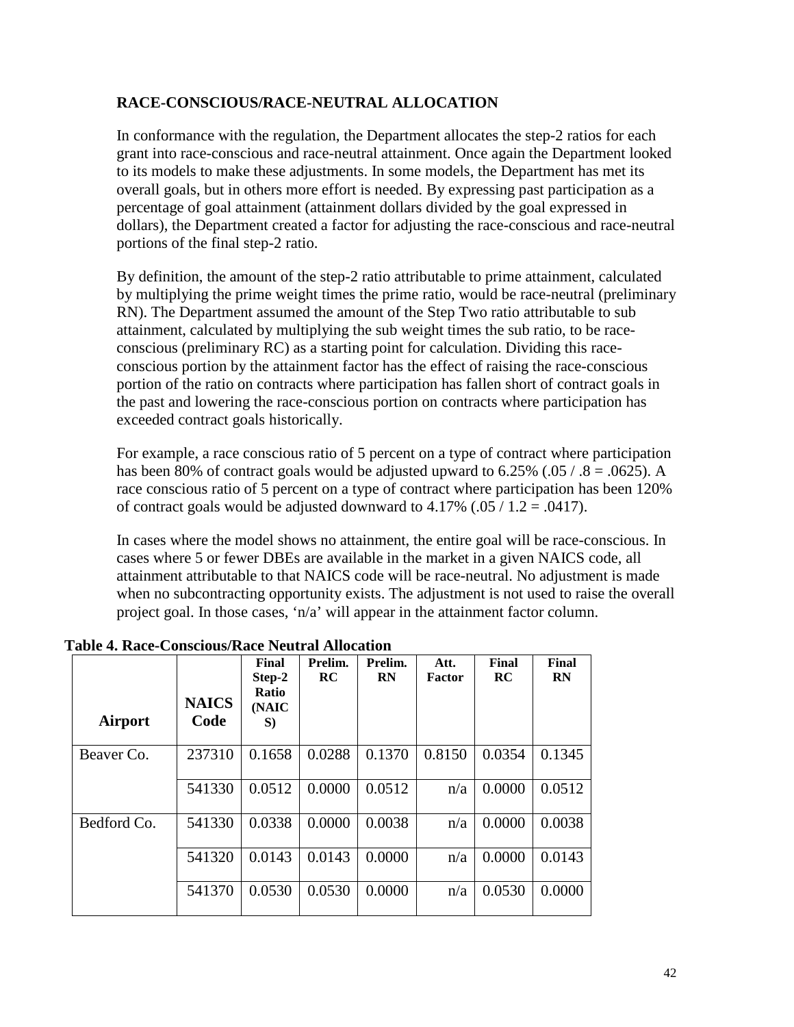## RACE-CONSCIOUS/RACE-NEUTRAL ALLOCATION

In conformance with the regulation, the Department allocates the step-2 ratios for each grant into race-conscious and race-neutral attainment. Once again the Department looked to its models to make these adjustments. In some models, the Department has met its overall goals, but in others more effort is needed. By expressing past participation as a percentage of goal attainment (attainment dollars divided by the goal expressed in dollars), the Department created a factor for adjusting the race-conscious and race-neutral portions of the final step-2 ratio.

By definition, the amount of the step-2 ratio attributable to prime attainment, calculated by multiplying the prime weight times the prime ratio, would be race-neutral (preliminary RN). The Department assumed the amount of the Step Two ratio attributable to sub attainment, calculated by multiplying the sub weight times the sub ratio, to be race-conscious (preliminary RC) as a starting point for calculation. Dividing this race-conscious portion by the attainment factor has the effect of raising the race-conscious portion of the ratio on contracts where participation has fallen short of contract goals in the past and lowering the race-conscious portion on contracts where participation has exceeded contract goals historically.

For example, a race conscious ratio of 5 percent on a type of contract where participation has been 80% of contract goals would be adjusted upward to 6.25% (.05 / .8 = .0625). A race conscious ratio of 5 percent on a type of contract where participation has been 120% of contract goals would be adjusted downward to 4.17% (.05 / 1.2 = .0417).

In cases where the model shows no attainment, the entire goal will be race-conscious. In cases where 5 or fewer DBEs are available in the market in a given NAICS code, all attainment attributable to that NAICS code will be race-neutral. No adjustment is made when no subcontracting opportunity exists. The adjustment is not used to raise the overall project goal. In those cases, 'n/a' will appear in the attainment factor column.

**Table 4. Race-Conscious/Race Neutral Allocation**

| Airport | NAICS Code | Final Step-2 Ratio (NAICS) | Prelim. RC | Prelim. RN | Att. Factor | Final RC | Final RN |
|---|---|---|---|---|---|---|---|
| Beaver Co. | 237310 | 0.1658 | 0.0288 | 0.1370 | 0.8150 | 0.0354 | 0.1345 |
| | 541330 | 0.0512 | 0.0000 | 0.0512 | n/a | 0.0000 | 0.0512 |
| Bedford Co. | 541330 | 0.0338 | 0.0000 | 0.0038 | n/a | 0.0000 | 0.0038 |
| | 541320 | 0.0143 | 0.0143 | 0.0000 | n/a | 0.0000 | 0.0143 |
| | 541370 | 0.0530 | 0.0530 | 0.0000 | n/a | 0.0530 | 0.0000 |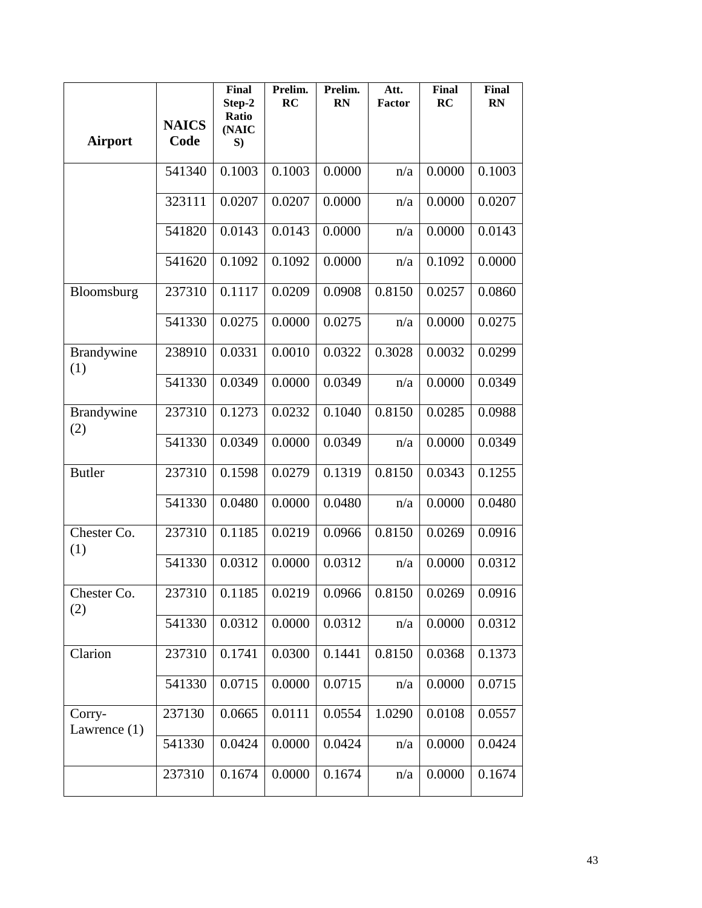| Airport | NAICS Code | Final Step-2 Ratio (NAICS) | Prelim. RC | Prelim. RN | Att. Factor | Final RC | Final RN |
|---|---|---|---|---|---|---|---|
| | 541340 | 0.1003 | 0.1003 | 0.0000 | n/a | 0.0000 | 0.1003 |
| | 323111 | 0.0207 | 0.0207 | 0.0000 | n/a | 0.0000 | 0.0207 |
| | 541820 | 0.0143 | 0.0143 | 0.0000 | n/a | 0.0000 | 0.0143 |
| | 541620 | 0.1092 | 0.1092 | 0.0000 | n/a | 0.1092 | 0.0000 |
| Bloomsburg | 237310 | 0.1117 | 0.0209 | 0.0908 | 0.8150 | 0.0257 | 0.0860 |
| | 541330 | 0.0275 | 0.0000 | 0.0275 | n/a | 0.0000 | 0.0275 |
| Brandywine (1) | 238910 | 0.0331 | 0.0010 | 0.0322 | 0.3028 | 0.0032 | 0.0299 |
| | 541330 | 0.0349 | 0.0000 | 0.0349 | n/a | 0.0000 | 0.0349 |
| Brandywine (2) | 237310 | 0.1273 | 0.0232 | 0.1040 | 0.8150 | 0.0285 | 0.0988 |
| | 541330 | 0.0349 | 0.0000 | 0.0349 | n/a | 0.0000 | 0.0349 |
| Butler | 237310 | 0.1598 | 0.0279 | 0.1319 | 0.8150 | 0.0343 | 0.1255 |
| | 541330 | 0.0480 | 0.0000 | 0.0480 | n/a | 0.0000 | 0.0480 |
| Chester Co. (1) | 237310 | 0.1185 | 0.0219 | 0.0966 | 0.8150 | 0.0269 | 0.0916 |
| | 541330 | 0.0312 | 0.0000 | 0.0312 | n/a | 0.0000 | 0.0312 |
| Chester Co. (2) | 237310 | 0.1185 | 0.0219 | 0.0966 | 0.8150 | 0.0269 | 0.0916 |
| | 541330 | 0.0312 | 0.0000 | 0.0312 | n/a | 0.0000 | 0.0312 |
| Clarion | 237310 | 0.1741 | 0.0300 | 0.1441 | 0.8150 | 0.0368 | 0.1373 |
| | 541330 | 0.0715 | 0.0000 | 0.0715 | n/a | 0.0000 | 0.0715 |
| Corry-Lawrence (1) | 237130 | 0.0665 | 0.0111 | 0.0554 | 1.0290 | 0.0108 | 0.0557 |
| | 541330 | 0.0424 | 0.0000 | 0.0424 | n/a | 0.0000 | 0.0424 |
| | 237310 | 0.1674 | 0.0000 | 0.1674 | n/a | 0.0000 | 0.1674 |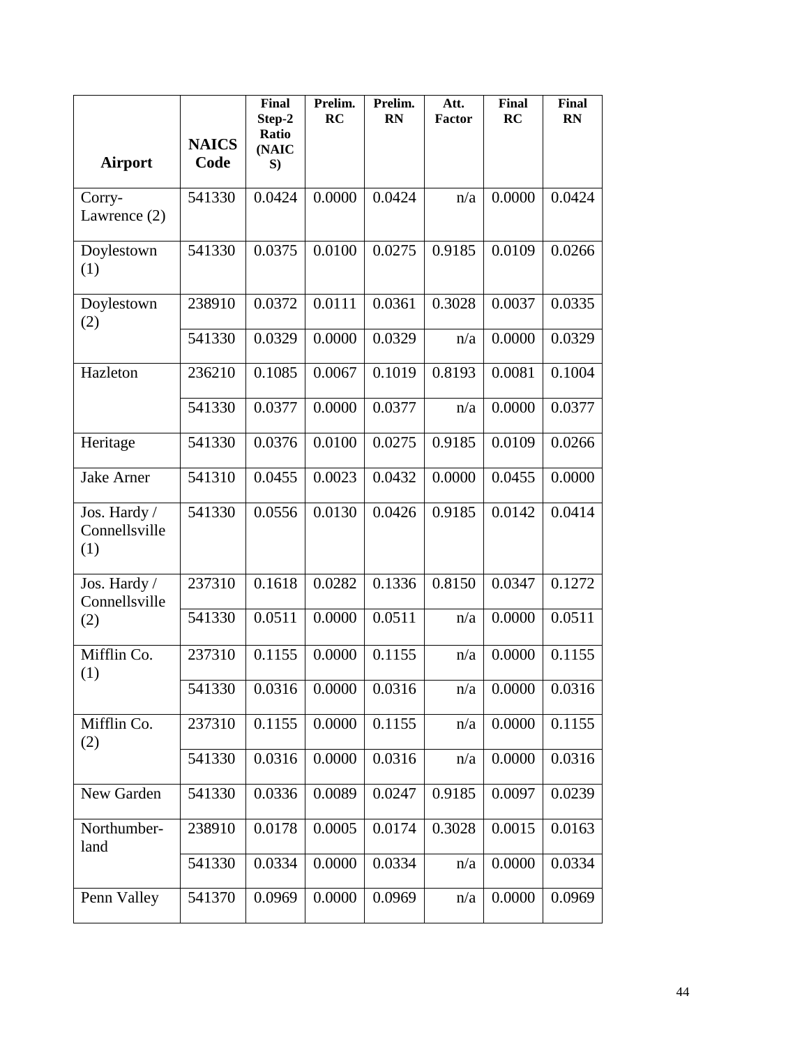| Airport | NAICS Code | Final Step-2 Ratio (NAICS) | Prelim. RC | Prelim. RN | Att. Factor | Final RC | Final RN |
|---|---|---|---|---|---|---|---|
| Corry-Lawrence (2) | 541330 | 0.0424 | 0.0000 | 0.0424 | n/a | 0.0000 | 0.0424 |
| Doylestown (1) | 541330 | 0.0375 | 0.0100 | 0.0275 | 0.9185 | 0.0109 | 0.0266 |
| Doylestown (2) | 238910 | 0.0372 | 0.0111 | 0.0361 | 0.3028 | 0.0037 | 0.0335 |
| | 541330 | 0.0329 | 0.0000 | 0.0329 | n/a | 0.0000 | 0.0329 |
| Hazleton | 236210 | 0.1085 | 0.0067 | 0.1019 | 0.8193 | 0.0081 | 0.1004 |
| | 541330 | 0.0377 | 0.0000 | 0.0377 | n/a | 0.0000 | 0.0377 |
| Heritage | 541330 | 0.0376 | 0.0100 | 0.0275 | 0.9185 | 0.0109 | 0.0266 |
| Jake Arner | 541310 | 0.0455 | 0.0023 | 0.0432 | 0.0000 | 0.0455 | 0.0000 |
| Jos. Hardy / Connellsville (1) | 541330 | 0.0556 | 0.0130 | 0.0426 | 0.9185 | 0.0142 | 0.0414 |
| Jos. Hardy / Connellsville (2) | 237310 | 0.1618 | 0.0282 | 0.1336 | 0.8150 | 0.0347 | 0.1272 |
| | 541330 | 0.0511 | 0.0000 | 0.0511 | n/a | 0.0000 | 0.0511 |
| Mifflin Co. (1) | 237310 | 0.1155 | 0.0000 | 0.1155 | n/a | 0.0000 | 0.1155 |
| | 541330 | 0.0316 | 0.0000 | 0.0316 | n/a | 0.0000 | 0.0316 |
| Mifflin Co. (2) | 237310 | 0.1155 | 0.0000 | 0.1155 | n/a | 0.0000 | 0.1155 |
| | 541330 | 0.0316 | 0.0000 | 0.0316 | n/a | 0.0000 | 0.0316 |
| New Garden | 541330 | 0.0336 | 0.0089 | 0.0247 | 0.9185 | 0.0097 | 0.0239 |
| Northumber-land | 238910 | 0.0178 | 0.0005 | 0.0174 | 0.3028 | 0.0015 | 0.0163 |
| | 541330 | 0.0334 | 0.0000 | 0.0334 | n/a | 0.0000 | 0.0334 |
| Penn Valley | 541370 | 0.0969 | 0.0000 | 0.0969 | n/a | 0.0000 | 0.0969 |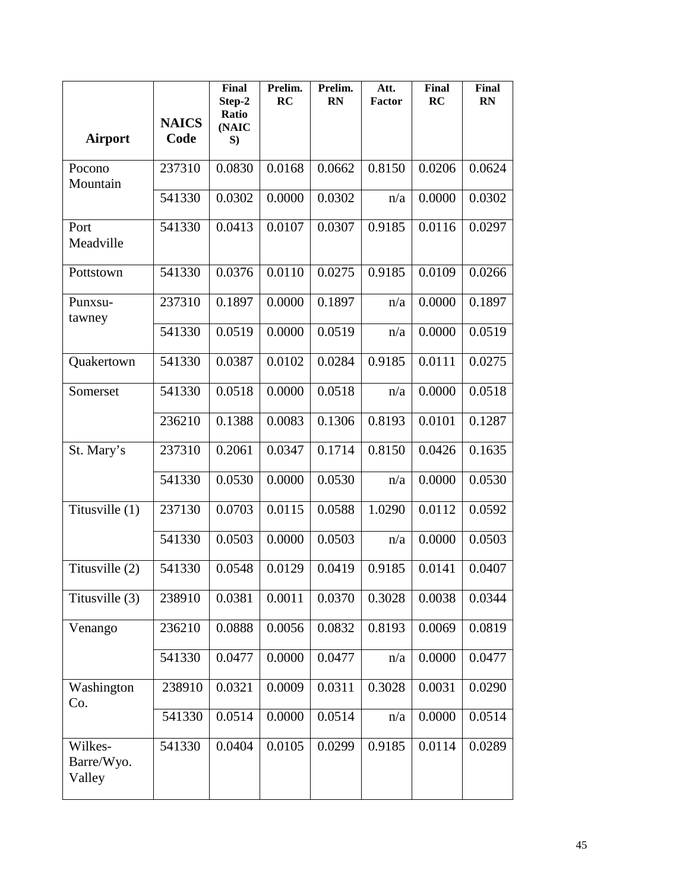| Airport | NAICS Code | Final Step-2 Ratio (NAICS) | Prelim. RC | Prelim. RN | Att. Factor | Final RC | Final RN |
|---|---|---|---|---|---|---|---|
| Pocono Mountain | 237310 | 0.0830 | 0.0168 | 0.0662 | 0.8150 | 0.0206 | 0.0624 |
| | 541330 | 0.0302 | 0.0000 | 0.0302 | n/a | 0.0000 | 0.0302 |
| Port Meadville | 541330 | 0.0413 | 0.0107 | 0.0307 | 0.9185 | 0.0116 | 0.0297 |
| Pottstown | 541330 | 0.0376 | 0.0110 | 0.0275 | 0.9185 | 0.0109 | 0.0266 |
| Punxsu-tawney | 237310 | 0.1897 | 0.0000 | 0.1897 | n/a | 0.0000 | 0.1897 |
| | 541330 | 0.0519 | 0.0000 | 0.0519 | n/a | 0.0000 | 0.0519 |
| Quakertown | 541330 | 0.0387 | 0.0102 | 0.0284 | 0.9185 | 0.0111 | 0.0275 |
| Somerset | 541330 | 0.0518 | 0.0000 | 0.0518 | n/a | 0.0000 | 0.0518 |
| | 236210 | 0.1388 | 0.0083 | 0.1306 | 0.8193 | 0.0101 | 0.1287 |
| St. Mary's | 237310 | 0.2061 | 0.0347 | 0.1714 | 0.8150 | 0.0426 | 0.1635 |
| | 541330 | 0.0530 | 0.0000 | 0.0530 | n/a | 0.0000 | 0.0530 |
| Titusville (1) | 237130 | 0.0703 | 0.0115 | 0.0588 | 1.0290 | 0.0112 | 0.0592 |
| | 541330 | 0.0503 | 0.0000 | 0.0503 | n/a | 0.0000 | 0.0503 |
| Titusville (2) | 541330 | 0.0548 | 0.0129 | 0.0419 | 0.9185 | 0.0141 | 0.0407 |
| Titusville (3) | 238910 | 0.0381 | 0.0011 | 0.0370 | 0.3028 | 0.0038 | 0.0344 |
| Venango | 236210 | 0.0888 | 0.0056 | 0.0832 | 0.8193 | 0.0069 | 0.0819 |
| | 541330 | 0.0477 | 0.0000 | 0.0477 | n/a | 0.0000 | 0.0477 |
| Washington Co. | 238910 | 0.0321 | 0.0009 | 0.0311 | 0.3028 | 0.0031 | 0.0290 |
| | 541330 | 0.0514 | 0.0000 | 0.0514 | n/a | 0.0000 | 0.0514 |
| Wilkes-Barre/Wyo. Valley | 541330 | 0.0404 | 0.0105 | 0.0299 | 0.9185 | 0.0114 | 0.0289 |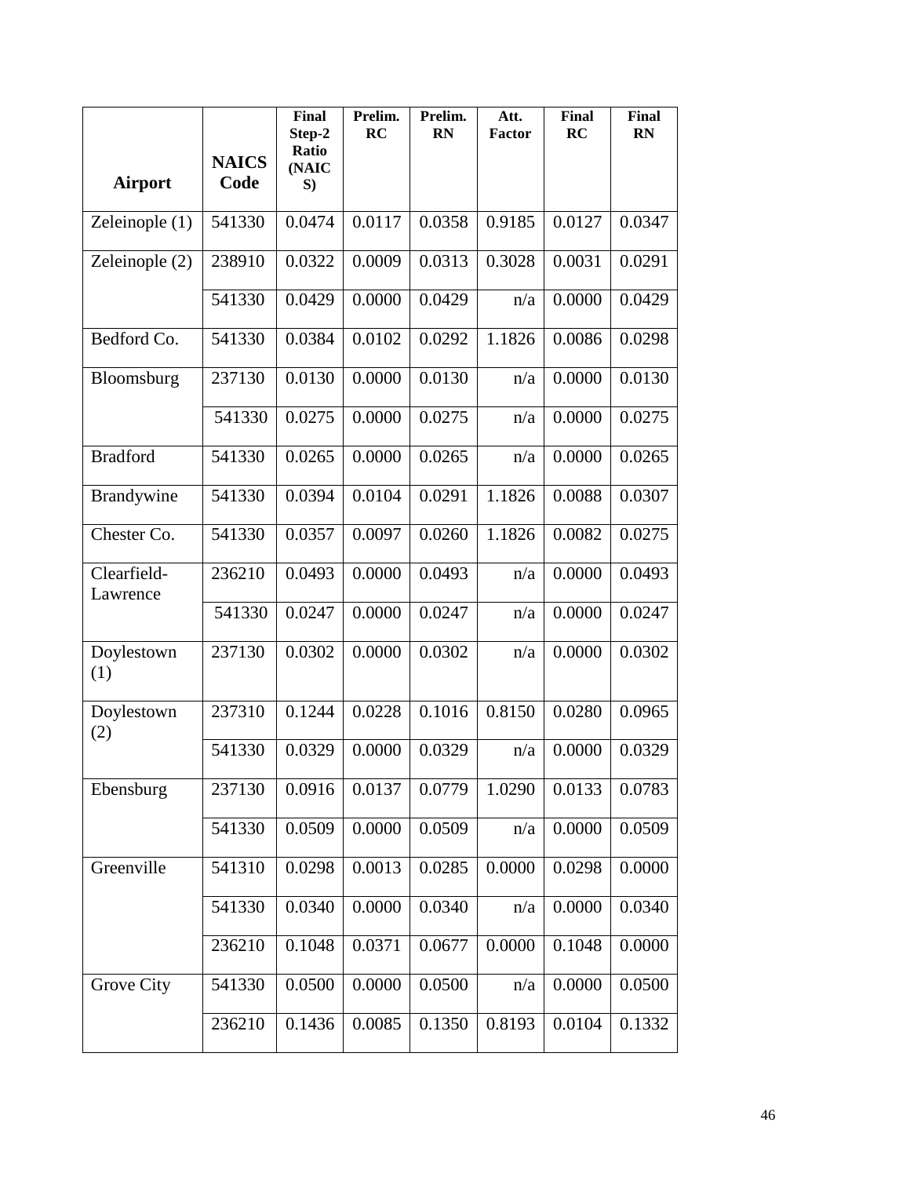| Airport | NAICS Code | Final Step-2 Ratio (NAICS) | Prelim. RC | Prelim. RN | Att. Factor | Final RC | Final RN |
|---|---|---|---|---|---|---|---|
| Zeleinople (1) | 541330 | 0.0474 | 0.0117 | 0.0358 | 0.9185 | 0.0127 | 0.0347 |
| Zeleinople (2) | 238910 | 0.0322 | 0.0009 | 0.0313 | 0.3028 | 0.0031 | 0.0291 |
| | 541330 | 0.0429 | 0.0000 | 0.0429 | n/a | 0.0000 | 0.0429 |
| Bedford Co. | 541330 | 0.0384 | 0.0102 | 0.0292 | 1.1826 | 0.0086 | 0.0298 |
| Bloomsburg | 237130 | 0.0130 | 0.0000 | 0.0130 | n/a | 0.0000 | 0.0130 |
| | 541330 | 0.0275 | 0.0000 | 0.0275 | n/a | 0.0000 | 0.0275 |
| Bradford | 541330 | 0.0265 | 0.0000 | 0.0265 | n/a | 0.0000 | 0.0265 |
| Brandywine | 541330 | 0.0394 | 0.0104 | 0.0291 | 1.1826 | 0.0088 | 0.0307 |
| Chester Co. | 541330 | 0.0357 | 0.0097 | 0.0260 | 1.1826 | 0.0082 | 0.0275 |
| Clearfield-Lawrence | 236210 | 0.0493 | 0.0000 | 0.0493 | n/a | 0.0000 | 0.0493 |
| | 541330 | 0.0247 | 0.0000 | 0.0247 | n/a | 0.0000 | 0.0247 |
| Doylestown (1) | 237130 | 0.0302 | 0.0000 | 0.0302 | n/a | 0.0000 | 0.0302 |
| Doylestown (2) | 237310 | 0.1244 | 0.0228 | 0.1016 | 0.8150 | 0.0280 | 0.0965 |
| | 541330 | 0.0329 | 0.0000 | 0.0329 | n/a | 0.0000 | 0.0329 |
| Ebensburg | 237130 | 0.0916 | 0.0137 | 0.0779 | 1.0290 | 0.0133 | 0.0783 |
| | 541330 | 0.0509 | 0.0000 | 0.0509 | n/a | 0.0000 | 0.0509 |
| Greenville | 541310 | 0.0298 | 0.0013 | 0.0285 | 0.0000 | 0.0298 | 0.0000 |
| | 541330 | 0.0340 | 0.0000 | 0.0340 | n/a | 0.0000 | 0.0340 |
| | 236210 | 0.1048 | 0.0371 | 0.0677 | 0.0000 | 0.1048 | 0.0000 |
| Grove City | 541330 | 0.0500 | 0.0000 | 0.0500 | n/a | 0.0000 | 0.0500 |
| | 236210 | 0.1436 | 0.0085 | 0.1350 | 0.8193 | 0.0104 | 0.1332 |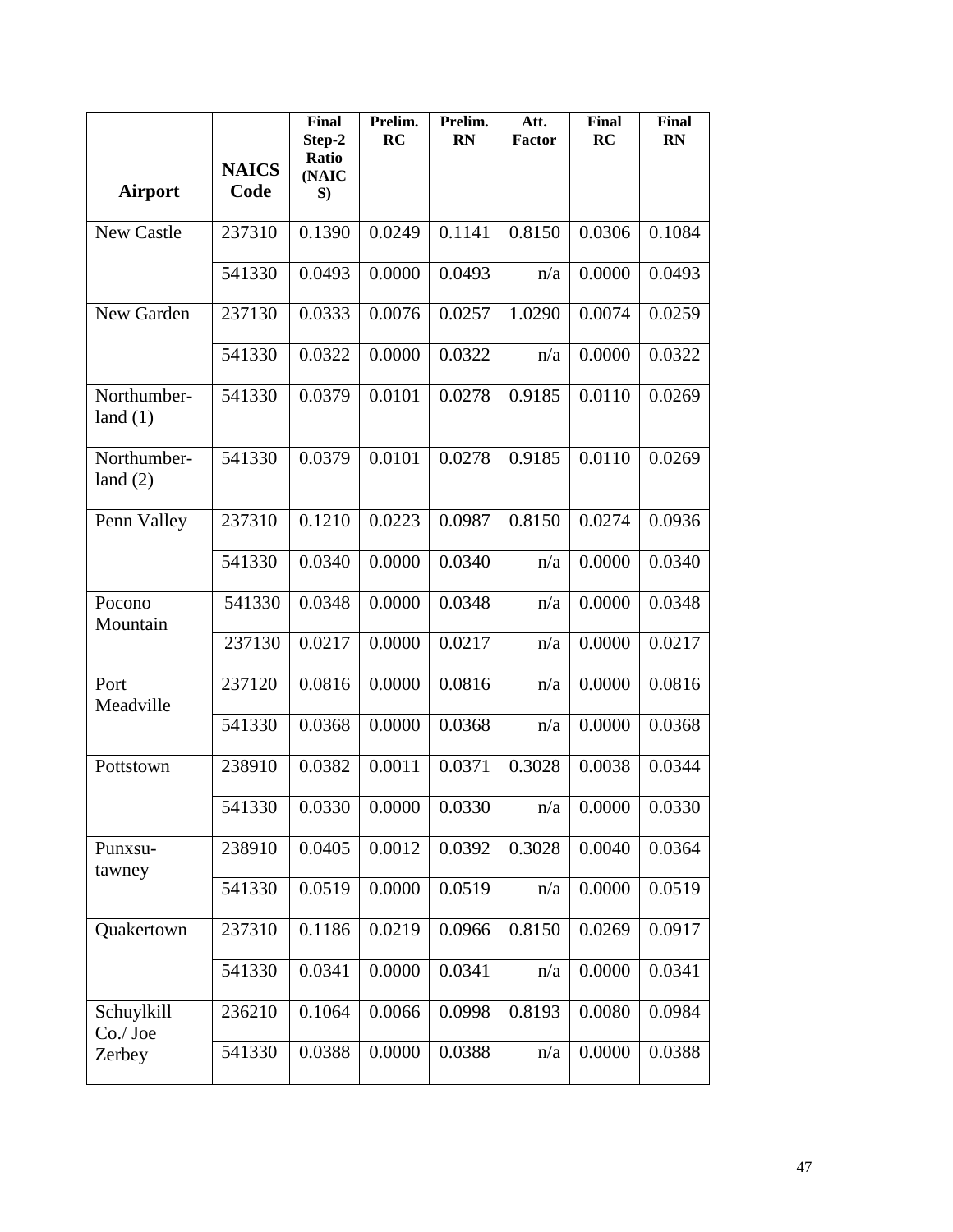| Airport | NAICS Code | Final Step-2 Ratio (NAICS) | Prelim. RC | Prelim. RN | Att. Factor | Final RC | Final RN |
|---|---|---|---|---|---|---|---|
| New Castle | 237310 | 0.1390 | 0.0249 | 0.1141 | 0.8150 | 0.0306 | 0.1084 |
| | 541330 | 0.0493 | 0.0000 | 0.0493 | n/a | 0.0000 | 0.0493 |
| New Garden | 237130 | 0.0333 | 0.0076 | 0.0257 | 1.0290 | 0.0074 | 0.0259 |
| | 541330 | 0.0322 | 0.0000 | 0.0322 | n/a | 0.0000 | 0.0322 |
| Northumber-land (1) | 541330 | 0.0379 | 0.0101 | 0.0278 | 0.9185 | 0.0110 | 0.0269 |
| Northumber-land (2) | 541330 | 0.0379 | 0.0101 | 0.0278 | 0.9185 | 0.0110 | 0.0269 |
| Penn Valley | 237310 | 0.1210 | 0.0223 | 0.0987 | 0.8150 | 0.0274 | 0.0936 |
| | 541330 | 0.0340 | 0.0000 | 0.0340 | n/a | 0.0000 | 0.0340 |
| Pocono Mountain | 541330 | 0.0348 | 0.0000 | 0.0348 | n/a | 0.0000 | 0.0348 |
| | 237130 | 0.0217 | 0.0000 | 0.0217 | n/a | 0.0000 | 0.0217 |
| Port Meadville | 237120 | 0.0816 | 0.0000 | 0.0816 | n/a | 0.0000 | 0.0816 |
| | 541330 | 0.0368 | 0.0000 | 0.0368 | n/a | 0.0000 | 0.0368 |
| Pottstown | 238910 | 0.0382 | 0.0011 | 0.0371 | 0.3028 | 0.0038 | 0.0344 |
| | 541330 | 0.0330 | 0.0000 | 0.0330 | n/a | 0.0000 | 0.0330 |
| Punxsu-tawney | 238910 | 0.0405 | 0.0012 | 0.0392 | 0.3028 | 0.0040 | 0.0364 |
| | 541330 | 0.0519 | 0.0000 | 0.0519 | n/a | 0.0000 | 0.0519 |
| Quakertown | 237310 | 0.1186 | 0.0219 | 0.0966 | 0.8150 | 0.0269 | 0.0917 |
| | 541330 | 0.0341 | 0.0000 | 0.0341 | n/a | 0.0000 | 0.0341 |
| Schuylkill Co./ Joe Zerbey | 236210 | 0.1064 | 0.0066 | 0.0998 | 0.8193 | 0.0080 | 0.0984 |
| | 541330 | 0.0388 | 0.0000 | 0.0388 | n/a | 0.0000 | 0.0388 |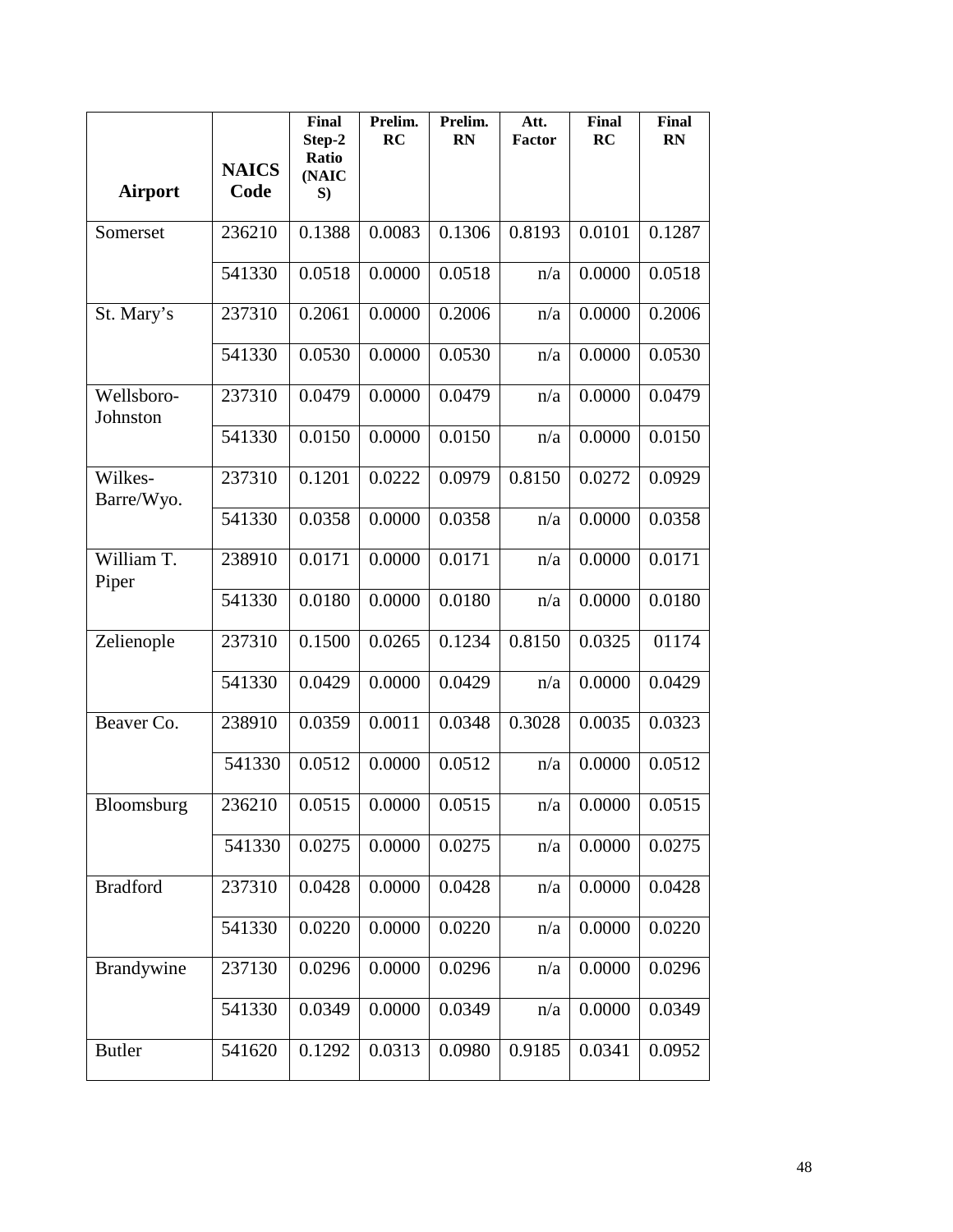| Airport | NAICS Code | Final Step-2 Ratio (NAICS) | Prelim. RC | Prelim. RN | Att. Factor | Final RC | Final RN |
|---|---|---|---|---|---|---|---|
| Somerset | 236210 | 0.1388 | 0.0083 | 0.1306 | 0.8193 | 0.0101 | 0.1287 |
| | 541330 | 0.0518 | 0.0000 | 0.0518 | n/a | 0.0000 | 0.0518 |
| St. Mary's | 237310 | 0.2061 | 0.0000 | 0.2006 | n/a | 0.0000 | 0.2006 |
| | 541330 | 0.0530 | 0.0000 | 0.0530 | n/a | 0.0000 | 0.0530 |
| Wellsboro-Johnston | 237310 | 0.0479 | 0.0000 | 0.0479 | n/a | 0.0000 | 0.0479 |
| | 541330 | 0.0150 | 0.0000 | 0.0150 | n/a | 0.0000 | 0.0150 |
| Wilkes-Barre/Wyo. | 237310 | 0.1201 | 0.0222 | 0.0979 | 0.8150 | 0.0272 | 0.0929 |
| | 541330 | 0.0358 | 0.0000 | 0.0358 | n/a | 0.0000 | 0.0358 |
| William T. Piper | 238910 | 0.0171 | 0.0000 | 0.0171 | n/a | 0.0000 | 0.0171 |
| | 541330 | 0.0180 | 0.0000 | 0.0180 | n/a | 0.0000 | 0.0180 |
| Zelienople | 237310 | 0.1500 | 0.0265 | 0.1234 | 0.8150 | 0.0325 | 01174 |
| | 541330 | 0.0429 | 0.0000 | 0.0429 | n/a | 0.0000 | 0.0429 |
| Beaver Co. | 238910 | 0.0359 | 0.0011 | 0.0348 | 0.3028 | 0.0035 | 0.0323 |
| | 541330 | 0.0512 | 0.0000 | 0.0512 | n/a | 0.0000 | 0.0512 |
| Bloomsburg | 236210 | 0.0515 | 0.0000 | 0.0515 | n/a | 0.0000 | 0.0515 |
| | 541330 | 0.0275 | 0.0000 | 0.0275 | n/a | 0.0000 | 0.0275 |
| Bradford | 237310 | 0.0428 | 0.0000 | 0.0428 | n/a | 0.0000 | 0.0428 |
| | 541330 | 0.0220 | 0.0000 | 0.0220 | n/a | 0.0000 | 0.0220 |
| Brandywine | 237130 | 0.0296 | 0.0000 | 0.0296 | n/a | 0.0000 | 0.0296 |
| | 541330 | 0.0349 | 0.0000 | 0.0349 | n/a | 0.0000 | 0.0349 |
| Butler | 541620 | 0.1292 | 0.0313 | 0.0980 | 0.9185 | 0.0341 | 0.0952 |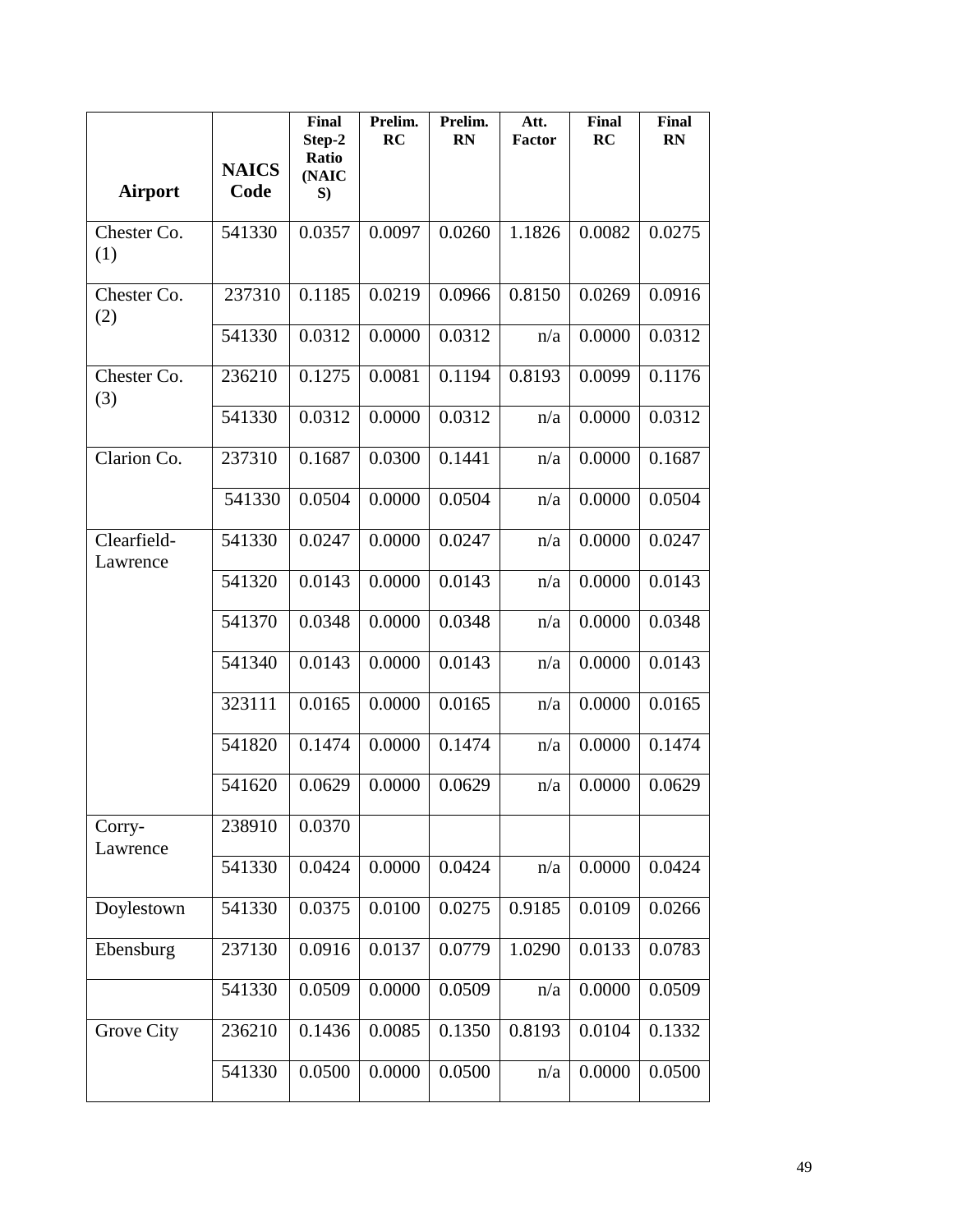| Airport | NAICS Code | Final Step-2 Ratio (NAICS) | Prelim. RC | Prelim. RN | Att. Factor | Final RC | Final RN |
|---|---|---|---|---|---|---|---|
| Chester Co. (1) | 541330 | 0.0357 | 0.0097 | 0.0260 | 1.1826 | 0.0082 | 0.0275 |
| Chester Co. (2) | 237310 | 0.1185 | 0.0219 | 0.0966 | 0.8150 | 0.0269 | 0.0916 |
| | 541330 | 0.0312 | 0.0000 | 0.0312 | n/a | 0.0000 | 0.0312 |
| Chester Co. (3) | 236210 | 0.1275 | 0.0081 | 0.1194 | 0.8193 | 0.0099 | 0.1176 |
| | 541330 | 0.0312 | 0.0000 | 0.0312 | n/a | 0.0000 | 0.0312 |
| Clarion Co. | 237310 | 0.1687 | 0.0300 | 0.1441 | n/a | 0.0000 | 0.1687 |
| | 541330 | 0.0504 | 0.0000 | 0.0504 | n/a | 0.0000 | 0.0504 |
| Clearfield-Lawrence | 541330 | 0.0247 | 0.0000 | 0.0247 | n/a | 0.0000 | 0.0247 |
| | 541320 | 0.0143 | 0.0000 | 0.0143 | n/a | 0.0000 | 0.0143 |
| | 541370 | 0.0348 | 0.0000 | 0.0348 | n/a | 0.0000 | 0.0348 |
| | 541340 | 0.0143 | 0.0000 | 0.0143 | n/a | 0.0000 | 0.0143 |
| | 323111 | 0.0165 | 0.0000 | 0.0165 | n/a | 0.0000 | 0.0165 |
| | 541820 | 0.1474 | 0.0000 | 0.1474 | n/a | 0.0000 | 0.1474 |
| | 541620 | 0.0629 | 0.0000 | 0.0629 | n/a | 0.0000 | 0.0629 |
| Corry-Lawrence | 238910 | 0.0370 | | | | | |
| | 541330 | 0.0424 | 0.0000 | 0.0424 | n/a | 0.0000 | 0.0424 |
| Doylestown | 541330 | 0.0375 | 0.0100 | 0.0275 | 0.9185 | 0.0109 | 0.0266 |
| Ebensburg | 237130 | 0.0916 | 0.0137 | 0.0779 | 1.0290 | 0.0133 | 0.0783 |
| | 541330 | 0.0509 | 0.0000 | 0.0509 | n/a | 0.0000 | 0.0509 |
| Grove City | 236210 | 0.1436 | 0.0085 | 0.1350 | 0.8193 | 0.0104 | 0.1332 |
| | 541330 | 0.0500 | 0.0000 | 0.0500 | n/a | 0.0000 | 0.0500 |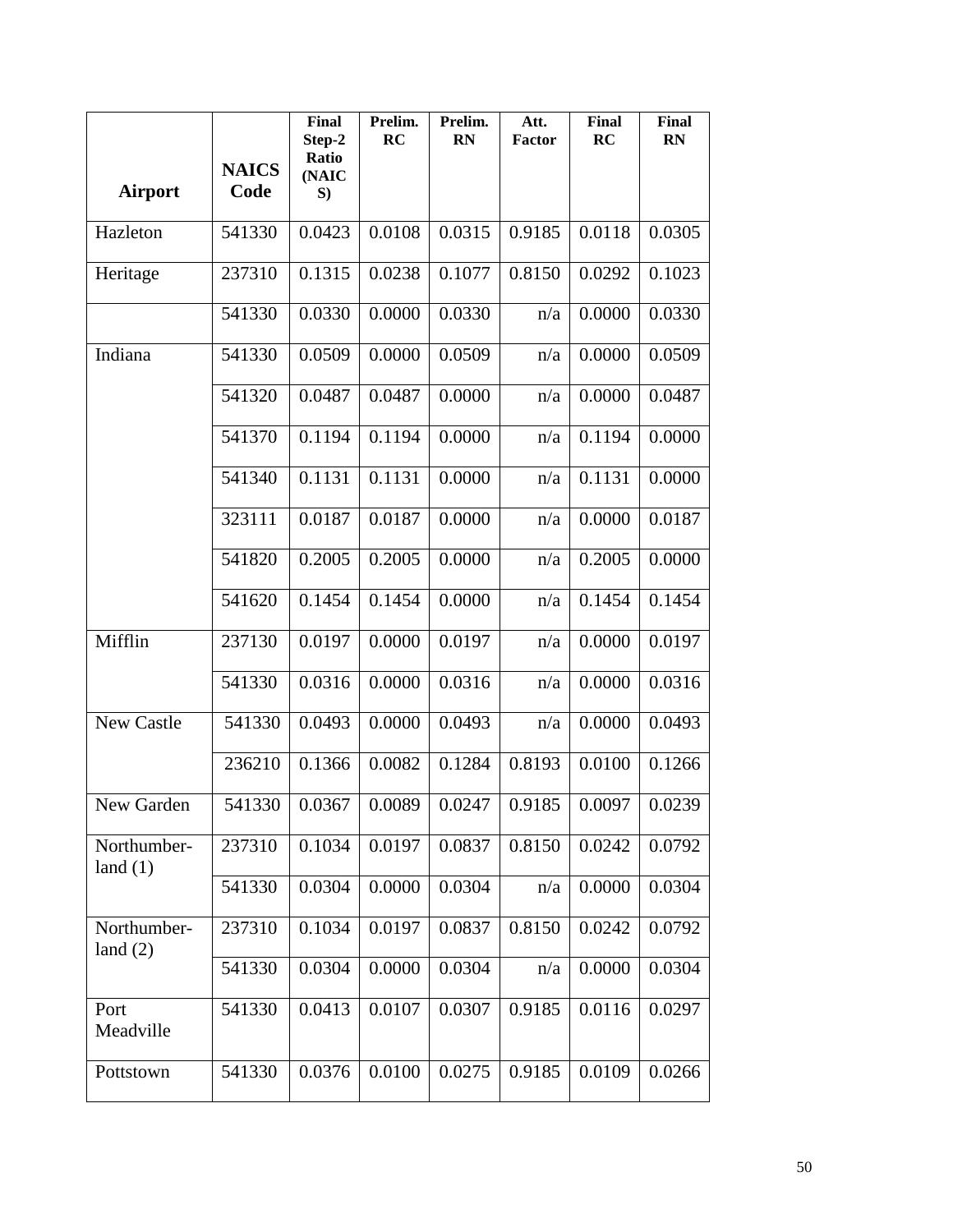| Airport | NAICS Code | Final Step-2 Ratio (NAICS) | Prelim. RC | Prelim. RN | Att. Factor | Final RC | Final RN |
|---|---|---|---|---|---|---|---|
| Hazleton | 541330 | 0.0423 | 0.0108 | 0.0315 | 0.9185 | 0.0118 | 0.0305 |
| Heritage | 237310 | 0.1315 | 0.0238 | 0.1077 | 0.8150 | 0.0292 | 0.1023 |
| | 541330 | 0.0330 | 0.0000 | 0.0330 | n/a | 0.0000 | 0.0330 |
| Indiana | 541330 | 0.0509 | 0.0000 | 0.0509 | n/a | 0.0000 | 0.0509 |
| | 541320 | 0.0487 | 0.0487 | 0.0000 | n/a | 0.0000 | 0.0487 |
| | 541370 | 0.1194 | 0.1194 | 0.0000 | n/a | 0.1194 | 0.0000 |
| | 541340 | 0.1131 | 0.1131 | 0.0000 | n/a | 0.1131 | 0.0000 |
| | 323111 | 0.0187 | 0.0187 | 0.0000 | n/a | 0.0000 | 0.0187 |
| | 541820 | 0.2005 | 0.2005 | 0.0000 | n/a | 0.2005 | 0.0000 |
| | 541620 | 0.1454 | 0.1454 | 0.0000 | n/a | 0.1454 | 0.1454 |
| Mifflin | 237130 | 0.0197 | 0.0000 | 0.0197 | n/a | 0.0000 | 0.0197 |
| | 541330 | 0.0316 | 0.0000 | 0.0316 | n/a | 0.0000 | 0.0316 |
| New Castle | 541330 | 0.0493 | 0.0000 | 0.0493 | n/a | 0.0000 | 0.0493 |
| | 236210 | 0.1366 | 0.0082 | 0.1284 | 0.8193 | 0.0100 | 0.1266 |
| New Garden | 541330 | 0.0367 | 0.0089 | 0.0247 | 0.9185 | 0.0097 | 0.0239 |
| Northumber-land (1) | 237310 | 0.1034 | 0.0197 | 0.0837 | 0.8150 | 0.0242 | 0.0792 |
| | 541330 | 0.0304 | 0.0000 | 0.0304 | n/a | 0.0000 | 0.0304 |
| Northumber-land (2) | 237310 | 0.1034 | 0.0197 | 0.0837 | 0.8150 | 0.0242 | 0.0792 |
| | 541330 | 0.0304 | 0.0000 | 0.0304 | n/a | 0.0000 | 0.0304 |
| Port Meadville | 541330 | 0.0413 | 0.0107 | 0.0307 | 0.9185 | 0.0116 | 0.0297 |
| Pottstown | 541330 | 0.0376 | 0.0100 | 0.0275 | 0.9185 | 0.0109 | 0.0266 |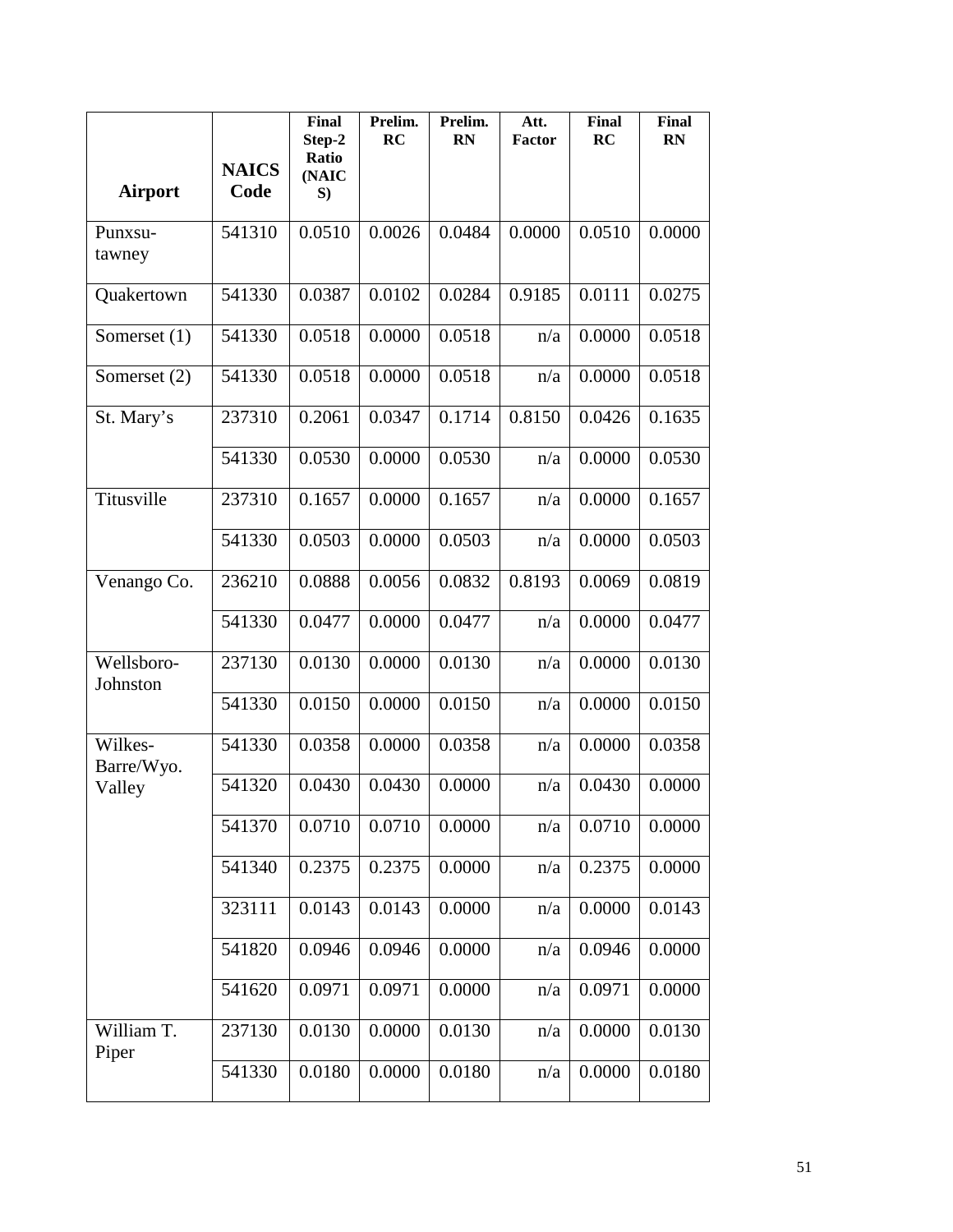| Airport | NAICS Code | Final Step-2 Ratio (NAICS) | Prelim. RC | Prelim. RN | Att. Factor | Final RC | Final RN |
|---|---|---|---|---|---|---|---|
| Punxsu-tawney | 541310 | 0.0510 | 0.0026 | 0.0484 | 0.0000 | 0.0510 | 0.0000 |
| Quakertown | 541330 | 0.0387 | 0.0102 | 0.0284 | 0.9185 | 0.0111 | 0.0275 |
| Somerset (1) | 541330 | 0.0518 | 0.0000 | 0.0518 | n/a | 0.0000 | 0.0518 |
| Somerset (2) | 541330 | 0.0518 | 0.0000 | 0.0518 | n/a | 0.0000 | 0.0518 |
| St. Mary's | 237310 | 0.2061 | 0.0347 | 0.1714 | 0.8150 | 0.0426 | 0.1635 |
| | 541330 | 0.0530 | 0.0000 | 0.0530 | n/a | 0.0000 | 0.0530 |
| Titusville | 237310 | 0.1657 | 0.0000 | 0.1657 | n/a | 0.0000 | 0.1657 |
| | 541330 | 0.0503 | 0.0000 | 0.0503 | n/a | 0.0000 | 0.0503 |
| Venango Co. | 236210 | 0.0888 | 0.0056 | 0.0832 | 0.8193 | 0.0069 | 0.0819 |
| | 541330 | 0.0477 | 0.0000 | 0.0477 | n/a | 0.0000 | 0.0477 |
| Wellsboro-Johnston | 237130 | 0.0130 | 0.0000 | 0.0130 | n/a | 0.0000 | 0.0130 |
| | 541330 | 0.0150 | 0.0000 | 0.0150 | n/a | 0.0000 | 0.0150 |
| Wilkes-Barre/Wyo. Valley | 541330 | 0.0358 | 0.0000 | 0.0358 | n/a | 0.0000 | 0.0358 |
| | 541320 | 0.0430 | 0.0430 | 0.0000 | n/a | 0.0430 | 0.0000 |
| | 541370 | 0.0710 | 0.0710 | 0.0000 | n/a | 0.0710 | 0.0000 |
| | 541340 | 0.2375 | 0.2375 | 0.0000 | n/a | 0.2375 | 0.0000 |
| | 323111 | 0.0143 | 0.0143 | 0.0000 | n/a | 0.0000 | 0.0143 |
| | 541820 | 0.0946 | 0.0946 | 0.0000 | n/a | 0.0946 | 0.0000 |
| | 541620 | 0.0971 | 0.0971 | 0.0000 | n/a | 0.0971 | 0.0000 |
| William T. Piper | 237130 | 0.0130 | 0.0000 | 0.0130 | n/a | 0.0000 | 0.0130 |
| | 541330 | 0.0180 | 0.0000 | 0.0180 | n/a | 0.0000 | 0.0180 |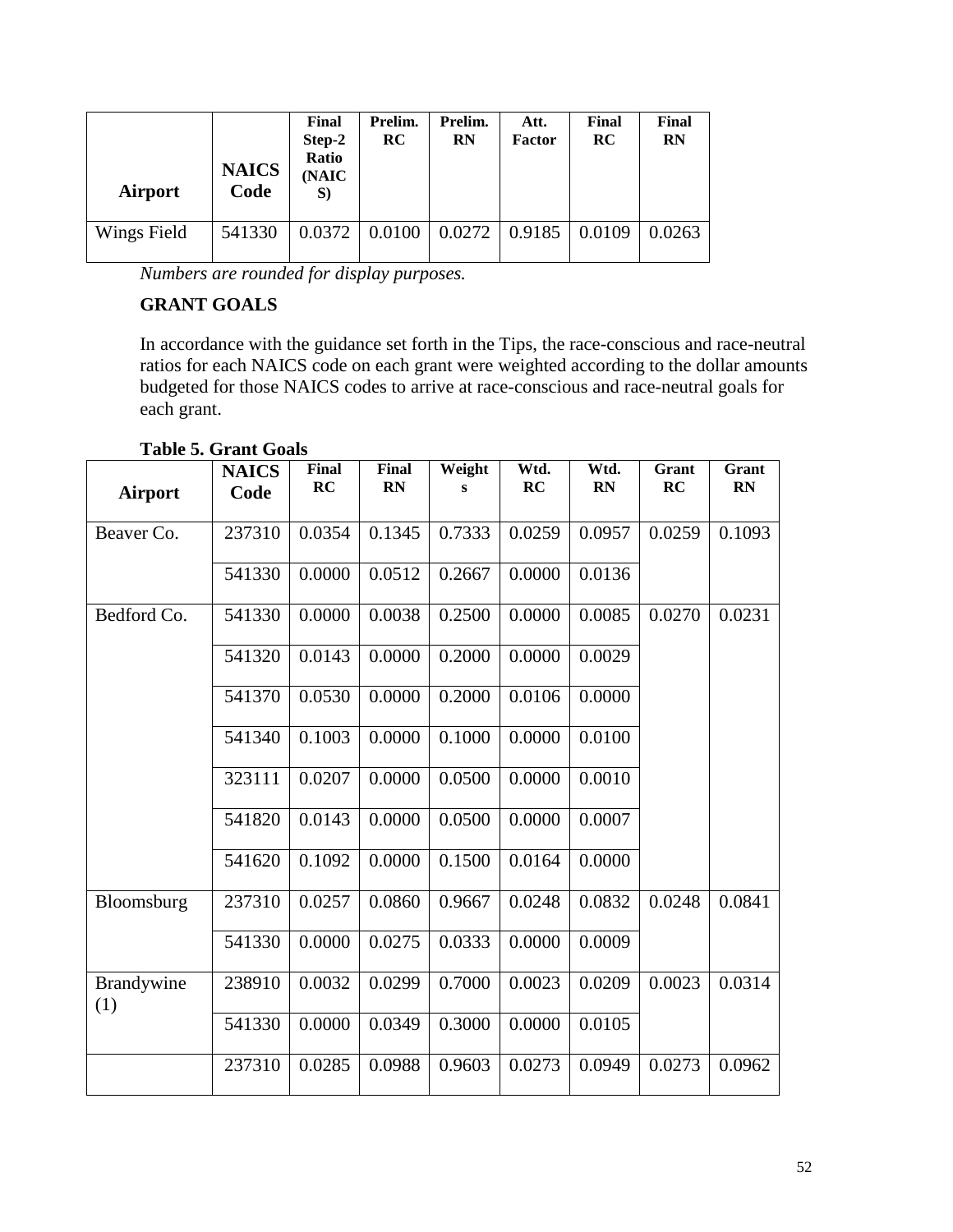| Airport | NAICS Code | Final Step-2 Ratio (NAICS) | Prelim. RC | Prelim. RN | Att. Factor | Final RC | Final RN |
|---|---|---|---|---|---|---|---|
| Wings Field | 541330 | 0.0372 | 0.0100 | 0.0272 | 0.9185 | 0.0109 | 0.0263 |

*Numbers are rounded for display purposes.*

**GRANT GOALS**

In accordance with the guidance set forth in the Tips, the race-conscious and race-neutral ratios for each NAICS code on each grant were weighted according to the dollar amounts budgeted for those NAICS codes to arrive at race-conscious and race-neutral goals for each grant.

**Table 5. Grant Goals**

| Airport | NAICS Code | Final RC | Final RN | Weights | Wtd. RC | Wtd. RN | Grant RC | Grant RN |
|---|---|---|---|---|---|---|---|---|
| Beaver Co. | 237310 | 0.0354 | 0.1345 | 0.7333 | 0.0259 | 0.0957 | 0.0259 | 0.1093 |
| | 541330 | 0.0000 | 0.0512 | 0.2667 | 0.0000 | 0.0136 | | |
| Bedford Co. | 541330 | 0.0000 | 0.0038 | 0.2500 | 0.0000 | 0.0085 | 0.0270 | 0.0231 |
| | 541320 | 0.0143 | 0.0000 | 0.2000 | 0.0000 | 0.0029 | | |
| | 541370 | 0.0530 | 0.0000 | 0.2000 | 0.0106 | 0.0000 | | |
| | 541340 | 0.1003 | 0.0000 | 0.1000 | 0.0000 | 0.0100 | | |
| | 323111 | 0.0207 | 0.0000 | 0.0500 | 0.0000 | 0.0010 | | |
| | 541820 | 0.0143 | 0.0000 | 0.0500 | 0.0000 | 0.0007 | | |
| | 541620 | 0.1092 | 0.0000 | 0.1500 | 0.0164 | 0.0000 | | |
| Bloomsburg | 237310 | 0.0257 | 0.0860 | 0.9667 | 0.0248 | 0.0832 | 0.0248 | 0.0841 |
| | 541330 | 0.0000 | 0.0275 | 0.0333 | 0.0000 | 0.0009 | | |
| Brandywine (1) | 238910 | 0.0032 | 0.0299 | 0.7000 | 0.0023 | 0.0209 | 0.0023 | 0.0314 |
| | 541330 | 0.0000 | 0.0349 | 0.3000 | 0.0000 | 0.0105 | | |
| | 237310 | 0.0285 | 0.0988 | 0.9603 | 0.0273 | 0.0949 | 0.0273 | 0.0962 |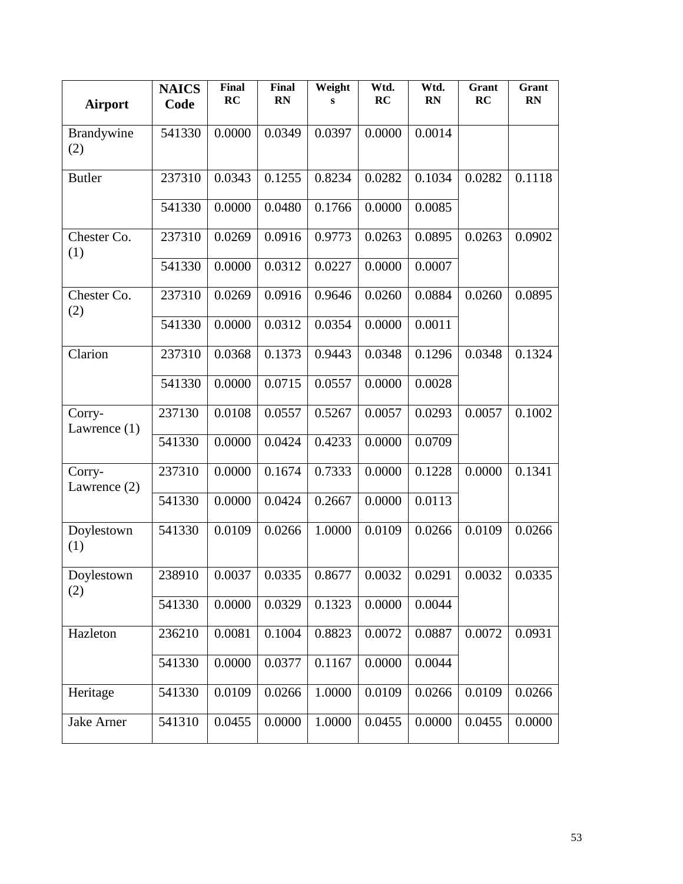| Airport | NAICS Code | Final RC | Final RN | Weights | Wtd. RC | Wtd. RN | Grant RC | Grant RN |
|---|---|---|---|---|---|---|---|---|
| Brandywine (2) | 541330 | 0.0000 | 0.0349 | 0.0397 | 0.0000 | 0.0014 | | |
| Butler | 237310 | 0.0343 | 0.1255 | 0.8234 | 0.0282 | 0.1034 | 0.0282 | 0.1118 |
| | 541330 | 0.0000 | 0.0480 | 0.1766 | 0.0000 | 0.0085 | | |
| Chester Co. (1) | 237310 | 0.0269 | 0.0916 | 0.9773 | 0.0263 | 0.0895 | 0.0263 | 0.0902 |
| | 541330 | 0.0000 | 0.0312 | 0.0227 | 0.0000 | 0.0007 | | |
| Chester Co. (2) | 237310 | 0.0269 | 0.0916 | 0.9646 | 0.0260 | 0.0884 | 0.0260 | 0.0895 |
| | 541330 | 0.0000 | 0.0312 | 0.0354 | 0.0000 | 0.0011 | | |
| Clarion | 237310 | 0.0368 | 0.1373 | 0.9443 | 0.0348 | 0.1296 | 0.0348 | 0.1324 |
| | 541330 | 0.0000 | 0.0715 | 0.0557 | 0.0000 | 0.0028 | | |
| Corry-Lawrence (1) | 237130 | 0.0108 | 0.0557 | 0.5267 | 0.0057 | 0.0293 | 0.0057 | 0.1002 |
| | 541330 | 0.0000 | 0.0424 | 0.4233 | 0.0000 | 0.0709 | | |
| Corry-Lawrence (2) | 237310 | 0.0000 | 0.1674 | 0.7333 | 0.0000 | 0.1228 | 0.0000 | 0.1341 |
| | 541330 | 0.0000 | 0.0424 | 0.2667 | 0.0000 | 0.0113 | | |
| Doylestown (1) | 541330 | 0.0109 | 0.0266 | 1.0000 | 0.0109 | 0.0266 | 0.0109 | 0.0266 |
| Doylestown (2) | 238910 | 0.0037 | 0.0335 | 0.8677 | 0.0032 | 0.0291 | 0.0032 | 0.0335 |
| | 541330 | 0.0000 | 0.0329 | 0.1323 | 0.0000 | 0.0044 | | |
| Hazleton | 236210 | 0.0081 | 0.1004 | 0.8823 | 0.0072 | 0.0887 | 0.0072 | 0.0931 |
| | 541330 | 0.0000 | 0.0377 | 0.1167 | 0.0000 | 0.0044 | | |
| Heritage | 541330 | 0.0109 | 0.0266 | 1.0000 | 0.0109 | 0.0266 | 0.0109 | 0.0266 |
| Jake Arner | 541310 | 0.0455 | 0.0000 | 1.0000 | 0.0455 | 0.0000 | 0.0455 | 0.0000 |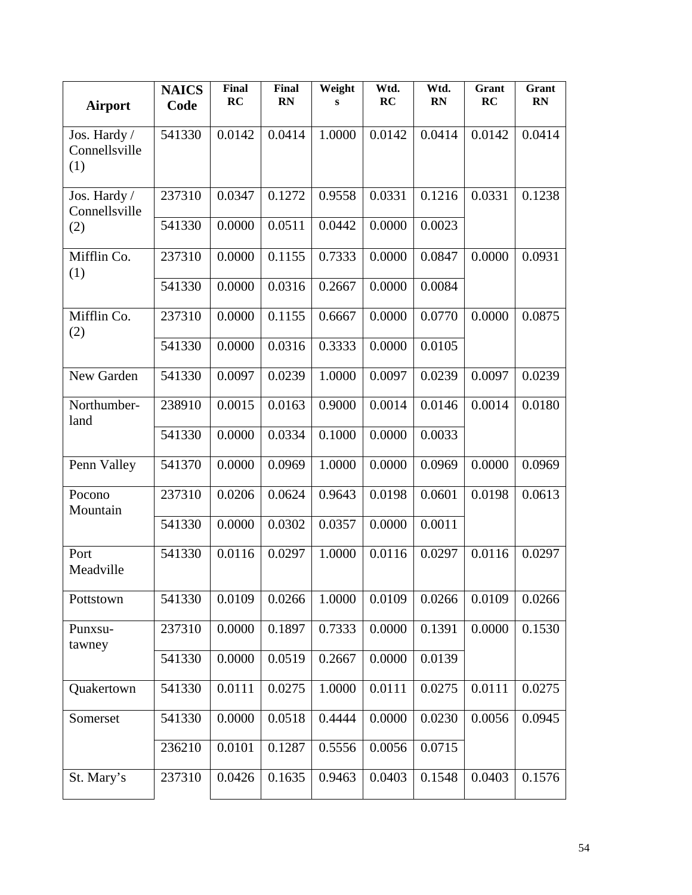| Airport | NAICS Code | Final RC | Final RN | Weights | Wtd. RC | Wtd. RN | Grant RC | Grant RN |
|---|---|---|---|---|---|---|---|---|
| Jos. Hardy / Connellsville (1) | 541330 | 0.0142 | 0.0414 | 1.0000 | 0.0142 | 0.0414 | 0.0142 | 0.0414 |
| Jos. Hardy / Connellsville (2) | 237310 | 0.0347 | 0.1272 | 0.9558 | 0.0331 | 0.1216 | 0.0331 | 0.1238 |
| | 541330 | 0.0000 | 0.0511 | 0.0442 | 0.0000 | 0.0023 | | |
| Mifflin Co. (1) | 237310 | 0.0000 | 0.1155 | 0.7333 | 0.0000 | 0.0847 | 0.0000 | 0.0931 |
| | 541330 | 0.0000 | 0.0316 | 0.2667 | 0.0000 | 0.0084 | | |
| Mifflin Co. (2) | 237310 | 0.0000 | 0.1155 | 0.6667 | 0.0000 | 0.0770 | 0.0000 | 0.0875 |
| | 541330 | 0.0000 | 0.0316 | 0.3333 | 0.0000 | 0.0105 | | |
| New Garden | 541330 | 0.0097 | 0.0239 | 1.0000 | 0.0097 | 0.0239 | 0.0097 | 0.0239 |
| Northumber-land | 238910 | 0.0015 | 0.0163 | 0.9000 | 0.0014 | 0.0146 | 0.0014 | 0.0180 |
| | 541330 | 0.0000 | 0.0334 | 0.1000 | 0.0000 | 0.0033 | | |
| Penn Valley | 541370 | 0.0000 | 0.0969 | 1.0000 | 0.0000 | 0.0969 | 0.0000 | 0.0969 |
| Pocono Mountain | 237310 | 0.0206 | 0.0624 | 0.9643 | 0.0198 | 0.0601 | 0.0198 | 0.0613 |
| | 541330 | 0.0000 | 0.0302 | 0.0357 | 0.0000 | 0.0011 | | |
| Port Meadville | 541330 | 0.0116 | 0.0297 | 1.0000 | 0.0116 | 0.0297 | 0.0116 | 0.0297 |
| Pottstown | 541330 | 0.0109 | 0.0266 | 1.0000 | 0.0109 | 0.0266 | 0.0109 | 0.0266 |
| Punxsu-tawney | 237310 | 0.0000 | 0.1897 | 0.7333 | 0.0000 | 0.1391 | 0.0000 | 0.1530 |
| | 541330 | 0.0000 | 0.0519 | 0.2667 | 0.0000 | 0.0139 | | |
| Quakertown | 541330 | 0.0111 | 0.0275 | 1.0000 | 0.0111 | 0.0275 | 0.0111 | 0.0275 |
| Somerset | 541330 | 0.0000 | 0.0518 | 0.4444 | 0.0000 | 0.0230 | 0.0056 | 0.0945 |
| | 236210 | 0.0101 | 0.1287 | 0.5556 | 0.0056 | 0.0715 | | |
| St. Mary's | 237310 | 0.0426 | 0.1635 | 0.9463 | 0.0403 | 0.1548 | 0.0403 | 0.1576 |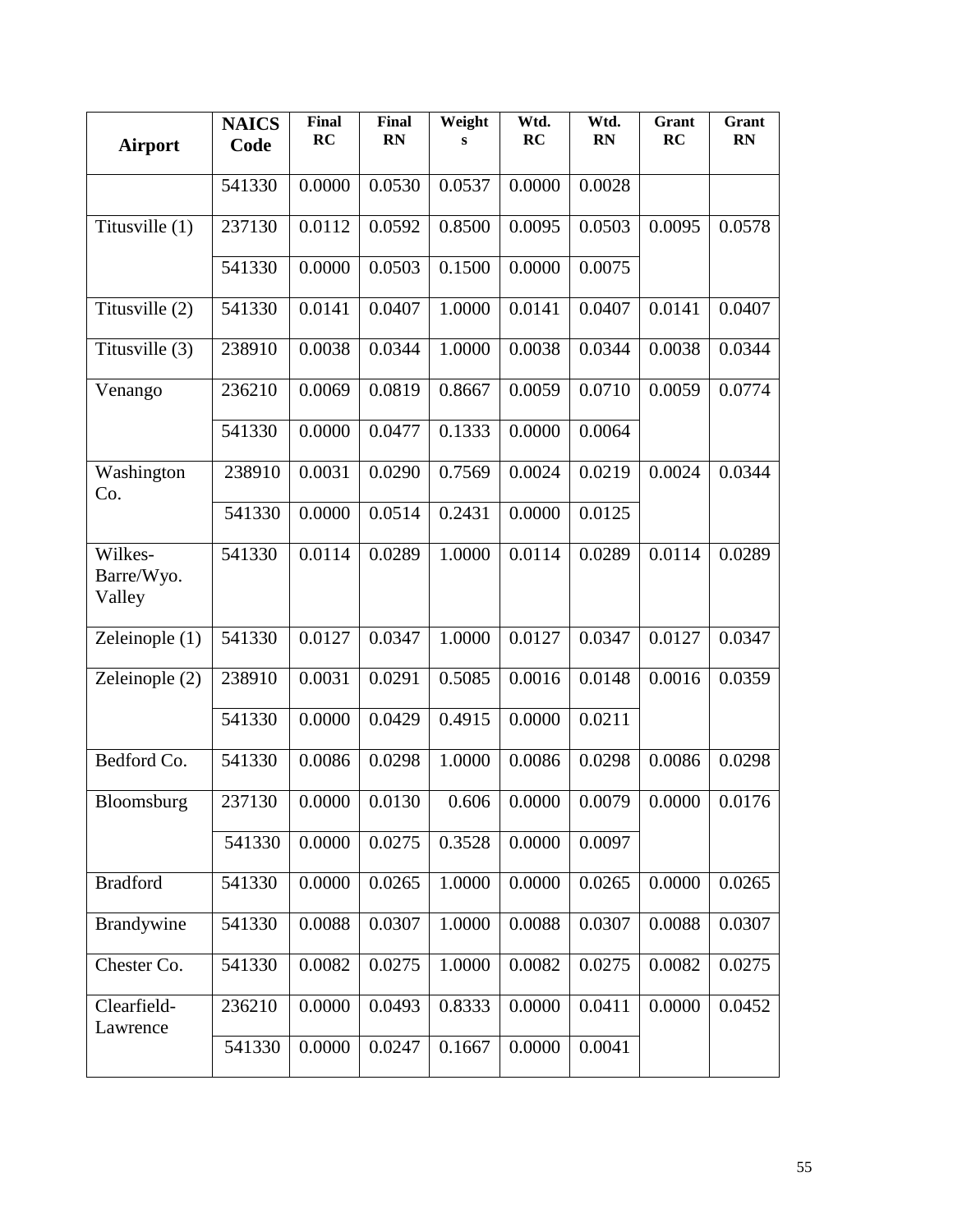| Airport | NAICS Code | Final RC | Final RN | Weights | Wtd. RC | Wtd. RN | Grant RC | Grant RN |
|---|---|---|---|---|---|---|---|---|
| | 541330 | 0.0000 | 0.0530 | 0.0537 | 0.0000 | 0.0028 | | |
| Titusville (1) | 237130 | 0.0112 | 0.0592 | 0.8500 | 0.0095 | 0.0503 | 0.0095 | 0.0578 |
| | 541330 | 0.0000 | 0.0503 | 0.1500 | 0.0000 | 0.0075 | | |
| Titusville (2) | 541330 | 0.0141 | 0.0407 | 1.0000 | 0.0141 | 0.0407 | 0.0141 | 0.0407 |
| Titusville (3) | 238910 | 0.0038 | 0.0344 | 1.0000 | 0.0038 | 0.0344 | 0.0038 | 0.0344 |
| Venango | 236210 | 0.0069 | 0.0819 | 0.8667 | 0.0059 | 0.0710 | 0.0059 | 0.0774 |
| | 541330 | 0.0000 | 0.0477 | 0.1333 | 0.0000 | 0.0064 | | |
| Washington Co. | 238910 | 0.0031 | 0.0290 | 0.7569 | 0.0024 | 0.0219 | 0.0024 | 0.0344 |
| | 541330 | 0.0000 | 0.0514 | 0.2431 | 0.0000 | 0.0125 | | |
| Wilkes-Barre/Wyo. Valley | 541330 | 0.0114 | 0.0289 | 1.0000 | 0.0114 | 0.0289 | 0.0114 | 0.0289 |
| Zeleinople (1) | 541330 | 0.0127 | 0.0347 | 1.0000 | 0.0127 | 0.0347 | 0.0127 | 0.0347 |
| Zeleinople (2) | 238910 | 0.0031 | 0.0291 | 0.5085 | 0.0016 | 0.0148 | 0.0016 | 0.0359 |
| | 541330 | 0.0000 | 0.0429 | 0.4915 | 0.0000 | 0.0211 | | |
| Bedford Co. | 541330 | 0.0086 | 0.0298 | 1.0000 | 0.0086 | 0.0298 | 0.0086 | 0.0298 |
| Bloomsburg | 237130 | 0.0000 | 0.0130 | 0.606 | 0.0000 | 0.0079 | 0.0000 | 0.0176 |
| | 541330 | 0.0000 | 0.0275 | 0.3528 | 0.0000 | 0.0097 | | |
| Bradford | 541330 | 0.0000 | 0.0265 | 1.0000 | 0.0000 | 0.0265 | 0.0000 | 0.0265 |
| Brandywine | 541330 | 0.0088 | 0.0307 | 1.0000 | 0.0088 | 0.0307 | 0.0088 | 0.0307 |
| Chester Co. | 541330 | 0.0082 | 0.0275 | 1.0000 | 0.0082 | 0.0275 | 0.0082 | 0.0275 |
| Clearfield-Lawrence | 236210 | 0.0000 | 0.0493 | 0.8333 | 0.0000 | 0.0411 | 0.0000 | 0.0452 |
| | 541330 | 0.0000 | 0.0247 | 0.1667 | 0.0000 | 0.0041 | | |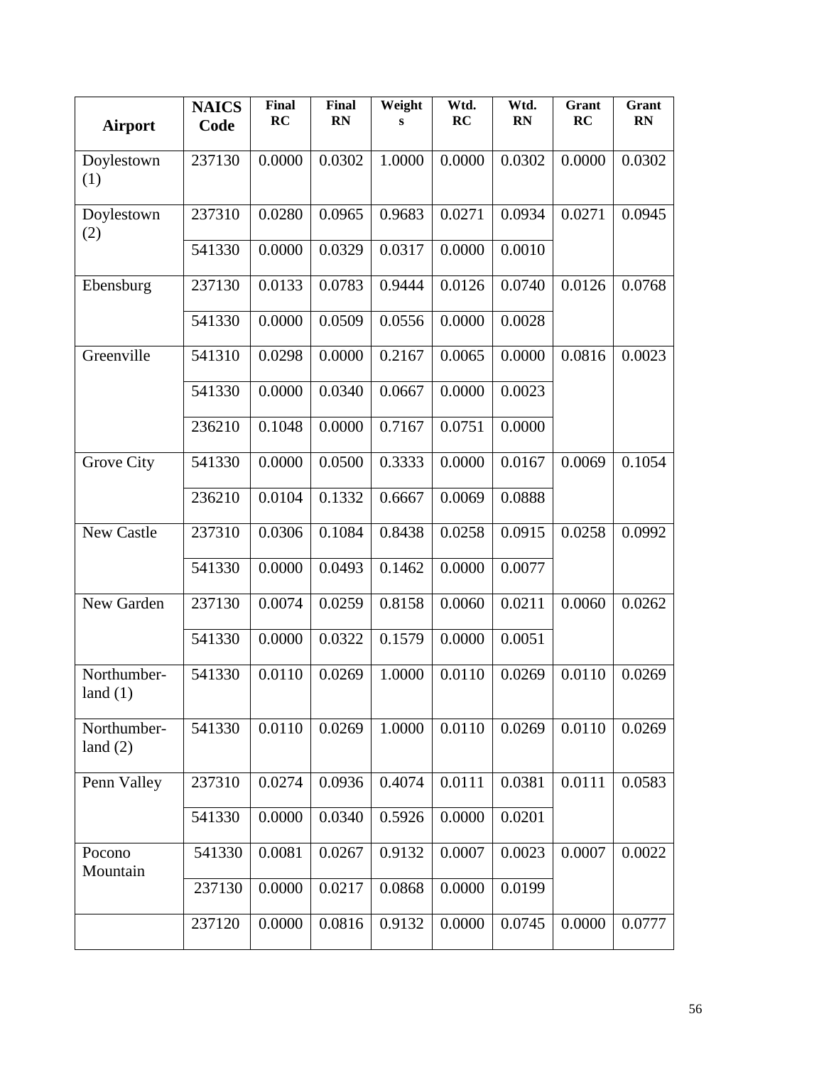| Airport | NAICS Code | Final RC | Final RN | Weights | Wtd. RC | Wtd. RN | Grant RC | Grant RN |
|---|---|---|---|---|---|---|---|---|
| Doylestown (1) | 237130 | 0.0000 | 0.0302 | 1.0000 | 0.0000 | 0.0302 | 0.0000 | 0.0302 |
| Doylestown (2) | 237310 | 0.0280 | 0.0965 | 0.9683 | 0.0271 | 0.0934 | 0.0271 | 0.0945 |
| | 541330 | 0.0000 | 0.0329 | 0.0317 | 0.0000 | 0.0010 | | |
| Ebensburg | 237130 | 0.0133 | 0.0783 | 0.9444 | 0.0126 | 0.0740 | 0.0126 | 0.0768 |
| | 541330 | 0.0000 | 0.0509 | 0.0556 | 0.0000 | 0.0028 | | |
| Greenville | 541310 | 0.0298 | 0.0000 | 0.2167 | 0.0065 | 0.0000 | 0.0816 | 0.0023 |
| | 541330 | 0.0000 | 0.0340 | 0.0667 | 0.0000 | 0.0023 | | |
| | 236210 | 0.1048 | 0.0000 | 0.7167 | 0.0751 | 0.0000 | | |
| Grove City | 541330 | 0.0000 | 0.0500 | 0.3333 | 0.0000 | 0.0167 | 0.0069 | 0.1054 |
| | 236210 | 0.0104 | 0.1332 | 0.6667 | 0.0069 | 0.0888 | | |
| New Castle | 237310 | 0.0306 | 0.1084 | 0.8438 | 0.0258 | 0.0915 | 0.0258 | 0.0992 |
| | 541330 | 0.0000 | 0.0493 | 0.1462 | 0.0000 | 0.0077 | | |
| New Garden | 237130 | 0.0074 | 0.0259 | 0.8158 | 0.0060 | 0.0211 | 0.0060 | 0.0262 |
| | 541330 | 0.0000 | 0.0322 | 0.1579 | 0.0000 | 0.0051 | | |
| Northumber-land (1) | 541330 | 0.0110 | 0.0269 | 1.0000 | 0.0110 | 0.0269 | 0.0110 | 0.0269 |
| Northumber-land (2) | 541330 | 0.0110 | 0.0269 | 1.0000 | 0.0110 | 0.0269 | 0.0110 | 0.0269 |
| Penn Valley | 237310 | 0.0274 | 0.0936 | 0.4074 | 0.0111 | 0.0381 | 0.0111 | 0.0583 |
| | 541330 | 0.0000 | 0.0340 | 0.5926 | 0.0000 | 0.0201 | | |
| Pocono Mountain | 541330 | 0.0081 | 0.0267 | 0.9132 | 0.0007 | 0.0023 | 0.0007 | 0.0022 |
| | 237130 | 0.0000 | 0.0217 | 0.0868 | 0.0000 | 0.0199 | | |
| | 237120 | 0.0000 | 0.0816 | 0.9132 | 0.0000 | 0.0745 | 0.0000 | 0.0777 |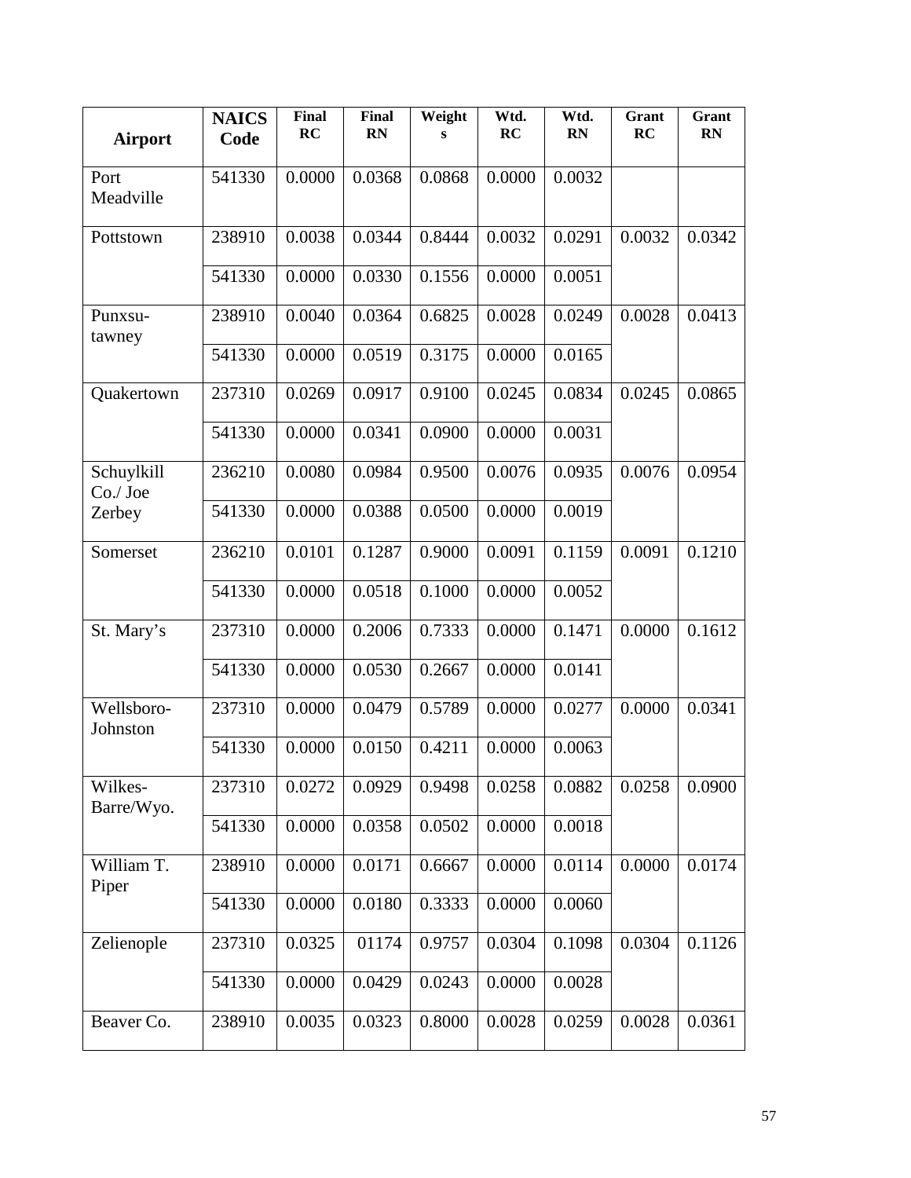| Airport | NAICS Code | Final RC | Final RN | Weights | Wtd. RC | Wtd. RN | Grant RC | Grant RN |
|---|---|---|---|---|---|---|---|---|
| Port Meadville | 541330 | 0.0000 | 0.0368 | 0.0868 | 0.0000 | 0.0032 | | |
| Pottstown | 238910 | 0.0038 | 0.0344 | 0.8444 | 0.0032 | 0.0291 | 0.0032 | 0.0342 |
| | 541330 | 0.0000 | 0.0330 | 0.1556 | 0.0000 | 0.0051 | | |
| Punxsu-tawney | 238910 | 0.0040 | 0.0364 | 0.6825 | 0.0028 | 0.0249 | 0.0028 | 0.0413 |
| | 541330 | 0.0000 | 0.0519 | 0.3175 | 0.0000 | 0.0165 | | |
| Quakertown | 237310 | 0.0269 | 0.0917 | 0.9100 | 0.0245 | 0.0834 | 0.0245 | 0.0865 |
| | 541330 | 0.0000 | 0.0341 | 0.0900 | 0.0000 | 0.0031 | | |
| Schuylkill Co./ Joe Zerbey | 236210 | 0.0080 | 0.0984 | 0.9500 | 0.0076 | 0.0935 | 0.0076 | 0.0954 |
| | 541330 | 0.0000 | 0.0388 | 0.0500 | 0.0000 | 0.0019 | | |
| Somerset | 236210 | 0.0101 | 0.1287 | 0.9000 | 0.0091 | 0.1159 | 0.0091 | 0.1210 |
| | 541330 | 0.0000 | 0.0518 | 0.1000 | 0.0000 | 0.0052 | | |
| St. Mary's | 237310 | 0.0000 | 0.2006 | 0.7333 | 0.0000 | 0.1471 | 0.0000 | 0.1612 |
| | 541330 | 0.0000 | 0.0530 | 0.2667 | 0.0000 | 0.0141 | | |
| Wellsboro-Johnston | 237310 | 0.0000 | 0.0479 | 0.5789 | 0.0000 | 0.0277 | 0.0000 | 0.0341 |
| | 541330 | 0.0000 | 0.0150 | 0.4211 | 0.0000 | 0.0063 | | |
| Wilkes-Barre/Wyo. | 237310 | 0.0272 | 0.0929 | 0.9498 | 0.0258 | 0.0882 | 0.0258 | 0.0900 |
| | 541330 | 0.0000 | 0.0358 | 0.0502 | 0.0000 | 0.0018 | | |
| William T. Piper | 238910 | 0.0000 | 0.0171 | 0.6667 | 0.0000 | 0.0114 | 0.0000 | 0.0174 |
| | 541330 | 0.0000 | 0.0180 | 0.3333 | 0.0000 | 0.0060 | | |
| Zelienople | 237310 | 0.0325 | 01174 | 0.9757 | 0.0304 | 0.1098 | 0.0304 | 0.1126 |
| | 541330 | 0.0000 | 0.0429 | 0.0243 | 0.0000 | 0.0028 | | |
| Beaver Co. | 238910 | 0.0035 | 0.0323 | 0.8000 | 0.0028 | 0.0259 | 0.0028 | 0.0361 |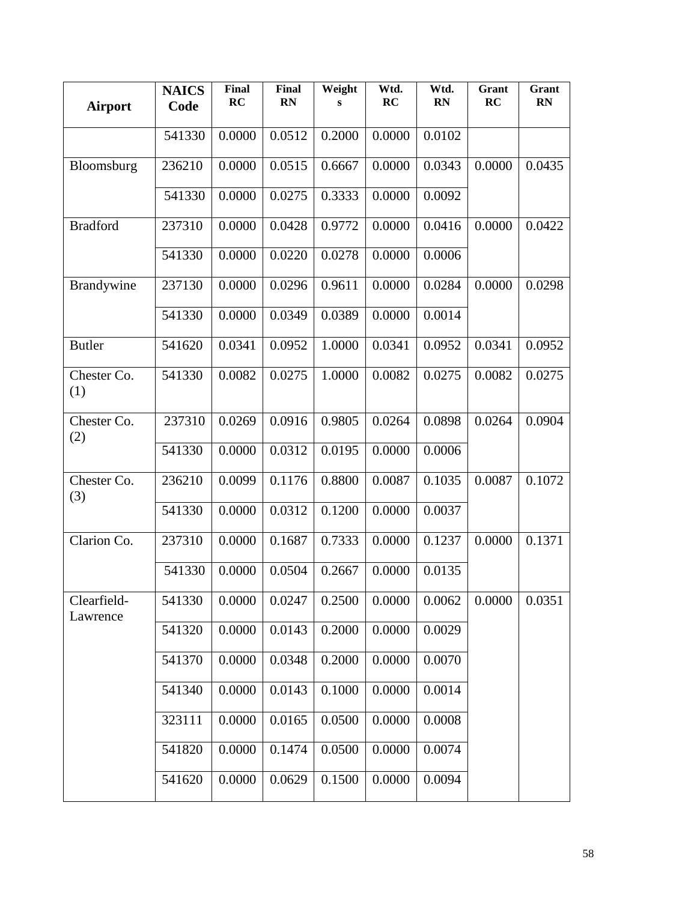| Airport | NAICS Code | Final RC | Final RN | Weights | Wtd. RC | Wtd. RN | Grant RC | Grant RN |
|---|---|---|---|---|---|---|---|---|
| | 541330 | 0.0000 | 0.0512 | 0.2000 | 0.0000 | 0.0102 | | |
| Bloomsburg | 236210 | 0.0000 | 0.0515 | 0.6667 | 0.0000 | 0.0343 | 0.0000 | 0.0435 |
| | 541330 | 0.0000 | 0.0275 | 0.3333 | 0.0000 | 0.0092 | | |
| Bradford | 237310 | 0.0000 | 0.0428 | 0.9772 | 0.0000 | 0.0416 | 0.0000 | 0.0422 |
| | 541330 | 0.0000 | 0.0220 | 0.0278 | 0.0000 | 0.0006 | | |
| Brandywine | 237130 | 0.0000 | 0.0296 | 0.9611 | 0.0000 | 0.0284 | 0.0000 | 0.0298 |
| | 541330 | 0.0000 | 0.0349 | 0.0389 | 0.0000 | 0.0014 | | |
| Butler | 541620 | 0.0341 | 0.0952 | 1.0000 | 0.0341 | 0.0952 | 0.0341 | 0.0952 |
| Chester Co. (1) | 541330 | 0.0082 | 0.0275 | 1.0000 | 0.0082 | 0.0275 | 0.0082 | 0.0275 |
| Chester Co. (2) | 237310 | 0.0269 | 0.0916 | 0.9805 | 0.0264 | 0.0898 | 0.0264 | 0.0904 |
| | 541330 | 0.0000 | 0.0312 | 0.0195 | 0.0000 | 0.0006 | | |
| Chester Co. (3) | 236210 | 0.0099 | 0.1176 | 0.8800 | 0.0087 | 0.1035 | 0.0087 | 0.1072 |
| | 541330 | 0.0000 | 0.0312 | 0.1200 | 0.0000 | 0.0037 | | |
| Clarion Co. | 237310 | 0.0000 | 0.1687 | 0.7333 | 0.0000 | 0.1237 | 0.0000 | 0.1371 |
| | 541330 | 0.0000 | 0.0504 | 0.2667 | 0.0000 | 0.0135 | | |
| Clearfield-Lawrence | 541330 | 0.0000 | 0.0247 | 0.2500 | 0.0000 | 0.0062 | 0.0000 | 0.0351 |
| | 541320 | 0.0000 | 0.0143 | 0.2000 | 0.0000 | 0.0029 | | |
| | 541370 | 0.0000 | 0.0348 | 0.2000 | 0.0000 | 0.0070 | | |
| | 541340 | 0.0000 | 0.0143 | 0.1000 | 0.0000 | 0.0014 | | |
| | 323111 | 0.0000 | 0.0165 | 0.0500 | 0.0000 | 0.0008 | | |
| | 541820 | 0.0000 | 0.1474 | 0.0500 | 0.0000 | 0.0074 | | |
| | 541620 | 0.0000 | 0.0629 | 0.1500 | 0.0000 | 0.0094 | | |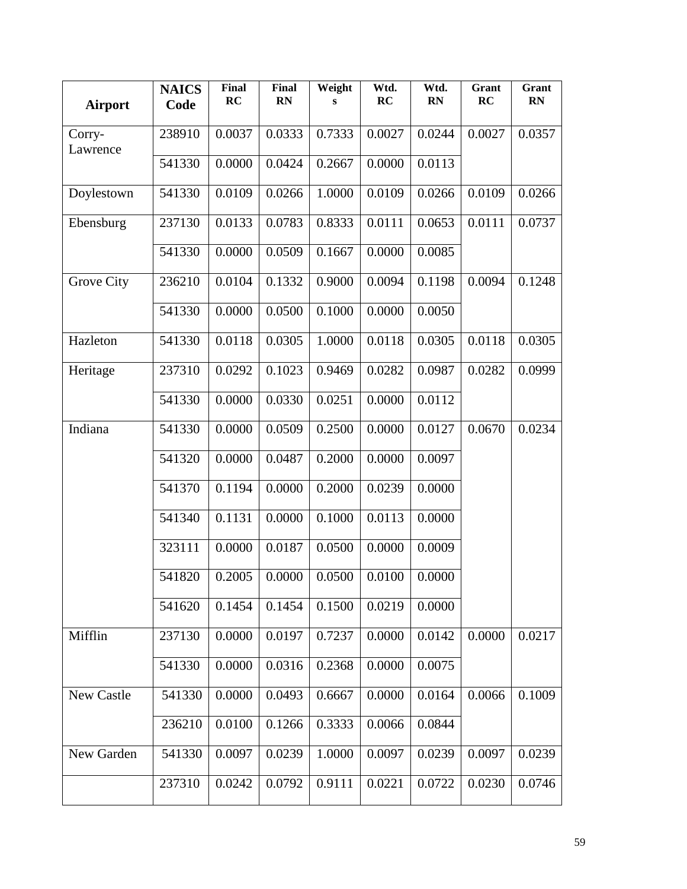| Airport | NAICS Code | Final RC | Final RN | Weights | Wtd. RC | Wtd. RN | Grant RC | Grant RN |
|---|---|---|---|---|---|---|---|---|
| Corry-Lawrence | 238910 | 0.0037 | 0.0333 | 0.7333 | 0.0027 | 0.0244 | 0.0027 | 0.0357 |
| | 541330 | 0.0000 | 0.0424 | 0.2667 | 0.0000 | 0.0113 | | |
| Doylestown | 541330 | 0.0109 | 0.0266 | 1.0000 | 0.0109 | 0.0266 | 0.0109 | 0.0266 |
| Ebensburg | 237130 | 0.0133 | 0.0783 | 0.8333 | 0.0111 | 0.0653 | 0.0111 | 0.0737 |
| | 541330 | 0.0000 | 0.0509 | 0.1667 | 0.0000 | 0.0085 | | |
| Grove City | 236210 | 0.0104 | 0.1332 | 0.9000 | 0.0094 | 0.1198 | 0.0094 | 0.1248 |
| | 541330 | 0.0000 | 0.0500 | 0.1000 | 0.0000 | 0.0050 | | |
| Hazleton | 541330 | 0.0118 | 0.0305 | 1.0000 | 0.0118 | 0.0305 | 0.0118 | 0.0305 |
| Heritage | 237310 | 0.0292 | 0.1023 | 0.9469 | 0.0282 | 0.0987 | 0.0282 | 0.0999 |
| | 541330 | 0.0000 | 0.0330 | 0.0251 | 0.0000 | 0.0112 | | |
| Indiana | 541330 | 0.0000 | 0.0509 | 0.2500 | 0.0000 | 0.0127 | 0.0670 | 0.0234 |
| | 541320 | 0.0000 | 0.0487 | 0.2000 | 0.0000 | 0.0097 | | |
| | 541370 | 0.1194 | 0.0000 | 0.2000 | 0.0239 | 0.0000 | | |
| | 541340 | 0.1131 | 0.0000 | 0.1000 | 0.0113 | 0.0000 | | |
| | 323111 | 0.0000 | 0.0187 | 0.0500 | 0.0000 | 0.0009 | | |
| | 541820 | 0.2005 | 0.0000 | 0.0500 | 0.0100 | 0.0000 | | |
| | 541620 | 0.1454 | 0.1454 | 0.1500 | 0.0219 | 0.0000 | | |
| Mifflin | 237130 | 0.0000 | 0.0197 | 0.7237 | 0.0000 | 0.0142 | 0.0000 | 0.0217 |
| | 541330 | 0.0000 | 0.0316 | 0.2368 | 0.0000 | 0.0075 | | |
| New Castle | 541330 | 0.0000 | 0.0493 | 0.6667 | 0.0000 | 0.0164 | 0.0066 | 0.1009 |
| | 236210 | 0.0100 | 0.1266 | 0.3333 | 0.0066 | 0.0844 | | |
| New Garden | 541330 | 0.0097 | 0.0239 | 1.0000 | 0.0097 | 0.0239 | 0.0097 | 0.0239 |
| | 237310 | 0.0242 | 0.0792 | 0.9111 | 0.0221 | 0.0722 | 0.0230 | 0.0746 |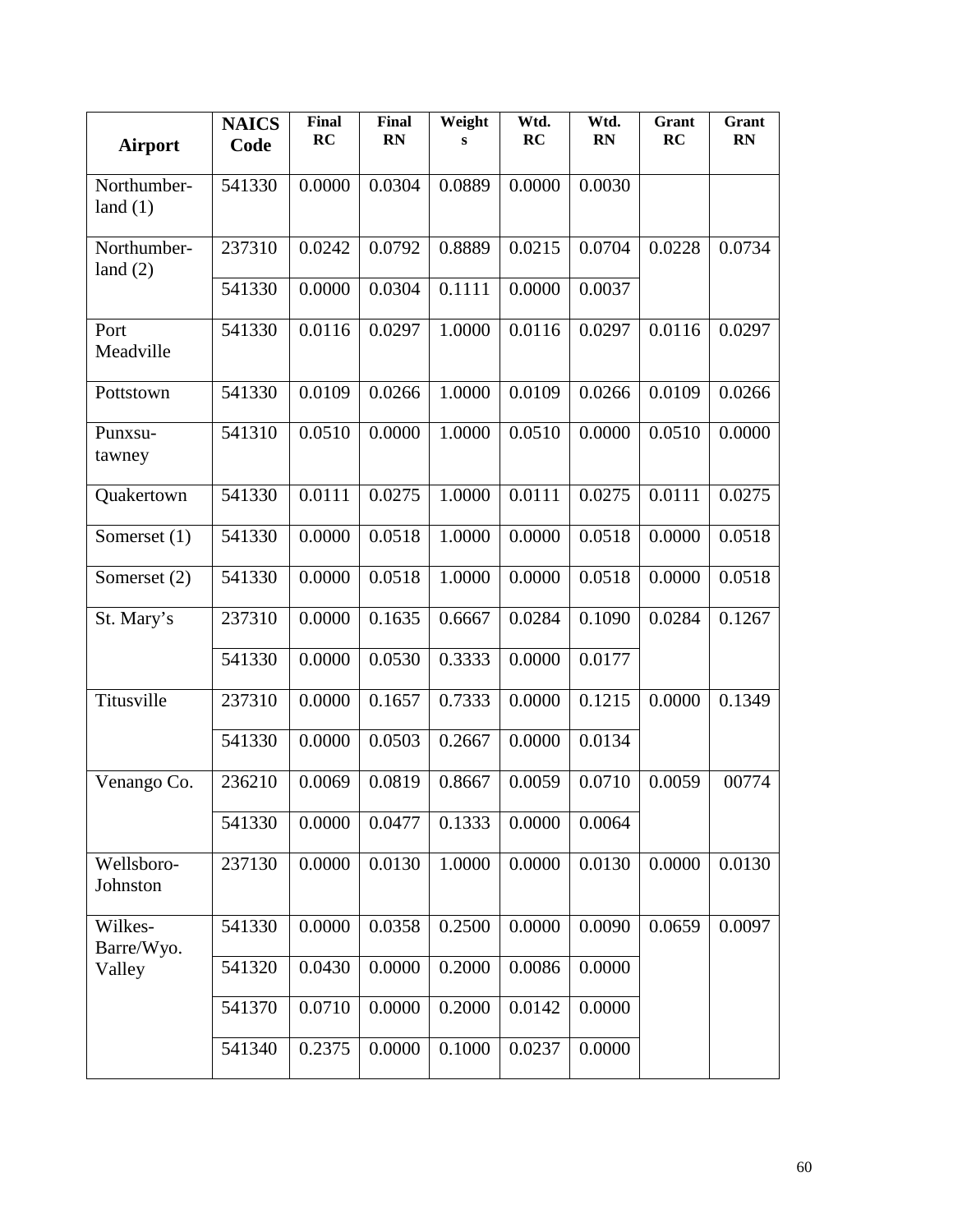| Airport | NAICS Code | Final RC | Final RN | Weights | Wtd. RC | Wtd. RN | Grant RC | Grant RN |
|---|---|---|---|---|---|---|---|---|
| Northumber-land (1) | 541330 | 0.0000 | 0.0304 | 0.0889 | 0.0000 | 0.0030 | | |
| Northumber-land (2) | 237310 | 0.0242 | 0.0792 | 0.8889 | 0.0215 | 0.0704 | 0.0228 | 0.0734 |
| | 541330 | 0.0000 | 0.0304 | 0.1111 | 0.0000 | 0.0037 | | |
| Port Meadville | 541330 | 0.0116 | 0.0297 | 1.0000 | 0.0116 | 0.0297 | 0.0116 | 0.0297 |
| Pottstown | 541330 | 0.0109 | 0.0266 | 1.0000 | 0.0109 | 0.0266 | 0.0109 | 0.0266 |
| Punxsu-tawney | 541310 | 0.0510 | 0.0000 | 1.0000 | 0.0510 | 0.0000 | 0.0510 | 0.0000 |
| Quakertown | 541330 | 0.0111 | 0.0275 | 1.0000 | 0.0111 | 0.0275 | 0.0111 | 0.0275 |
| Somerset (1) | 541330 | 0.0000 | 0.0518 | 1.0000 | 0.0000 | 0.0518 | 0.0000 | 0.0518 |
| Somerset (2) | 541330 | 0.0000 | 0.0518 | 1.0000 | 0.0000 | 0.0518 | 0.0000 | 0.0518 |
| St. Mary's | 237310 | 0.0000 | 0.1635 | 0.6667 | 0.0284 | 0.1090 | 0.0284 | 0.1267 |
| | 541330 | 0.0000 | 0.0530 | 0.3333 | 0.0000 | 0.0177 | | |
| Titusville | 237310 | 0.0000 | 0.1657 | 0.7333 | 0.0000 | 0.1215 | 0.0000 | 0.1349 |
| | 541330 | 0.0000 | 0.0503 | 0.2667 | 0.0000 | 0.0134 | | |
| Venango Co. | 236210 | 0.0069 | 0.0819 | 0.8667 | 0.0059 | 0.0710 | 0.0059 | 00774 |
| | 541330 | 0.0000 | 0.0477 | 0.1333 | 0.0000 | 0.0064 | | |
| Wellsboro-Johnston | 237130 | 0.0000 | 0.0130 | 1.0000 | 0.0000 | 0.0130 | 0.0000 | 0.0130 |
| Wilkes-Barre/Wyo. Valley | 541330 | 0.0000 | 0.0358 | 0.2500 | 0.0000 | 0.0090 | 0.0659 | 0.0097 |
| | 541320 | 0.0430 | 0.0000 | 0.2000 | 0.0086 | 0.0000 | | |
| | 541370 | 0.0710 | 0.0000 | 0.2000 | 0.0142 | 0.0000 | | |
| | 541340 | 0.2375 | 0.0000 | 0.1000 | 0.0237 | 0.0000 | | |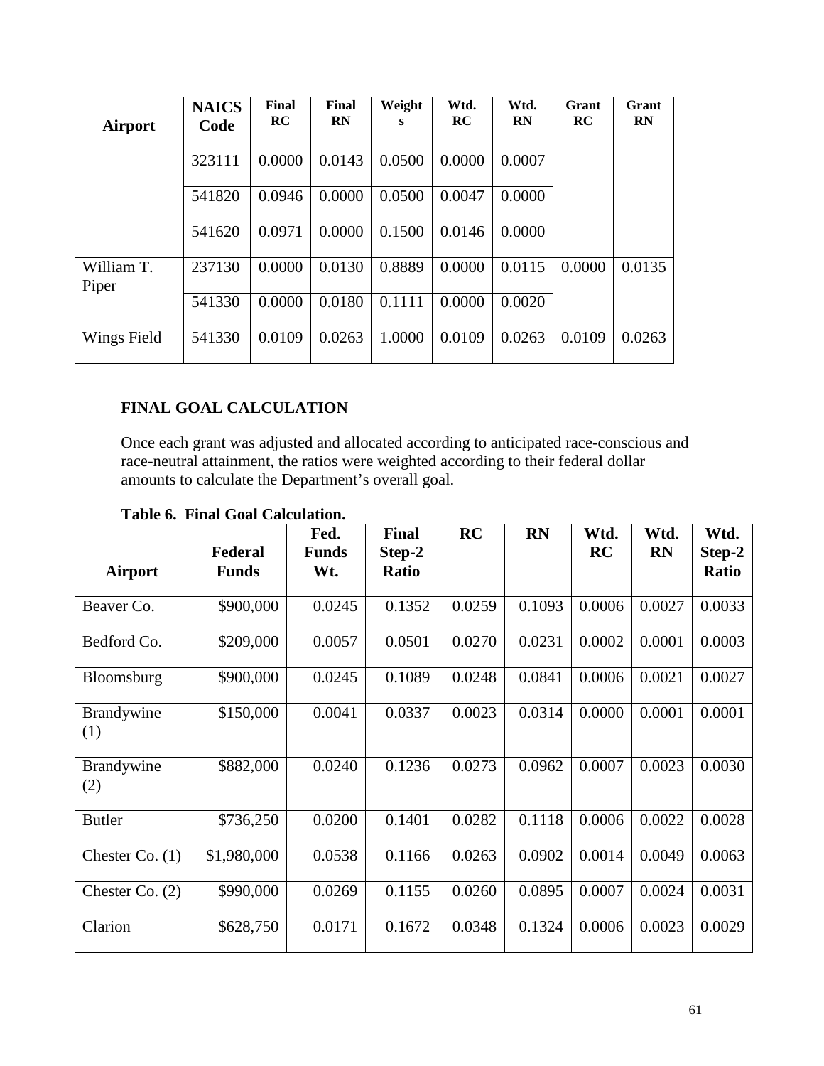| Airport | NAICS Code | Final RC | Final RN | Weights | Wtd. RC | Wtd. RN | Grant RC | Grant RN |
|---|---|---|---|---|---|---|---|---|
| | 323111 | 0.0000 | 0.0143 | 0.0500 | 0.0000 | 0.0007 | | |
| | 541820 | 0.0946 | 0.0000 | 0.0500 | 0.0047 | 0.0000 | | |
| | 541620 | 0.0971 | 0.0000 | 0.1500 | 0.0146 | 0.0000 | | |
| William T. Piper | 237130 | 0.0000 | 0.0130 | 0.8889 | 0.0000 | 0.0115 | 0.0000 | 0.0135 |
| | 541330 | 0.0000 | 0.0180 | 0.1111 | 0.0000 | 0.0020 | | |
| Wings Field | 541330 | 0.0109 | 0.0263 | 1.0000 | 0.0109 | 0.0263 | 0.0109 | 0.0263 |

### FINAL GOAL CALCULATION

Once each grant was adjusted and allocated according to anticipated race-conscious and race-neutral attainment, the ratios were weighted according to their federal dollar amounts to calculate the Department's overall goal.

**Table 6. Final Goal Calculation.**

| Airport | Federal Funds | Fed. Funds Wt. | Final Step-2 Ratio | RC | RN | Wtd. RC | Wtd. RN | Wtd. Step-2 Ratio |
|---|---|---|---|---|---|---|---|---|
| Beaver Co. | $900,000 | 0.0245 | 0.1352 | 0.0259 | 0.1093 | 0.0006 | 0.0027 | 0.0033 |
| Bedford Co. | $209,000 | 0.0057 | 0.0501 | 0.0270 | 0.0231 | 0.0002 | 0.0001 | 0.0003 |
| Bloomsburg | $900,000 | 0.0245 | 0.1089 | 0.0248 | 0.0841 | 0.0006 | 0.0021 | 0.0027 |
| Brandywine (1) | $150,000 | 0.0041 | 0.0337 | 0.0023 | 0.0314 | 0.0000 | 0.0001 | 0.0001 |
| Brandywine (2) | $882,000 | 0.0240 | 0.1236 | 0.0273 | 0.0962 | 0.0007 | 0.0023 | 0.0030 |
| Butler | $736,250 | 0.0200 | 0.1401 | 0.0282 | 0.1118 | 0.0006 | 0.0022 | 0.0028 |
| Chester Co. (1) | $1,980,000 | 0.0538 | 0.1166 | 0.0263 | 0.0902 | 0.0014 | 0.0049 | 0.0063 |
| Chester Co. (2) | $990,000 | 0.0269 | 0.1155 | 0.0260 | 0.0895 | 0.0007 | 0.0024 | 0.0031 |
| Clarion | $628,750 | 0.0171 | 0.1672 | 0.0348 | 0.1324 | 0.0006 | 0.0023 | 0.0029 |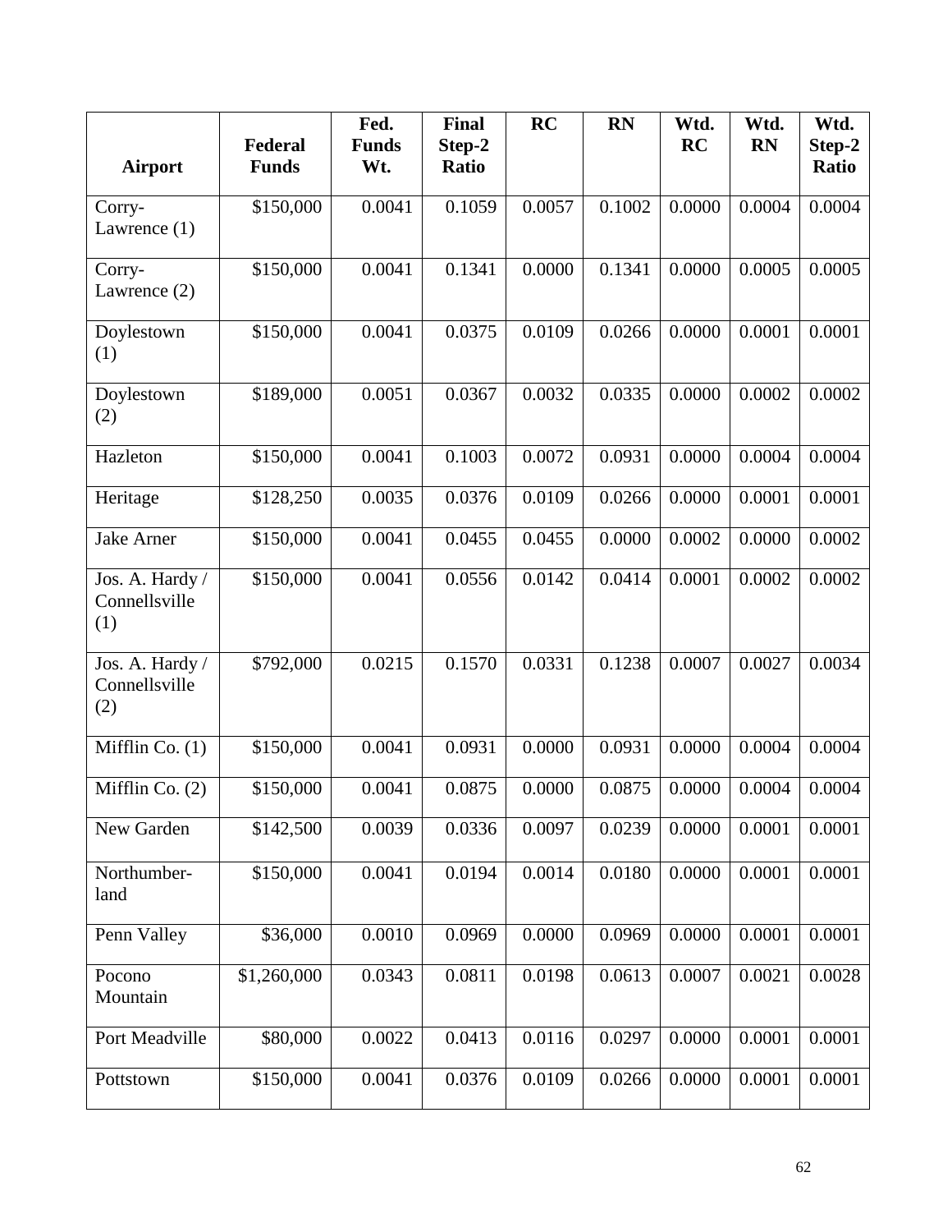| Airport | Federal Funds | Fed. Funds Wt. | Final Step-2 Ratio | RC | RN | Wtd. RC | Wtd. RN | Wtd. Step-2 Ratio |
|---|---|---|---|---|---|---|---|---|
| Corry-Lawrence (1) | $150,000 | 0.0041 | 0.1059 | 0.0057 | 0.1002 | 0.0000 | 0.0004 | 0.0004 |
| Corry-Lawrence (2) | $150,000 | 0.0041 | 0.1341 | 0.0000 | 0.1341 | 0.0000 | 0.0005 | 0.0005 |
| Doylestown (1) | $150,000 | 0.0041 | 0.0375 | 0.0109 | 0.0266 | 0.0000 | 0.0001 | 0.0001 |
| Doylestown (2) | $189,000 | 0.0051 | 0.0367 | 0.0032 | 0.0335 | 0.0000 | 0.0002 | 0.0002 |
| Hazleton | $150,000 | 0.0041 | 0.1003 | 0.0072 | 0.0931 | 0.0000 | 0.0004 | 0.0004 |
| Heritage | $128,250 | 0.0035 | 0.0376 | 0.0109 | 0.0266 | 0.0000 | 0.0001 | 0.0001 |
| Jake Arner | $150,000 | 0.0041 | 0.0455 | 0.0455 | 0.0000 | 0.0002 | 0.0000 | 0.0002 |
| Jos. A. Hardy / Connellsville (1) | $150,000 | 0.0041 | 0.0556 | 0.0142 | 0.0414 | 0.0001 | 0.0002 | 0.0002 |
| Jos. A. Hardy / Connellsville (2) | $792,000 | 0.0215 | 0.1570 | 0.0331 | 0.1238 | 0.0007 | 0.0027 | 0.0034 |
| Mifflin Co. (1) | $150,000 | 0.0041 | 0.0931 | 0.0000 | 0.0931 | 0.0000 | 0.0004 | 0.0004 |
| Mifflin Co. (2) | $150,000 | 0.0041 | 0.0875 | 0.0000 | 0.0875 | 0.0000 | 0.0004 | 0.0004 |
| New Garden | $142,500 | 0.0039 | 0.0336 | 0.0097 | 0.0239 | 0.0000 | 0.0001 | 0.0001 |
| Northumber-land | $150,000 | 0.0041 | 0.0194 | 0.0014 | 0.0180 | 0.0000 | 0.0001 | 0.0001 |
| Penn Valley | $36,000 | 0.0010 | 0.0969 | 0.0000 | 0.0969 | 0.0000 | 0.0001 | 0.0001 |
| Pocono Mountain | $1,260,000 | 0.0343 | 0.0811 | 0.0198 | 0.0613 | 0.0007 | 0.0021 | 0.0028 |
| Port Meadville | $80,000 | 0.0022 | 0.0413 | 0.0116 | 0.0297 | 0.0000 | 0.0001 | 0.0001 |
| Pottstown | $150,000 | 0.0041 | 0.0376 | 0.0109 | 0.0266 | 0.0000 | 0.0001 | 0.0001 |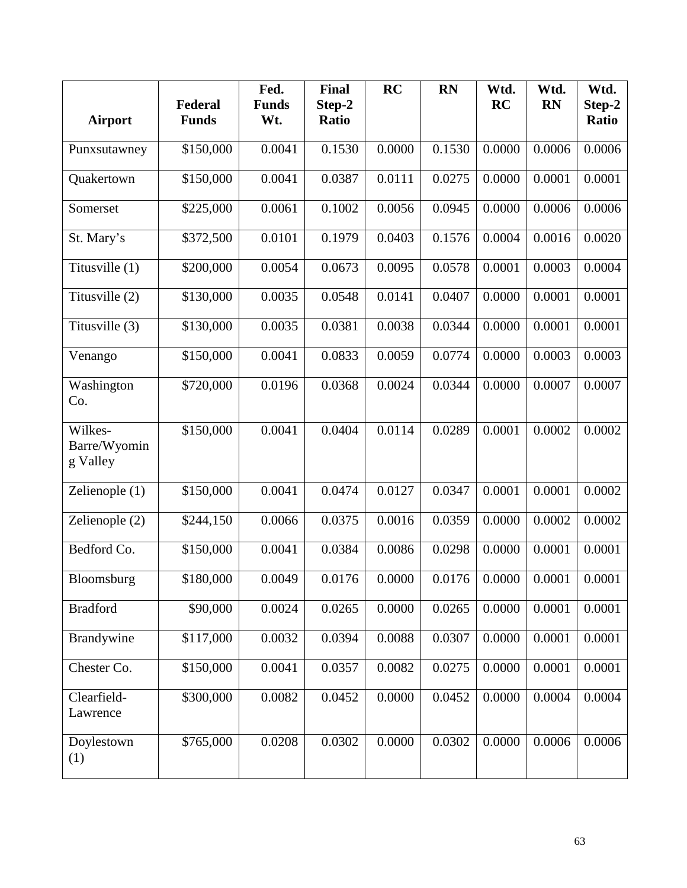| Airport | Federal Funds | Fed. Funds Wt. | Final Step-2 Ratio | RC | RN | Wtd. RC | Wtd. RN | Wtd. Step-2 Ratio |
|---|---|---|---|---|---|---|---|---|
| Punxsutawney | $150,000 | 0.0041 | 0.1530 | 0.0000 | 0.1530 | 0.0000 | 0.0006 | 0.0006 |
| Quakertown | $150,000 | 0.0041 | 0.0387 | 0.0111 | 0.0275 | 0.0000 | 0.0001 | 0.0001 |
| Somerset | $225,000 | 0.0061 | 0.1002 | 0.0056 | 0.0945 | 0.0000 | 0.0006 | 0.0006 |
| St. Mary's | $372,500 | 0.0101 | 0.1979 | 0.0403 | 0.1576 | 0.0004 | 0.0016 | 0.0020 |
| Titusville (1) | $200,000 | 0.0054 | 0.0673 | 0.0095 | 0.0578 | 0.0001 | 0.0003 | 0.0004 |
| Titusville (2) | $130,000 | 0.0035 | 0.0548 | 0.0141 | 0.0407 | 0.0000 | 0.0001 | 0.0001 |
| Titusville (3) | $130,000 | 0.0035 | 0.0381 | 0.0038 | 0.0344 | 0.0000 | 0.0001 | 0.0001 |
| Venango | $150,000 | 0.0041 | 0.0833 | 0.0059 | 0.0774 | 0.0000 | 0.0003 | 0.0003 |
| Washington Co. | $720,000 | 0.0196 | 0.0368 | 0.0024 | 0.0344 | 0.0000 | 0.0007 | 0.0007 |
| Wilkes-Barre/Wyoming Valley | $150,000 | 0.0041 | 0.0404 | 0.0114 | 0.0289 | 0.0001 | 0.0002 | 0.0002 |
| Zelienople (1) | $150,000 | 0.0041 | 0.0474 | 0.0127 | 0.0347 | 0.0001 | 0.0001 | 0.0002 |
| Zelienople (2) | $244,150 | 0.0066 | 0.0375 | 0.0016 | 0.0359 | 0.0000 | 0.0002 | 0.0002 |
| Bedford Co. | $150,000 | 0.0041 | 0.0384 | 0.0086 | 0.0298 | 0.0000 | 0.0001 | 0.0001 |
| Bloomsburg | $180,000 | 0.0049 | 0.0176 | 0.0000 | 0.0176 | 0.0000 | 0.0001 | 0.0001 |
| Bradford | $90,000 | 0.0024 | 0.0265 | 0.0000 | 0.0265 | 0.0000 | 0.0001 | 0.0001 |
| Brandywine | $117,000 | 0.0032 | 0.0394 | 0.0088 | 0.0307 | 0.0000 | 0.0001 | 0.0001 |
| Chester Co. | $150,000 | 0.0041 | 0.0357 | 0.0082 | 0.0275 | 0.0000 | 0.0001 | 0.0001 |
| Clearfield-Lawrence | $300,000 | 0.0082 | 0.0452 | 0.0000 | 0.0452 | 0.0000 | 0.0004 | 0.0004 |
| Doylestown (1) | $765,000 | 0.0208 | 0.0302 | 0.0000 | 0.0302 | 0.0000 | 0.0006 | 0.0006 |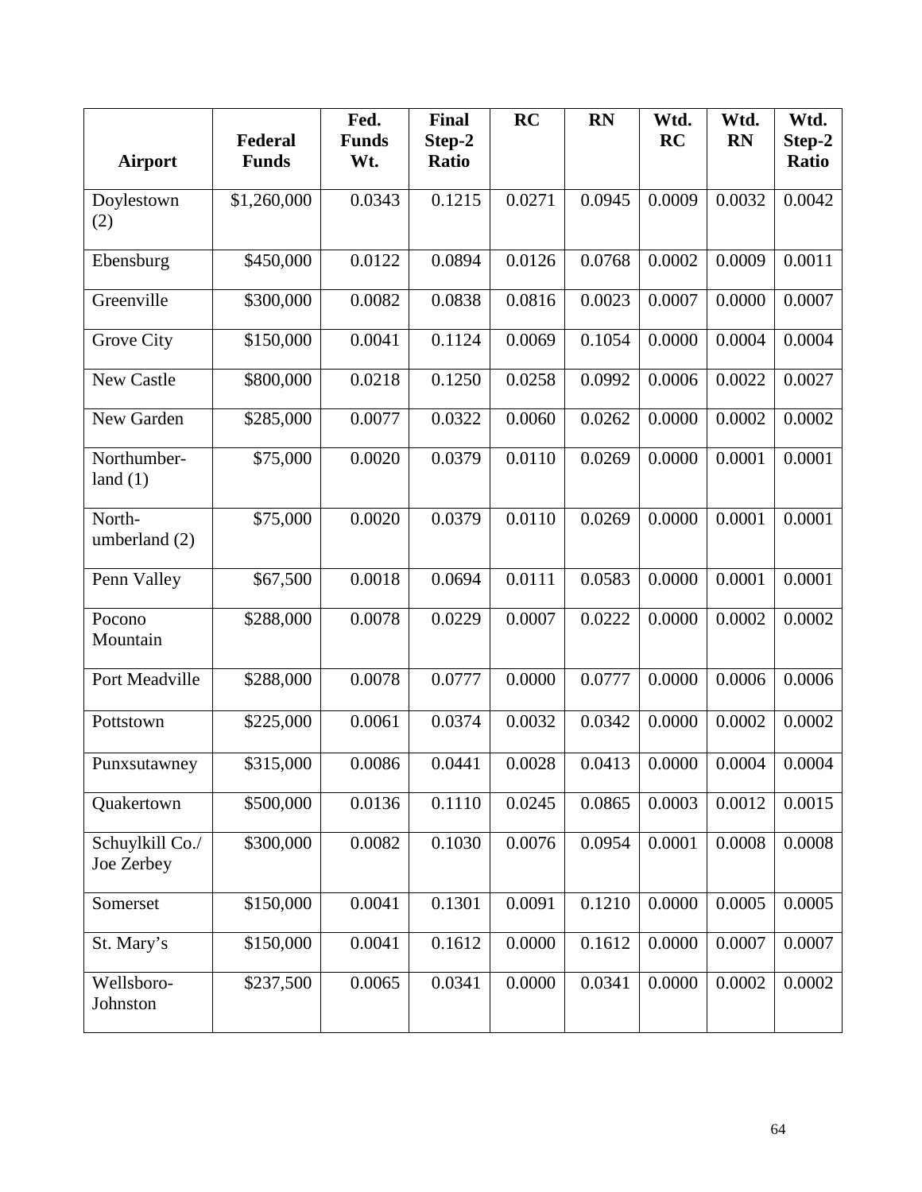| Airport | Federal Funds | Fed. Funds Wt. | Final Step-2 Ratio | RC | RN | Wtd. RC | Wtd. RN | Wtd. Step-2 Ratio |
|---|---|---|---|---|---|---|---|---|
| Doylestown (2) | $1,260,000 | 0.0343 | 0.1215 | 0.0271 | 0.0945 | 0.0009 | 0.0032 | 0.0042 |
| Ebensburg | $450,000 | 0.0122 | 0.0894 | 0.0126 | 0.0768 | 0.0002 | 0.0009 | 0.0011 |
| Greenville | $300,000 | 0.0082 | 0.0838 | 0.0816 | 0.0023 | 0.0007 | 0.0000 | 0.0007 |
| Grove City | $150,000 | 0.0041 | 0.1124 | 0.0069 | 0.1054 | 0.0000 | 0.0004 | 0.0004 |
| New Castle | $800,000 | 0.0218 | 0.1250 | 0.0258 | 0.0992 | 0.0006 | 0.0022 | 0.0027 |
| New Garden | $285,000 | 0.0077 | 0.0322 | 0.0060 | 0.0262 | 0.0000 | 0.0002 | 0.0002 |
| Northumber-land (1) | $75,000 | 0.0020 | 0.0379 | 0.0110 | 0.0269 | 0.0000 | 0.0001 | 0.0001 |
| North-umberland (2) | $75,000 | 0.0020 | 0.0379 | 0.0110 | 0.0269 | 0.0000 | 0.0001 | 0.0001 |
| Penn Valley | $67,500 | 0.0018 | 0.0694 | 0.0111 | 0.0583 | 0.0000 | 0.0001 | 0.0001 |
| Pocono Mountain | $288,000 | 0.0078 | 0.0229 | 0.0007 | 0.0222 | 0.0000 | 0.0002 | 0.0002 |
| Port Meadville | $288,000 | 0.0078 | 0.0777 | 0.0000 | 0.0777 | 0.0000 | 0.0006 | 0.0006 |
| Pottstown | $225,000 | 0.0061 | 0.0374 | 0.0032 | 0.0342 | 0.0000 | 0.0002 | 0.0002 |
| Punxsutawney | $315,000 | 0.0086 | 0.0441 | 0.0028 | 0.0413 | 0.0000 | 0.0004 | 0.0004 |
| Quakertown | $500,000 | 0.0136 | 0.1110 | 0.0245 | 0.0865 | 0.0003 | 0.0012 | 0.0015 |
| Schuylkill Co./ Joe Zerbey | $300,000 | 0.0082 | 0.1030 | 0.0076 | 0.0954 | 0.0001 | 0.0008 | 0.0008 |
| Somerset | $150,000 | 0.0041 | 0.1301 | 0.0091 | 0.1210 | 0.0000 | 0.0005 | 0.0005 |
| St. Mary's | $150,000 | 0.0041 | 0.1612 | 0.0000 | 0.1612 | 0.0000 | 0.0007 | 0.0007 |
| Wellsboro-Johnston | $237,500 | 0.0065 | 0.0341 | 0.0000 | 0.0341 | 0.0000 | 0.0002 | 0.0002 |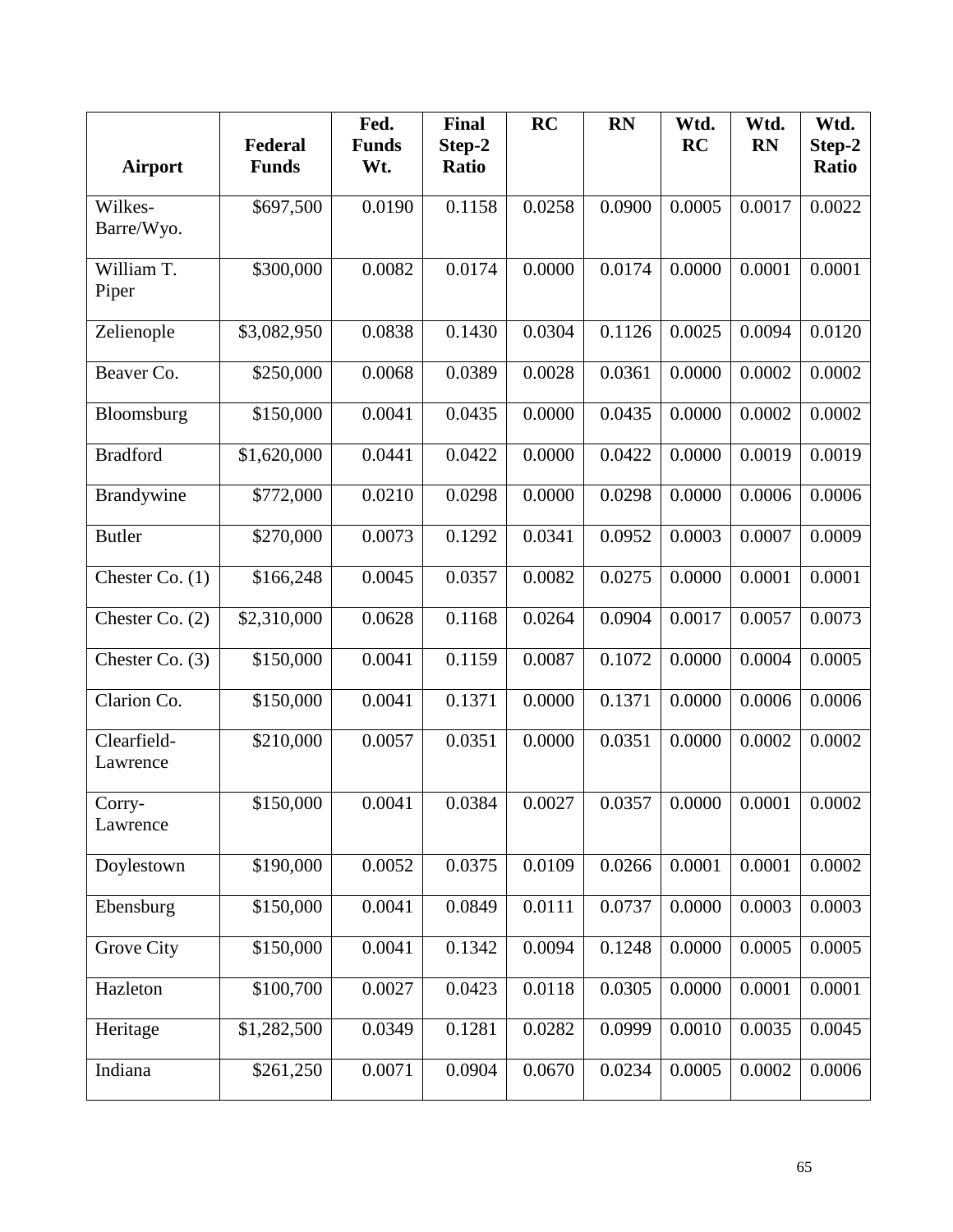| Airport | Federal Funds | Fed. Funds Wt. | Final Step-2 Ratio | RC | RN | Wtd. RC | Wtd. RN | Wtd. Step-2 Ratio |
|---|---|---|---|---|---|---|---|---|
| Wilkes-Barre/Wyo. | $697,500 | 0.0190 | 0.1158 | 0.0258 | 0.0900 | 0.0005 | 0.0017 | 0.0022 |
| William T. Piper | $300,000 | 0.0082 | 0.0174 | 0.0000 | 0.0174 | 0.0000 | 0.0001 | 0.0001 |
| Zelienople | $3,082,950 | 0.0838 | 0.1430 | 0.0304 | 0.1126 | 0.0025 | 0.0094 | 0.0120 |
| Beaver Co. | $250,000 | 0.0068 | 0.0389 | 0.0028 | 0.0361 | 0.0000 | 0.0002 | 0.0002 |
| Bloomsburg | $150,000 | 0.0041 | 0.0435 | 0.0000 | 0.0435 | 0.0000 | 0.0002 | 0.0002 |
| Bradford | $1,620,000 | 0.0441 | 0.0422 | 0.0000 | 0.0422 | 0.0000 | 0.0019 | 0.0019 |
| Brandywine | $772,000 | 0.0210 | 0.0298 | 0.0000 | 0.0298 | 0.0000 | 0.0006 | 0.0006 |
| Butler | $270,000 | 0.0073 | 0.1292 | 0.0341 | 0.0952 | 0.0003 | 0.0007 | 0.0009 |
| Chester Co. (1) | $166,248 | 0.0045 | 0.0357 | 0.0082 | 0.0275 | 0.0000 | 0.0001 | 0.0001 |
| Chester Co. (2) | $2,310,000 | 0.0628 | 0.1168 | 0.0264 | 0.0904 | 0.0017 | 0.0057 | 0.0073 |
| Chester Co. (3) | $150,000 | 0.0041 | 0.1159 | 0.0087 | 0.1072 | 0.0000 | 0.0004 | 0.0005 |
| Clarion Co. | $150,000 | 0.0041 | 0.1371 | 0.0000 | 0.1371 | 0.0000 | 0.0006 | 0.0006 |
| Clearfield-Lawrence | $210,000 | 0.0057 | 0.0351 | 0.0000 | 0.0351 | 0.0000 | 0.0002 | 0.0002 |
| Corry-Lawrence | $150,000 | 0.0041 | 0.0384 | 0.0027 | 0.0357 | 0.0000 | 0.0001 | 0.0002 |
| Doylestown | $190,000 | 0.0052 | 0.0375 | 0.0109 | 0.0266 | 0.0001 | 0.0001 | 0.0002 |
| Ebensburg | $150,000 | 0.0041 | 0.0849 | 0.0111 | 0.0737 | 0.0000 | 0.0003 | 0.0003 |
| Grove City | $150,000 | 0.0041 | 0.1342 | 0.0094 | 0.1248 | 0.0000 | 0.0005 | 0.0005 |
| Hazleton | $100,700 | 0.0027 | 0.0423 | 0.0118 | 0.0305 | 0.0000 | 0.0001 | 0.0001 |
| Heritage | $1,282,500 | 0.0349 | 0.1281 | 0.0282 | 0.0999 | 0.0010 | 0.0035 | 0.0045 |
| Indiana | $261,250 | 0.0071 | 0.0904 | 0.0670 | 0.0234 | 0.0005 | 0.0002 | 0.0006 |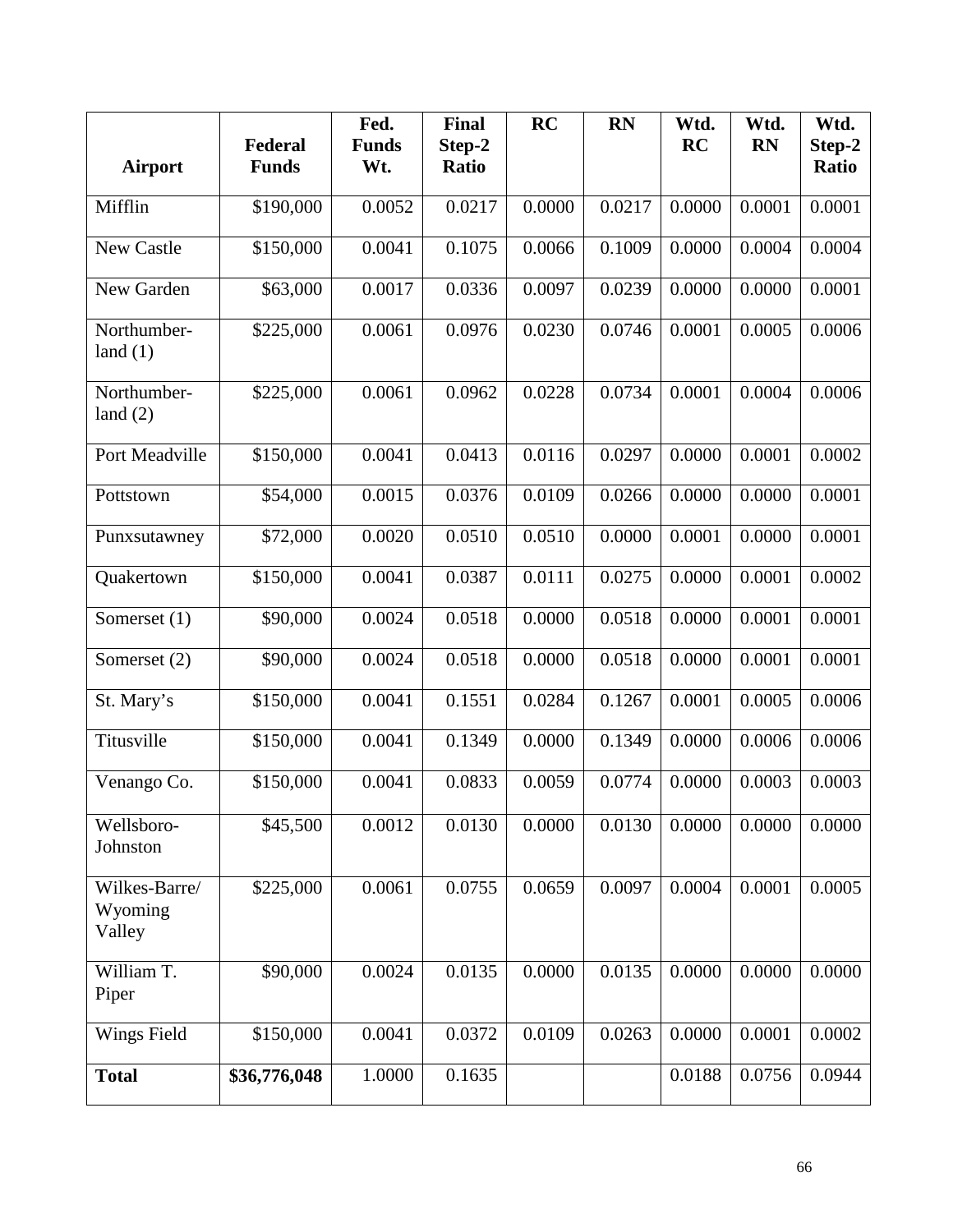| Airport | Federal Funds | Fed. Funds Wt. | Final Step-2 Ratio | RC | RN | Wtd. RC | Wtd. RN | Wtd. Step-2 Ratio |
|---|---|---|---|---|---|---|---|---|
| Mifflin | $190,000 | 0.0052 | 0.0217 | 0.0000 | 0.0217 | 0.0000 | 0.0001 | 0.0001 |
| New Castle | $150,000 | 0.0041 | 0.1075 | 0.0066 | 0.1009 | 0.0000 | 0.0004 | 0.0004 |
| New Garden | $63,000 | 0.0017 | 0.0336 | 0.0097 | 0.0239 | 0.0000 | 0.0000 | 0.0001 |
| Northumber-land (1) | $225,000 | 0.0061 | 0.0976 | 0.0230 | 0.0746 | 0.0001 | 0.0005 | 0.0006 |
| Northumber-land (2) | $225,000 | 0.0061 | 0.0962 | 0.0228 | 0.0734 | 0.0001 | 0.0004 | 0.0006 |
| Port Meadville | $150,000 | 0.0041 | 0.0413 | 0.0116 | 0.0297 | 0.0000 | 0.0001 | 0.0002 |
| Pottstown | $54,000 | 0.0015 | 0.0376 | 0.0109 | 0.0266 | 0.0000 | 0.0000 | 0.0001 |
| Punxsutawney | $72,000 | 0.0020 | 0.0510 | 0.0510 | 0.0000 | 0.0001 | 0.0000 | 0.0001 |
| Quakertown | $150,000 | 0.0041 | 0.0387 | 0.0111 | 0.0275 | 0.0000 | 0.0001 | 0.0002 |
| Somerset (1) | $90,000 | 0.0024 | 0.0518 | 0.0000 | 0.0518 | 0.0000 | 0.0001 | 0.0001 |
| Somerset (2) | $90,000 | 0.0024 | 0.0518 | 0.0000 | 0.0518 | 0.0000 | 0.0001 | 0.0001 |
| St. Mary's | $150,000 | 0.0041 | 0.1551 | 0.0284 | 0.1267 | 0.0001 | 0.0005 | 0.0006 |
| Titusville | $150,000 | 0.0041 | 0.1349 | 0.0000 | 0.1349 | 0.0000 | 0.0006 | 0.0006 |
| Venango Co. | $150,000 | 0.0041 | 0.0833 | 0.0059 | 0.0774 | 0.0000 | 0.0003 | 0.0003 |
| Wellsboro-Johnston | $45,500 | 0.0012 | 0.0130 | 0.0000 | 0.0130 | 0.0000 | 0.0000 | 0.0000 |
| Wilkes-Barre/ Wyoming Valley | $225,000 | 0.0061 | 0.0755 | 0.0659 | 0.0097 | 0.0004 | 0.0001 | 0.0005 |
| William T. Piper | $90,000 | 0.0024 | 0.0135 | 0.0000 | 0.0135 | 0.0000 | 0.0000 | 0.0000 |
| Wings Field | $150,000 | 0.0041 | 0.0372 | 0.0109 | 0.0263 | 0.0000 | 0.0001 | 0.0002 |
| **Total** | **$36,776,048** | 1.0000 | 0.1635 | | | 0.0188 | 0.0756 | 0.0944 |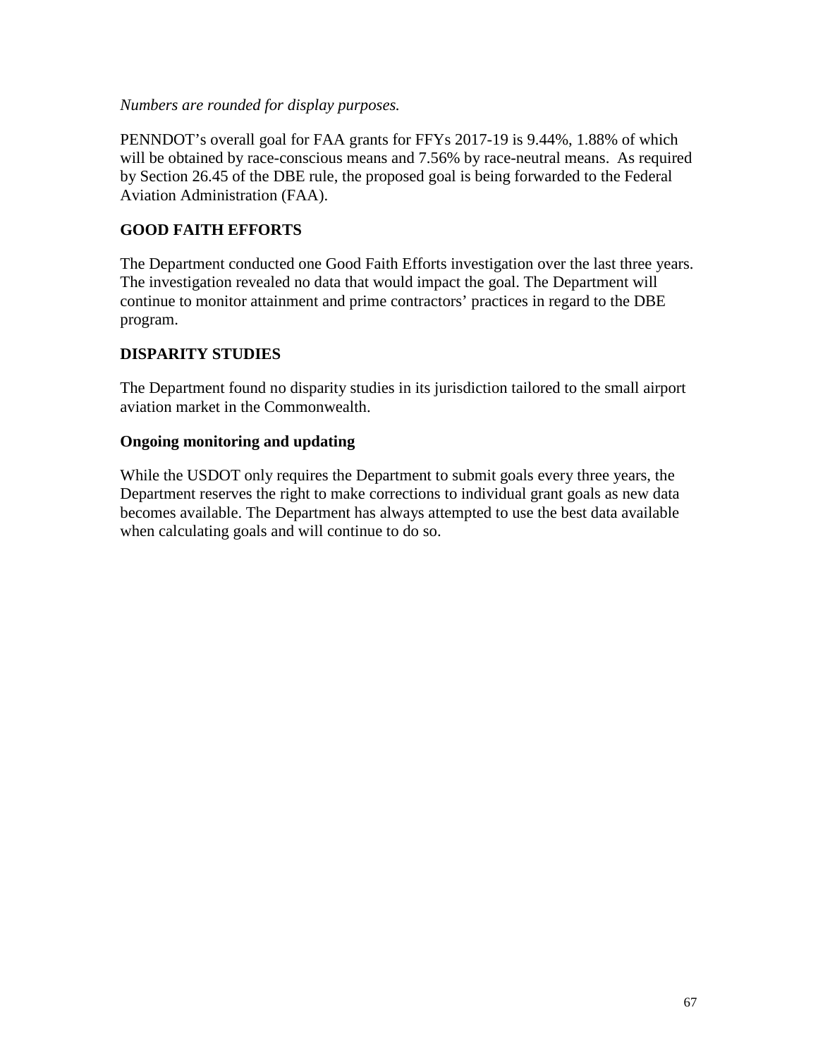*Numbers are rounded for display purposes.*

PENNDOT's overall goal for FAA grants for FFYs 2017-19 is 9.44%, 1.88% of which will be obtained by race-conscious means and 7.56% by race-neutral means. As required by Section 26.45 of the DBE rule, the proposed goal is being forwarded to the Federal Aviation Administration (FAA).

## GOOD FAITH EFFORTS

The Department conducted one Good Faith Efforts investigation over the last three years. The investigation revealed no data that would impact the goal. The Department will continue to monitor attainment and prime contractors' practices in regard to the DBE program.

## DISPARITY STUDIES

The Department found no disparity studies in its jurisdiction tailored to the small airport aviation market in the Commonwealth.

### Ongoing monitoring and updating

While the USDOT only requires the Department to submit goals every three years, the Department reserves the right to make corrections to individual grant goals as new data becomes available. The Department has always attempted to use the best data available when calculating goals and will continue to do so.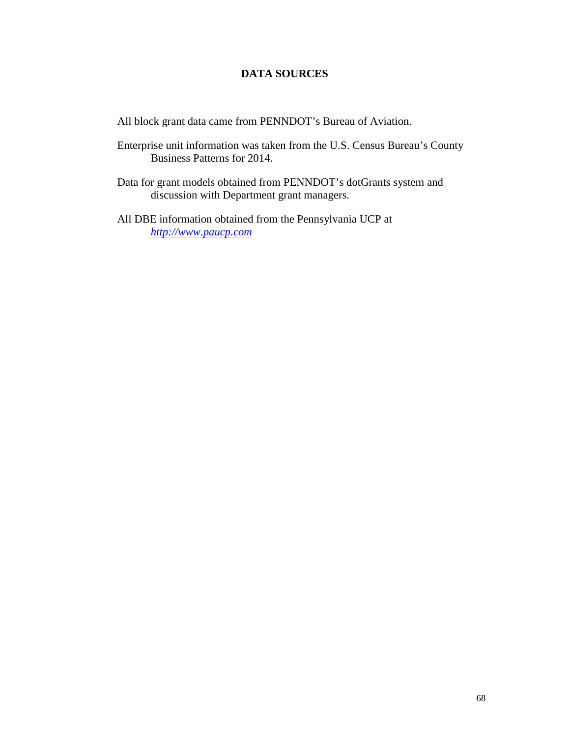# DATA SOURCES

All block grant data came from PENNDOT's Bureau of Aviation.

Enterprise unit information was taken from the U.S. Census Bureau's County Business Patterns for 2014.

Data for grant models obtained from PENNDOT's dotGrants system and discussion with Department grant managers.

All DBE information obtained from the Pennsylvania UCP at *http://www.paucp.com*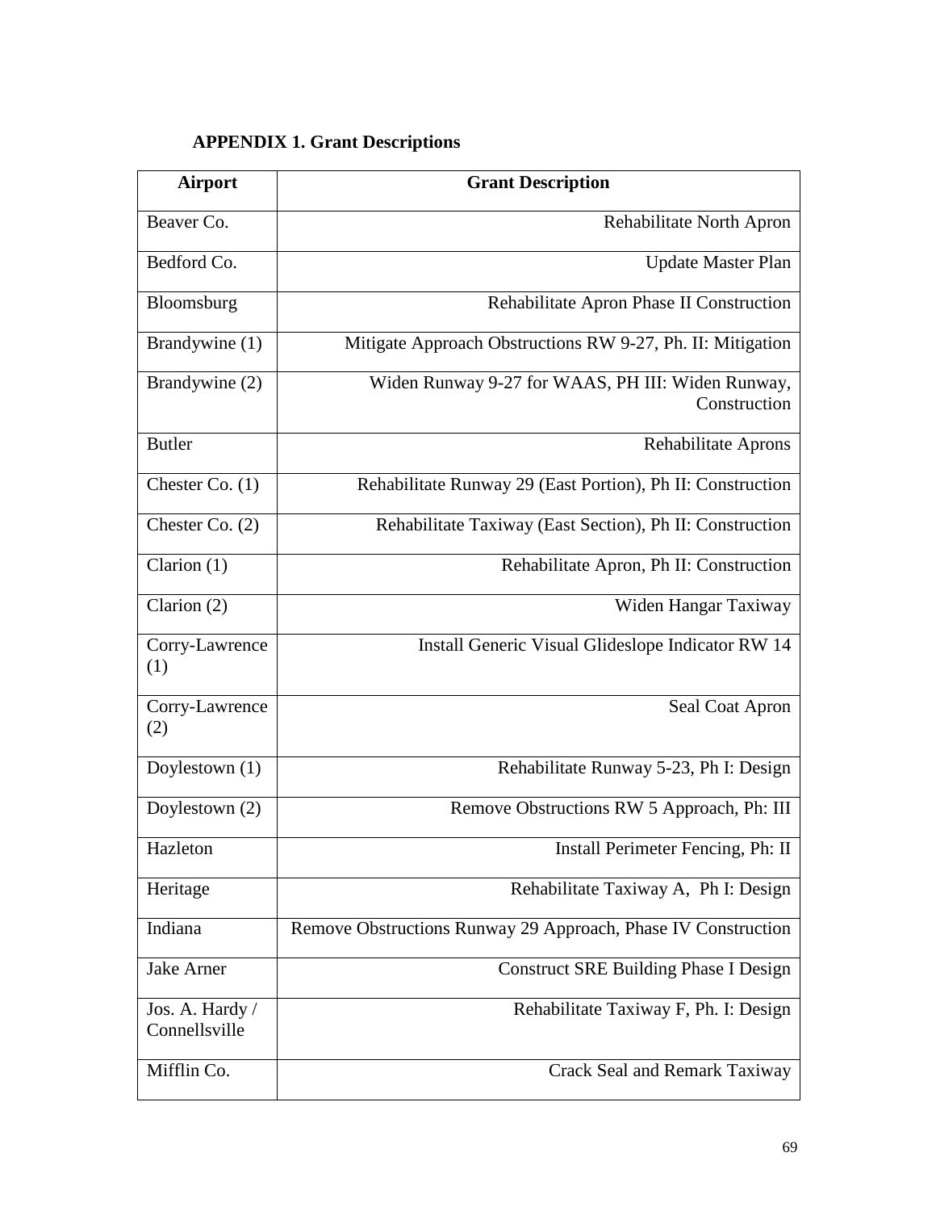## APPENDIX 1. Grant Descriptions

| Airport | Grant Description |
|---|---|
| Beaver Co. | Rehabilitate North Apron |
| Bedford Co. | Update Master Plan |
| Bloomsburg | Rehabilitate Apron Phase II Construction |
| Brandywine (1) | Mitigate Approach Obstructions RW 9-27, Ph. II: Mitigation |
| Brandywine (2) | Widen Runway 9-27 for WAAS, PH III: Widen Runway, Construction |
| Butler | Rehabilitate Aprons |
| Chester Co. (1) | Rehabilitate Runway 29 (East Portion), Ph II: Construction |
| Chester Co. (2) | Rehabilitate Taxiway (East Section), Ph II: Construction |
| Clarion (1) | Rehabilitate Apron, Ph II: Construction |
| Clarion (2) | Widen Hangar Taxiway |
| Corry-Lawrence (1) | Install Generic Visual Glideslope Indicator RW 14 |
| Corry-Lawrence (2) | Seal Coat Apron |
| Doylestown (1) | Rehabilitate Runway 5-23, Ph I: Design |
| Doylestown (2) | Remove Obstructions RW 5 Approach, Ph: III |
| Hazleton | Install Perimeter Fencing, Ph: II |
| Heritage | Rehabilitate Taxiway A, Ph I: Design |
| Indiana | Remove Obstructions Runway 29 Approach, Phase IV Construction |
| Jake Arner | Construct SRE Building Phase I Design |
| Jos. A. Hardy / Connellsville | Rehabilitate Taxiway F, Ph. I: Design |
| Mifflin Co. | Crack Seal and Remark Taxiway |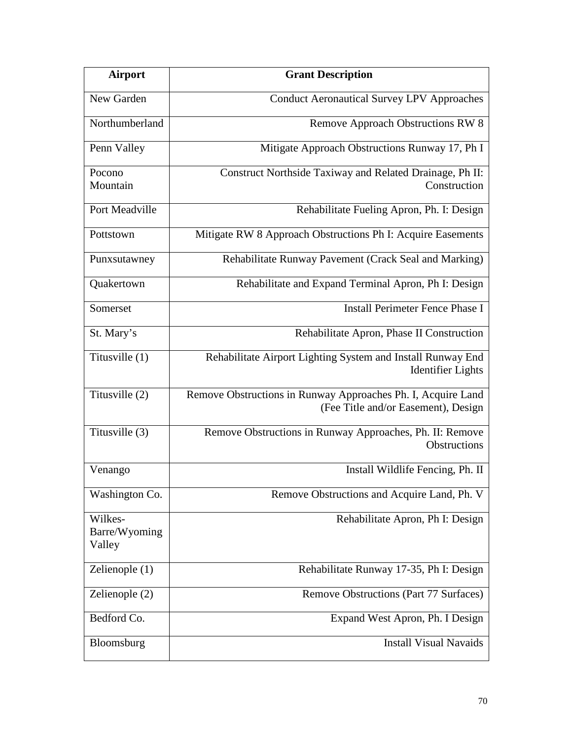| Airport | Grant Description |
|---|---|
| New Garden | Conduct Aeronautical Survey LPV Approaches |
| Northumberland | Remove Approach Obstructions RW 8 |
| Penn Valley | Mitigate Approach Obstructions Runway 17, Ph I |
| Pocono Mountain | Construct Northside Taxiway and Related Drainage, Ph II: Construction |
| Port Meadville | Rehabilitate Fueling Apron, Ph. I: Design |
| Pottstown | Mitigate RW 8 Approach Obstructions Ph I: Acquire Easements |
| Punxsutawney | Rehabilitate Runway Pavement (Crack Seal and Marking) |
| Quakertown | Rehabilitate and Expand Terminal Apron, Ph I: Design |
| Somerset | Install Perimeter Fence Phase I |
| St. Mary's | Rehabilitate Apron, Phase II Construction |
| Titusville (1) | Rehabilitate Airport Lighting System and Install Runway End Identifier Lights |
| Titusville (2) | Remove Obstructions in Runway Approaches Ph. I, Acquire Land (Fee Title and/or Easement), Design |
| Titusville (3) | Remove Obstructions in Runway Approaches, Ph. II: Remove Obstructions |
| Venango | Install Wildlife Fencing, Ph. II |
| Washington Co. | Remove Obstructions and Acquire Land, Ph. V |
| Wilkes-Barre/Wyoming Valley | Rehabilitate Apron, Ph I: Design |
| Zelienople (1) | Rehabilitate Runway 17-35, Ph I: Design |
| Zelienople (2) | Remove Obstructions (Part 77 Surfaces) |
| Bedford Co. | Expand West Apron, Ph. I Design |
| Bloomsburg | Install Visual Navaids |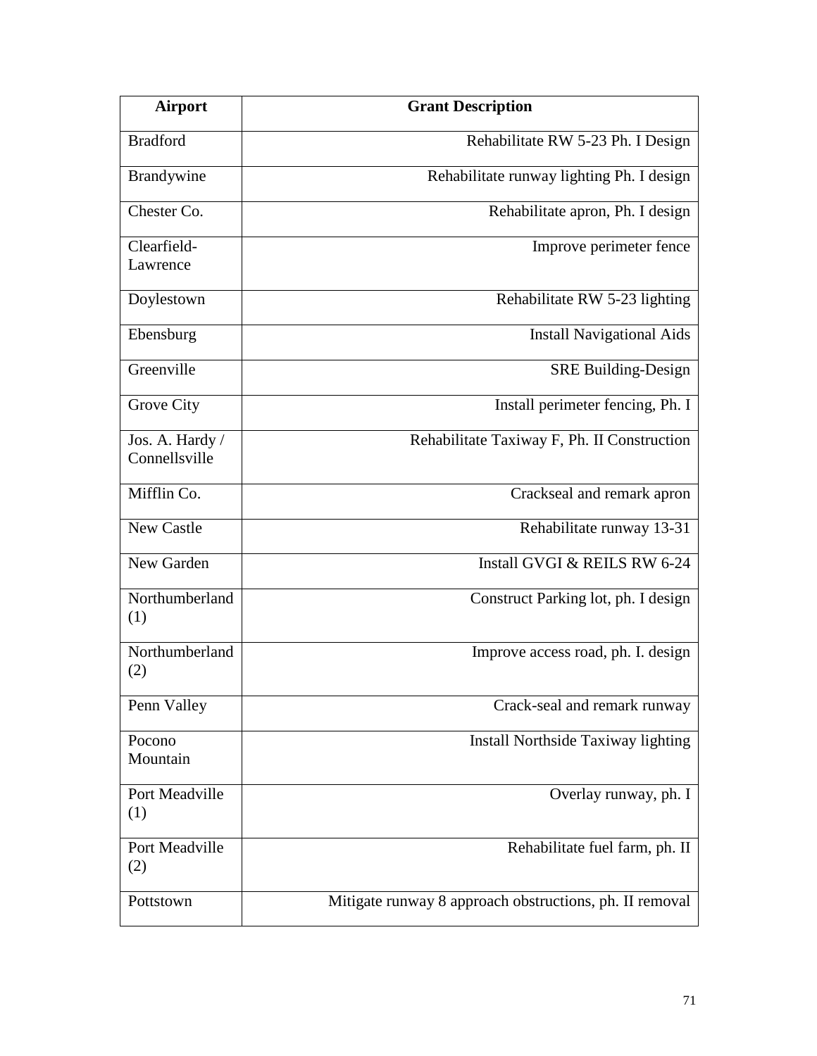| Airport | Grant Description |
|---|---|
| Bradford | Rehabilitate RW 5-23 Ph. I Design |
| Brandywine | Rehabilitate runway lighting Ph. I design |
| Chester Co. | Rehabilitate apron, Ph. I design |
| Clearfield-Lawrence | Improve perimeter fence |
| Doylestown | Rehabilitate RW 5-23 lighting |
| Ebensburg | Install Navigational Aids |
| Greenville | SRE Building-Design |
| Grove City | Install perimeter fencing, Ph. I |
| Jos. A. Hardy / Connellsville | Rehabilitate Taxiway F, Ph. II Construction |
| Mifflin Co. | Crackseal and remark apron |
| New Castle | Rehabilitate runway 13-31 |
| New Garden | Install GVGI & REILS RW 6-24 |
| Northumberland (1) | Construct Parking lot, ph. I design |
| Northumberland (2) | Improve access road, ph. I. design |
| Penn Valley | Crack-seal and remark runway |
| Pocono Mountain | Install Northside Taxiway lighting |
| Port Meadville (1) | Overlay runway, ph. I |
| Port Meadville (2) | Rehabilitate fuel farm, ph. II |
| Pottstown | Mitigate runway 8 approach obstructions, ph. II removal |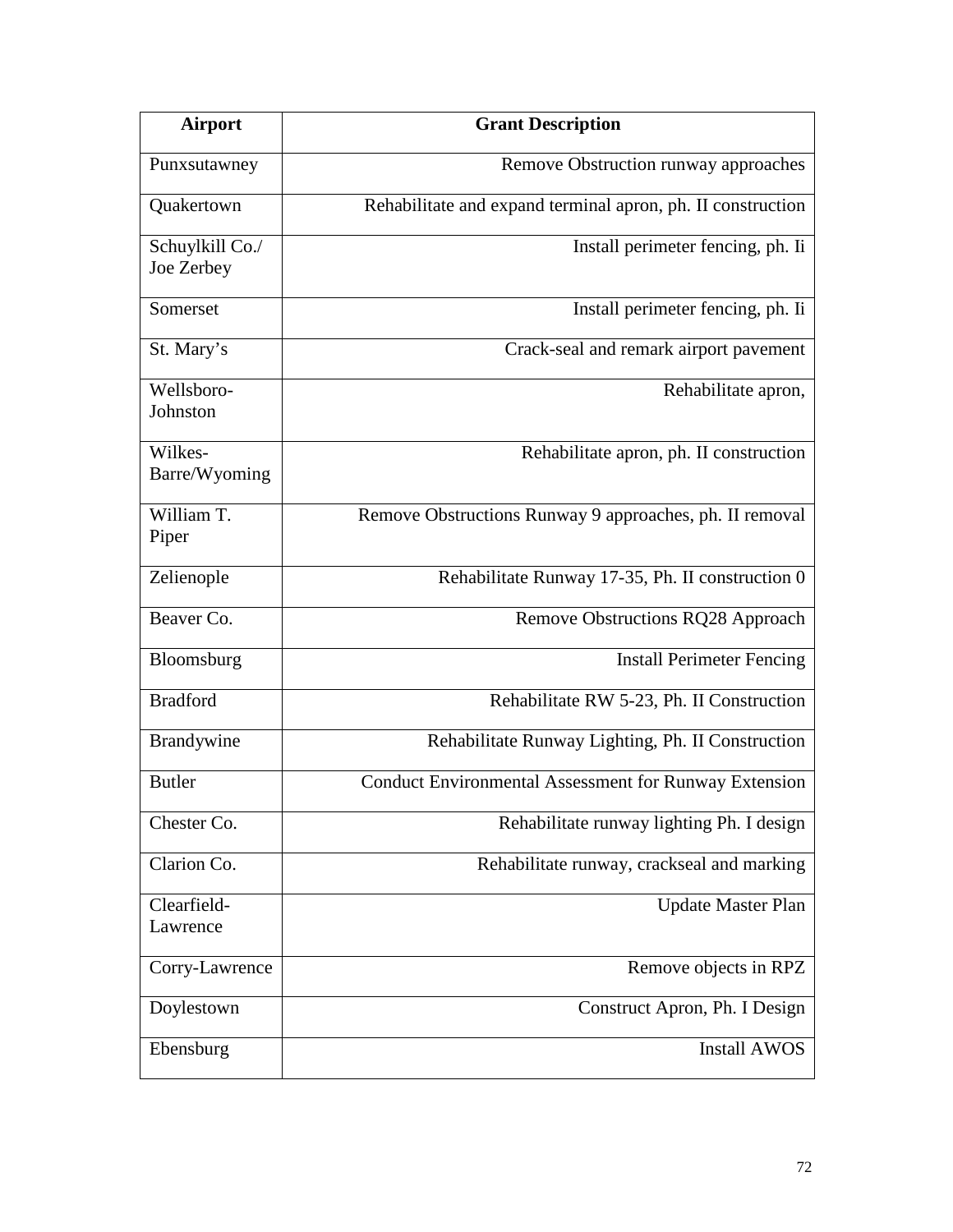| Airport | Grant Description |
|---|---|
| Punxsutawney | Remove Obstruction runway approaches |
| Quakertown | Rehabilitate and expand terminal apron, ph. II construction |
| Schuylkill Co./ Joe Zerbey | Install perimeter fencing, ph. Ii |
| Somerset | Install perimeter fencing, ph. Ii |
| St. Mary's | Crack-seal and remark airport pavement |
| Wellsboro-Johnston | Rehabilitate apron, |
| Wilkes-Barre/Wyoming | Rehabilitate apron, ph. II construction |
| William T. Piper | Remove Obstructions Runway 9 approaches, ph. II removal |
| Zelienople | Rehabilitate Runway 17-35, Ph. II construction 0 |
| Beaver Co. | Remove Obstructions RQ28 Approach |
| Bloomsburg | Install Perimeter Fencing |
| Bradford | Rehabilitate RW 5-23, Ph. II Construction |
| Brandywine | Rehabilitate Runway Lighting, Ph. II Construction |
| Butler | Conduct Environmental Assessment for Runway Extension |
| Chester Co. | Rehabilitate runway lighting Ph. I design |
| Clarion Co. | Rehabilitate runway, crackseal and marking |
| Clearfield-Lawrence | Update Master Plan |
| Corry-Lawrence | Remove objects in RPZ |
| Doylestown | Construct Apron, Ph. I Design |
| Ebensburg | Install AWOS |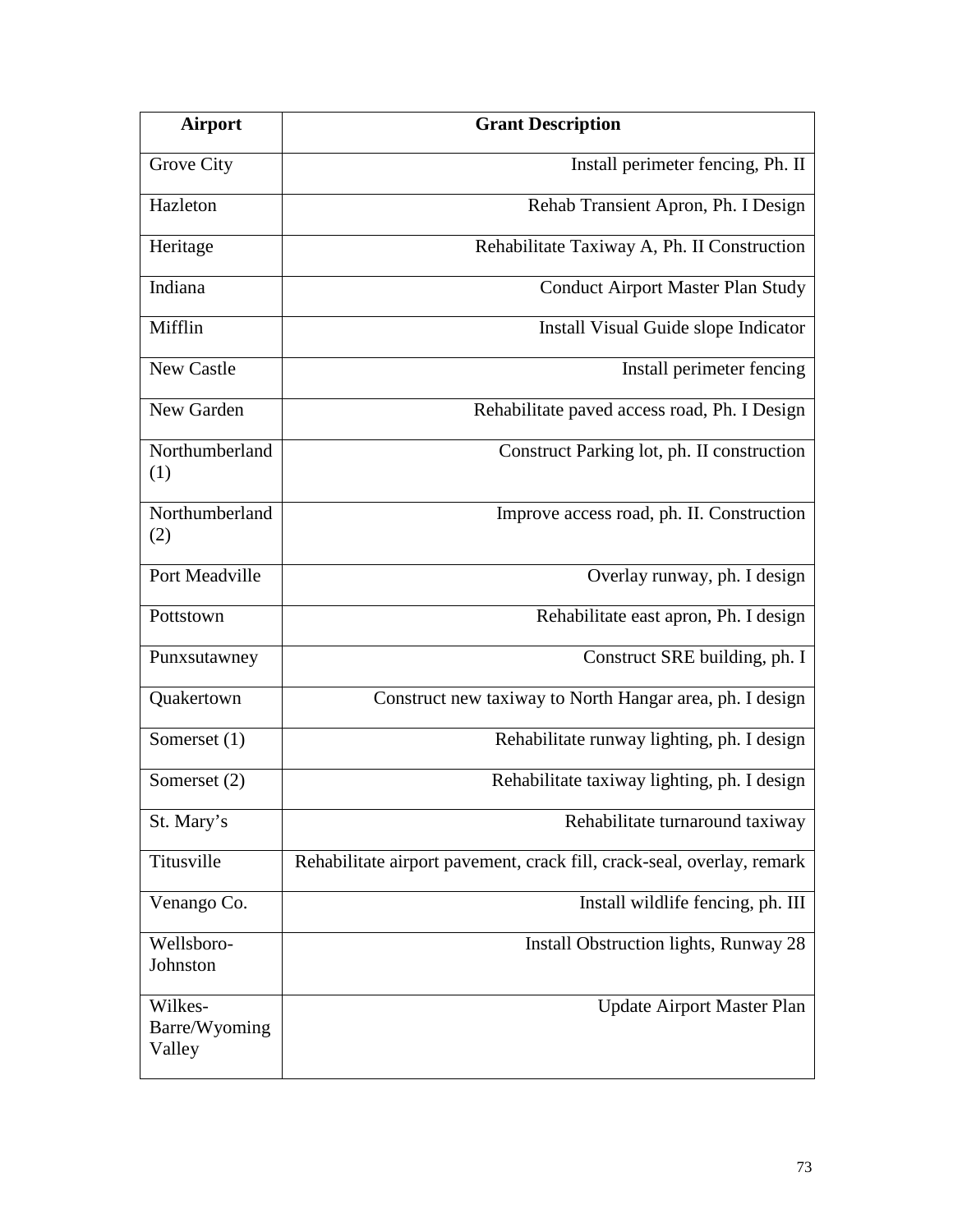| Airport | Grant Description |
| --- | --- |
| Grove City | Install perimeter fencing, Ph. II |
| Hazleton | Rehab Transient Apron, Ph. I Design |
| Heritage | Rehabilitate Taxiway A, Ph. II Construction |
| Indiana | Conduct Airport Master Plan Study |
| Mifflin | Install Visual Guide slope Indicator |
| New Castle | Install perimeter fencing |
| New Garden | Rehabilitate paved access road, Ph. I Design |
| Northumberland (1) | Construct Parking lot, ph. II construction |
| Northumberland (2) | Improve access road, ph. II. Construction |
| Port Meadville | Overlay runway, ph. I design |
| Pottstown | Rehabilitate east apron, Ph. I design |
| Punxsutawney | Construct SRE building, ph. I |
| Quakertown | Construct new taxiway to North Hangar area, ph. I design |
| Somerset (1) | Rehabilitate runway lighting, ph. I design |
| Somerset (2) | Rehabilitate taxiway lighting, ph. I design |
| St. Mary's | Rehabilitate turnaround taxiway |
| Titusville | Rehabilitate airport pavement, crack fill, crack-seal, overlay, remark |
| Venango Co. | Install wildlife fencing, ph. III |
| Wellsboro-Johnston | Install Obstruction lights, Runway 28 |
| Wilkes-Barre/Wyoming Valley | Update Airport Master Plan |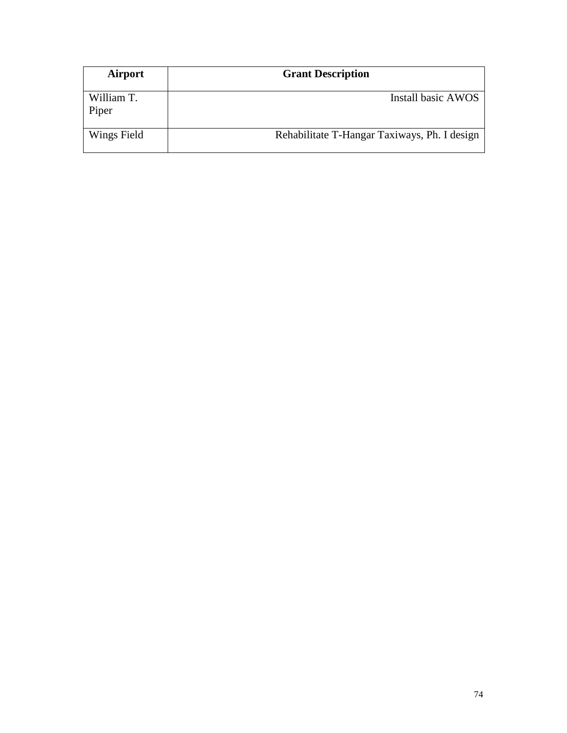| Airport | Grant Description |
| --- | --- |
| William T. Piper | Install basic AWOS |
| Wings Field | Rehabilitate T-Hangar Taxiways, Ph. I design |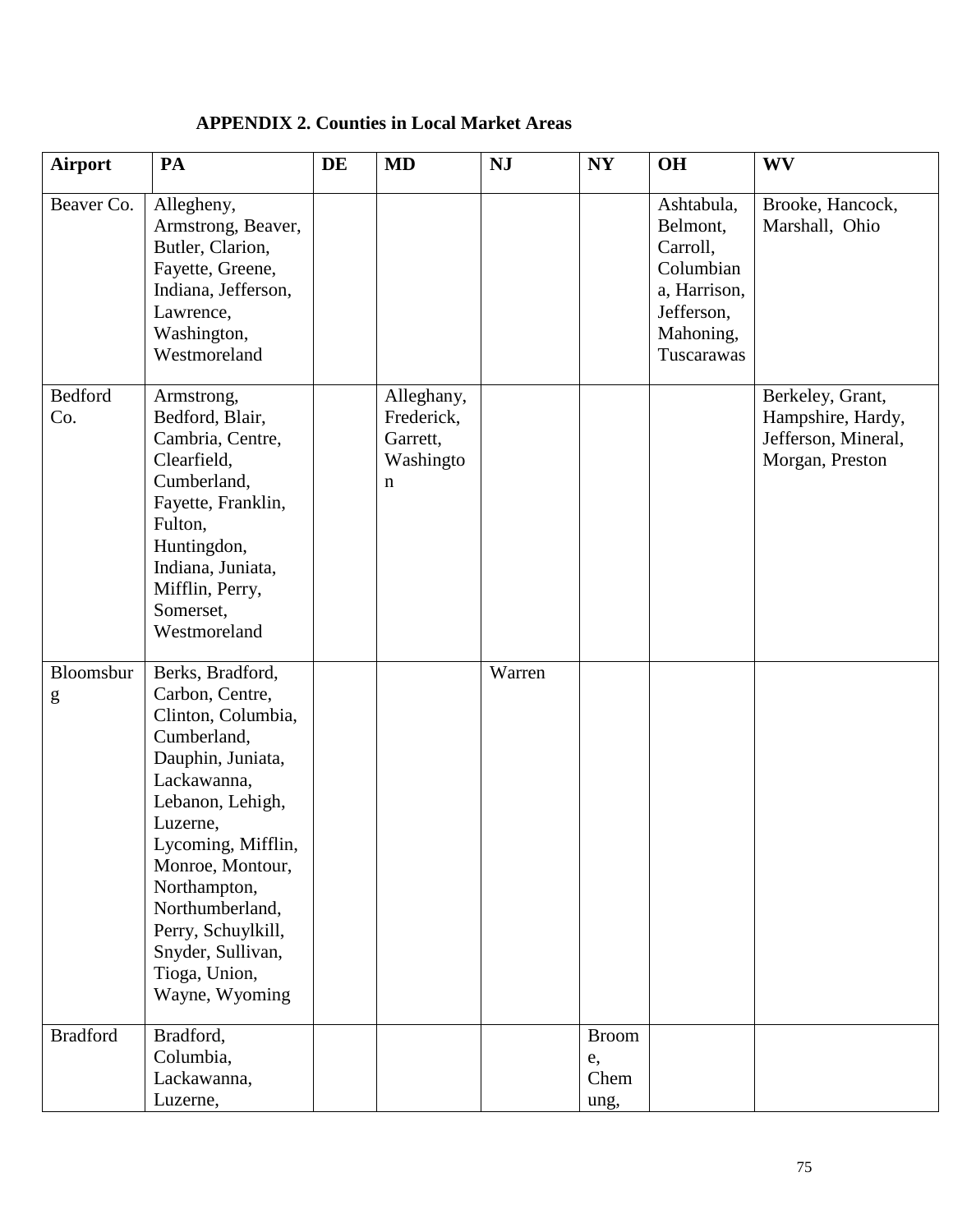## APPENDIX 2. Counties in Local Market Areas

| Airport | PA | DE | MD | NJ | NY | OH | WV |
|---|---|---|---|---|---|---|---|
| Beaver Co. | Allegheny, Armstrong, Beaver, Butler, Clarion, Fayette, Greene, Indiana, Jefferson, Lawrence, Washington, Westmoreland | | | | | Ashtabula, Belmont, Carroll, Columbiana, Harrison, Jefferson, Mahoning, Tuscarawas | Brooke, Hancock, Marshall, Ohio |
| Bedford Co. | Armstrong, Bedford, Blair, Cambria, Centre, Clearfield, Cumberland, Fayette, Franklin, Fulton, Huntingdon, Indiana, Juniata, Mifflin, Perry, Somerset, Westmoreland | | Alleghany, Frederick, Garrett, Washington | | | | Berkeley, Grant, Hampshire, Hardy, Jefferson, Mineral, Morgan, Preston |
| Bloomsburg | Berks, Bradford, Carbon, Centre, Clinton, Columbia, Cumberland, Dauphin, Juniata, Lackawanna, Lebanon, Lehigh, Luzerne, Lycoming, Mifflin, Monroe, Montour, Northampton, Northumberland, Perry, Schuylkill, Snyder, Sullivan, Tioga, Union, Wayne, Wyoming | | | Warren | | | |
| Bradford | Bradford, Columbia, Lackawanna, Luzerne, | | | | Broome, Chemung, | | |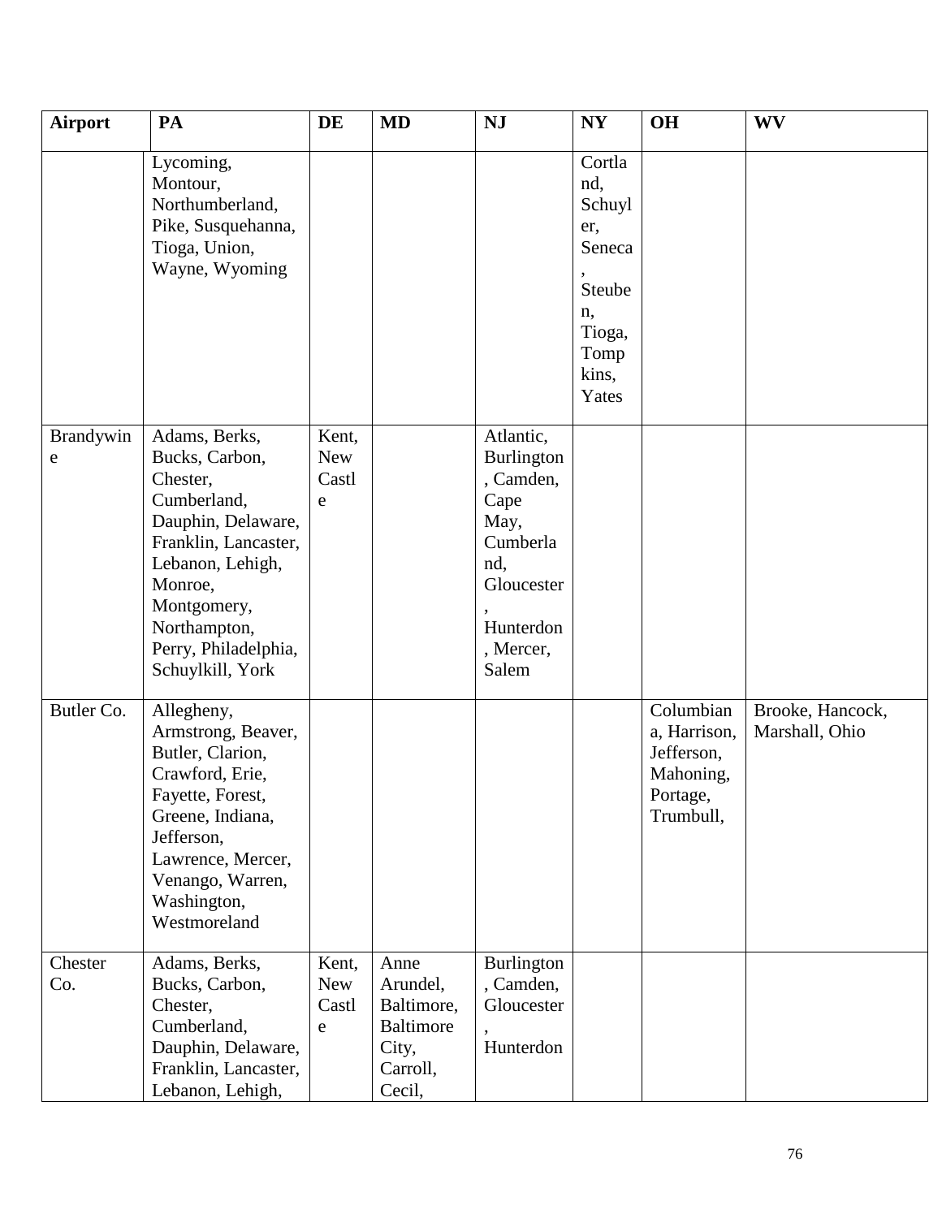| Airport | PA | DE | MD | NJ | NY | OH | WV |
|---|---|---|---|---|---|---|---|
| | Lycoming, Montour, Northumberland, Pike, Susquehanna, Tioga, Union, Wayne, Wyoming | | | | Cortland, Schuyler, Seneca, Steuben, Tioga, Tompkins, Yates | | |
| Brandywine | Adams, Berks, Bucks, Carbon, Chester, Cumberland, Dauphin, Delaware, Franklin, Lancaster, Lebanon, Lehigh, Monroe, Montgomery, Northampton, Perry, Philadelphia, Schuylkill, York | Kent, New Castle | | Atlantic, Burlington, Camden, Cape May, Cumberland, Gloucester, Hunterdon, Mercer, Salem | | | |
| Butler Co. | Allegheny, Armstrong, Beaver, Butler, Clarion, Crawford, Erie, Fayette, Forest, Greene, Indiana, Jefferson, Lawrence, Mercer, Venango, Warren, Washington, Westmoreland | | | | | Columbiana, Harrison, Jefferson, Mahoning, Portage, Trumbull, | Brooke, Hancock, Marshall, Ohio |
| Chester Co. | Adams, Berks, Bucks, Carbon, Chester, Cumberland, Dauphin, Delaware, Franklin, Lancaster, Lebanon, Lehigh, | Kent, New Castle | Anne Arundel, Baltimore, Baltimore City, Carroll, Cecil, | Burlington, Camden, Gloucester, Hunterdon | | | |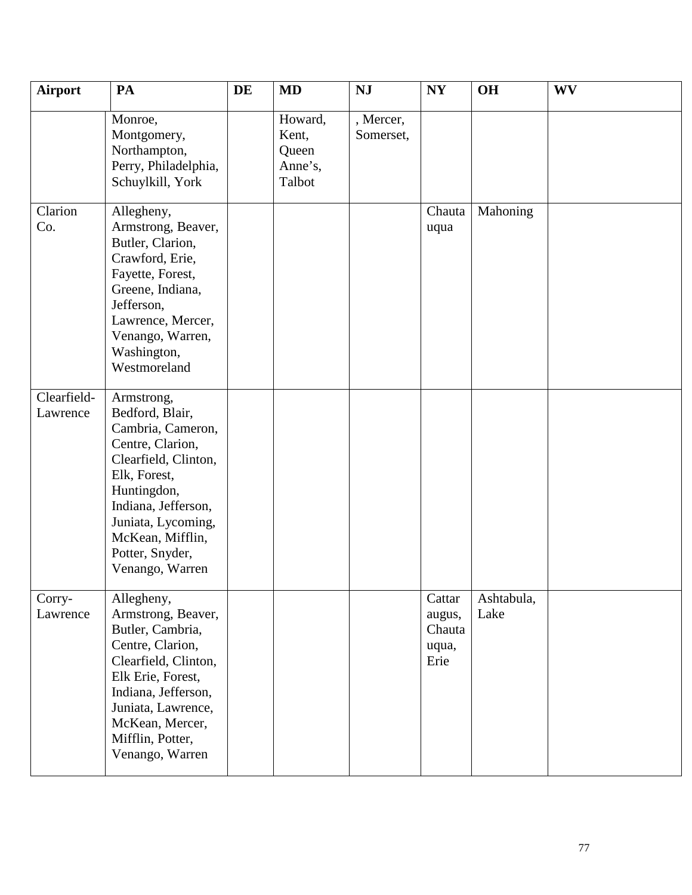| Airport | PA | DE | MD | NJ | NY | OH | WV |
|---|---|---|---|---|---|---|---|
| | Monroe, Montgomery, Northampton, Perry, Philadelphia, Schuylkill, York | | Howard, Kent, Queen Anne's, Talbot | , Mercer, Somerset, | | | |
| Clarion Co. | Allegheny, Armstrong, Beaver, Butler, Clarion, Crawford, Erie, Fayette, Forest, Greene, Indiana, Jefferson, Lawrence, Mercer, Venango, Warren, Washington, Westmoreland | | | | Chautauqua | Mahoning | |
| Clearfield-Lawrence | Armstrong, Bedford, Blair, Cambria, Cameron, Centre, Clarion, Clearfield, Clinton, Elk, Forest, Huntingdon, Indiana, Jefferson, Juniata, Lycoming, McKean, Mifflin, Potter, Snyder, Venango, Warren | | | | | | |
| Corry-Lawrence | Allegheny, Armstrong, Beaver, Butler, Cambria, Centre, Clarion, Clearfield, Clinton, Elk Erie, Forest, Indiana, Jefferson, Juniata, Lawrence, McKean, Mercer, Mifflin, Potter, Venango, Warren | | | | Cattaraugus, Chautauqua, Erie | Ashtabula, Lake | |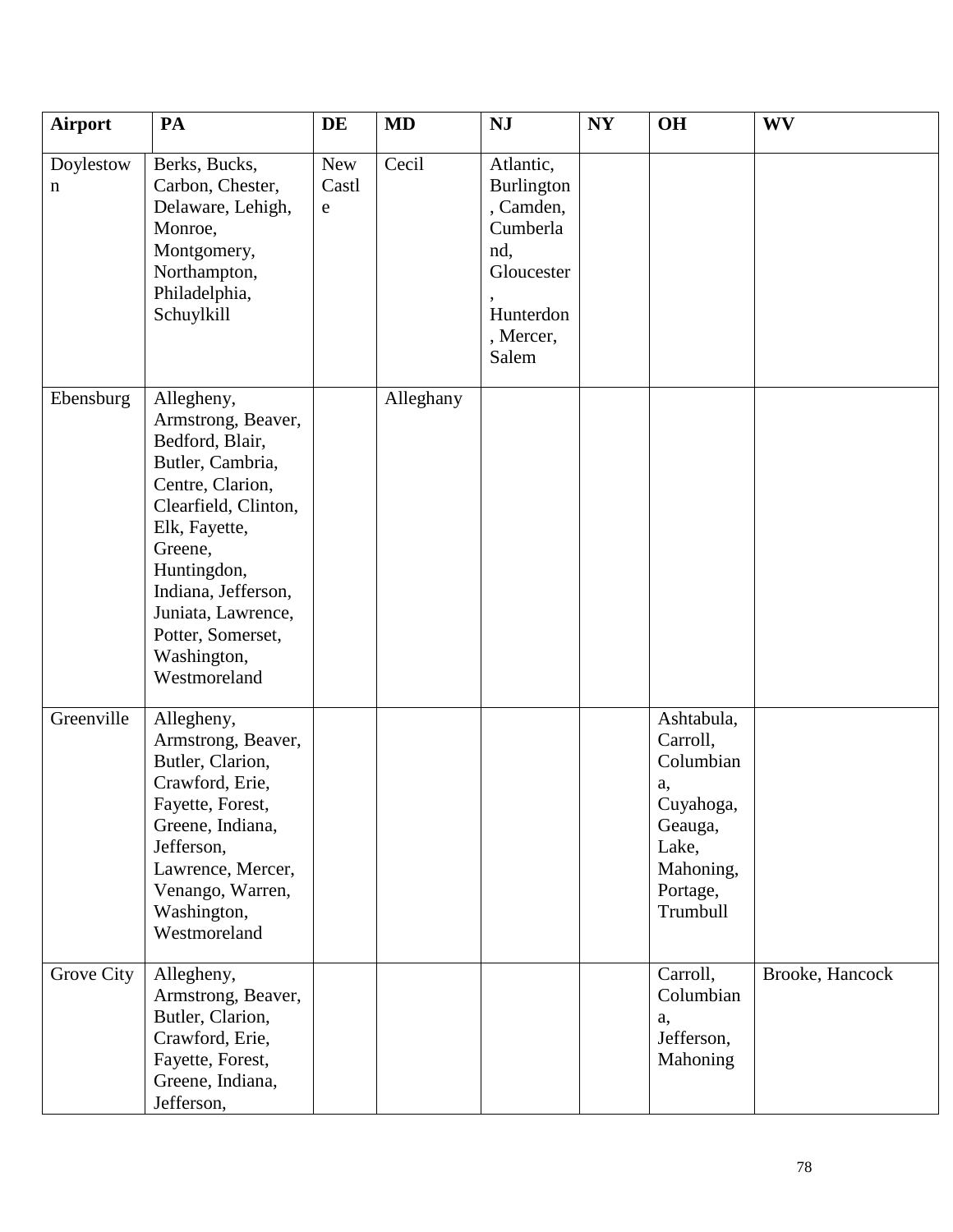| Airport | PA | DE | MD | NJ | NY | OH | WV |
|---|---|---|---|---|---|---|---|
| Doylestown | Berks, Bucks, Carbon, Chester, Delaware, Lehigh, Monroe, Montgomery, Northampton, Philadelphia, Schuylkill | New Castle | Cecil | Atlantic, Burlington, Camden, Cumberland, Gloucester, Hunterdon, Mercer, Salem | | | |
| Ebensburg | Allegheny, Armstrong, Beaver, Bedford, Blair, Butler, Cambria, Centre, Clarion, Clearfield, Clinton, Elk, Fayette, Greene, Huntingdon, Indiana, Jefferson, Juniata, Lawrence, Potter, Somerset, Washington, Westmoreland | | Alleghany | | | | |
| Greenville | Allegheny, Armstrong, Beaver, Butler, Clarion, Crawford, Erie, Fayette, Forest, Greene, Indiana, Jefferson, Lawrence, Mercer, Venango, Warren, Washington, Westmoreland | | | | | Ashtabula, Carroll, Columbiana, Cuyahoga, Geauga, Lake, Mahoning, Portage, Trumbull | |
| Grove City | Allegheny, Armstrong, Beaver, Butler, Clarion, Crawford, Erie, Fayette, Forest, Greene, Indiana, Jefferson, | | | | | Carroll, Columbiana, Jefferson, Mahoning | Brooke, Hancock |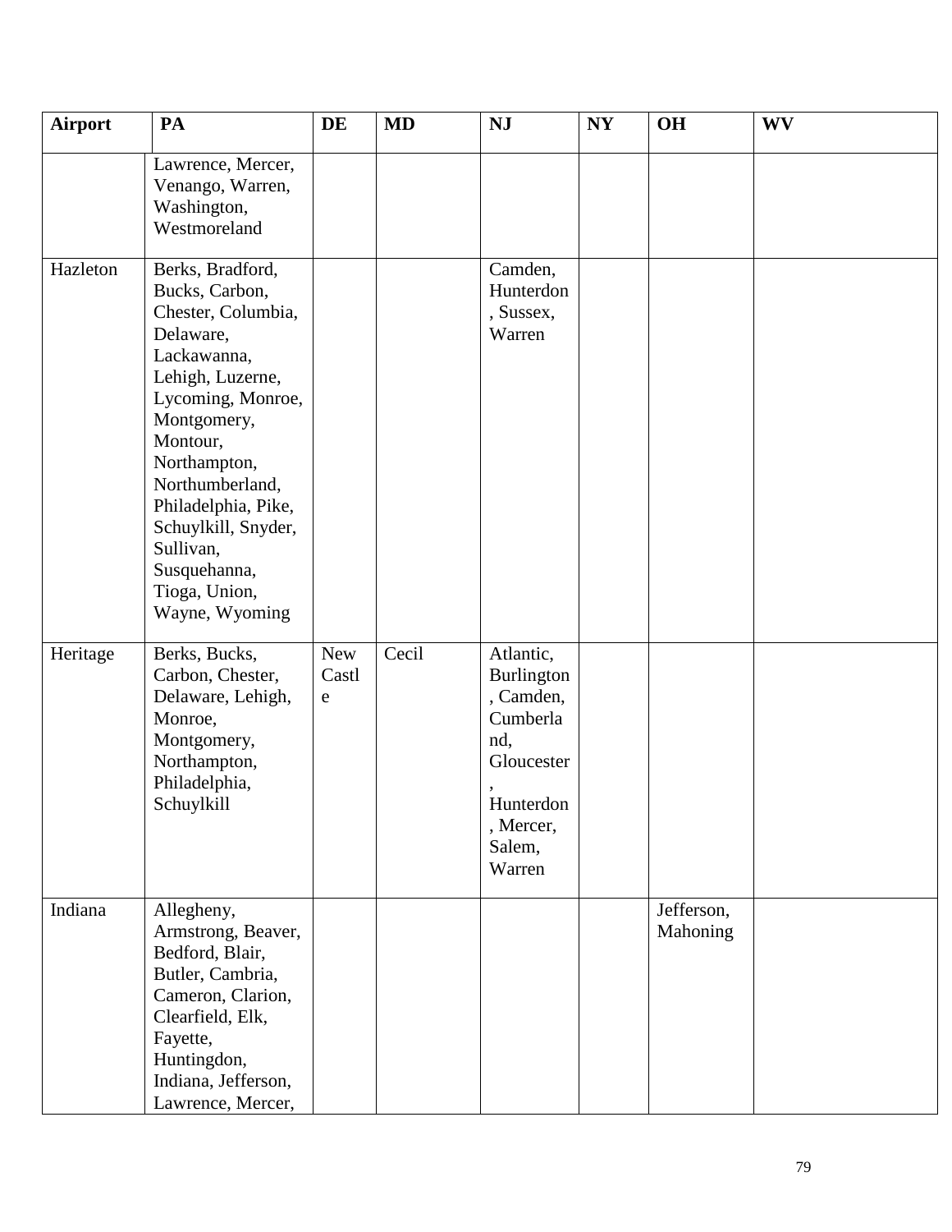| Airport | PA | DE | MD | NJ | NY | OH | WV |
|---|---|---|---|---|---|---|---|
| | Lawrence, Mercer, Venango, Warren, Washington, Westmoreland | | | | | | |
| Hazleton | Berks, Bradford, Bucks, Carbon, Chester, Columbia, Delaware, Lackawanna, Lehigh, Luzerne, Lycoming, Monroe, Montgomery, Montour, Northampton, Northumberland, Philadelphia, Pike, Schuylkill, Snyder, Sullivan, Susquehanna, Tioga, Union, Wayne, Wyoming | | | Camden, Hunterdon, Sussex, Warren | | | |
| Heritage | Berks, Bucks, Carbon, Chester, Delaware, Lehigh, Monroe, Montgomery, Northampton, Philadelphia, Schuylkill | New Castle | Cecil | Atlantic, Burlington, Camden, Cumberland, Gloucester, Hunterdon, Mercer, Salem, Warren | | | |
| Indiana | Allegheny, Armstrong, Beaver, Bedford, Blair, Butler, Cambria, Cameron, Clarion, Clearfield, Elk, Fayette, Huntingdon, Indiana, Jefferson, Lawrence, Mercer, | | | | | Jefferson, Mahoning | |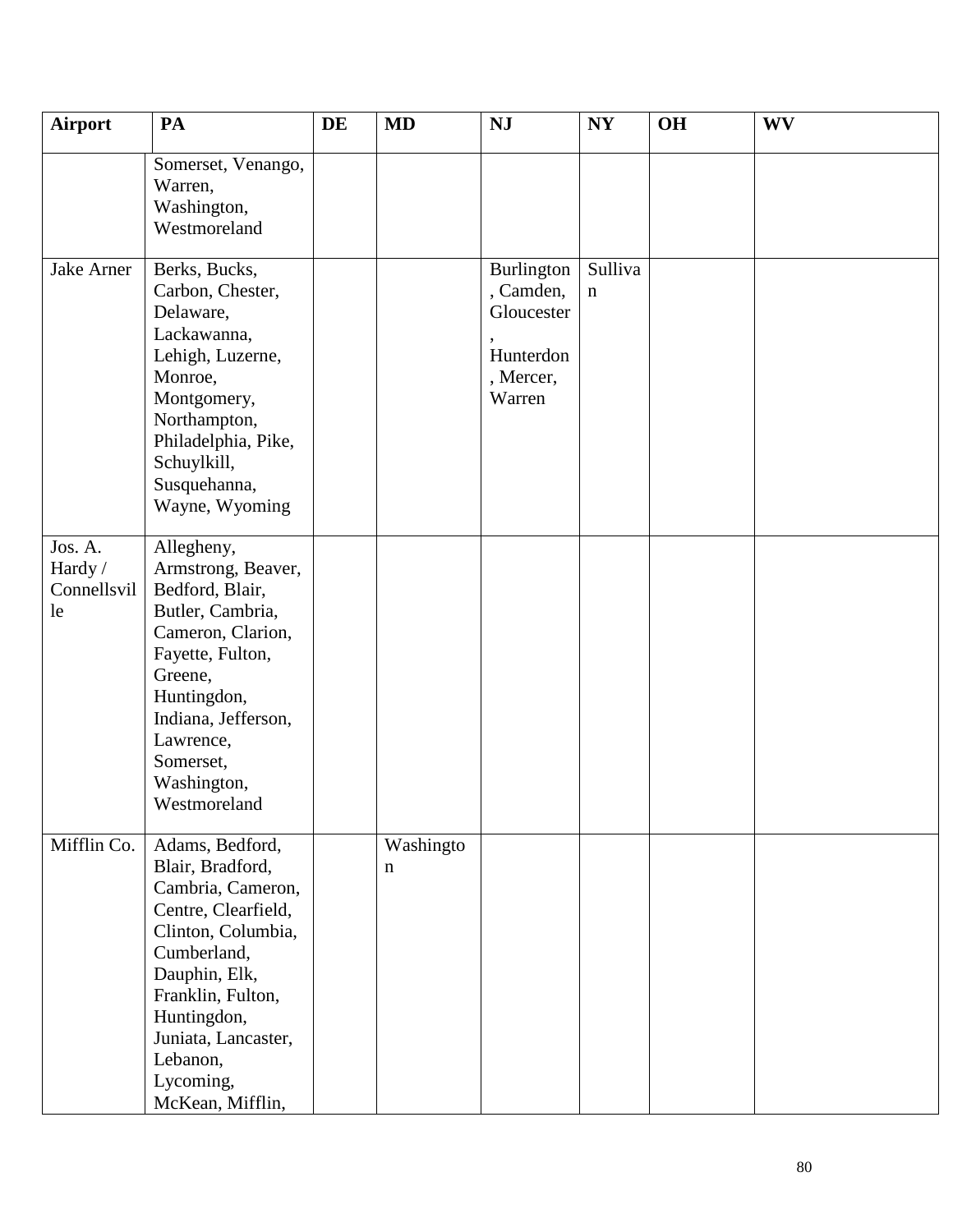| Airport | PA | DE | MD | NJ | NY | OH | WV |
|---|---|---|---|---|---|---|---|
| | Somerset, Venango, Warren, Washington, Westmoreland | | | | | | |
| Jake Arner | Berks, Bucks, Carbon, Chester, Delaware, Lackawanna, Lehigh, Luzerne, Monroe, Montgomery, Northampton, Philadelphia, Pike, Schuylkill, Susquehanna, Wayne, Wyoming | | | Burlington, Camden, Gloucester, Hunterdon, Mercer, Warren | Sullivan | | |
| Jos. A. Hardy / Connellsville | Allegheny, Armstrong, Beaver, Bedford, Blair, Butler, Cambria, Cameron, Clarion, Fayette, Fulton, Greene, Huntingdon, Indiana, Jefferson, Lawrence, Somerset, Washington, Westmoreland | | | | | | |
| Mifflin Co. | Adams, Bedford, Blair, Bradford, Cambria, Cameron, Centre, Clearfield, Clinton, Columbia, Cumberland, Dauphin, Elk, Franklin, Fulton, Huntingdon, Juniata, Lancaster, Lebanon, Lycoming, McKean, Mifflin, | | Washington | | | | |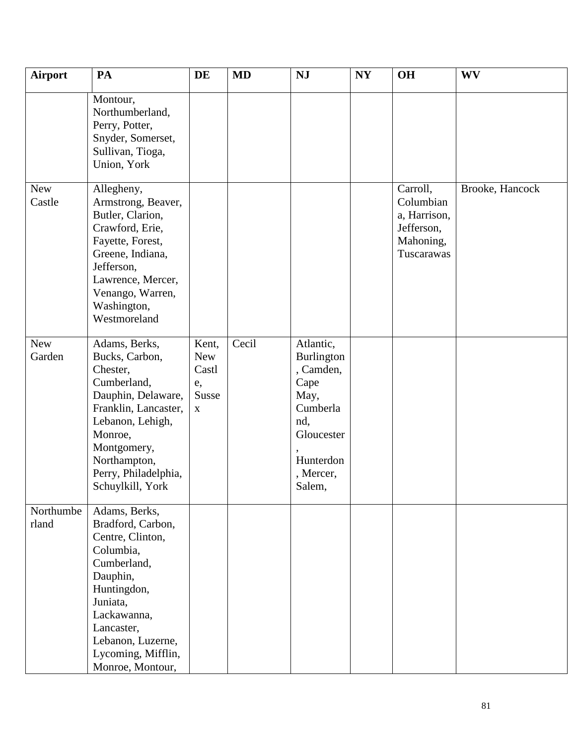| Airport | PA | DE | MD | NJ | NY | OH | WV |
|---|---|---|---|---|---|---|---|
| | Montour, Northumberland, Perry, Potter, Snyder, Somerset, Sullivan, Tioga, Union, York | | | | | | |
| New Castle | Allegheny, Armstrong, Beaver, Butler, Clarion, Crawford, Erie, Fayette, Forest, Greene, Indiana, Jefferson, Lawrence, Mercer, Venango, Warren, Washington, Westmoreland | | | | | Carroll, Columbiana, Harrison, Jefferson, Mahoning, Tuscarawas | Brooke, Hancock |
| New Garden | Adams, Berks, Bucks, Carbon, Chester, Cumberland, Dauphin, Delaware, Franklin, Lancaster, Lebanon, Lehigh, Monroe, Montgomery, Northampton, Perry, Philadelphia, Schuylkill, York | Kent, New Castle, Sussex | Cecil | Atlantic, Burlington, Camden, Cape May, Cumberland, Gloucester, Hunterdon, Mercer, Salem, | | | |
| Northumberland | Adams, Berks, Bradford, Carbon, Centre, Clinton, Columbia, Cumberland, Dauphin, Huntingdon, Juniata, Lackawanna, Lancaster, Lebanon, Luzerne, Lycoming, Mifflin, Monroe, Montour, | | | | | | |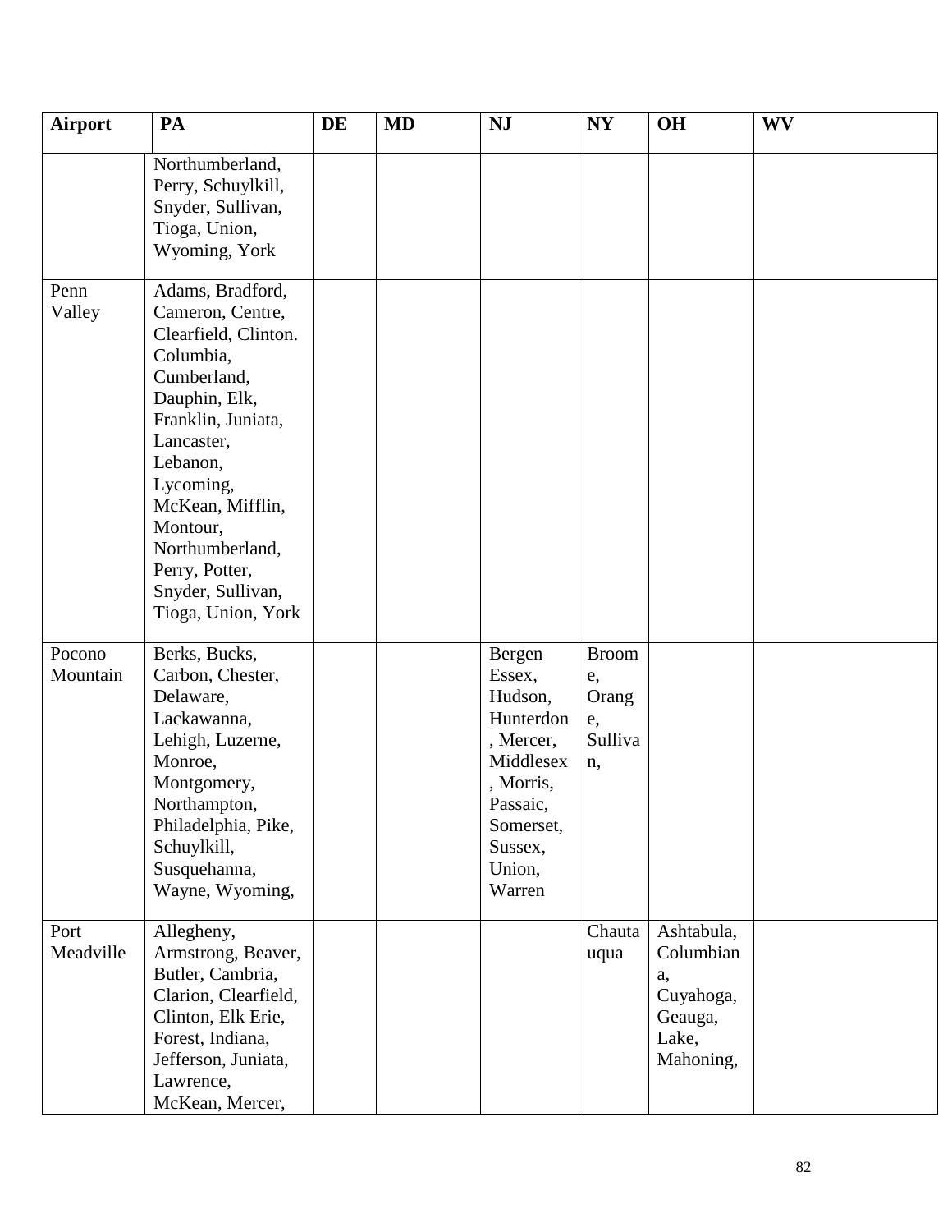| Airport | PA | DE | MD | NJ | NY | OH | WV |
|---|---|---|---|---|---|---|---|
| | Northumberland, Perry, Schuylkill, Snyder, Sullivan, Tioga, Union, Wyoming, York | | | | | | |
| Penn Valley | Adams, Bradford, Cameron, Centre, Clearfield, Clinton. Columbia, Cumberland, Dauphin, Elk, Franklin, Juniata, Lancaster, Lebanon, Lycoming, McKean, Mifflin, Montour, Northumberland, Perry, Potter, Snyder, Sullivan, Tioga, Union, York | | | | | | |
| Pocono Mountain | Berks, Bucks, Carbon, Chester, Delaware, Lackawanna, Lehigh, Luzerne, Monroe, Montgomery, Northampton, Philadelphia, Pike, Schuylkill, Susquehanna, Wayne, Wyoming, | | | Bergen Essex, Hudson, Hunterdon, Mercer, Middlesex, Morris, Passaic, Somerset, Sussex, Union, Warren | Broome, Orange, Sullivan, | | |
| Port Meadville | Allegheny, Armstrong, Beaver, Butler, Cambria, Clarion, Clearfield, Clinton, Elk Erie, Forest, Indiana, Jefferson, Juniata, Lawrence, McKean, Mercer, | | | | Chautauqua | Ashtabula, Columbiana, Cuyahoga, Geauga, Lake, Mahoning, | |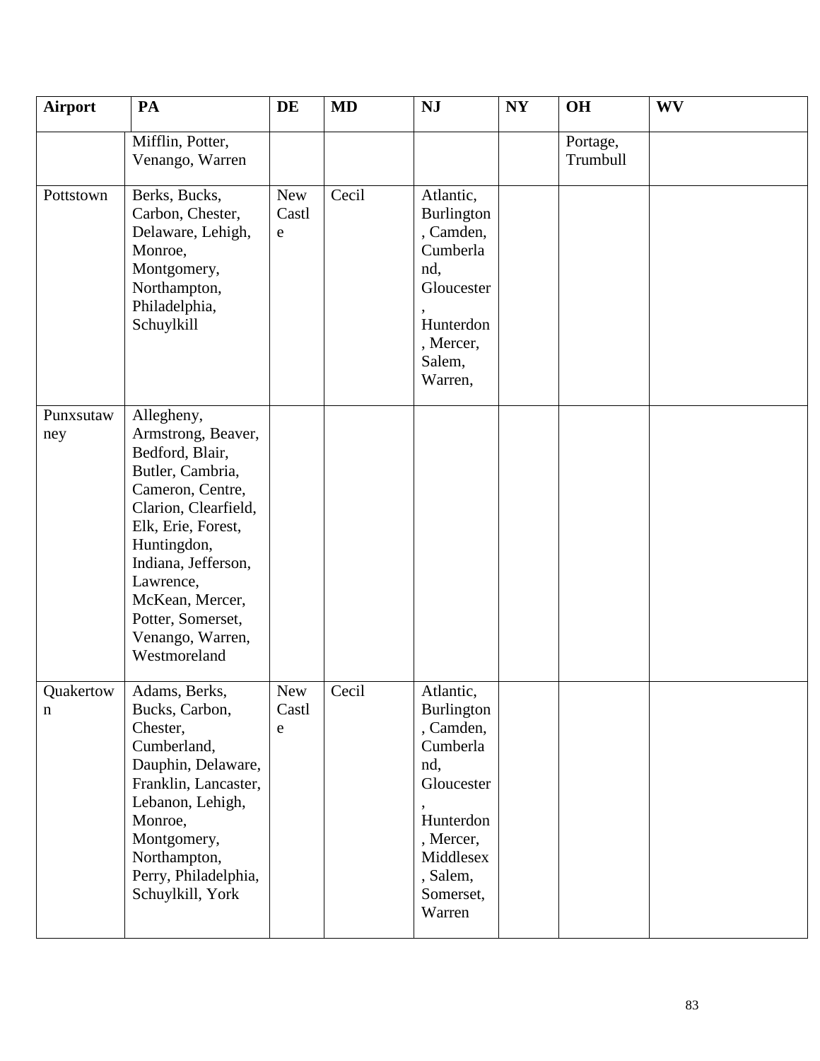| Airport | PA | DE | MD | NJ | NY | OH | WV |
|---|---|---|---|---|---|---|---|
| | Mifflin, Potter, Venango, Warren | | | | | Portage, Trumbull | |
| Pottstown | Berks, Bucks, Carbon, Chester, Delaware, Lehigh, Monroe, Montgomery, Northampton, Philadelphia, Schuylkill | New Castle | Cecil | Atlantic, Burlington, Camden, Cumberland, Gloucester, Hunterdon, Mercer, Salem, Warren, | | | |
| Punxsutawney | Allegheny, Armstrong, Beaver, Bedford, Blair, Butler, Cambria, Cameron, Centre, Clarion, Clearfield, Elk, Erie, Forest, Huntingdon, Indiana, Jefferson, Lawrence, McKean, Mercer, Potter, Somerset, Venango, Warren, Westmoreland | | | | | | |
| Quakertown | Adams, Berks, Bucks, Carbon, Chester, Cumberland, Dauphin, Delaware, Franklin, Lancaster, Lebanon, Lehigh, Monroe, Montgomery, Northampton, Perry, Philadelphia, Schuylkill, York | New Castle | Cecil | Atlantic, Burlington, Camden, Cumberland, Gloucester, Hunterdon, Mercer, Middlesex, Salem, Somerset, Warren | | | |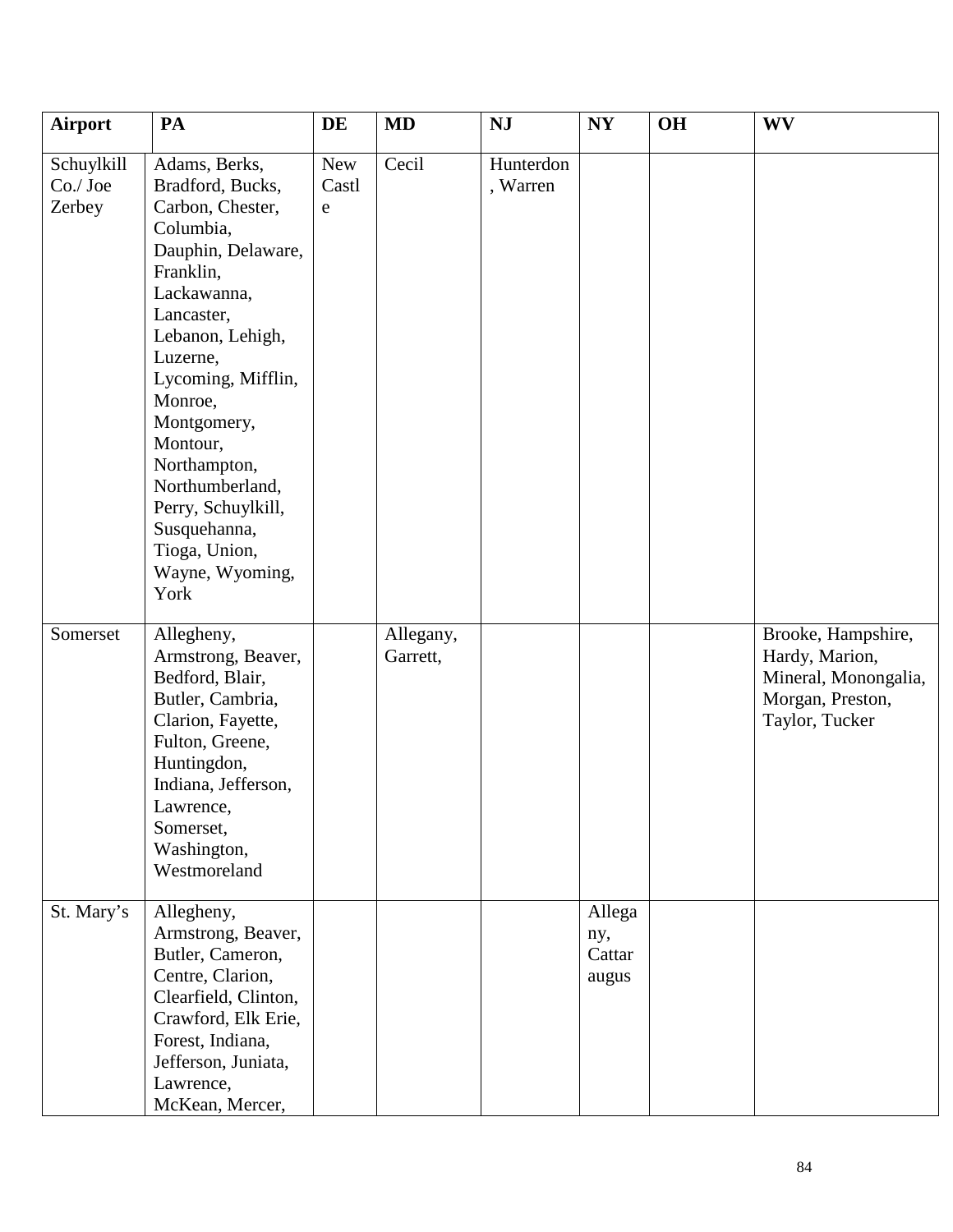| Airport | PA | DE | MD | NJ | NY | OH | WV |
|---|---|---|---|---|---|---|---|
| Schuylkill Co./ Joe Zerbey | Adams, Berks, Bradford, Bucks, Carbon, Chester, Columbia, Dauphin, Delaware, Franklin, Lackawanna, Lancaster, Lebanon, Lehigh, Luzerne, Lycoming, Mifflin, Monroe, Montgomery, Montour, Northampton, Northumberland, Perry, Schuylkill, Susquehanna, Tioga, Union, Wayne, Wyoming, York | New Castle | Cecil | Hunterdon, Warren | | | |
| Somerset | Allegheny, Armstrong, Beaver, Bedford, Blair, Butler, Cambria, Clarion, Fayette, Fulton, Greene, Huntingdon, Indiana, Jefferson, Lawrence, Somerset, Washington, Westmoreland | | Allegany, Garrett, | | | | Brooke, Hampshire, Hardy, Marion, Mineral, Monongalia, Morgan, Preston, Taylor, Tucker |
| St. Mary's | Allegheny, Armstrong, Beaver, Butler, Cameron, Centre, Clarion, Clearfield, Clinton, Crawford, Elk Erie, Forest, Indiana, Jefferson, Juniata, Lawrence, McKean, Mercer, | | | | Allegany, Cattaraugus | | |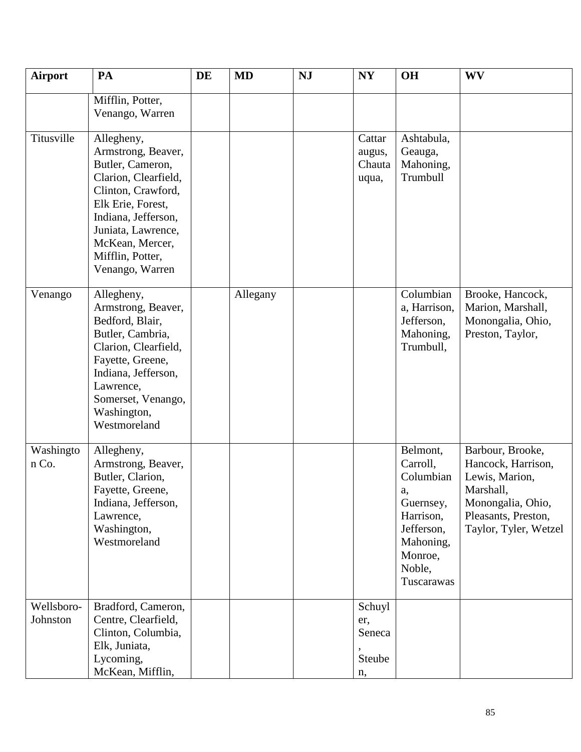| Airport | PA | DE | MD | NJ | NY | OH | WV |
|---|---|---|---|---|---|---|---|
| | Mifflin, Potter, Venango, Warren | | | | | | |
| Titusville | Allegheny, Armstrong, Beaver, Butler, Cameron, Clarion, Clearfield, Clinton, Crawford, Elk Erie, Forest, Indiana, Jefferson, Juniata, Lawrence, McKean, Mercer, Mifflin, Potter, Venango, Warren | | | | Cattaraugus, Chautauqua, | Ashtabula, Geauga, Mahoning, Trumbull | |
| Venango | Allegheny, Armstrong, Beaver, Bedford, Blair, Butler, Cambria, Clarion, Clearfield, Fayette, Greene, Indiana, Jefferson, Lawrence, Somerset, Venango, Washington, Westmoreland | | Allegany | | | Columbiana, Harrison, Jefferson, Mahoning, Trumbull, | Brooke, Hancock, Marion, Marshall, Monongalia, Ohio, Preston, Taylor, |
| Washington Co. | Allegheny, Armstrong, Beaver, Butler, Clarion, Fayette, Greene, Indiana, Jefferson, Lawrence, Washington, Westmoreland | | | | | Belmont, Carroll, Columbiana, Guernsey, Harrison, Jefferson, Mahoning, Monroe, Noble, Tuscarawas | Barbour, Brooke, Hancock, Harrison, Lewis, Marion, Marshall, Monongalia, Ohio, Pleasants, Preston, Taylor, Tyler, Wetzel |
| Wellsboro-Johnston | Bradford, Cameron, Centre, Clearfield, Clinton, Columbia, Elk, Juniata, Lycoming, McKean, Mifflin, | | | | Schuyler, Seneca, Steuben, | | |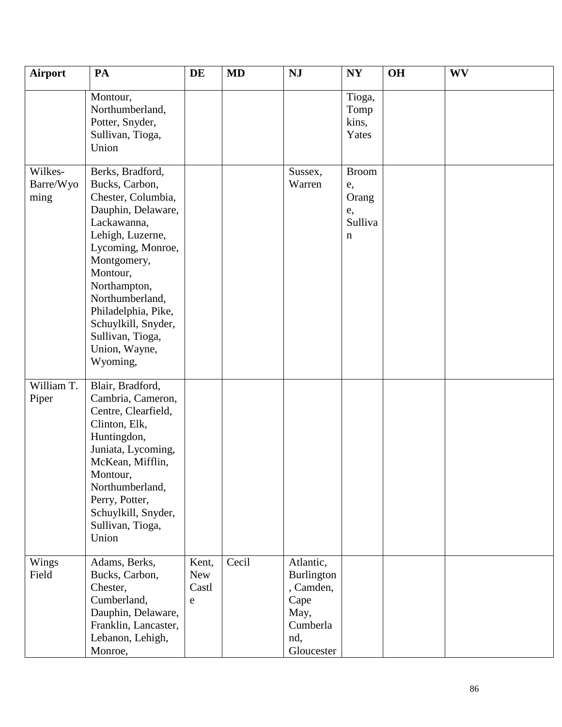| Airport | PA | DE | MD | NJ | NY | OH | WV |
|---|---|---|---|---|---|---|---|
| | Montour, Northumberland, Potter, Snyder, Sullivan, Tioga, Union | | | | Tioga, Tompkins, Yates | | |
| Wilkes-Barre/Wyoming | Berks, Bradford, Bucks, Carbon, Chester, Columbia, Dauphin, Delaware, Lackawanna, Lehigh, Luzerne, Lycoming, Monroe, Montgomery, Montour, Northampton, Northumberland, Philadelphia, Pike, Schuylkill, Snyder, Sullivan, Tioga, Union, Wayne, Wyoming, | | | Sussex, Warren | Broome, Orange, Sullivan | | |
| William T. Piper | Blair, Bradford, Cambria, Cameron, Centre, Clearfield, Clinton, Elk, Huntingdon, Juniata, Lycoming, McKean, Mifflin, Montour, Northumberland, Perry, Potter, Schuylkill, Snyder, Sullivan, Tioga, Union | | | | | | |
| Wings Field | Adams, Berks, Bucks, Carbon, Chester, Cumberland, Dauphin, Delaware, Franklin, Lancaster, Lebanon, Lehigh, Monroe, | Kent, New Castle | Cecil | Atlantic, Burlington, Camden, Cape May, Cumberland, Gloucester | | | |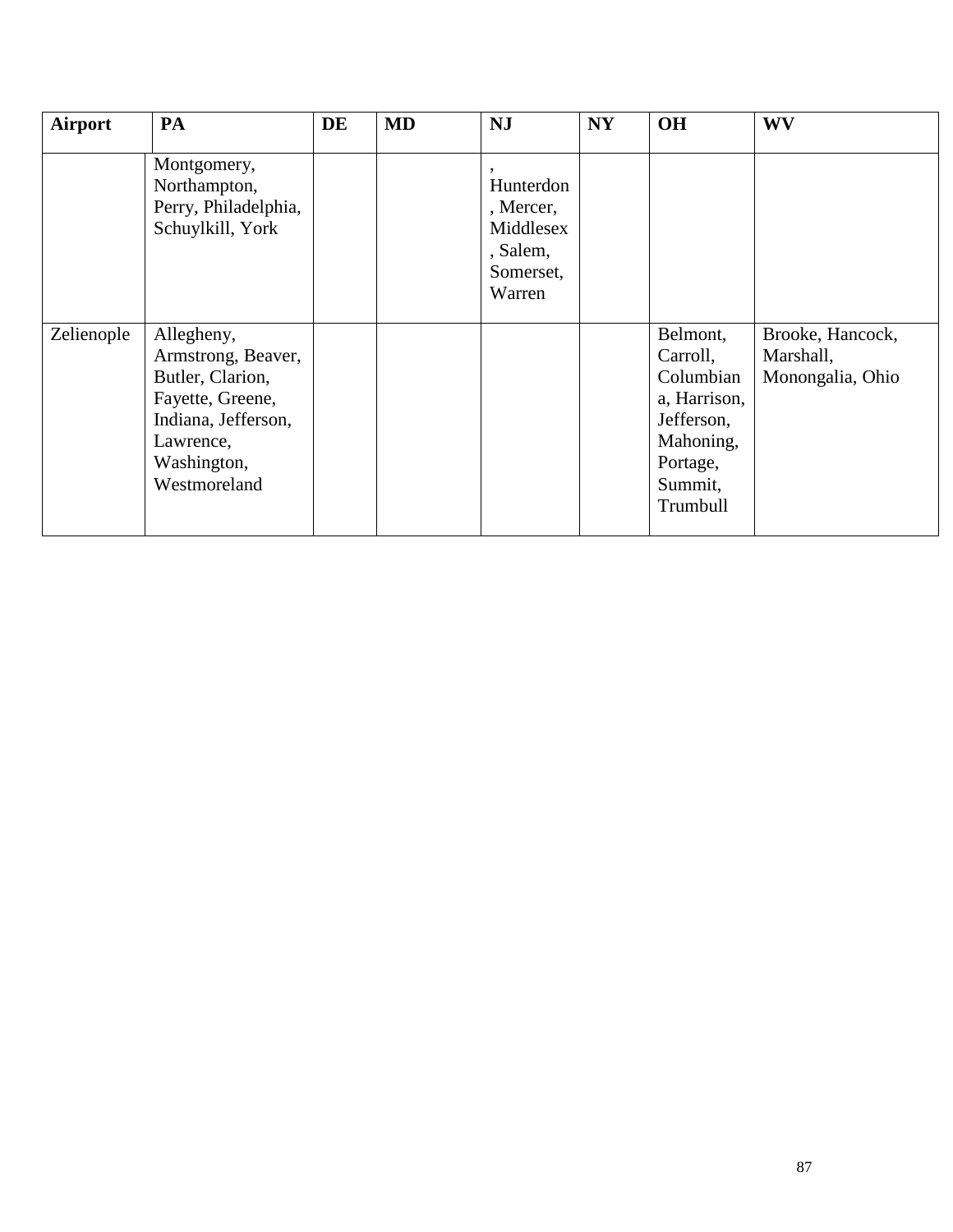| Airport | PA | DE | MD | NJ | NY | OH | WV |
|---|---|---|---|---|---|---|---|
| | Montgomery, Northampton, Perry, Philadelphia, Schuylkill, York | | | , Hunterdon, Mercer, Middlesex, Salem, Somerset, Warren | | | |
| Zelienople | Allegheny, Armstrong, Beaver, Butler, Clarion, Fayette, Greene, Indiana, Jefferson, Lawrence, Washington, Westmoreland | | | | | Belmont, Carroll, Columbiana, Harrison, Jefferson, Mahoning, Portage, Summit, Trumbull | Brooke, Hancock, Marshall, Monongalia, Ohio |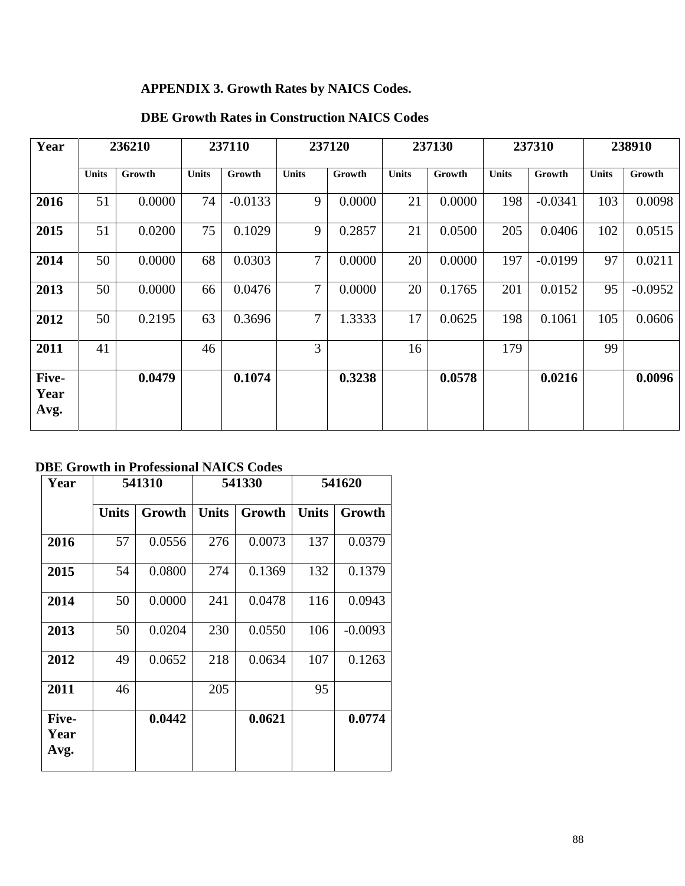## APPENDIX 3. Growth Rates by NAICS Codes.

### DBE Growth Rates in Construction NAICS Codes

| Year | 236210 | | 237110 | | 237120 | | 237130 | | 237310 | | 238910 | |
|---|---|---|---|---|---|---|---|---|---|---|---|---|
| | Units | Growth | Units | Growth | Units | Growth | Units | Growth | Units | Growth | Units | Growth |
| **2016** | 51 | 0.0000 | 74 | -0.0133 | 9 | 0.0000 | 21 | 0.0000 | 198 | -0.0341 | 103 | 0.0098 |
| **2015** | 51 | 0.0200 | 75 | 0.1029 | 9 | 0.2857 | 21 | 0.0500 | 205 | 0.0406 | 102 | 0.0515 |
| **2014** | 50 | 0.0000 | 68 | 0.0303 | 7 | 0.0000 | 20 | 0.0000 | 197 | -0.0199 | 97 | 0.0211 |
| **2013** | 50 | 0.0000 | 66 | 0.0476 | 7 | 0.0000 | 20 | 0.1765 | 201 | 0.0152 | 95 | -0.0952 |
| **2012** | 50 | 0.2195 | 63 | 0.3696 | 7 | 1.3333 | 17 | 0.0625 | 198 | 0.1061 | 105 | 0.0606 |
| **2011** | 41 | | 46 | | 3 | | 16 | | 179 | | 99 | |
| **Five-Year Avg.** | | **0.0479** | | **0.1074** | | **0.3238** | | **0.0578** | | **0.0216** | | **0.0096** |

### DBE Growth in Professional NAICS Codes

| Year | 541310 | | 541330 | | 541620 | |
|---|---|---|---|---|---|---|
| | Units | Growth | Units | Growth | Units | Growth |
| **2016** | 57 | 0.0556 | 276 | 0.0073 | 137 | 0.0379 |
| **2015** | 54 | 0.0800 | 274 | 0.1369 | 132 | 0.1379 |
| **2014** | 50 | 0.0000 | 241 | 0.0478 | 116 | 0.0943 |
| **2013** | 50 | 0.0204 | 230 | 0.0550 | 106 | -0.0093 |
| **2012** | 49 | 0.0652 | 218 | 0.0634 | 107 | 0.1263 |
| **2011** | 46 | | 205 | | 95 | |
| **Five-Year Avg.** | | **0.0442** | | **0.0621** | | **0.0774** |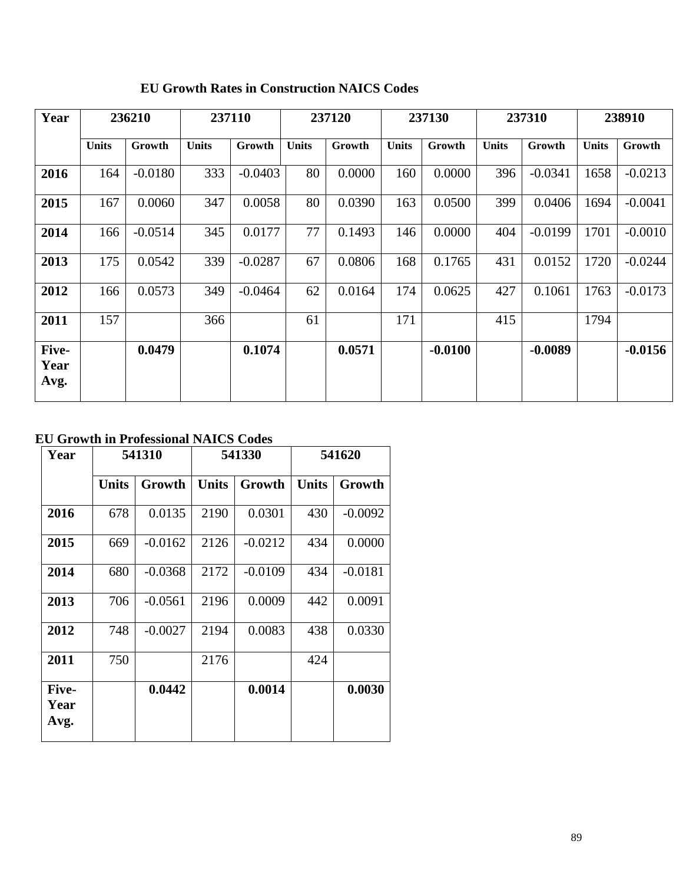**EU Growth Rates in Construction NAICS Codes**

| Year | 236210 | | 237110 | | 237120 | | 237130 | | 237310 | | 238910 | |
|---|---|---|---|---|---|---|---|---|---|---|---|---|
| | Units | Growth | Units | Growth | Units | Growth | Units | Growth | Units | Growth | Units | Growth |
| 2016 | 164 | -0.0180 | 333 | -0.0403 | 80 | 0.0000 | 160 | 0.0000 | 396 | -0.0341 | 1658 | -0.0213 |
| 2015 | 167 | 0.0060 | 347 | 0.0058 | 80 | 0.0390 | 163 | 0.0500 | 399 | 0.0406 | 1694 | -0.0041 |
| 2014 | 166 | -0.0514 | 345 | 0.0177 | 77 | 0.1493 | 146 | 0.0000 | 404 | -0.0199 | 1701 | -0.0010 |
| 2013 | 175 | 0.0542 | 339 | -0.0287 | 67 | 0.0806 | 168 | 0.1765 | 431 | 0.0152 | 1720 | -0.0244 |
| 2012 | 166 | 0.0573 | 349 | -0.0464 | 62 | 0.0164 | 174 | 0.0625 | 427 | 0.1061 | 1763 | -0.0173 |
| 2011 | 157 | | 366 | | 61 | | 171 | | 415 | | 1794 | |
| **Five-Year Avg.** | | **0.0479** | | **0.1074** | | **0.0571** | | **-0.0100** | | **-0.0089** | | **-0.0156** |

**EU Growth in Professional NAICS Codes**

| Year | 541310 | | 541330 | | 541620 | |
|---|---|---|---|---|---|---|
| | Units | Growth | Units | Growth | Units | Growth |
| 2016 | 678 | 0.0135 | 2190 | 0.0301 | 430 | -0.0092 |
| 2015 | 669 | -0.0162 | 2126 | -0.0212 | 434 | 0.0000 |
| 2014 | 680 | -0.0368 | 2172 | -0.0109 | 434 | -0.0181 |
| 2013 | 706 | -0.0561 | 2196 | 0.0009 | 442 | 0.0091 |
| 2012 | 748 | -0.0027 | 2194 | 0.0083 | 438 | 0.0330 |
| 2011 | 750 | | 2176 | | 424 | |
| **Five-Year Avg.** | | **0.0442** | | **0.0014** | | **0.0030** |